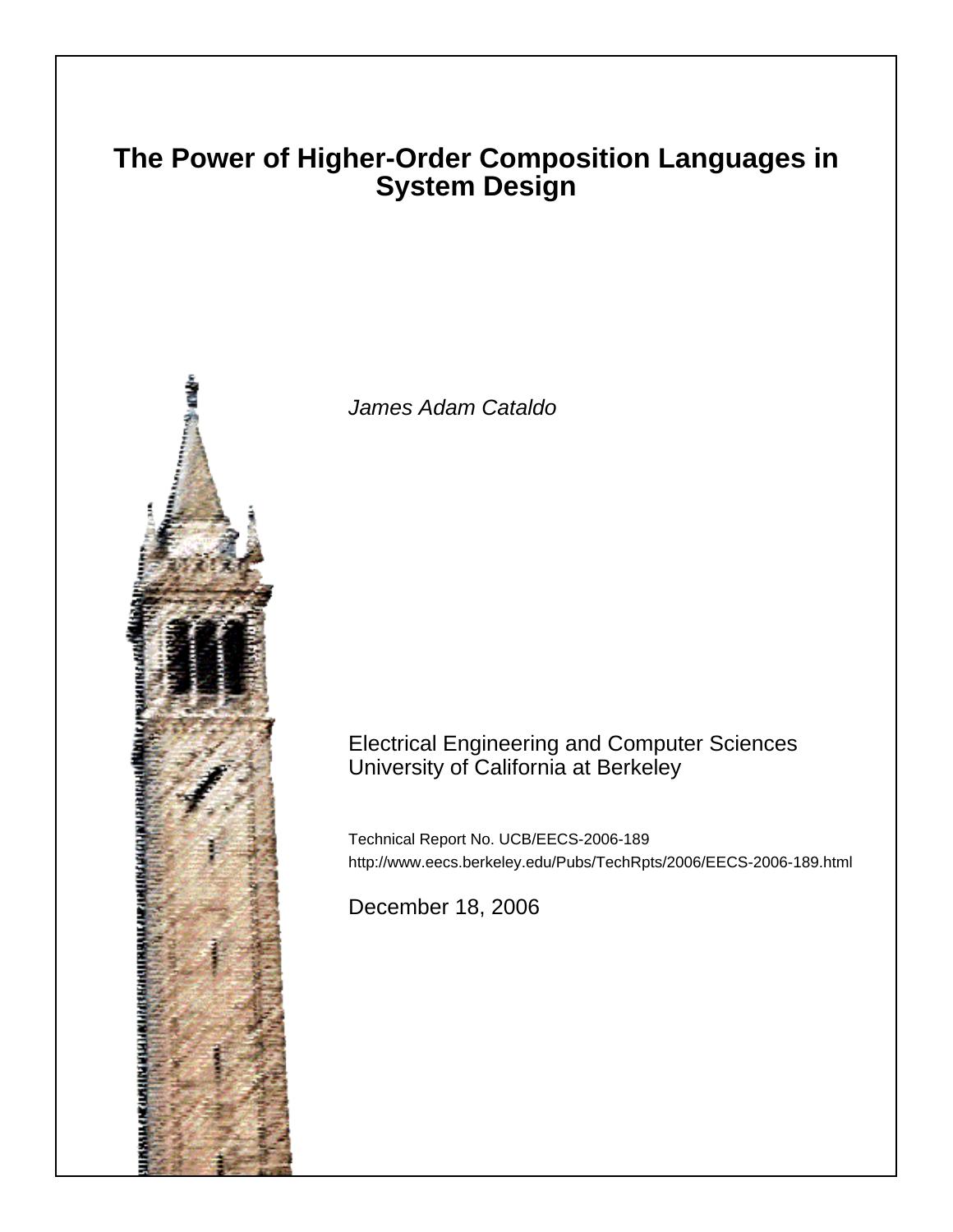# The Power of Higher-Order Composition Languages in System Design

*James Adam Cataldo*

Electrical Engineering and Computer Sciences
University of California at Berkeley

Technical Report No. UCB/EECS-2006-189
http://www.eecs.berkeley.edu/Pubs/TechRpts/2006/EECS-2006-189.html

December 18, 2006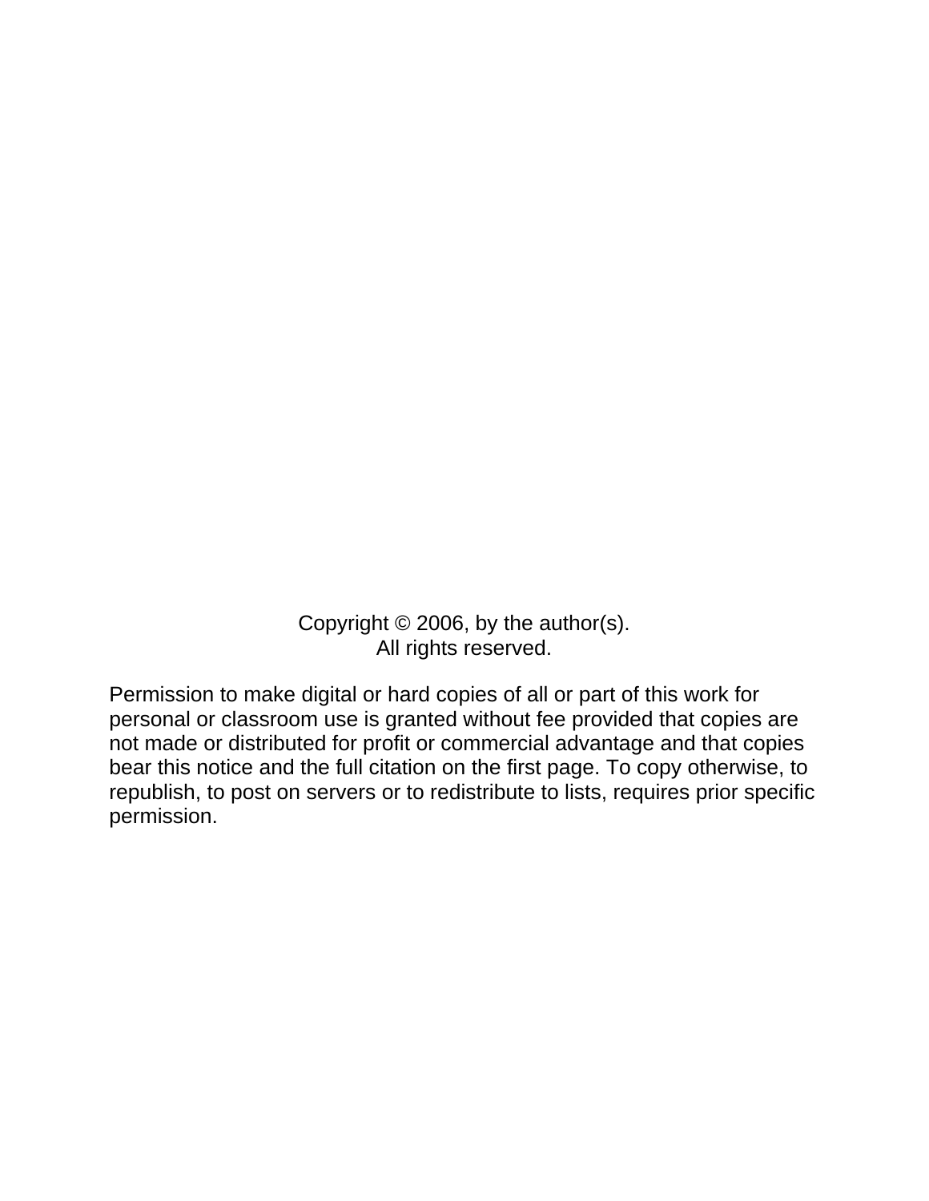Copyright © 2006, by the author(s).
All rights reserved.

Permission to make digital or hard copies of all or part of this work for personal or classroom use is granted without fee provided that copies are not made or distributed for profit or commercial advantage and that copies bear this notice and the full citation on the first page. To copy otherwise, to republish, to post on servers or to redistribute to lists, requires prior specific permission.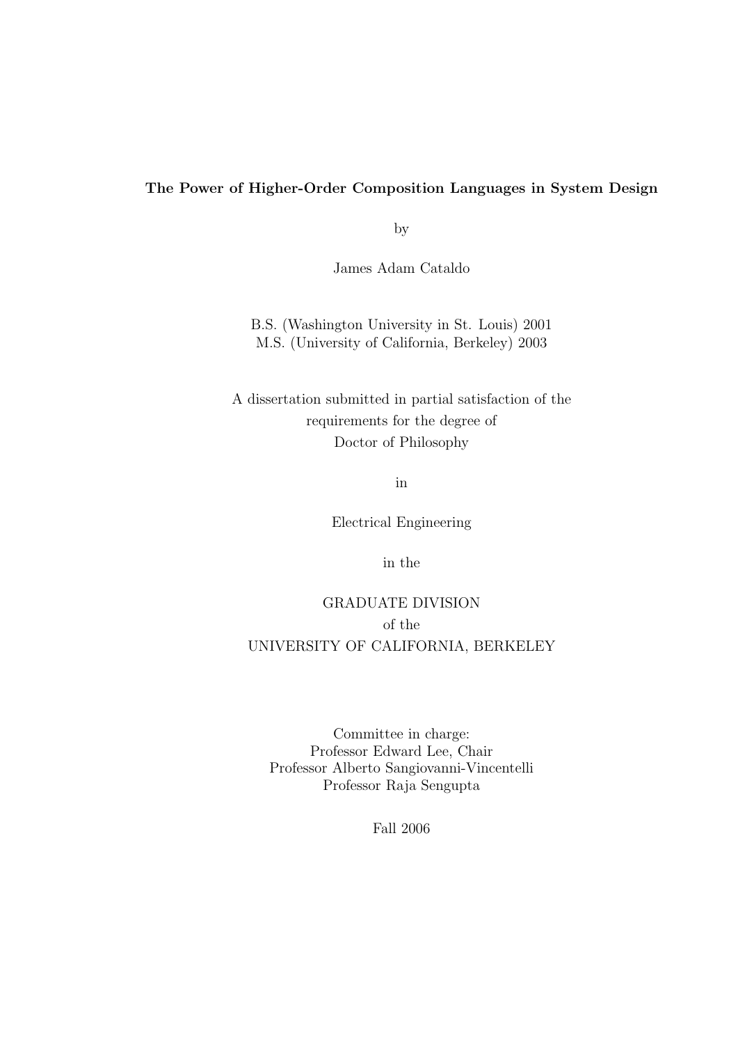**The Power of Higher-Order Composition Languages in System Design**

by

James Adam Cataldo

B.S. (Washington University in St. Louis) 2001
M.S. (University of California, Berkeley) 2003

A dissertation submitted in partial satisfaction of the
requirements for the degree of
Doctor of Philosophy

in

Electrical Engineering

in the

GRADUATE DIVISION
of the
UNIVERSITY OF CALIFORNIA, BERKELEY

Committee in charge:
Professor Edward Lee, Chair
Professor Alberto Sangiovanni-Vincentelli
Professor Raja Sengupta

Fall 2006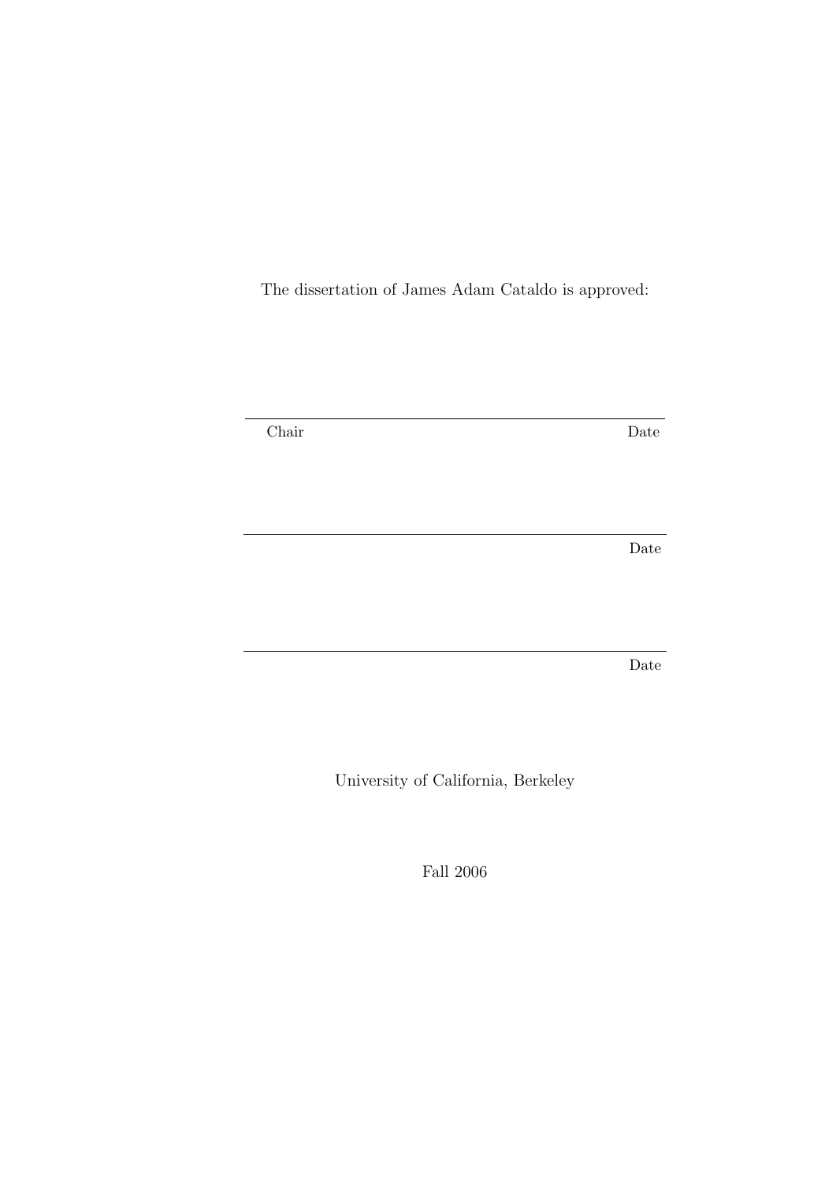The dissertation of James Adam Cataldo is approved:

\_\_\_\_\_\_\_\_\_\_\_\_\_\_\_\_\_\_\_\_\_\_\_\_\_\_\_\_\_\_\_\_\_\_\_\_\_\_\_\_\_\_\_\_\_\_\_\_

Chair Date

\_\_\_\_\_\_\_\_\_\_\_\_\_\_\_\_\_\_\_\_\_\_\_\_\_\_\_\_\_\_\_\_\_\_\_\_\_\_\_\_\_\_\_\_\_\_\_\_

Date

\_\_\_\_\_\_\_\_\_\_\_\_\_\_\_\_\_\_\_\_\_\_\_\_\_\_\_\_\_\_\_\_\_\_\_\_\_\_\_\_\_\_\_\_\_\_\_\_

Date

University of California, Berkeley

Fall 2006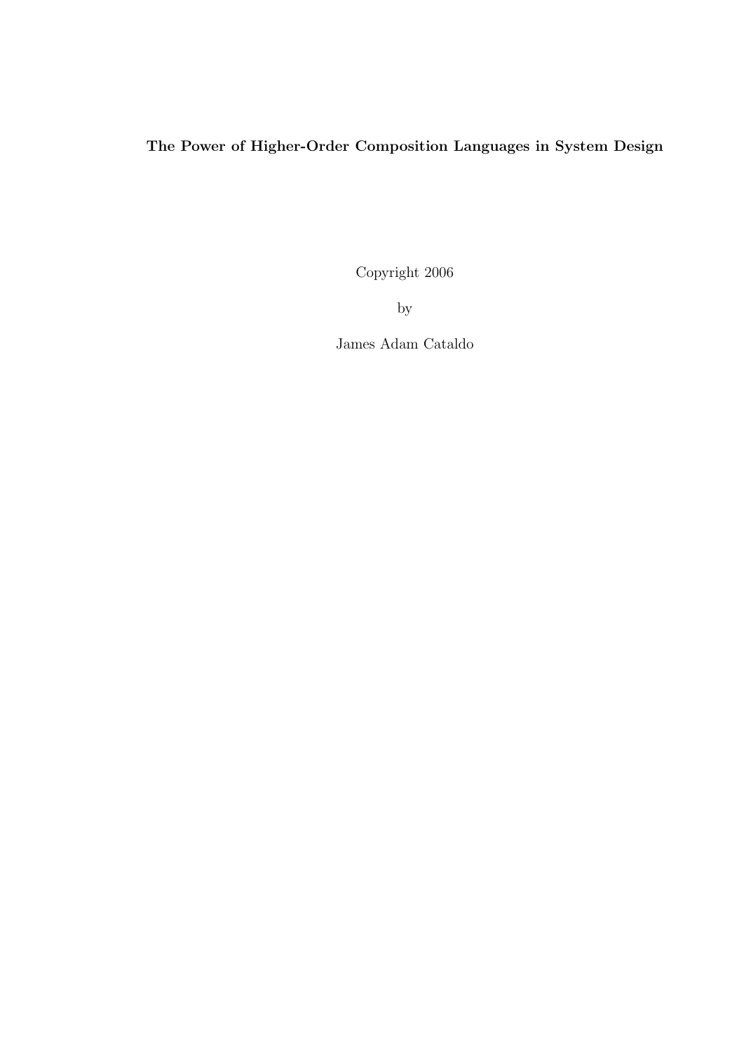**The Power of Higher-Order Composition Languages in System Design**

Copyright 2006

by

James Adam Cataldo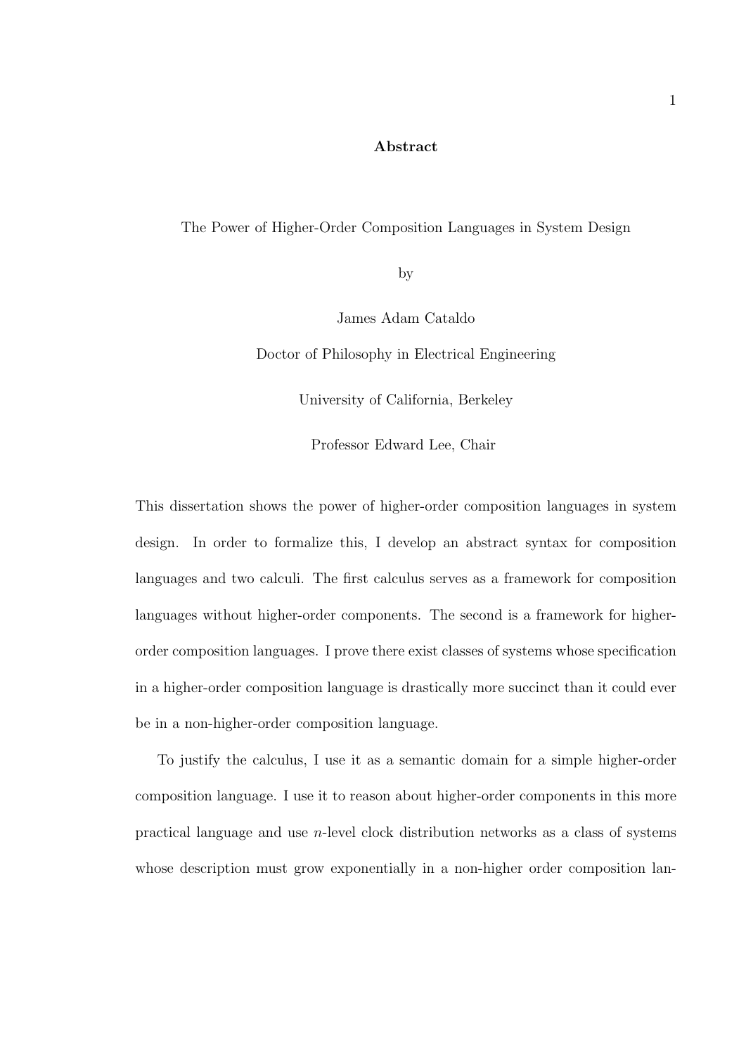# Abstract

The Power of Higher-Order Composition Languages in System Design

by

James Adam Cataldo

Doctor of Philosophy in Electrical Engineering

University of California, Berkeley

Professor Edward Lee, Chair

This dissertation shows the power of higher-order composition languages in system design. In order to formalize this, I develop an abstract syntax for composition languages and two calculi. The first calculus serves as a framework for composition languages without higher-order components. The second is a framework for higher-order composition languages. I prove there exist classes of systems whose specification in a higher-order composition language is drastically more succinct than it could ever be in a non-higher-order composition language.

To justify the calculus, I use it as a semantic domain for a simple higher-order composition language. I use it to reason about higher-order components in this more practical language and use $n$-level clock distribution networks as a class of systems whose description must grow exponentially in a non-higher order composition lan-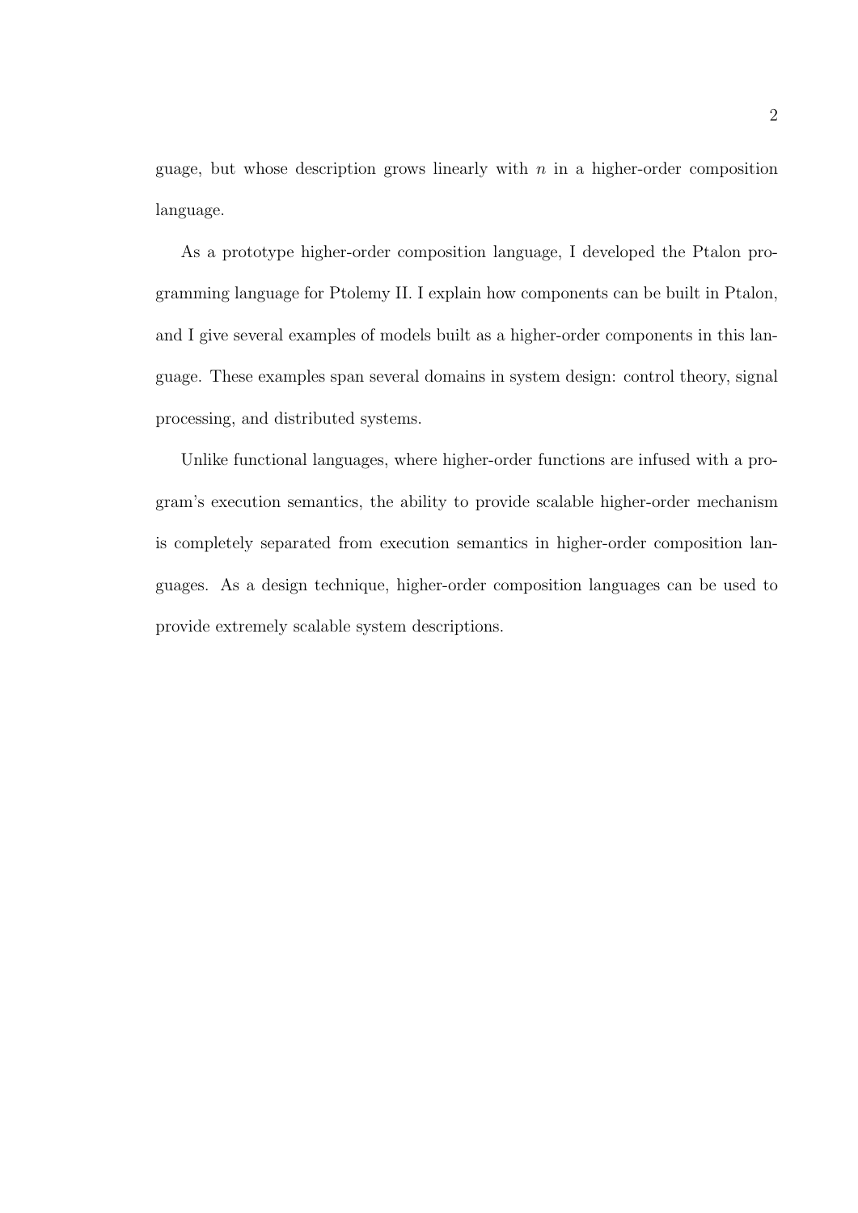guage, but whose description grows linearly with $n$ in a higher-order composition language.

As a prototype higher-order composition language, I developed the Ptalon programming language for Ptolemy II. I explain how components can be built in Ptalon, and I give several examples of models built as a higher-order components in this language. These examples span several domains in system design: control theory, signal processing, and distributed systems.

Unlike functional languages, where higher-order functions are infused with a program's execution semantics, the ability to provide scalable higher-order mechanism is completely separated from execution semantics in higher-order composition languages. As a design technique, higher-order composition languages can be used to provide extremely scalable system descriptions.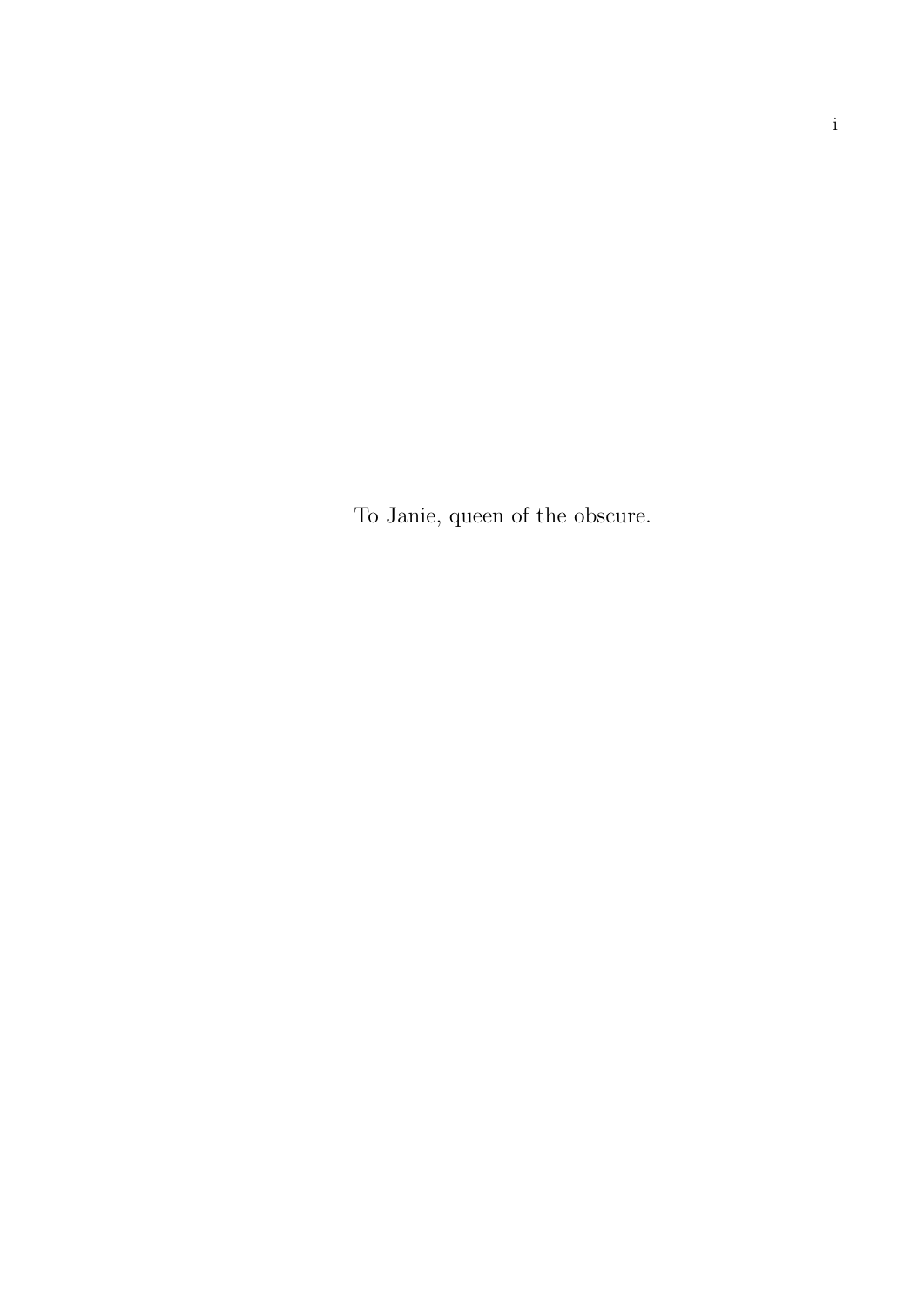To Janie, queen of the obscure.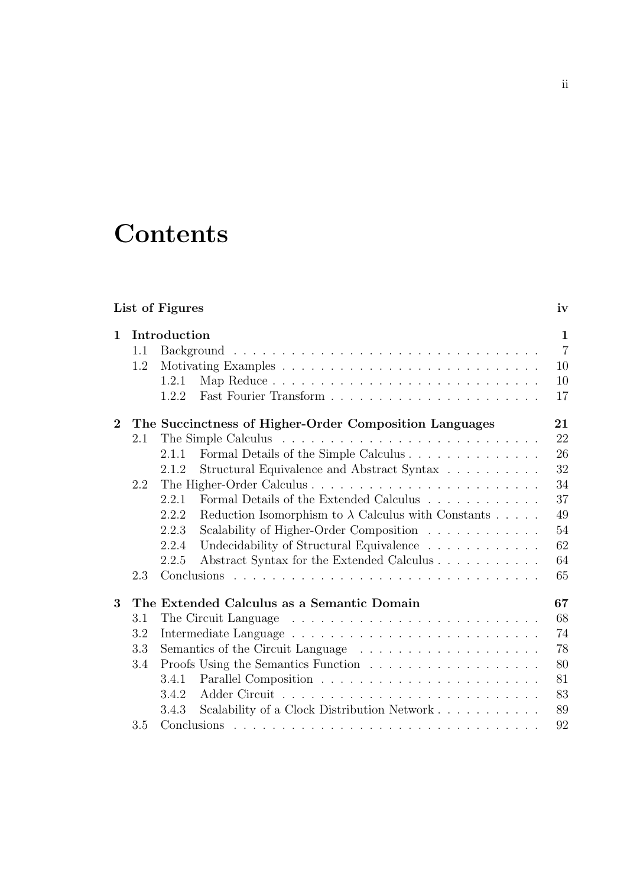# Contents

**List of Figures** **iv**

**1 Introduction** **1**

- 1.1 Background 7
- 1.2 Motivating Examples 10
  - 1.2.1 Map Reduce 10
  - 1.2.2 Fast Fourier Transform 17

**2 The Succinctness of Higher-Order Composition Languages** **21**

- 2.1 The Simple Calculus 22
  - 2.1.1 Formal Details of the Simple Calculus 26
  - 2.1.2 Structural Equivalence and Abstract Syntax 32
- 2.2 The Higher-Order Calculus 34
  - 2.2.1 Formal Details of the Extended Calculus 37
  - 2.2.2 Reduction Isomorphism to $\lambda$ Calculus with Constants 49
  - 2.2.3 Scalability of Higher-Order Composition 54
  - 2.2.4 Undecidability of Structural Equivalence 62
  - 2.2.5 Abstract Syntax for the Extended Calculus 64
- 2.3 Conclusions 65

**3 The Extended Calculus as a Semantic Domain** **67**

- 3.1 The Circuit Language 68
- 3.2 Intermediate Language 74
- 3.3 Semantics of the Circuit Language 78
- 3.4 Proofs Using the Semantics Function 80
  - 3.4.1 Parallel Composition 81
  - 3.4.2 Adder Circuit 83
  - 3.4.3 Scalability of a Clock Distribution Network 89
- 3.5 Conclusions 92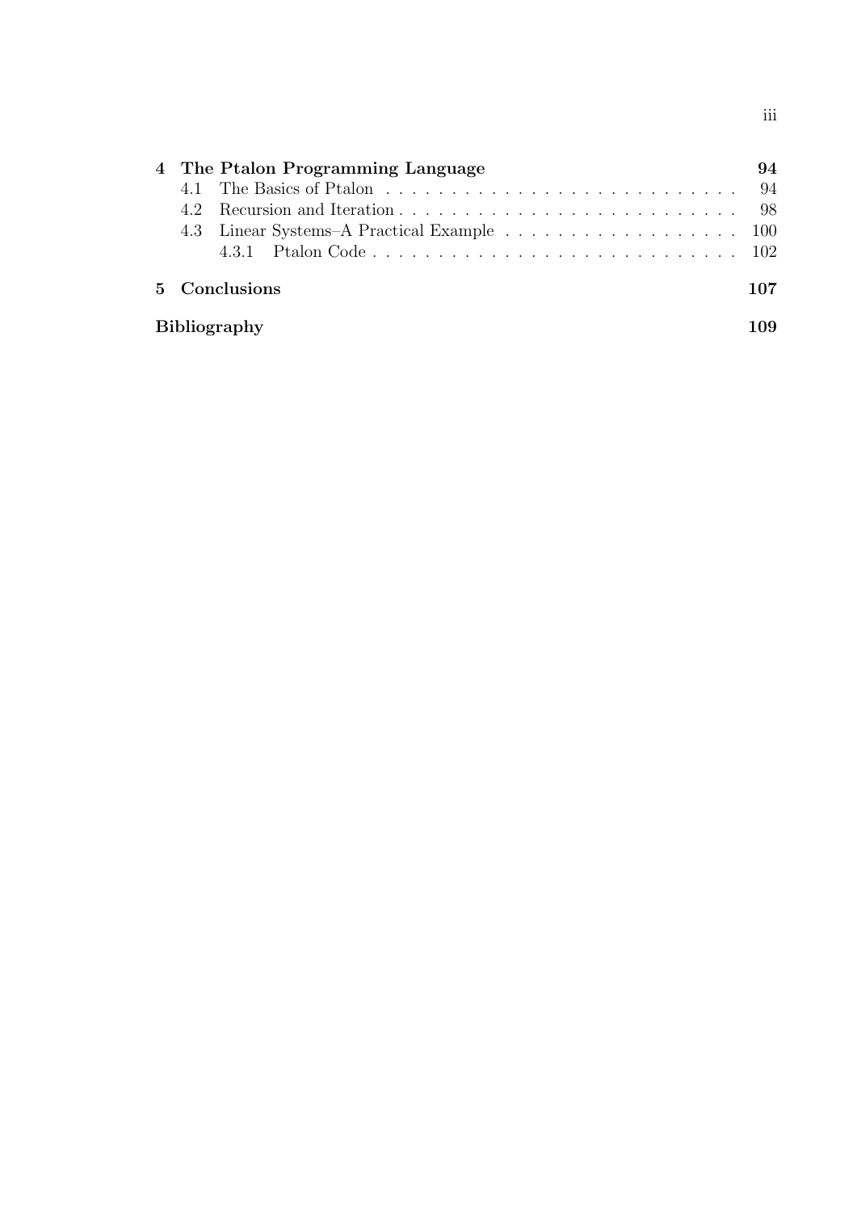**4 The Ptalon Programming Language** **94**

4.1 The Basics of Ptalon . . . . . . . . . . . . . . . . . . . . . . . . . . . 94

4.2 Recursion and Iteration . . . . . . . . . . . . . . . . . . . . . . . . . . 98

4.3 Linear Systems–A Practical Example . . . . . . . . . . . . . . . . . . 100

4.3.1 Ptalon Code . . . . . . . . . . . . . . . . . . . . . . . . . . . 102

**5 Conclusions** **107**

**Bibliography** **109**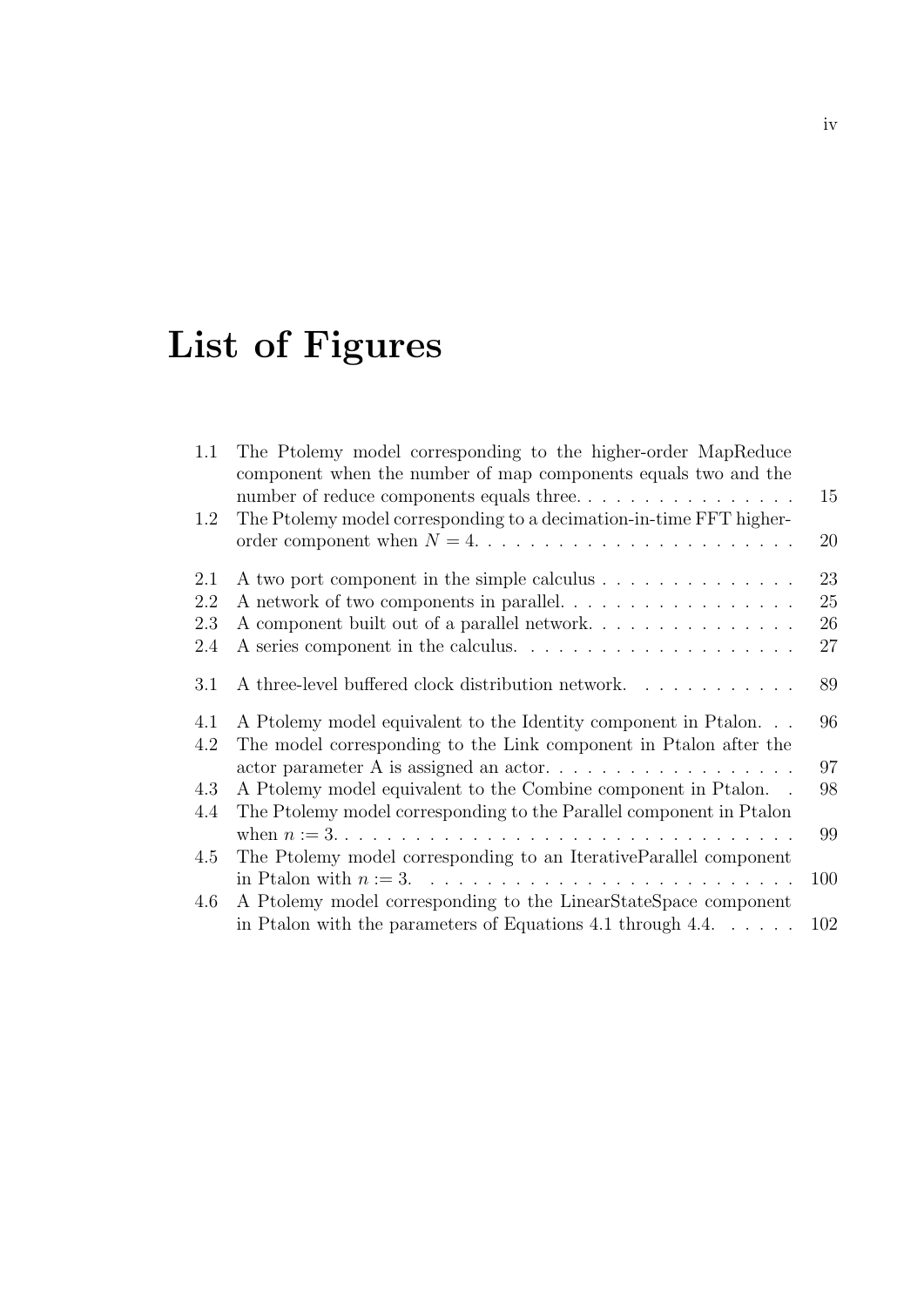# List of Figures

1.1 The Ptolemy model corresponding to the higher-order MapReduce component when the number of map components equals two and the number of reduce components equals three. . . . . . . . . . . . . . . . 15
1.2 The Ptolemy model corresponding to a decimation-in-time FFT higher-order component when $N = 4$. . . . . . . . . . . . . . . . . . . . . . . 20

2.1 A two port component in the simple calculus . . . . . . . . . . . . . . 23
2.2 A network of two components in parallel. . . . . . . . . . . . . . . . . 25
2.3 A component built out of a parallel network. . . . . . . . . . . . . . . 26
2.4 A series component in the calculus. . . . . . . . . . . . . . . . . . . . 27

3.1 A three-level buffered clock distribution network. . . . . . . . . . . . 89

4.1 A Ptolemy model equivalent to the Identity component in Ptalon. . . 96
4.2 The model corresponding to the Link component in Ptalon after the actor parameter A is assigned an actor. . . . . . . . . . . . . . . . . . 97
4.3 A Ptolemy model equivalent to the Combine component in Ptalon. . 98
4.4 The Ptolemy model corresponding to the Parallel component in Ptalon when $n := 3$. . . . . . . . . . . . . . . . . . . . . . . . . . . . . . . . 99
4.5 The Ptolemy model corresponding to an IterativeParallel component in Ptalon with $n := 3$. . . . . . . . . . . . . . . . . . . . . . . . . . . 100
4.6 A Ptolemy model corresponding to the LinearStateSpace component in Ptalon with the parameters of Equations 4.1 through 4.4. . . . . . 102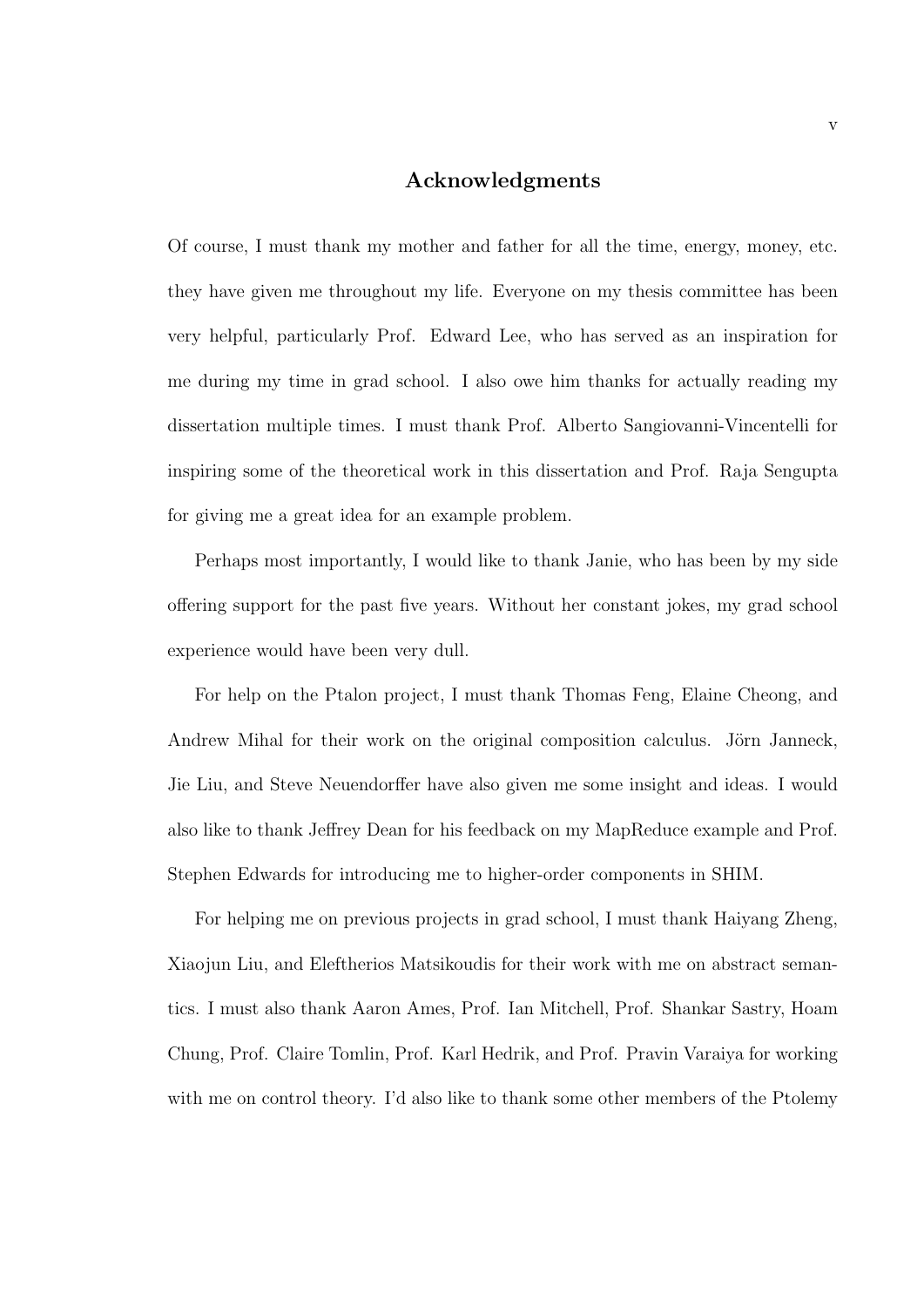## Acknowledgments

Of course, I must thank my mother and father for all the time, energy, money, etc. they have given me throughout my life. Everyone on my thesis committee has been very helpful, particularly Prof. Edward Lee, who has served as an inspiration for me during my time in grad school. I also owe him thanks for actually reading my dissertation multiple times. I must thank Prof. Alberto Sangiovanni-Vincentelli for inspiring some of the theoretical work in this dissertation and Prof. Raja Sengupta for giving me a great idea for an example problem.

Perhaps most importantly, I would like to thank Janie, who has been by my side offering support for the past five years. Without her constant jokes, my grad school experience would have been very dull.

For help on the Ptalon project, I must thank Thomas Feng, Elaine Cheong, and Andrew Mihal for their work on the original composition calculus. Jörn Janneck, Jie Liu, and Steve Neuendorffer have also given me some insight and ideas. I would also like to thank Jeffrey Dean for his feedback on my MapReduce example and Prof. Stephen Edwards for introducing me to higher-order components in SHIM.

For helping me on previous projects in grad school, I must thank Haiyang Zheng, Xiaojun Liu, and Eleftherios Matsikoudis for their work with me on abstract semantics. I must also thank Aaron Ames, Prof. Ian Mitchell, Prof. Shankar Sastry, Hoam Chung, Prof. Claire Tomlin, Prof. Karl Hedrik, and Prof. Pravin Varaiya for working with me on control theory. I'd also like to thank some other members of the Ptolemy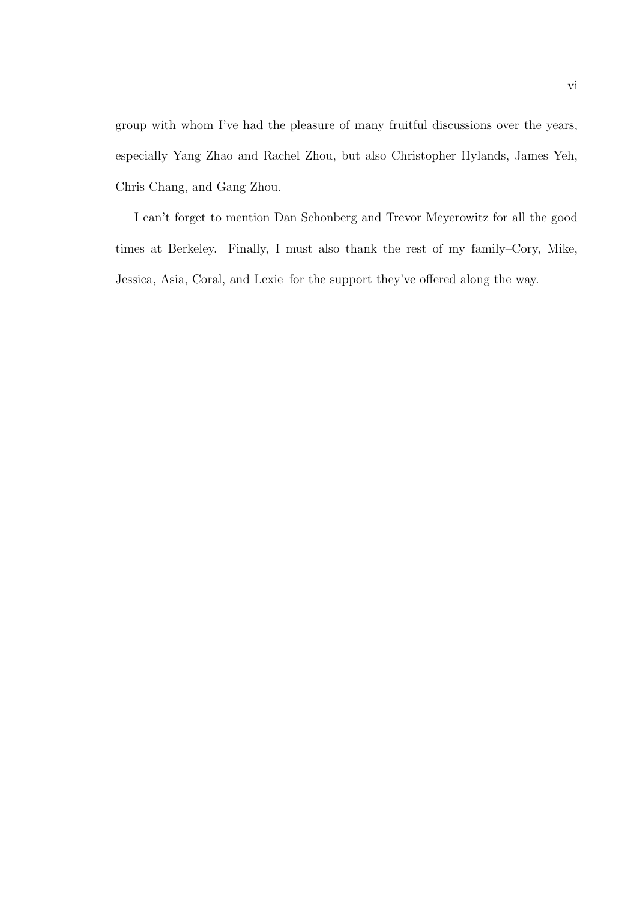group with whom I've had the pleasure of many fruitful discussions over the years, especially Yang Zhao and Rachel Zhou, but also Christopher Hylands, James Yeh, Chris Chang, and Gang Zhou.

I can't forget to mention Dan Schonberg and Trevor Meyerowitz for all the good times at Berkeley. Finally, I must also thank the rest of my family–Cory, Mike, Jessica, Asia, Coral, and Lexie–for the support they've offered along the way.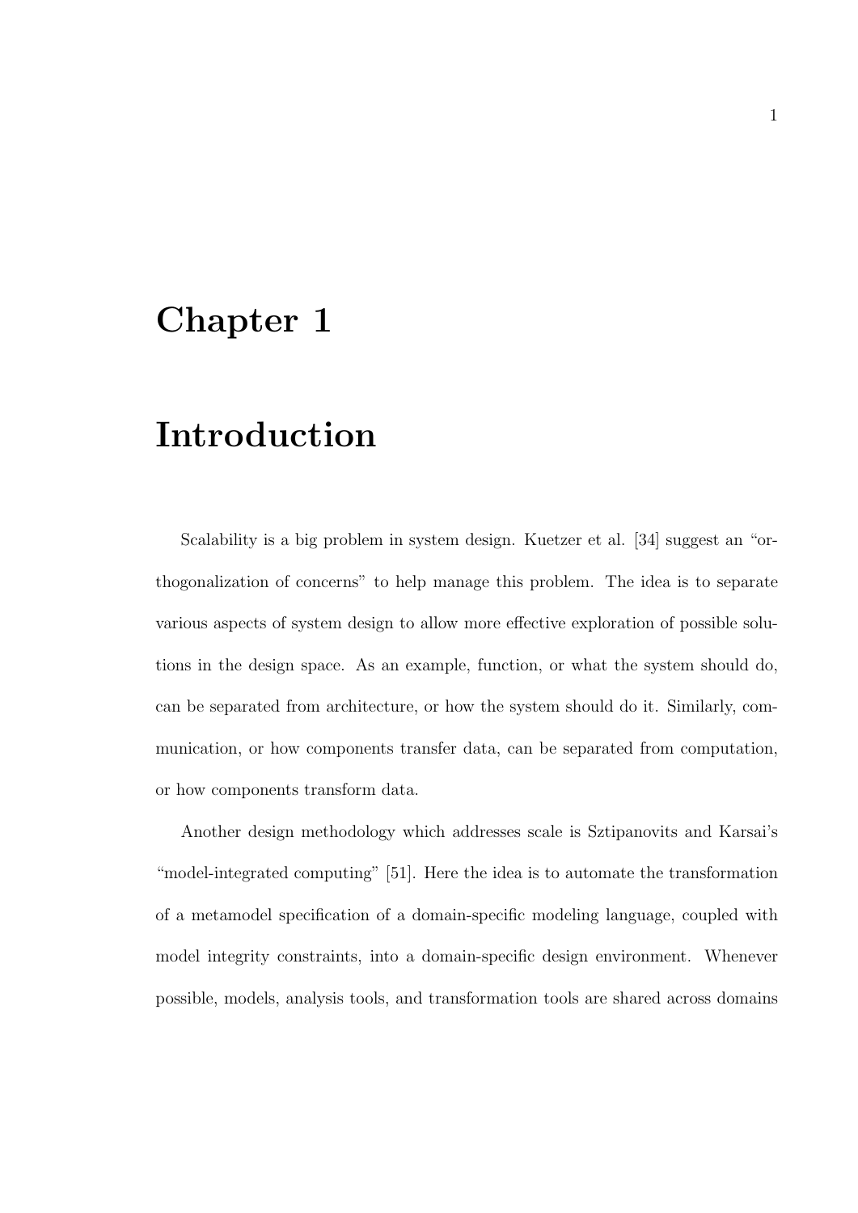# Chapter 1

# Introduction

Scalability is a big problem in system design. Kuetzer et al. [34] suggest an "orthogonalization of concerns" to help manage this problem. The idea is to separate various aspects of system design to allow more effective exploration of possible solutions in the design space. As an example, function, or what the system should do, can be separated from architecture, or how the system should do it. Similarly, communication, or how components transfer data, can be separated from computation, or how components transform data.

Another design methodology which addresses scale is Sztipanovits and Karsai's "model-integrated computing" [51]. Here the idea is to automate the transformation of a metamodel specification of a domain-specific modeling language, coupled with model integrity constraints, into a domain-specific design environment. Whenever possible, models, analysis tools, and transformation tools are shared across domains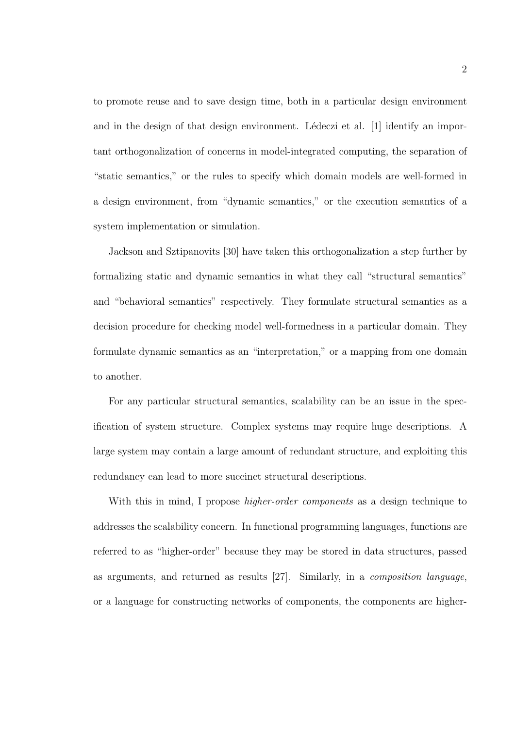to promote reuse and to save design time, both in a particular design environment and in the design of that design environment. Lédeczi et al. [1] identify an important orthogonalization of concerns in model-integrated computing, the separation of "static semantics," or the rules to specify which domain models are well-formed in a design environment, from "dynamic semantics," or the execution semantics of a system implementation or simulation.

Jackson and Sztipanovits [30] have taken this orthogonalization a step further by formalizing static and dynamic semantics in what they call "structural semantics" and "behavioral semantics" respectively. They formulate structural semantics as a decision procedure for checking model well-formedness in a particular domain. They formulate dynamic semantics as an "interpretation," or a mapping from one domain to another.

For any particular structural semantics, scalability can be an issue in the specification of system structure. Complex systems may require huge descriptions. A large system may contain a large amount of redundant structure, and exploiting this redundancy can lead to more succinct structural descriptions.

With this in mind, I propose *higher-order components* as a design technique to addresses the scalability concern. In functional programming languages, functions are referred to as "higher-order" because they may be stored in data structures, passed as arguments, and returned as results [27]. Similarly, in a *composition language*, or a language for constructing networks of components, the components are higher-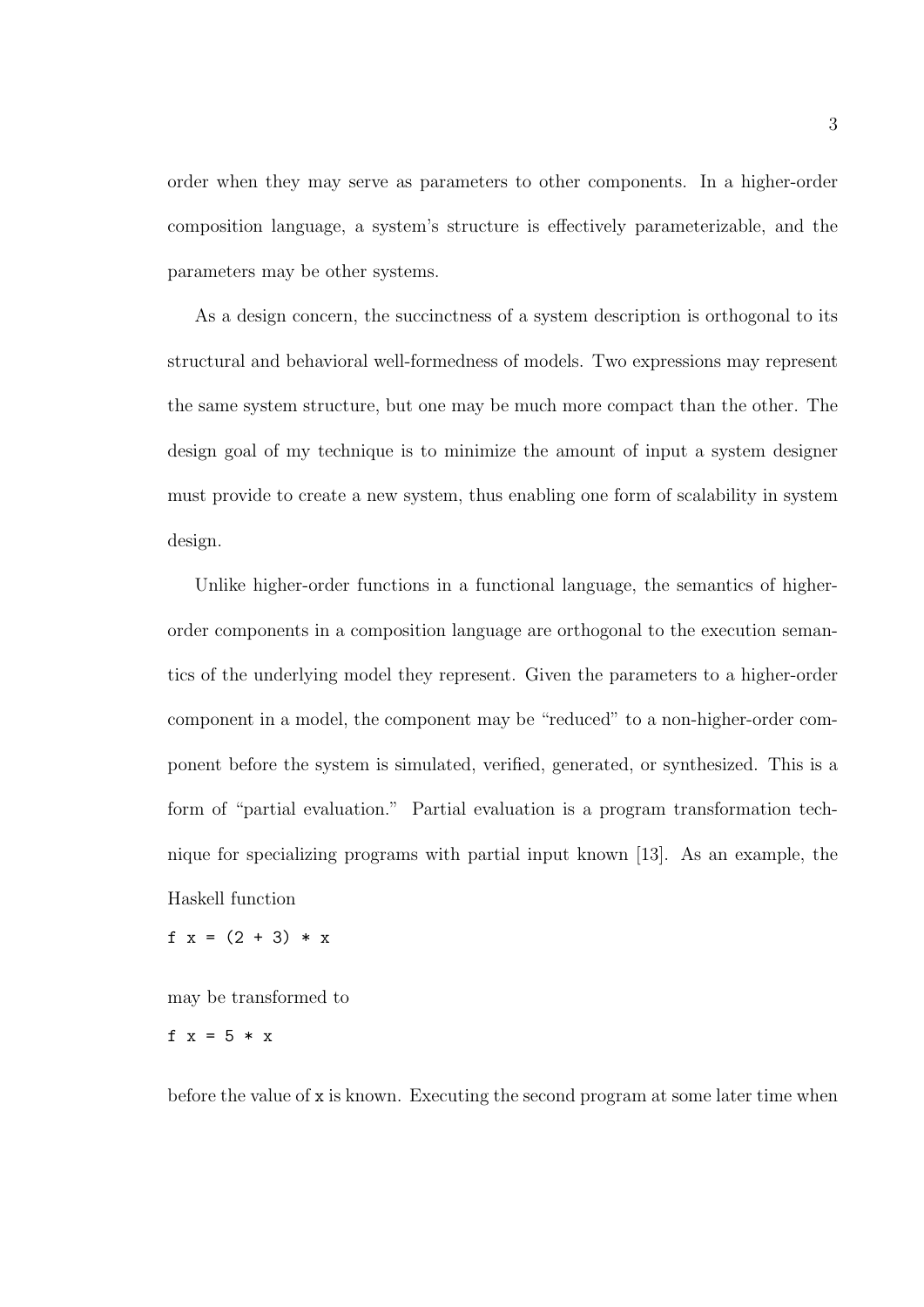order when they may serve as parameters to other components. In a higher-order composition language, a system's structure is effectively parameterizable, and the parameters may be other systems.

As a design concern, the succinctness of a system description is orthogonal to its structural and behavioral well-formedness of models. Two expressions may represent the same system structure, but one may be much more compact than the other. The design goal of my technique is to minimize the amount of input a system designer must provide to create a new system, thus enabling one form of scalability in system design.

Unlike higher-order functions in a functional language, the semantics of higher-order components in a composition language are orthogonal to the execution semantics of the underlying model they represent. Given the parameters to a higher-order component in a model, the component may be "reduced" to a non-higher-order component before the system is simulated, verified, generated, or synthesized. This is a form of "partial evaluation." Partial evaluation is a program transformation technique for specializing programs with partial input known [13]. As an example, the Haskell function

```
f x = (2 + 3) * x
```

may be transformed to

```
f x = 5 * x
```

before the value of `x` is known. Executing the second program at some later time when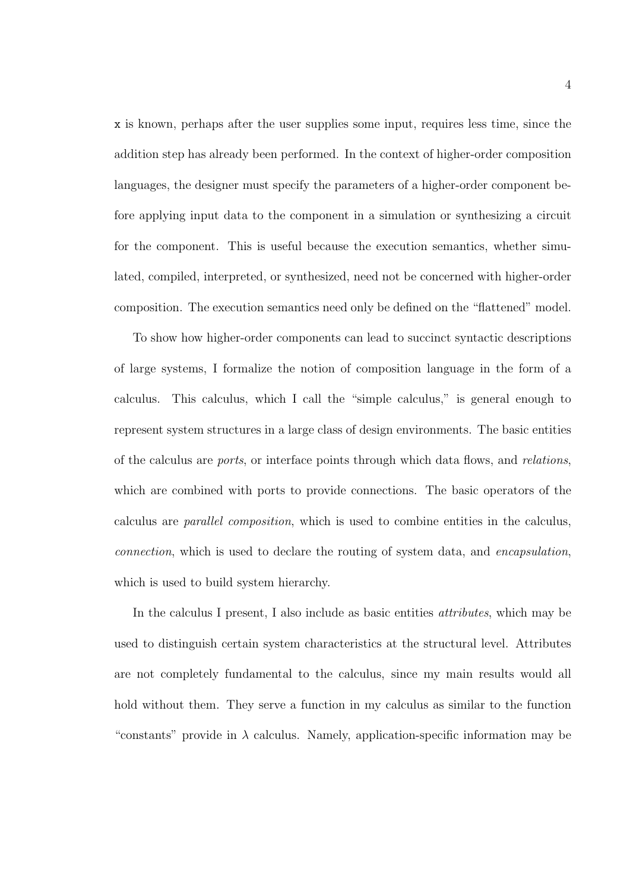`x` is known, perhaps after the user supplies some input, requires less time, since the addition step has already been performed. In the context of higher-order composition languages, the designer must specify the parameters of a higher-order component before applying input data to the component in a simulation or synthesizing a circuit for the component. This is useful because the execution semantics, whether simulated, compiled, interpreted, or synthesized, need not be concerned with higher-order composition. The execution semantics need only be defined on the "flattened" model.

To show how higher-order components can lead to succinct syntactic descriptions of large systems, I formalize the notion of composition language in the form of a calculus. This calculus, which I call the "simple calculus," is general enough to represent system structures in a large class of design environments. The basic entities of the calculus are *ports*, or interface points through which data flows, and *relations*, which are combined with ports to provide connections. The basic operators of the calculus are *parallel composition*, which is used to combine entities in the calculus, *connection*, which is used to declare the routing of system data, and *encapsulation*, which is used to build system hierarchy.

In the calculus I present, I also include as basic entities *attributes*, which may be used to distinguish certain system characteristics at the structural level. Attributes are not completely fundamental to the calculus, since my main results would all hold without them. They serve a function in my calculus as similar to the function "constants" provide in $\lambda$ calculus. Namely, application-specific information may be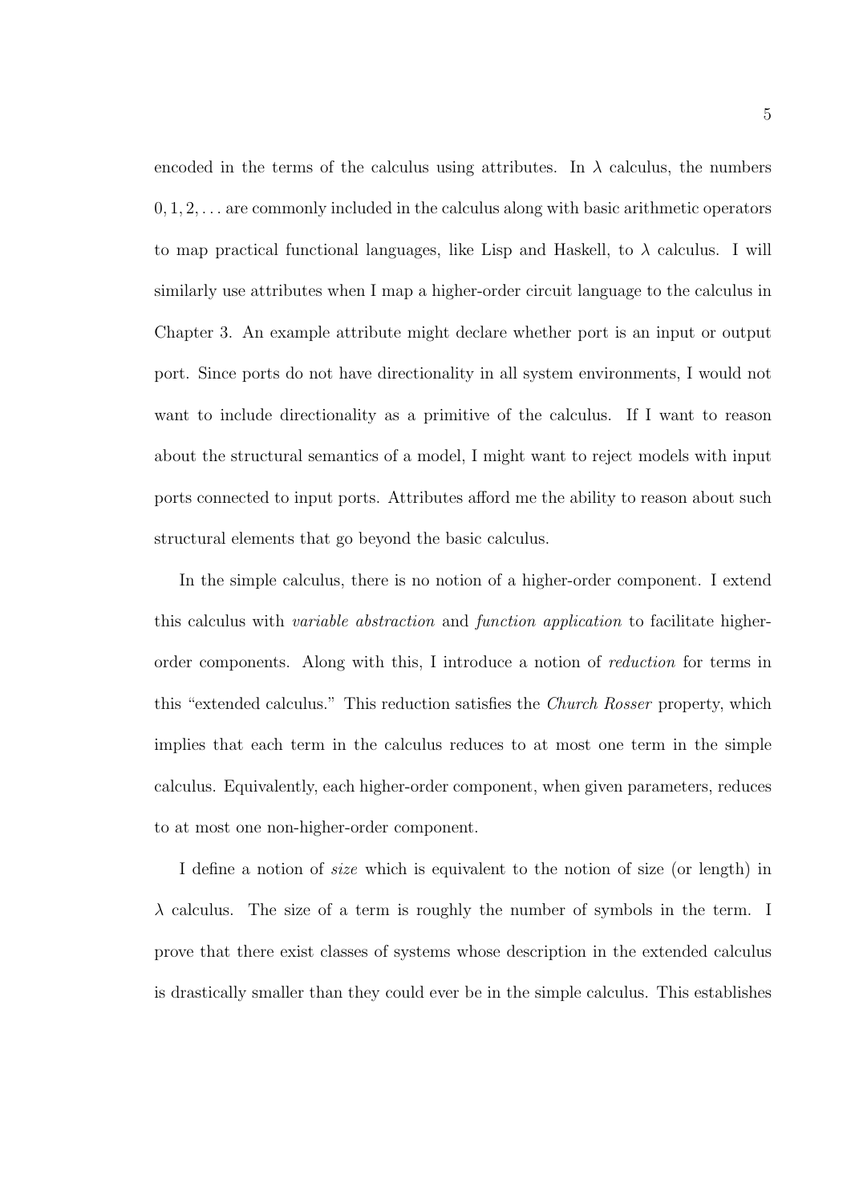encoded in the terms of the calculus using attributes. In $\lambda$ calculus, the numbers $0, 1, 2, \ldots$ are commonly included in the calculus along with basic arithmetic operators to map practical functional languages, like Lisp and Haskell, to $\lambda$ calculus. I will similarly use attributes when I map a higher-order circuit language to the calculus in Chapter 3. An example attribute might declare whether port is an input or output port. Since ports do not have directionality in all system environments, I would not want to include directionality as a primitive of the calculus. If I want to reason about the structural semantics of a model, I might want to reject models with input ports connected to input ports. Attributes afford me the ability to reason about such structural elements that go beyond the basic calculus.

In the simple calculus, there is no notion of a higher-order component. I extend this calculus with *variable abstraction* and *function application* to facilitate higher-order components. Along with this, I introduce a notion of *reduction* for terms in this "extended calculus." This reduction satisfies the *Church Rosser* property, which implies that each term in the calculus reduces to at most one term in the simple calculus. Equivalently, each higher-order component, when given parameters, reduces to at most one non-higher-order component.

I define a notion of *size* which is equivalent to the notion of size (or length) in $\lambda$ calculus. The size of a term is roughly the number of symbols in the term. I prove that there exist classes of systems whose description in the extended calculus is drastically smaller than they could ever be in the simple calculus. This establishes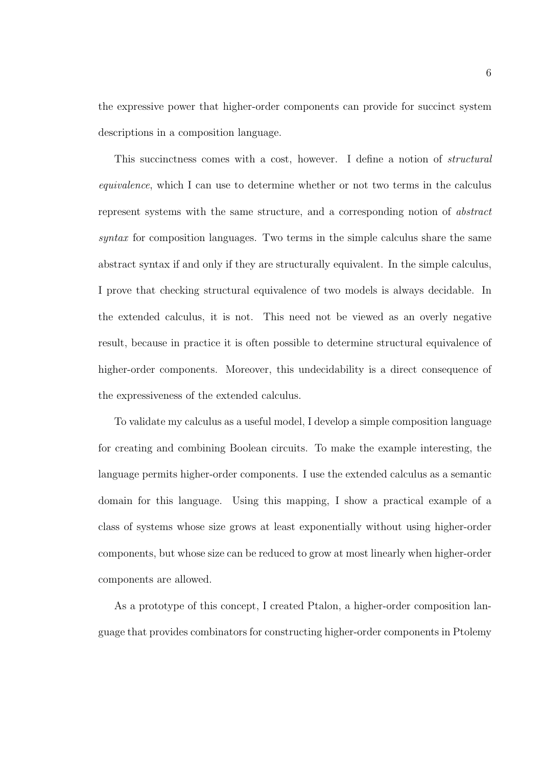the expressive power that higher-order components can provide for succinct system descriptions in a composition language.

This succinctness comes with a cost, however. I define a notion of *structural equivalence*, which I can use to determine whether or not two terms in the calculus represent systems with the same structure, and a corresponding notion of *abstract syntax* for composition languages. Two terms in the simple calculus share the same abstract syntax if and only if they are structurally equivalent. In the simple calculus, I prove that checking structural equivalence of two models is always decidable. In the extended calculus, it is not. This need not be viewed as an overly negative result, because in practice it is often possible to determine structural equivalence of higher-order components. Moreover, this undecidability is a direct consequence of the expressiveness of the extended calculus.

To validate my calculus as a useful model, I develop a simple composition language for creating and combining Boolean circuits. To make the example interesting, the language permits higher-order components. I use the extended calculus as a semantic domain for this language. Using this mapping, I show a practical example of a class of systems whose size grows at least exponentially without using higher-order components, but whose size can be reduced to grow at most linearly when higher-order components are allowed.

As a prototype of this concept, I created Ptalon, a higher-order composition language that provides combinators for constructing higher-order components in Ptolemy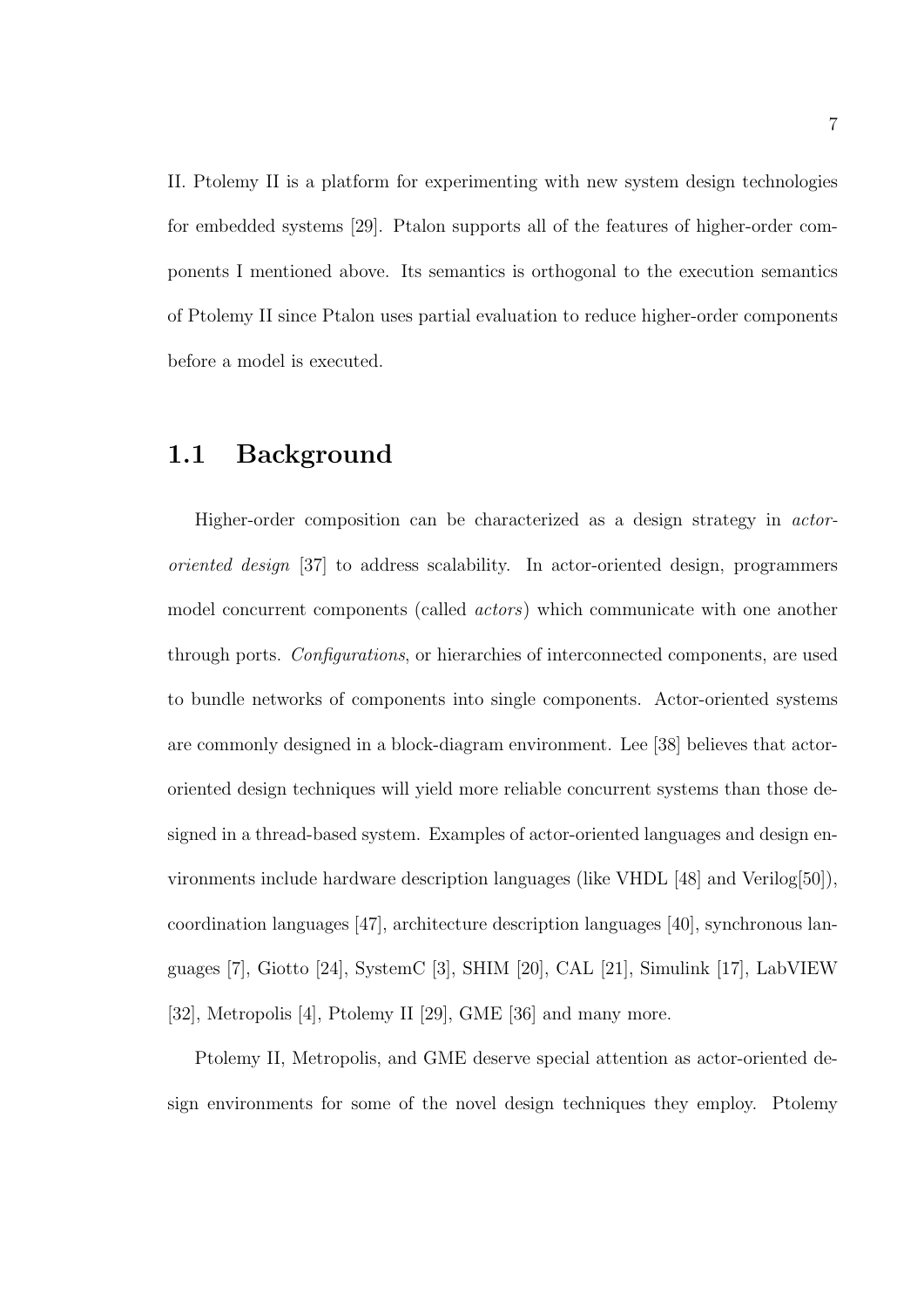II. Ptolemy II is a platform for experimenting with new system design technologies for embedded systems [29]. Ptalon supports all of the features of higher-order components I mentioned above. Its semantics is orthogonal to the execution semantics of Ptolemy II since Ptalon uses partial evaluation to reduce higher-order components before a model is executed.

## 1.1 Background

Higher-order composition can be characterized as a design strategy in *actor-oriented design* [37] to address scalability. In actor-oriented design, programmers model concurrent components (called *actors*) which communicate with one another through ports. *Configurations*, or hierarchies of interconnected components, are used to bundle networks of components into single components. Actor-oriented systems are commonly designed in a block-diagram environment. Lee [38] believes that actor-oriented design techniques will yield more reliable concurrent systems than those designed in a thread-based system. Examples of actor-oriented languages and design environments include hardware description languages (like VHDL [48] and Verilog[50]), coordination languages [47], architecture description languages [40], synchronous languages [7], Giotto [24], SystemC [3], SHIM [20], CAL [21], Simulink [17], LabVIEW [32], Metropolis [4], Ptolemy II [29], GME [36] and many more.

Ptolemy II, Metropolis, and GME deserve special attention as actor-oriented design environments for some of the novel design techniques they employ. Ptolemy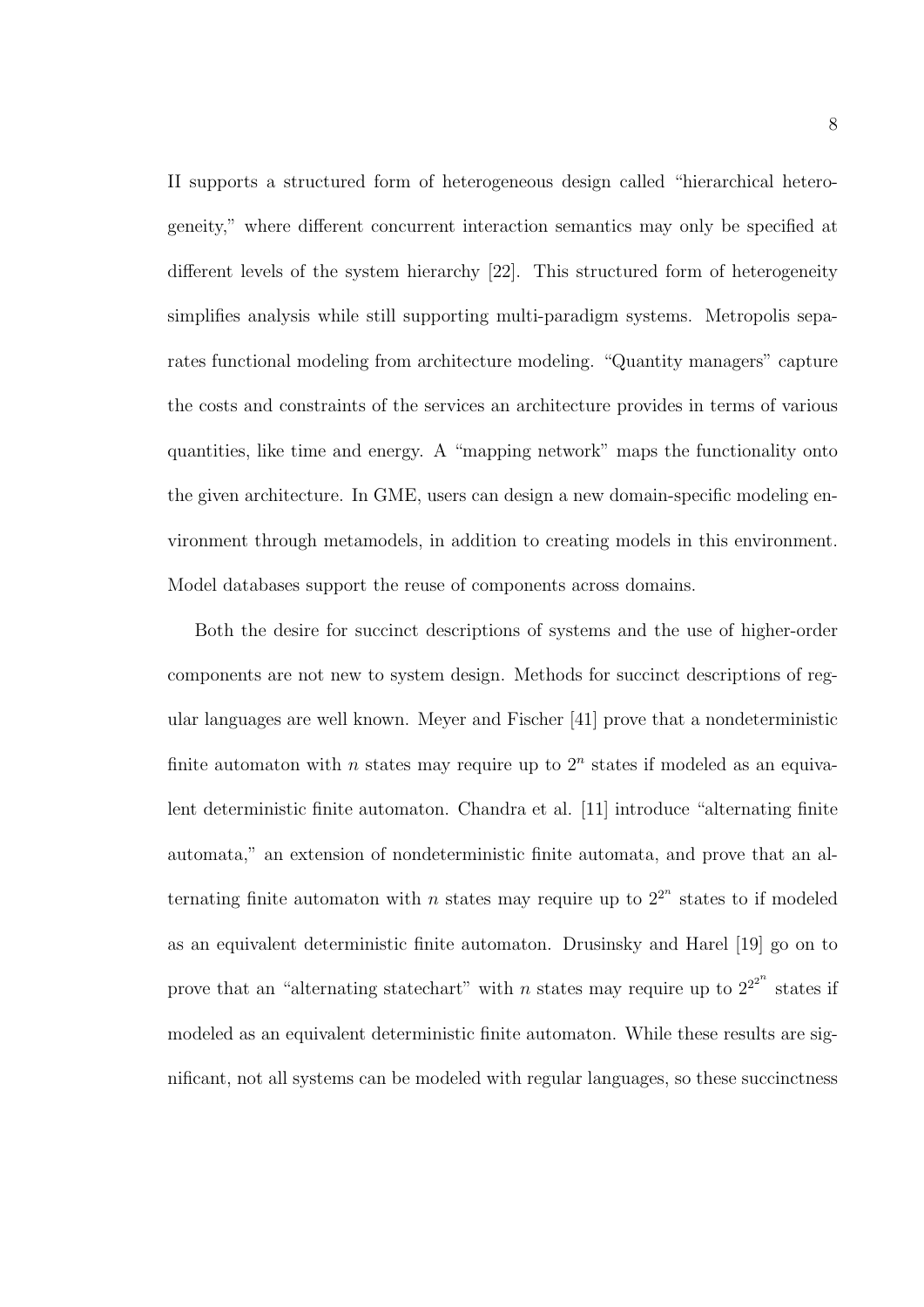II supports a structured form of heterogeneous design called "hierarchical heterogeneity," where different concurrent interaction semantics may only be specified at different levels of the system hierarchy [22]. This structured form of heterogeneity simplifies analysis while still supporting multi-paradigm systems. Metropolis separates functional modeling from architecture modeling. "Quantity managers" capture the costs and constraints of the services an architecture provides in terms of various quantities, like time and energy. A "mapping network" maps the functionality onto the given architecture. In GME, users can design a new domain-specific modeling environment through metamodels, in addition to creating models in this environment. Model databases support the reuse of components across domains.

Both the desire for succinct descriptions of systems and the use of higher-order components are not new to system design. Methods for succinct descriptions of regular languages are well known. Meyer and Fischer [41] prove that a nondeterministic finite automaton with $n$ states may require up to $2^n$ states if modeled as an equivalent deterministic finite automaton. Chandra et al. [11] introduce "alternating finite automata," an extension of nondeterministic finite automata, and prove that an alternating finite automaton with $n$ states may require up to $2^{2^n}$ states to if modeled as an equivalent deterministic finite automaton. Drusinsky and Harel [19] go on to prove that an "alternating statechart" with $n$ states may require up to $2^{2^{2^n}}$ states if modeled as an equivalent deterministic finite automaton. While these results are significant, not all systems can be modeled with regular languages, so these succinctness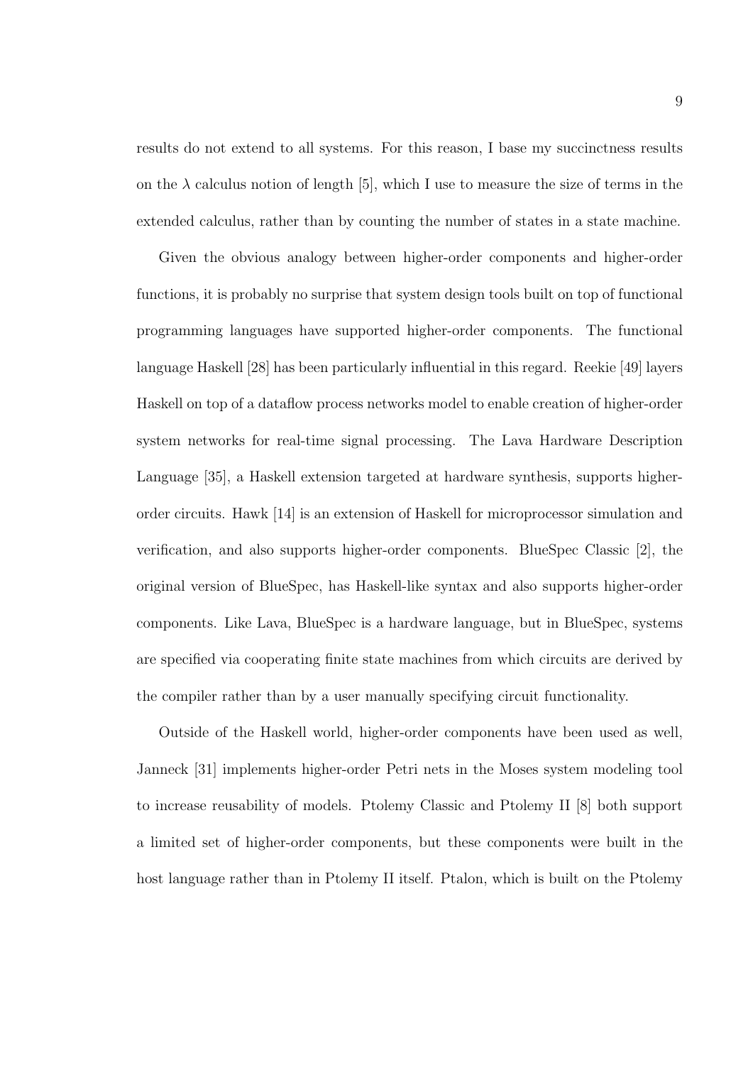results do not extend to all systems. For this reason, I base my succinctness results on the $\lambda$ calculus notion of length [5], which I use to measure the size of terms in the extended calculus, rather than by counting the number of states in a state machine.

Given the obvious analogy between higher-order components and higher-order functions, it is probably no surprise that system design tools built on top of functional programming languages have supported higher-order components. The functional language Haskell [28] has been particularly influential in this regard. Reekie [49] layers Haskell on top of a dataflow process networks model to enable creation of higher-order system networks for real-time signal processing. The Lava Hardware Description Language [35], a Haskell extension targeted at hardware synthesis, supports higher-order circuits. Hawk [14] is an extension of Haskell for microprocessor simulation and verification, and also supports higher-order components. BlueSpec Classic [2], the original version of BlueSpec, has Haskell-like syntax and also supports higher-order components. Like Lava, BlueSpec is a hardware language, but in BlueSpec, systems are specified via cooperating finite state machines from which circuits are derived by the compiler rather than by a user manually specifying circuit functionality.

Outside of the Haskell world, higher-order components have been used as well, Janneck [31] implements higher-order Petri nets in the Moses system modeling tool to increase reusability of models. Ptolemy Classic and Ptolemy II [8] both support a limited set of higher-order components, but these components were built in the host language rather than in Ptolemy II itself. Ptalon, which is built on the Ptolemy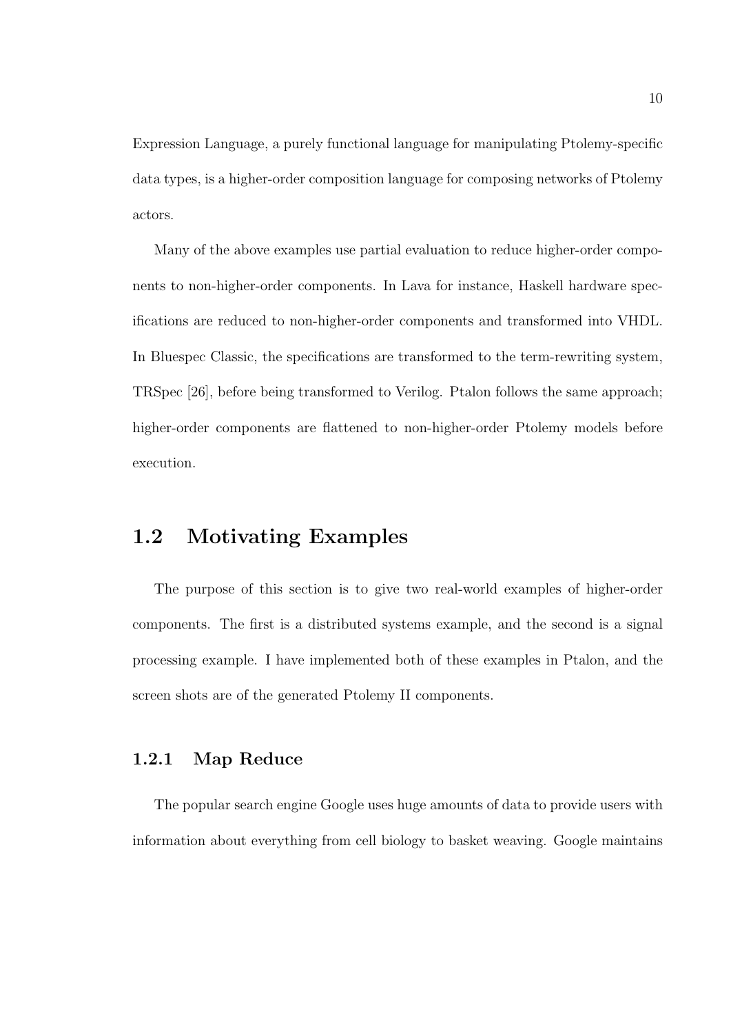Expression Language, a purely functional language for manipulating Ptolemy-specific data types, is a higher-order composition language for composing networks of Ptolemy actors.

Many of the above examples use partial evaluation to reduce higher-order components to non-higher-order components. In Lava for instance, Haskell hardware specifications are reduced to non-higher-order components and transformed into VHDL. In Bluespec Classic, the specifications are transformed to the term-rewriting system, TRSpec [26], before being transformed to Verilog. Ptalon follows the same approach; higher-order components are flattened to non-higher-order Ptolemy models before execution.

## 1.2 Motivating Examples

The purpose of this section is to give two real-world examples of higher-order components. The first is a distributed systems example, and the second is a signal processing example. I have implemented both of these examples in Ptalon, and the screen shots are of the generated Ptolemy II components.

### 1.2.1 Map Reduce

The popular search engine Google uses huge amounts of data to provide users with information about everything from cell biology to basket weaving. Google maintains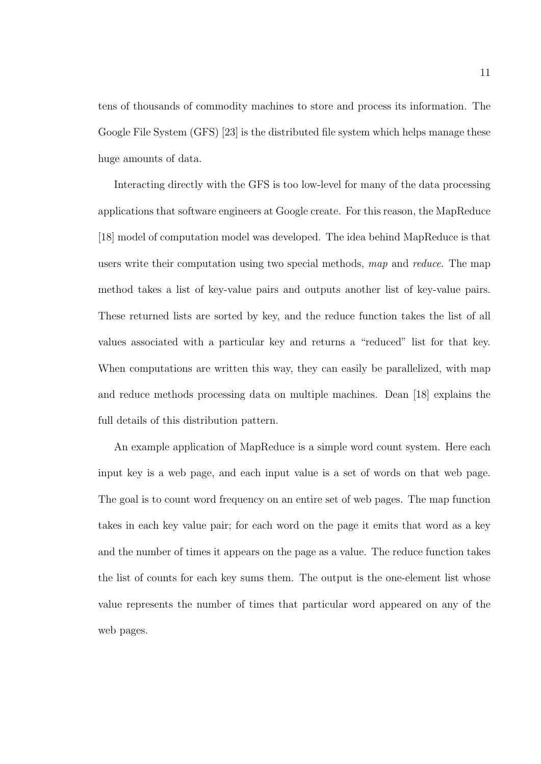tens of thousands of commodity machines to store and process its information. The Google File System (GFS) [23] is the distributed file system which helps manage these huge amounts of data.

Interacting directly with the GFS is too low-level for many of the data processing applications that software engineers at Google create. For this reason, the MapReduce [18] model of computation model was developed. The idea behind MapReduce is that users write their computation using two special methods, *map* and *reduce*. The map method takes a list of key-value pairs and outputs another list of key-value pairs. These returned lists are sorted by key, and the reduce function takes the list of all values associated with a particular key and returns a "reduced" list for that key. When computations are written this way, they can easily be parallelized, with map and reduce methods processing data on multiple machines. Dean [18] explains the full details of this distribution pattern.

An example application of MapReduce is a simple word count system. Here each input key is a web page, and each input value is a set of words on that web page. The goal is to count word frequency on an entire set of web pages. The map function takes in each key value pair; for each word on the page it emits that word as a key and the number of times it appears on the page as a value. The reduce function takes the list of counts for each key sums them. The output is the one-element list whose value represents the number of times that particular word appeared on any of the web pages.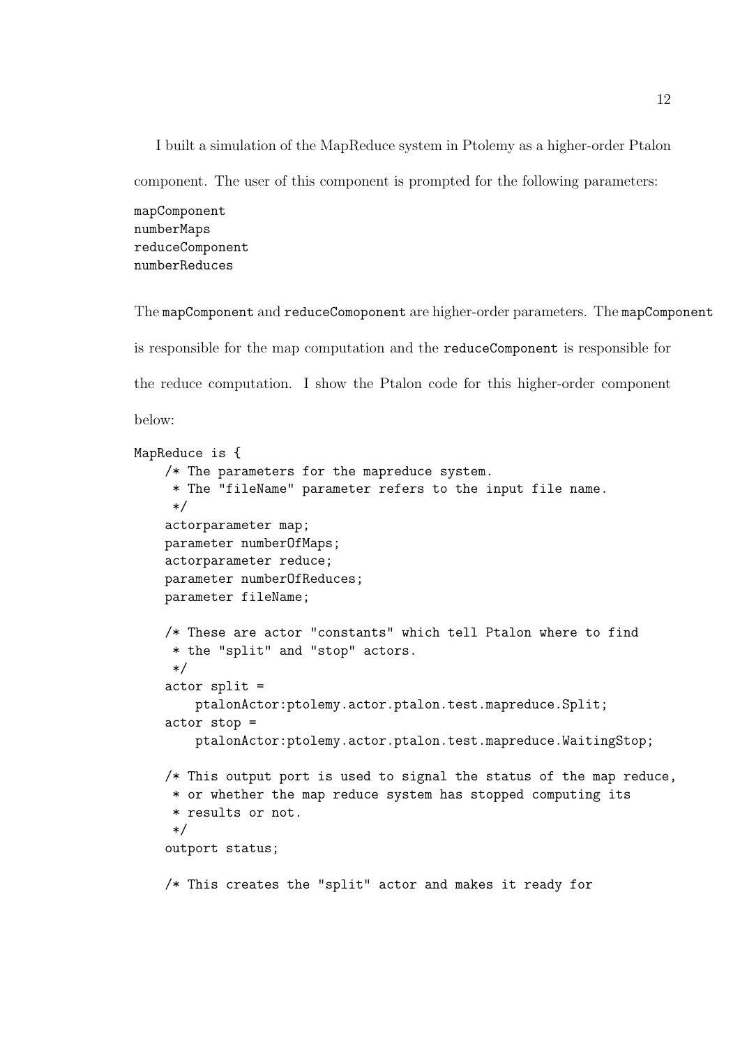I built a simulation of the MapReduce system in Ptolemy as a higher-order Ptalon component. The user of this component is prompted for the following parameters:

```
mapComponent
numberMaps
reduceComponent
numberReduces
```

The `mapComponent` and `reduceComoponent` are higher-order parameters. The `mapComponent` is responsible for the map computation and the `reduceComponent` is responsible for the reduce computation. I show the Ptalon code for this higher-order component below:

```
MapReduce is {
    /* The parameters for the mapreduce system.
     * The "fileName" parameter refers to the input file name.
     */
    actorparameter map;
    parameter numberOfMaps;
    actorparameter reduce;
    parameter numberOfReduces;
    parameter fileName;

    /* These are actor "constants" which tell Ptalon where to find
     * the "split" and "stop" actors.
     */
    actor split =
        ptalonActor:ptolemy.actor.ptalon.test.mapreduce.Split;
    actor stop =
        ptalonActor:ptolemy.actor.ptalon.test.mapreduce.WaitingStop;

    /* This output port is used to signal the status of the map reduce,
     * or whether the map reduce system has stopped computing its
     * results or not.
     */
    outport status;

    /* This creates the "split" actor and makes it ready for
```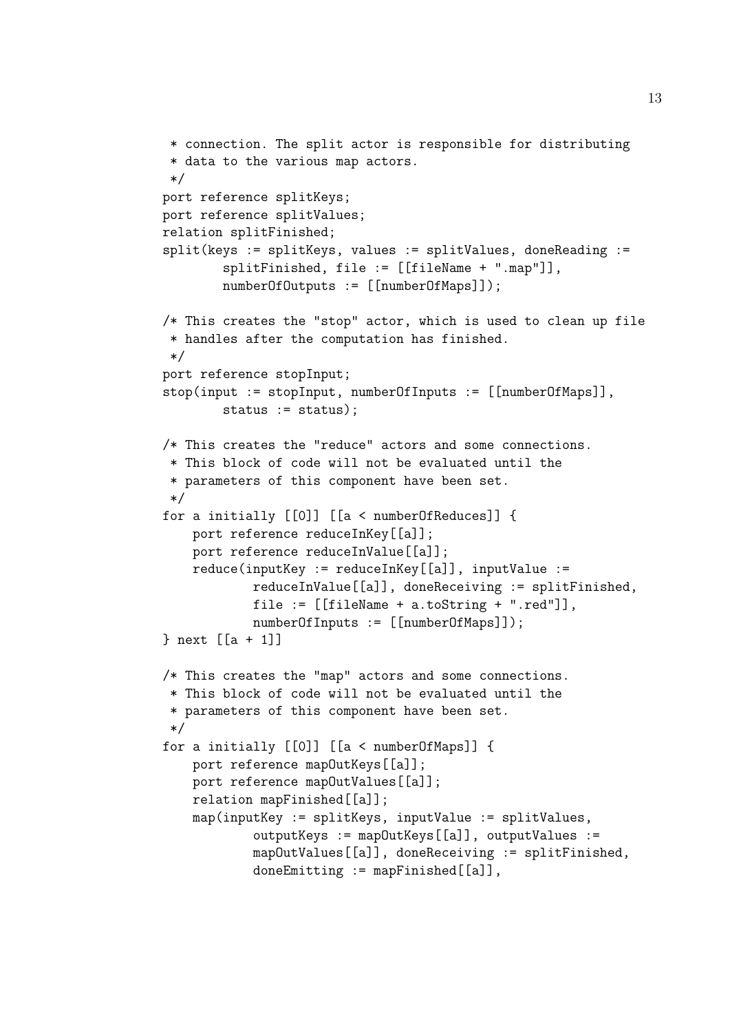```
 * connection. The split actor is responsible for distributing
 * data to the various map actors.
 */
port reference splitKeys;
port reference splitValues;
relation splitFinished;
split(keys := splitKeys, values := splitValues, doneReading :=
        splitFinished, file := [[fileName + ".map"]],
        numberOfOutputs := [[numberOfMaps]]);

/* This creates the "stop" actor, which is used to clean up file
 * handles after the computation has finished.
 */
port reference stopInput;
stop(input := stopInput, numberOfInputs := [[numberOfMaps]],
        status := status);

/* This creates the "reduce" actors and some connections.
 * This block of code will not be evaluated until the
 * parameters of this component have been set.
 */
for a initially [[0]] [[a < numberOfReduces]] {
    port reference reduceInKey[[a]];
    port reference reduceInValue[[a]];
    reduce(inputKey := reduceInKey[[a]], inputValue :=
            reduceInValue[[a]], doneReceiving := splitFinished,
            file := [[fileName + a.toString + ".red"]],
            numberOfInputs := [[numberOfMaps]]);
} next [[a + 1]]

/* This creates the "map" actors and some connections.
 * This block of code will not be evaluated until the
 * parameters of this component have been set.
 */
for a initially [[0]] [[a < numberOfMaps]] {
    port reference mapOutKeys[[a]];
    port reference mapOutValues[[a]];
    relation mapFinished[[a]];
    map(inputKey := splitKeys, inputValue := splitValues,
            outputKeys := mapOutKeys[[a]], outputValues :=
            mapOutValues[[a]], doneReceiving := splitFinished,
            doneEmitting := mapFinished[[a]],
```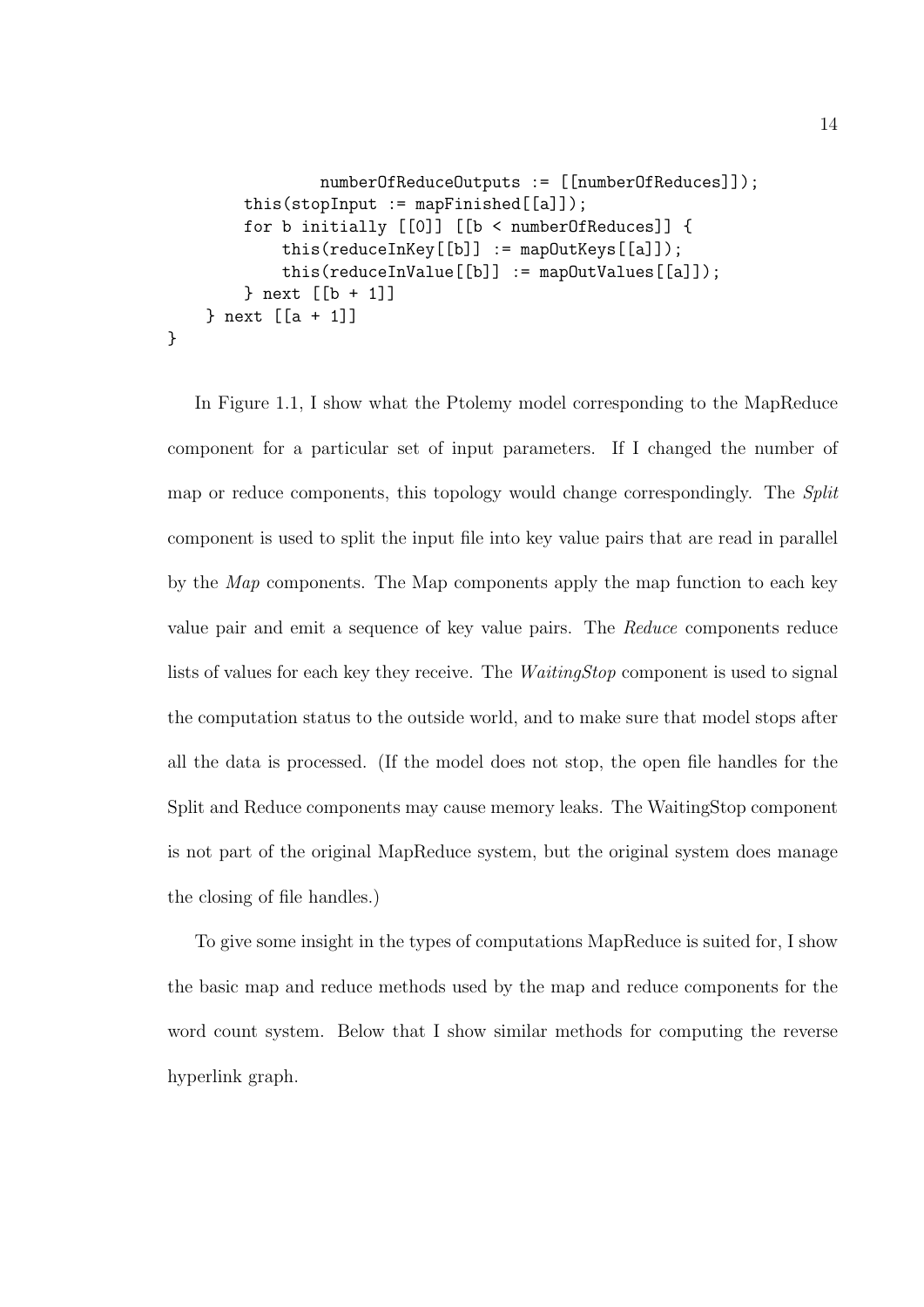```
                numberOfReduceOutputs := [[numberOfReduces]]);
        this(stopInput := mapFinished[[a]]);
        for b initially [[0]] [[b < numberOfReduces]] {
            this(reduceInKey[[b]] := mapOutKeys[[a]]);
            this(reduceInValue[[b]] := mapOutValues[[a]]);
        } next [[b + 1]]
    } next [[a + 1]]
}
```

In Figure 1.1, I show what the Ptolemy model corresponding to the MapReduce component for a particular set of input parameters. If I changed the number of map or reduce components, this topology would change correspondingly. The *Split* component is used to split the input file into key value pairs that are read in parallel by the *Map* components. The Map components apply the map function to each key value pair and emit a sequence of key value pairs. The *Reduce* components reduce lists of values for each key they receive. The *WaitingStop* component is used to signal the computation status to the outside world, and to make sure that model stops after all the data is processed. (If the model does not stop, the open file handles for the Split and Reduce components may cause memory leaks. The WaitingStop component is not part of the original MapReduce system, but the original system does manage the closing of file handles.)

To give some insight in the types of computations MapReduce is suited for, I show the basic map and reduce methods used by the map and reduce components for the word count system. Below that I show similar methods for computing the reverse hyperlink graph.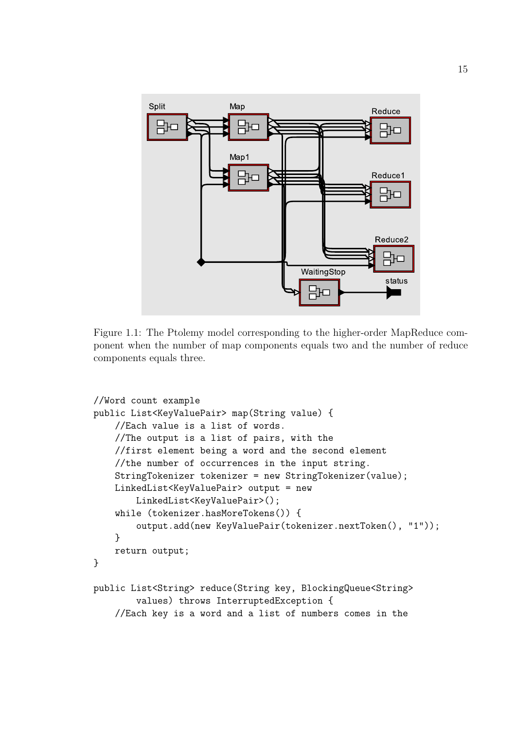Figure 1.1: The Ptolemy model corresponding to the higher-order MapReduce component when the number of map components equals two and the number of reduce components equals three.

```
//Word count example
public List<KeyValuePair> map(String value) {
    //Each value is a list of words.
    //The output is a list of pairs, with the
    //first element being a word and the second element
    //the number of occurrences in the input string.
    StringTokenizer tokenizer = new StringTokenizer(value);
    LinkedList<KeyValuePair> output = new
        LinkedList<KeyValuePair>();
    while (tokenizer.hasMoreTokens()) {
        output.add(new KeyValuePair(tokenizer.nextToken(), "1"));
    }
    return output;
}

public List<String> reduce(String key, BlockingQueue<String>
        values) throws InterruptedException {
    //Each key is a word and a list of numbers comes in the
```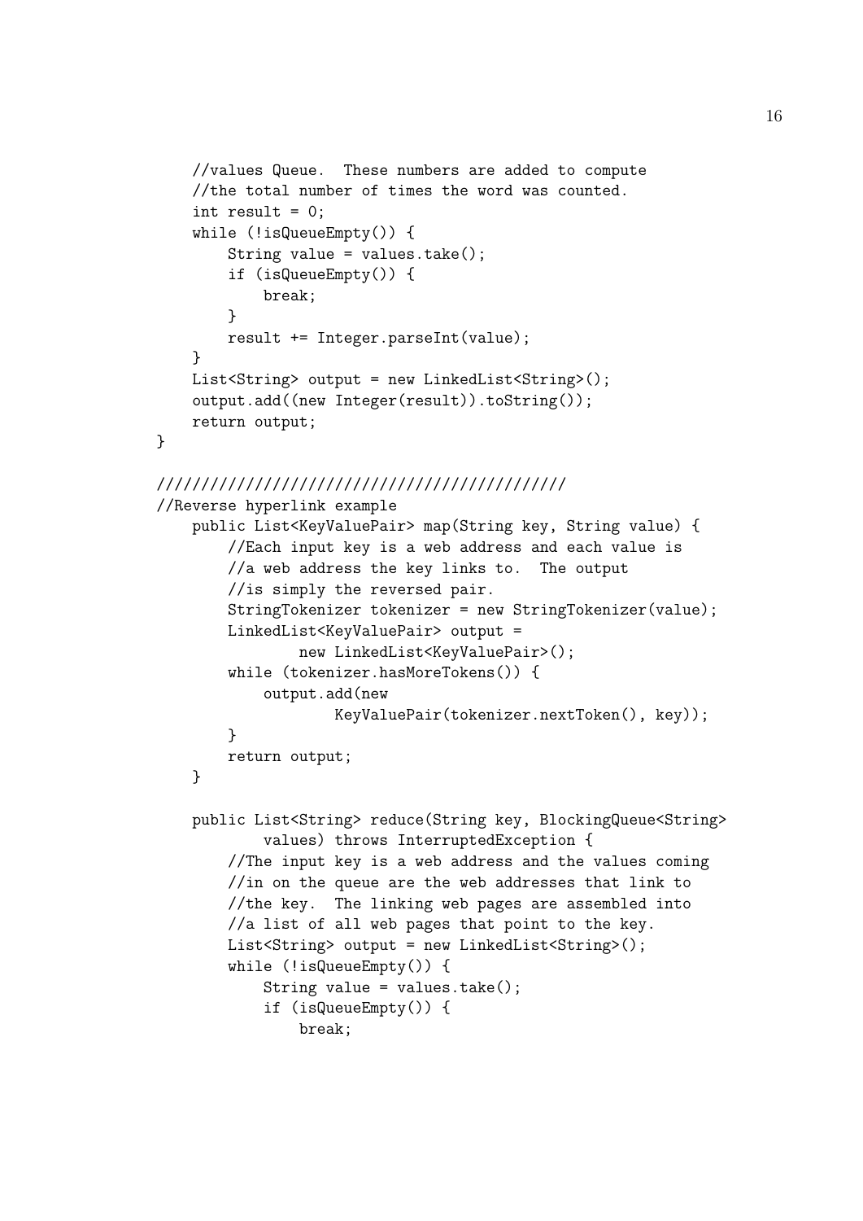```
        //values Queue.  These numbers are added to compute
        //the total number of times the word was counted.
        int result = 0;
        while (!isQueueEmpty()) {
            String value = values.take();
            if (isQueueEmpty()) {
                break;
            }
            result += Integer.parseInt(value);
        }
        List<String> output = new LinkedList<String>();
        output.add((new Integer(result)).toString());
        return output;
    }

    ////////////////////////////////////////////
    //Reverse hyperlink example
        public List<KeyValuePair> map(String key, String value) {
            //Each input key is a web address and each value is
            //a web address the key links to.  The output
            //is simply the reversed pair.
            StringTokenizer tokenizer = new StringTokenizer(value);
            LinkedList<KeyValuePair> output =
                    new LinkedList<KeyValuePair>();
            while (tokenizer.hasMoreTokens()) {
                output.add(new
                        KeyValuePair(tokenizer.nextToken(), key));
            }
            return output;
        }

        public List<String> reduce(String key, BlockingQueue<String>
                values) throws InterruptedException {
            //The input key is a web address and the values coming
            //in on the queue are the web addresses that link to
            //the key.  The linking web pages are assembled into
            //a list of all web pages that point to the key.
            List<String> output = new LinkedList<String>();
            while (!isQueueEmpty()) {
                String value = values.take();
                if (isQueueEmpty()) {
                    break;
```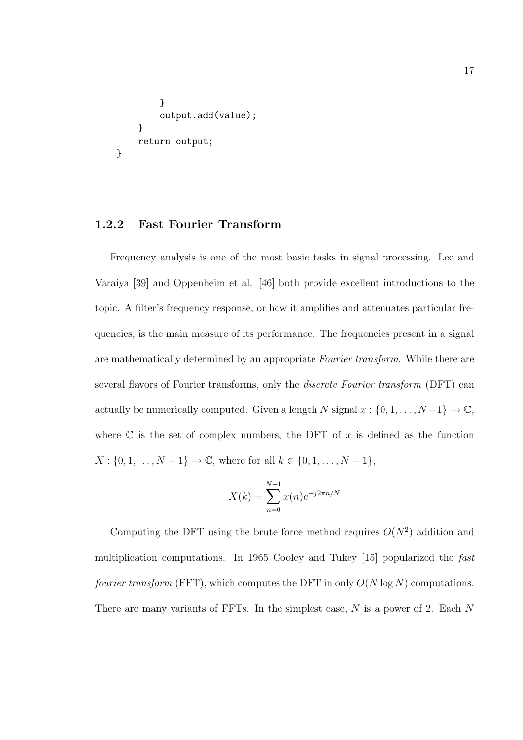```
        }
        output.add(value);
    }
    return output;
}
```

### 1.2.2 Fast Fourier Transform

Frequency analysis is one of the most basic tasks in signal processing. Lee and Varaiya [39] and Oppenheim et al. [46] both provide excellent introductions to the topic. A filter's frequency response, or how it amplifies and attenuates particular frequencies, is the main measure of its performance. The frequencies present in a signal are mathematically determined by an appropriate *Fourier transform*. While there are several flavors of Fourier transforms, only the *discrete Fourier transform* (DFT) can actually be numerically computed. Given a length $N$ signal $x : \{0, 1, \ldots, N-1\} \to \mathbb{C}$, where $\mathbb{C}$ is the set of complex numbers, the DFT of $x$ is defined as the function $X : \{0, 1, \ldots, N-1\} \to \mathbb{C}$, where for all $k \in \{0, 1, \ldots, N-1\}$,

$$X(k) = \sum_{n=0}^{N-1} x(n) e^{-j2\pi n/N}$$

Computing the DFT using the brute force method requires $O(N^2)$ addition and multiplication computations. In 1965 Cooley and Tukey [15] popularized the *fast fourier transform* (FFT), which computes the DFT in only $O(N \log N)$ computations. There are many variants of FFTs. In the simplest case, $N$ is a power of 2. Each $N$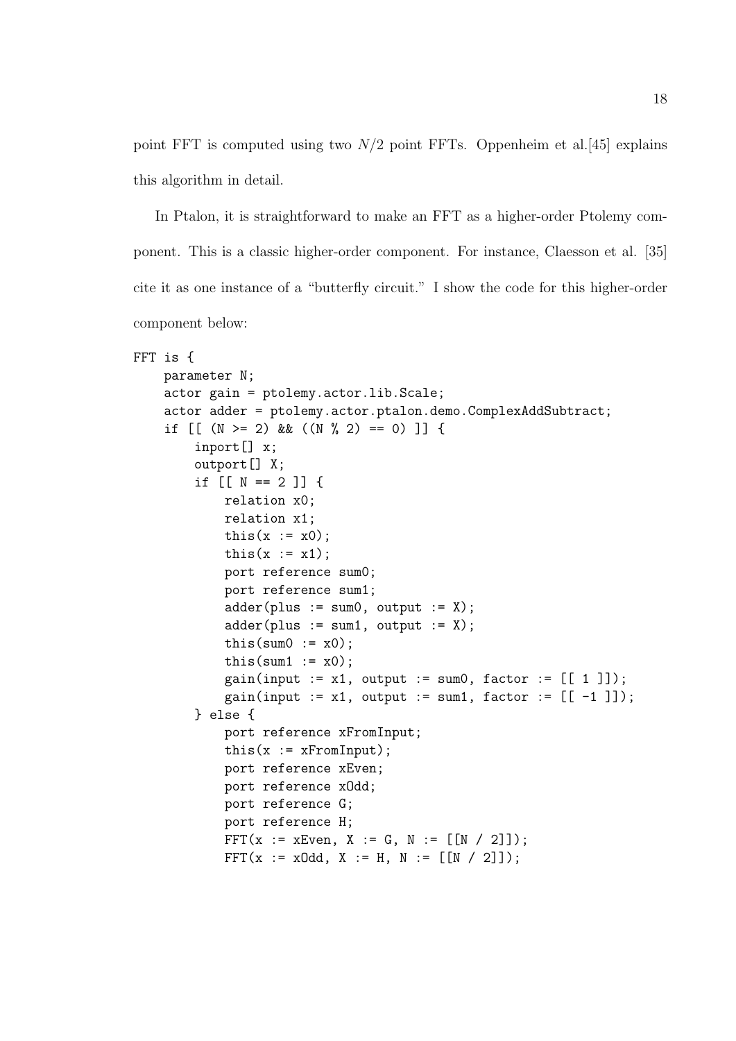point FFT is computed using two $N/2$ point FFTs. Oppenheim et al.[45] explains this algorithm in detail.

In Ptalon, it is straightforward to make an FFT as a higher-order Ptolemy component. This is a classic higher-order component. For instance, Claesson et al. [35] cite it as one instance of a "butterfly circuit." I show the code for this higher-order component below:

```
FFT is {
    parameter N;
    actor gain = ptolemy.actor.lib.Scale;
    actor adder = ptolemy.actor.ptalon.demo.ComplexAddSubtract;
    if [[ (N >= 2) && ((N % 2) == 0) ]] {
        inport[] x;
        outport[] X;
        if [[ N == 2 ]] {
            relation x0;
            relation x1;
            this(x := x0);
            this(x := x1);
            port reference sum0;
            port reference sum1;
            adder(plus := sum0, output := X);
            adder(plus := sum1, output := X);
            this(sum0 := x0);
            this(sum1 := x0);
            gain(input := x1, output := sum0, factor := [[ 1 ]]);
            gain(input := x1, output := sum1, factor := [[ -1 ]]);
        } else {
            port reference xFromInput;
            this(x := xFromInput);
            port reference xEven;
            port reference xOdd;
            port reference G;
            port reference H;
            FFT(x := xEven, X := G, N := [[N / 2]]);
            FFT(x := xOdd, X := H, N := [[N / 2]]);
```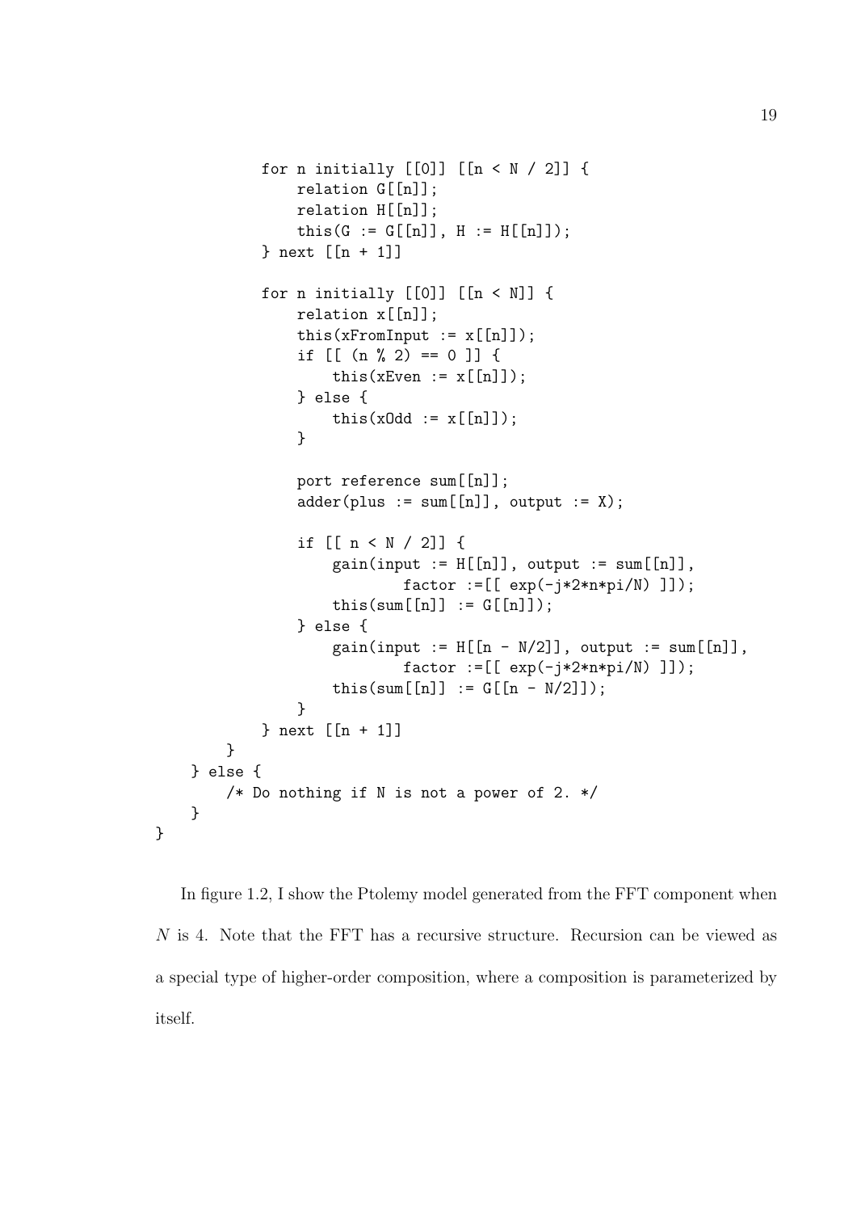```
            for n initially [[0]] [[n < N / 2]] {
                relation G[[n]];
                relation H[[n]];
                this(G := G[[n]], H := H[[n]]);
            } next [[n + 1]]

            for n initially [[0]] [[n < N]] {
                relation x[[n]];
                this(xFromInput := x[[n]]);
                if [[ (n % 2) == 0 ]] {
                    this(xEven := x[[n]]);
                } else {
                    this(xOdd := x[[n]]);
                }

                port reference sum[[n]];
                adder(plus := sum[[n]], output := X);

                if [[ n < N / 2]] {
                    gain(input := H[[n]], output := sum[[n]],
                            factor :=[[ exp(-j*2*n*pi/N) ]]);
                    this(sum[[n]] := G[[n]]);
                } else {
                    gain(input := H[[n - N/2]], output := sum[[n]],
                            factor :=[[ exp(-j*2*n*pi/N) ]]);
                    this(sum[[n]] := G[[n - N/2]]);
                }
            } next [[n + 1]]
        }
    } else {
        /* Do nothing if N is not a power of 2. */
    }
}
```

In figure 1.2, I show the Ptolemy model generated from the FFT component when $N$ is 4. Note that the FFT has a recursive structure. Recursion can be viewed as a special type of higher-order composition, where a composition is parameterized by itself.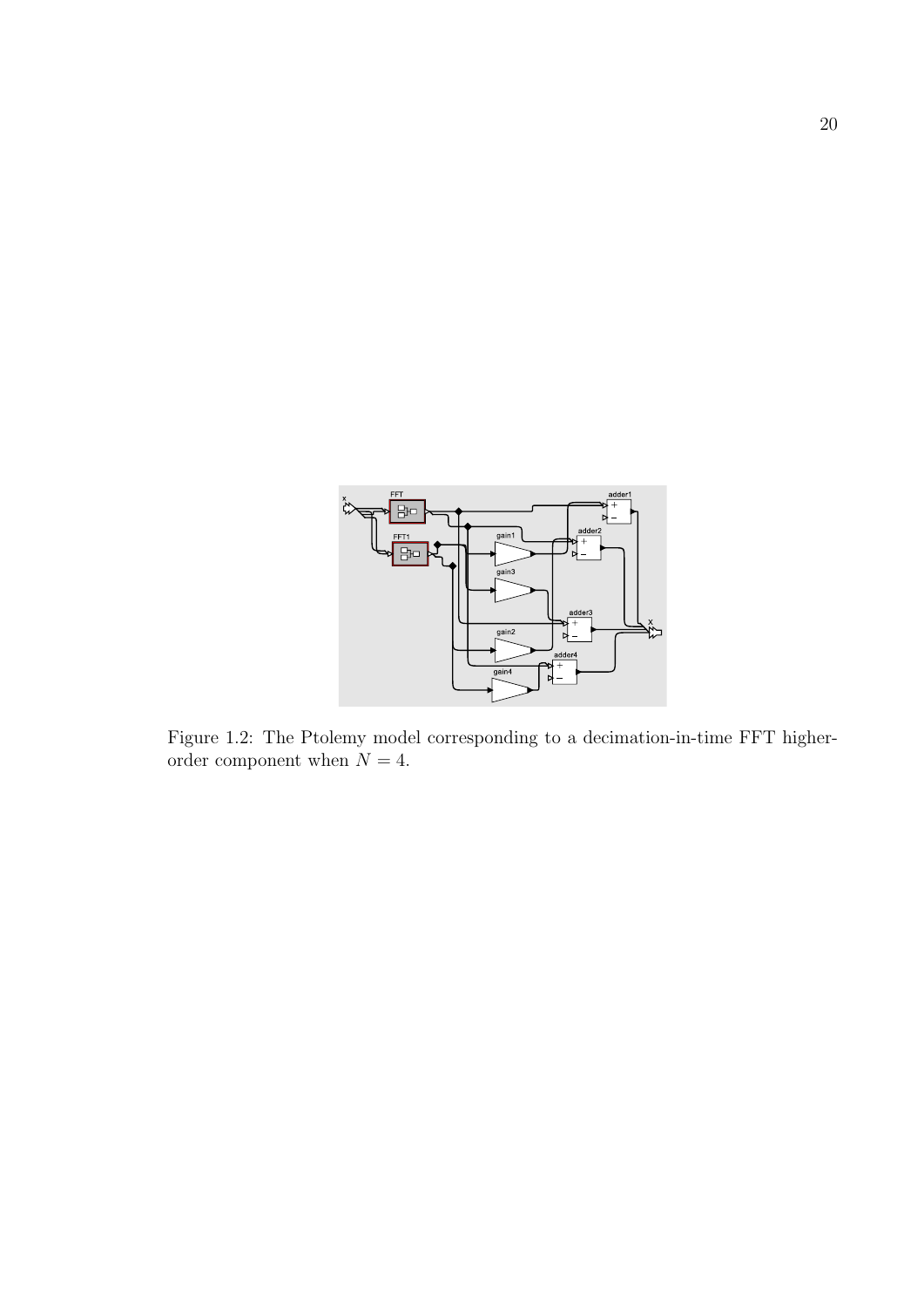Figure 1.2: The Ptolemy model corresponding to a decimation-in-time FFT higher-order component when $N = 4$.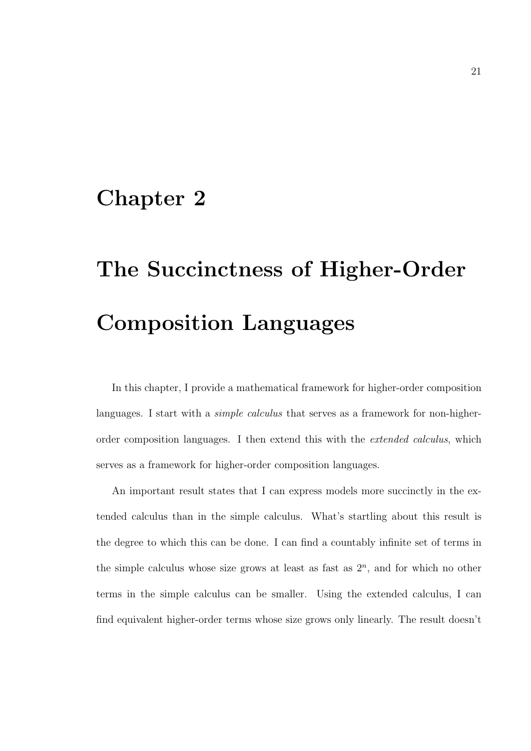# Chapter 2

# The Succinctness of Higher-Order Composition Languages

In this chapter, I provide a mathematical framework for higher-order composition languages. I start with a *simple calculus* that serves as a framework for non-higher-order composition languages. I then extend this with the *extended calculus*, which serves as a framework for higher-order composition languages.

An important result states that I can express models more succinctly in the extended calculus than in the simple calculus. What's startling about this result is the degree to which this can be done. I can find a countably infinite set of terms in the simple calculus whose size grows at least as fast as $2^n$, and for which no other terms in the simple calculus can be smaller. Using the extended calculus, I can find equivalent higher-order terms whose size grows only linearly. The result doesn't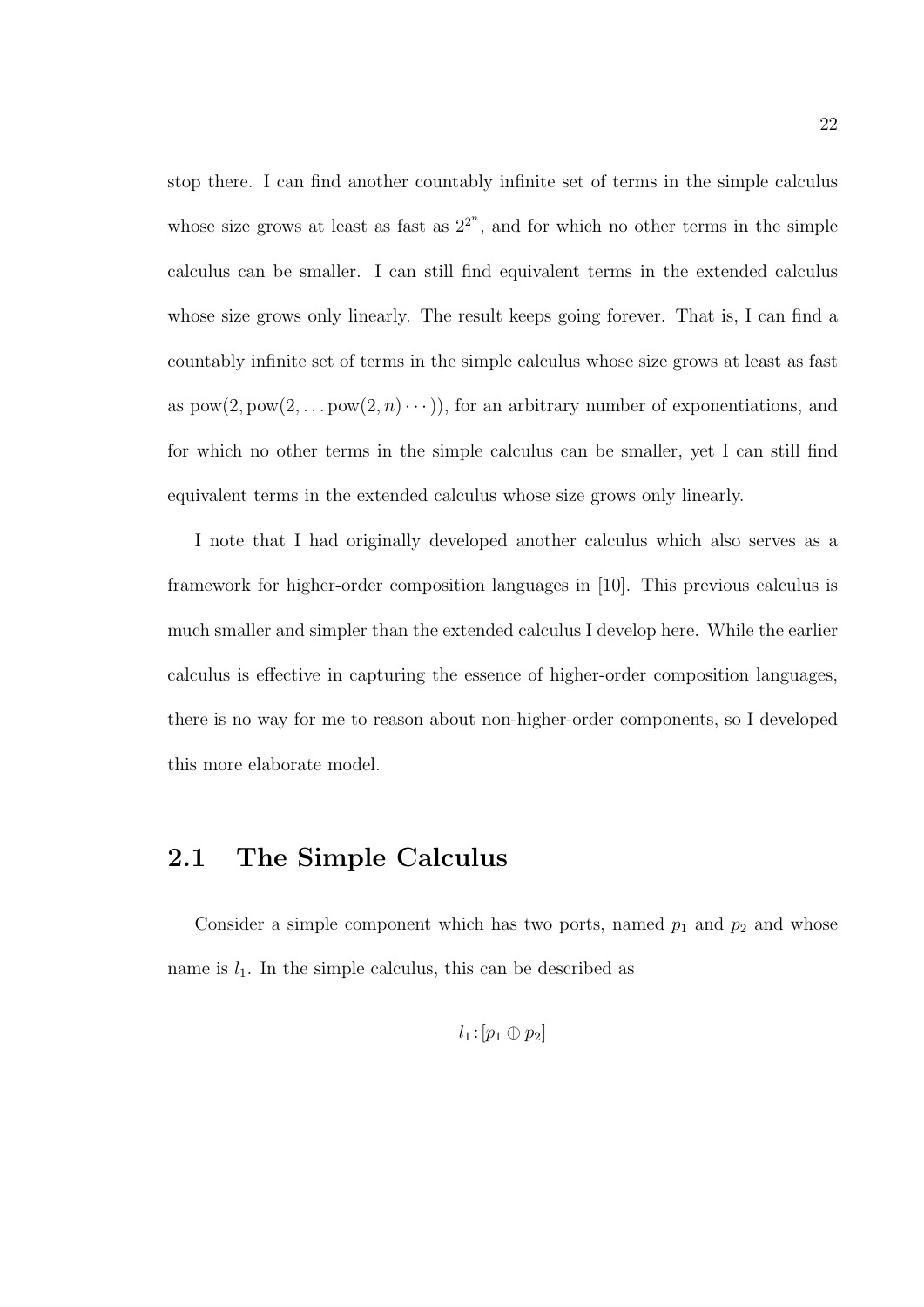stop there. I can find another countably infinite set of terms in the simple calculus whose size grows at least as fast as $2^{2^n}$, and for which no other terms in the simple calculus can be smaller. I can still find equivalent terms in the extended calculus whose size grows only linearly. The result keeps going forever. That is, I can find a countably infinite set of terms in the simple calculus whose size grows at least as fast as $\text{pow}(2, \text{pow}(2, \ldots \text{pow}(2, n) \cdots))$, for an arbitrary number of exponentiations, and for which no other terms in the simple calculus can be smaller, yet I can still find equivalent terms in the extended calculus whose size grows only linearly.

I note that I had originally developed another calculus which also serves as a framework for higher-order composition languages in [10]. This previous calculus is much smaller and simpler than the extended calculus I develop here. While the earlier calculus is effective in capturing the essence of higher-order composition languages, there is no way for me to reason about non-higher-order components, so I developed this more elaborate model.

## 2.1 The Simple Calculus

Consider a simple component which has two ports, named $p_1$ and $p_2$ and whose name is $l_1$. In the simple calculus, this can be described as

$$l_1 : [p_1 \oplus p_2]$$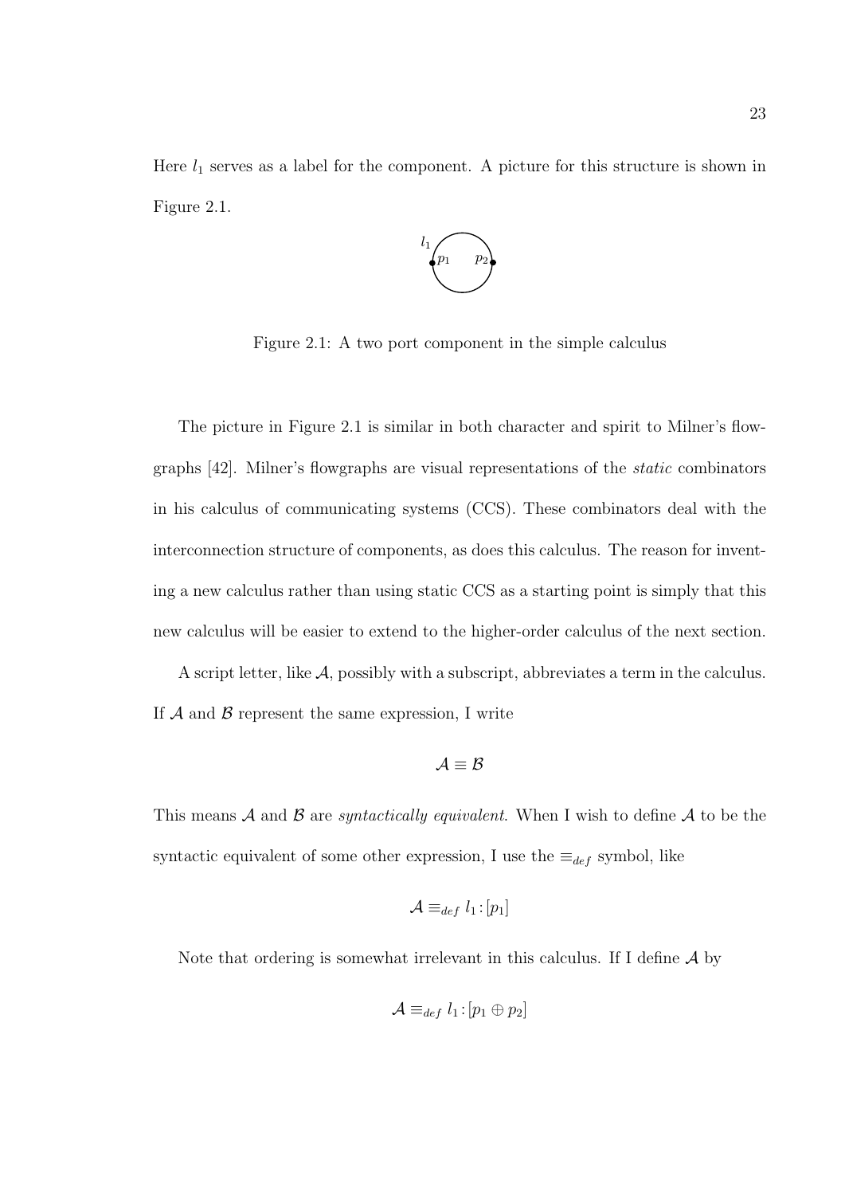Here $l_1$ serves as a label for the component. A picture for this structure is shown in Figure 2.1.

Figure 2.1: A two port component in the simple calculus

The picture in Figure 2.1 is similar in both character and spirit to Milner's flowgraphs [42]. Milner's flowgraphs are visual representations of the *static* combinators in his calculus of communicating systems (CCS). These combinators deal with the interconnection structure of components, as does this calculus. The reason for inventing a new calculus rather than using static CCS as a starting point is simply that this new calculus will be easier to extend to the higher-order calculus of the next section.

A script letter, like $\mathcal{A}$, possibly with a subscript, abbreviates a term in the calculus. If $\mathcal{A}$ and $\mathcal{B}$ represent the same expression, I write

$$\mathcal{A} \equiv \mathcal{B}$$

This means $\mathcal{A}$ and $\mathcal{B}$ are *syntactically equivalent*. When I wish to define $\mathcal{A}$ to be the syntactic equivalent of some other expression, I use the $\equiv_{def}$ symbol, like

$$\mathcal{A} \equiv_{def} l_1 : [p_1]$$

Note that ordering is somewhat irrelevant in this calculus. If I define $\mathcal{A}$ by

$$\mathcal{A} \equiv_{def} l_1 : [p_1 \oplus p_2]$$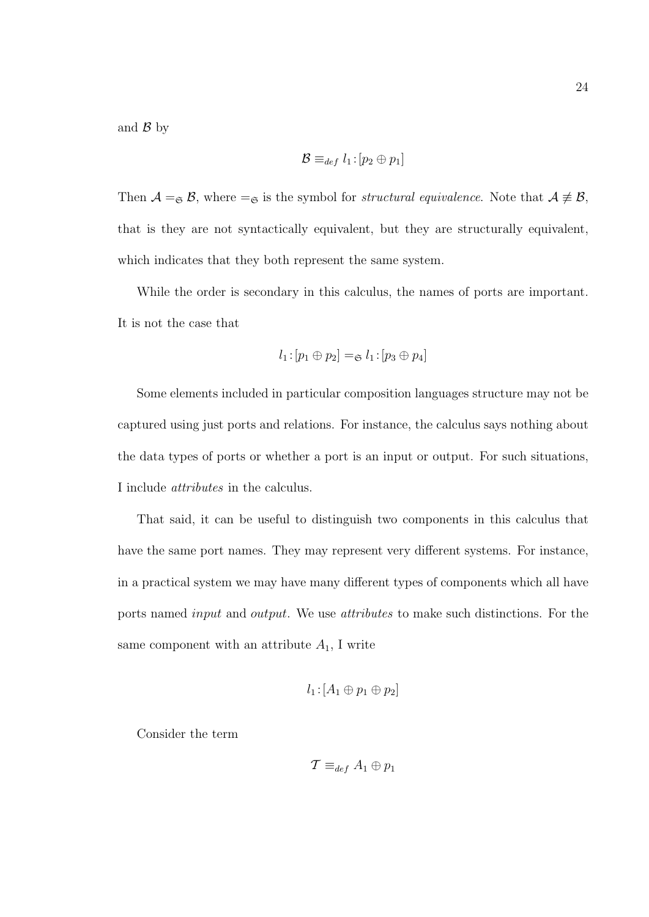and $\mathcal{B}$ by

$$\mathcal{B} \equiv_{def} l_1 : [p_2 \oplus p_1]$$

Then $\mathcal{A} =_{\mathfrak{S}} \mathcal{B}$, where $=_{\mathfrak{S}}$ is the symbol for *structural equivalence*. Note that $\mathcal{A} \not\equiv \mathcal{B}$, that is they are not syntactically equivalent, but they are structurally equivalent, which indicates that they both represent the same system.

While the order is secondary in this calculus, the names of ports are important. It is not the case that

$$l_1 : [p_1 \oplus p_2] =_{\mathfrak{S}} l_1 : [p_3 \oplus p_4]$$

Some elements included in particular composition languages structure may not be captured using just ports and relations. For instance, the calculus says nothing about the data types of ports or whether a port is an input or output. For such situations, I include *attributes* in the calculus.

That said, it can be useful to distinguish two components in this calculus that have the same port names. They may represent very different systems. For instance, in a practical system we may have many different types of components which all have ports named *input* and *output*. We use *attributes* to make such distinctions. For the same component with an attribute $A_1$, I write

$$l_1 : [A_1 \oplus p_1 \oplus p_2]$$

Consider the term

$$\mathcal{T} \equiv_{def} A_1 \oplus p_1$$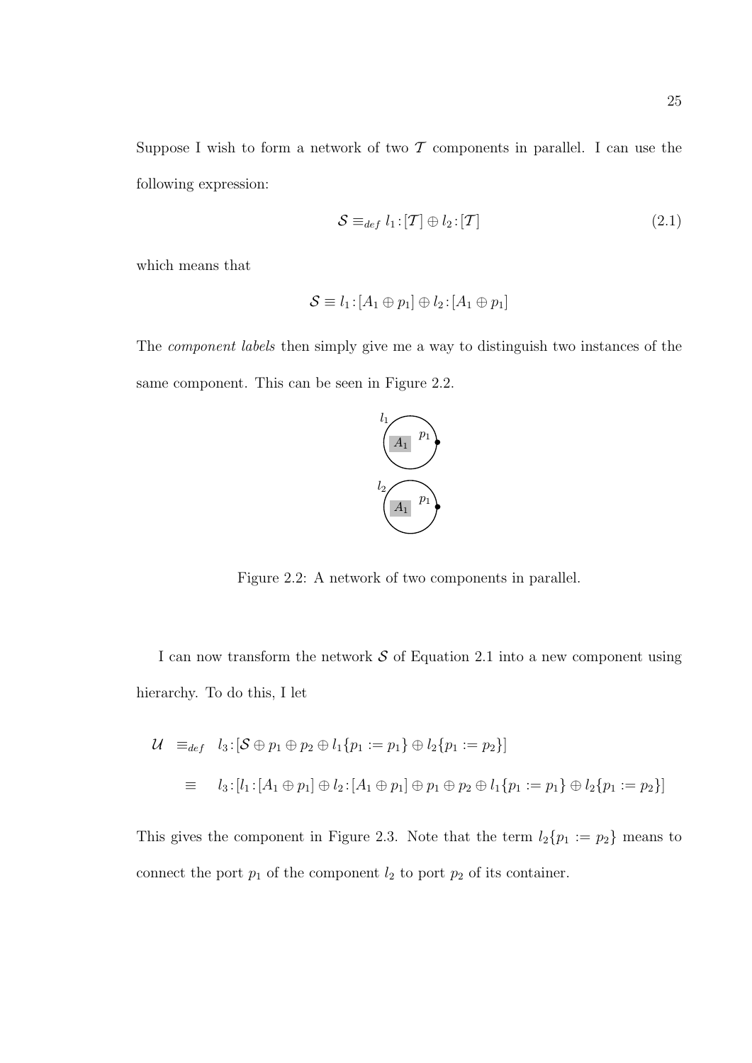Suppose I wish to form a network of two $\mathcal{T}$ components in parallel. I can use the following expression:

$$\mathcal{S} \equiv_{def} l_1 : [\mathcal{T}] \oplus l_2 : [\mathcal{T}] \tag{2.1}$$

which means that

$$\mathcal{S} \equiv l_1 : [A_1 \oplus p_1] \oplus l_2 : [A_1 \oplus p_1]$$

The *component labels* then simply give me a way to distinguish two instances of the same component. This can be seen in Figure 2.2.

Figure 2.2: A network of two components in parallel.

I can now transform the network $\mathcal{S}$ of Equation 2.1 into a new component using hierarchy. To do this, I let

$$\begin{aligned}
\mathcal{U} \;\; &\equiv_{def} \;\; l_3 : [\mathcal{S} \oplus p_1 \oplus p_2 \oplus l_1\{p_1 := p_1\} \oplus l_2\{p_1 := p_2\}] \\
&\equiv \;\; l_3 : [l_1 : [A_1 \oplus p_1] \oplus l_2 : [A_1 \oplus p_1] \oplus p_1 \oplus p_2 \oplus l_1\{p_1 := p_1\} \oplus l_2\{p_1 := p_2\}]
\end{aligned}$$

This gives the component in Figure 2.3. Note that the term $l_2\{p_1 := p_2\}$ means to connect the port $p_1$ of the component $l_2$ to port $p_2$ of its container.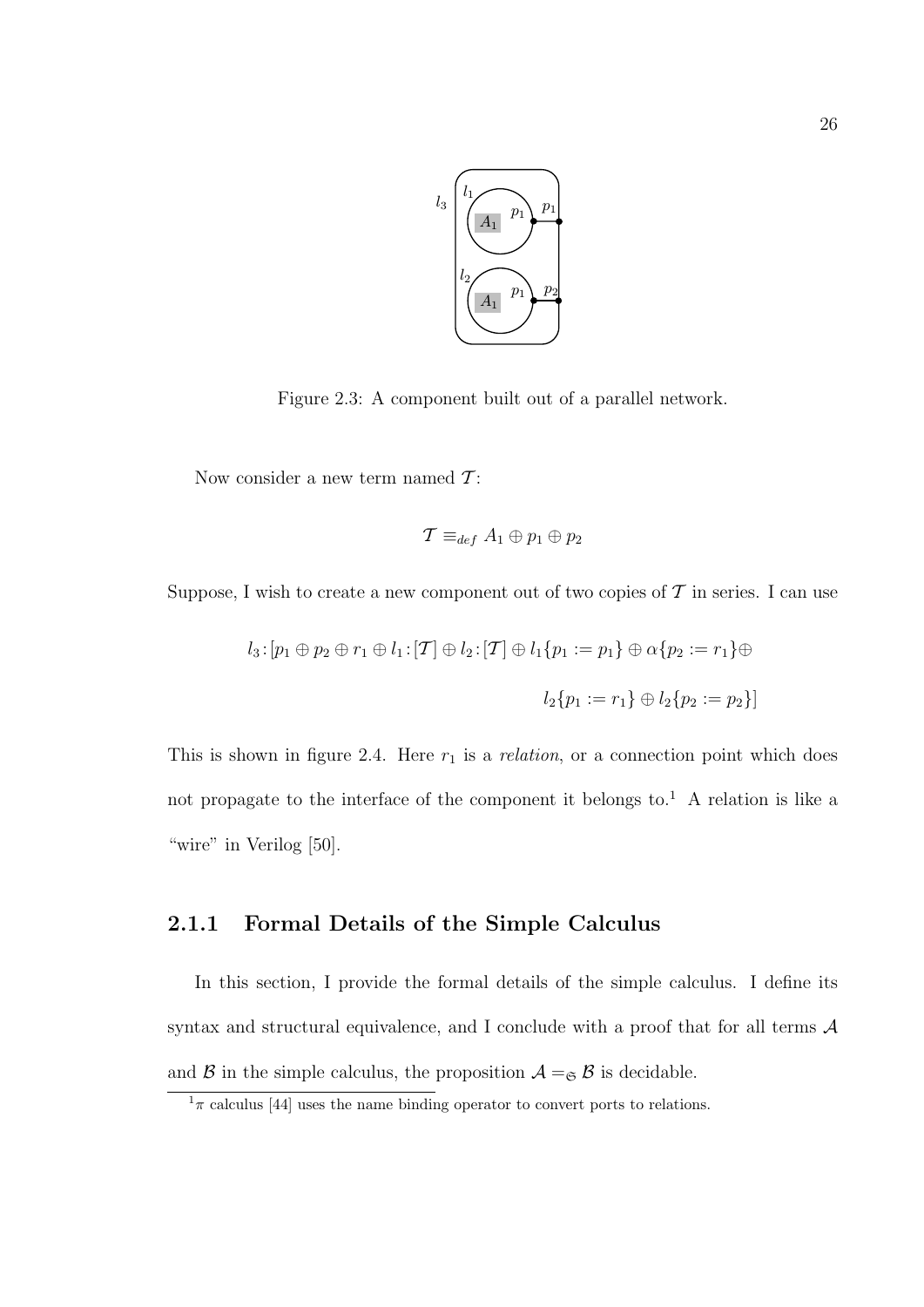Figure 2.3: A component built out of a parallel network.

Now consider a new term named $\mathcal{T}$:

$$\mathcal{T} \equiv_{def} A_1 \oplus p_1 \oplus p_2$$

Suppose, I wish to create a new component out of two copies of $\mathcal{T}$ in series. I can use

$$l_3 : [p_1 \oplus p_2 \oplus r_1 \oplus l_1 : [\mathcal{T}] \oplus l_2 : [\mathcal{T}] \oplus l_1\{p_1 := p_1\} \oplus \alpha\{p_2 := r_1\} \oplus$$

$$l_2\{p_1 := r_1\} \oplus l_2\{p_2 := p_2\}]$$

This is shown in figure 2.4. Here $r_1$ is a *relation*, or a connection point which does not propagate to the interface of the component it belongs to.[1] A relation is like a "wire" in Verilog [50].

### 2.1.1 Formal Details of the Simple Calculus

In this section, I provide the formal details of the simple calculus. I define its syntax and structural equivalence, and I conclude with a proof that for all terms $\mathcal{A}$ and $\mathcal{B}$ in the simple calculus, the proposition $\mathcal{A} =_{\mathfrak{S}} \mathcal{B}$ is decidable.

[1] $\pi$ calculus [44] uses the name binding operator to convert ports to relations.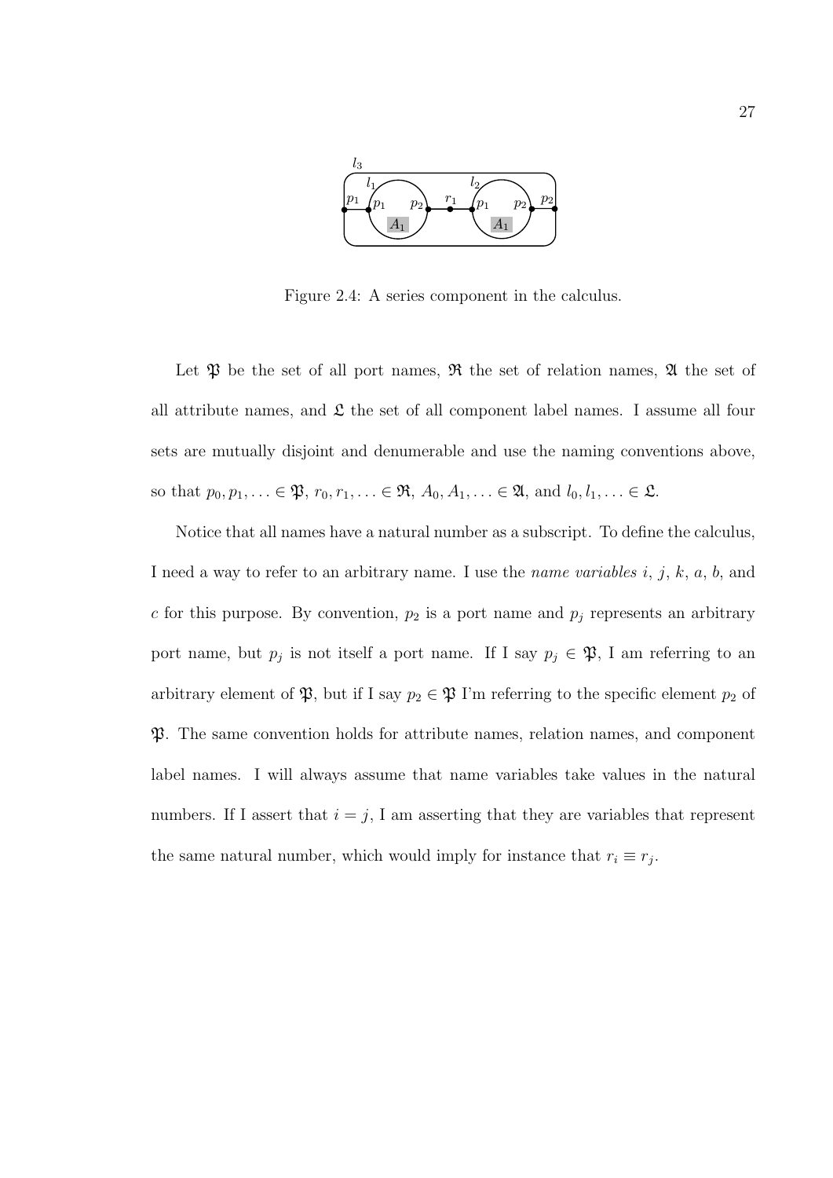Figure 2.4: A series component in the calculus.

Let $\mathfrak{P}$ be the set of all port names, $\mathfrak{R}$ the set of relation names, $\mathfrak{A}$ the set of all attribute names, and $\mathfrak{L}$ the set of all component label names. I assume all four sets are mutually disjoint and denumerable and use the naming conventions above, so that $p_0, p_1, \ldots \in \mathfrak{P}$, $r_0, r_1, \ldots \in \mathfrak{R}$, $A_0, A_1, \ldots \in \mathfrak{A}$, and $l_0, l_1, \ldots \in \mathfrak{L}$.

Notice that all names have a natural number as a subscript. To define the calculus, I need a way to refer to an arbitrary name. I use the *name variables* $i$, $j$, $k$, $a$, $b$, and $c$ for this purpose. By convention, $p_2$ is a port name and $p_j$ represents an arbitrary port name, but $p_j$ is not itself a port name. If I say $p_j \in \mathfrak{P}$, I am referring to an arbitrary element of $\mathfrak{P}$, but if I say $p_2 \in \mathfrak{P}$ I'm referring to the specific element $p_2$ of $\mathfrak{P}$. The same convention holds for attribute names, relation names, and component label names. I will always assume that name variables take values in the natural numbers. If I assert that $i = j$, I am asserting that they are variables that represent the same natural number, which would imply for instance that $r_i \equiv r_j$.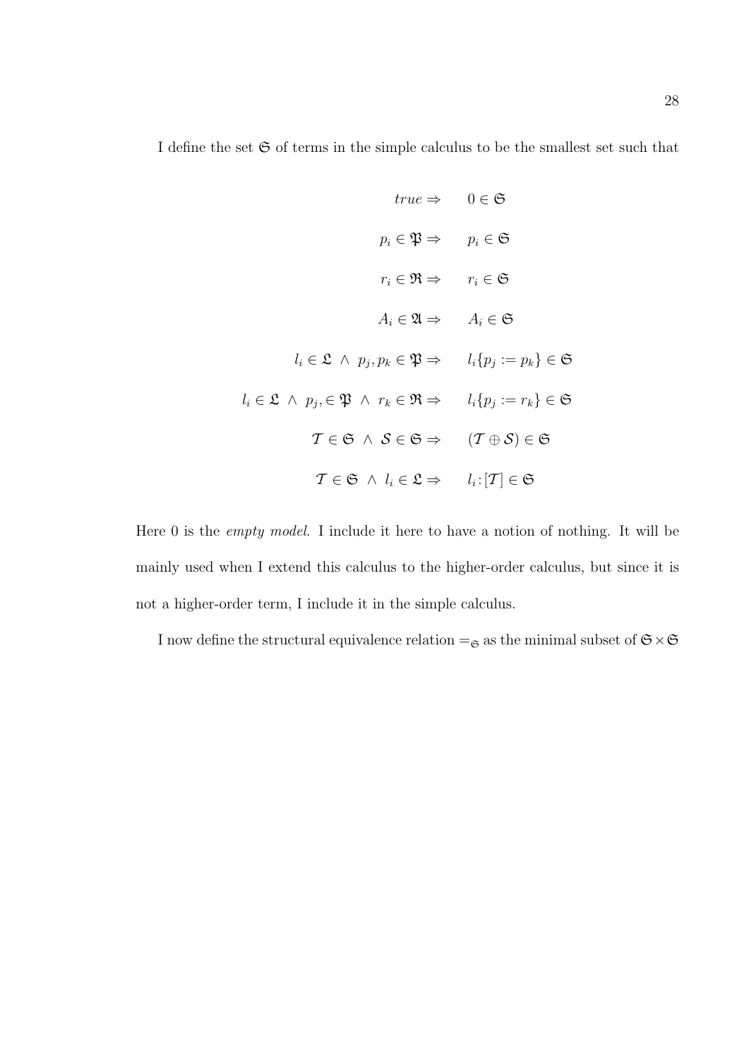I define the set $\mathfrak{S}$ of terms in the simple calculus to be the smallest set such that

$$
\begin{aligned}
true \Rightarrow &\quad 0 \in \mathfrak{S} \\
p_i \in \mathfrak{P} \Rightarrow &\quad p_i \in \mathfrak{S} \\
r_i \in \mathfrak{R} \Rightarrow &\quad r_i \in \mathfrak{S} \\
A_i \in \mathfrak{A} \Rightarrow &\quad A_i \in \mathfrak{S} \\
l_i \in \mathfrak{L} \ \wedge \ p_j, p_k \in \mathfrak{P} \Rightarrow &\quad l_i\{p_j := p_k\} \in \mathfrak{S} \\
l_i \in \mathfrak{L} \ \wedge \ p_j, \in \mathfrak{P} \ \wedge \ r_k \in \mathfrak{R} \Rightarrow &\quad l_i\{p_j := r_k\} \in \mathfrak{S} \\
\mathcal{T} \in \mathfrak{S} \ \wedge \ \mathcal{S} \in \mathfrak{S} \Rightarrow &\quad (\mathcal{T} \oplus \mathcal{S}) \in \mathfrak{S} \\
\mathcal{T} \in \mathfrak{S} \ \wedge \ l_i \in \mathfrak{L} \Rightarrow &\quad l_i\!:\![\mathcal{T}] \in \mathfrak{S}
\end{aligned}
$$

Here 0 is the *empty model*. I include it here to have a notion of nothing. It will be mainly used when I extend this calculus to the higher-order calculus, but since it is not a higher-order term, I include it in the simple calculus.

I now define the structural equivalence relation $=_{\mathfrak{S}}$ as the minimal subset of $\mathfrak{S} \times \mathfrak{S}$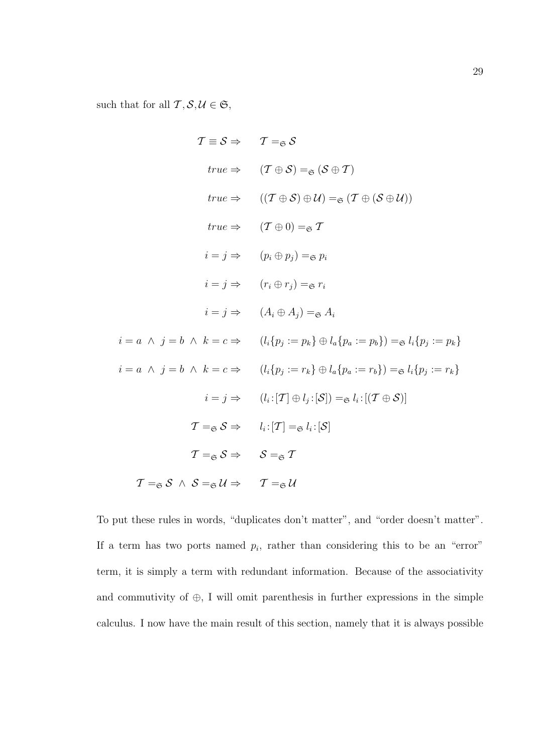such that for all $\mathcal{T}, \mathcal{S}, \mathcal{U} \in \mathfrak{S}$,

$$
\begin{aligned}
\mathcal{T} \equiv \mathcal{S} \Rightarrow &\quad \mathcal{T} =_{\mathfrak{S}} \mathcal{S} \\
true \Rightarrow &\quad (\mathcal{T} \oplus \mathcal{S}) =_{\mathfrak{S}} (\mathcal{S} \oplus \mathcal{T}) \\
true \Rightarrow &\quad ((\mathcal{T} \oplus \mathcal{S}) \oplus \mathcal{U}) =_{\mathfrak{S}} (\mathcal{T} \oplus (\mathcal{S} \oplus \mathcal{U})) \\
true \Rightarrow &\quad (\mathcal{T} \oplus 0) =_{\mathfrak{S}} \mathcal{T} \\
i = j \Rightarrow &\quad (p_i \oplus p_j) =_{\mathfrak{S}} p_i \\
i = j \Rightarrow &\quad (r_i \oplus r_j) =_{\mathfrak{S}} r_i \\
i = j \Rightarrow &\quad (A_i \oplus A_j) =_{\mathfrak{S}} A_i \\
i = a \ \wedge \ j = b \ \wedge \ k = c \Rightarrow &\quad (l_i\{p_j := p_k\} \oplus l_a\{p_a := p_b\}) =_{\mathfrak{S}} l_i\{p_j := p_k\} \\
i = a \ \wedge \ j = b \ \wedge \ k = c \Rightarrow &\quad (l_i\{p_j := r_k\} \oplus l_a\{p_a := r_b\}) =_{\mathfrak{S}} l_i\{p_j := r_k\} \\
i = j \Rightarrow &\quad (l_i\!:\![\mathcal{T}] \oplus l_j\!:\![\mathcal{S}]) =_{\mathfrak{S}} l_i\!:\![(\mathcal{T} \oplus \mathcal{S})] \\
\mathcal{T} =_{\mathfrak{S}} \mathcal{S} \Rightarrow &\quad l_i\!:\![\mathcal{T}] =_{\mathfrak{S}} l_i\!:\![\mathcal{S}] \\
\mathcal{T} =_{\mathfrak{S}} \mathcal{S} \Rightarrow &\quad \mathcal{S} =_{\mathfrak{S}} \mathcal{T} \\
\mathcal{T} =_{\mathfrak{S}} \mathcal{S} \ \wedge \ \mathcal{S} =_{\mathfrak{S}} \mathcal{U} \Rightarrow &\quad \mathcal{T} =_{\mathfrak{S}} \mathcal{U}
\end{aligned}
$$

To put these rules in words, "duplicates don't matter", and "order doesn't matter". If a term has two ports named $p_i$, rather than considering this to be an "error" term, it is simply a term with redundant information. Because of the associativity and commutivity of $\oplus$, I will omit parenthesis in further expressions in the simple calculus. I now have the main result of this section, namely that it is always possible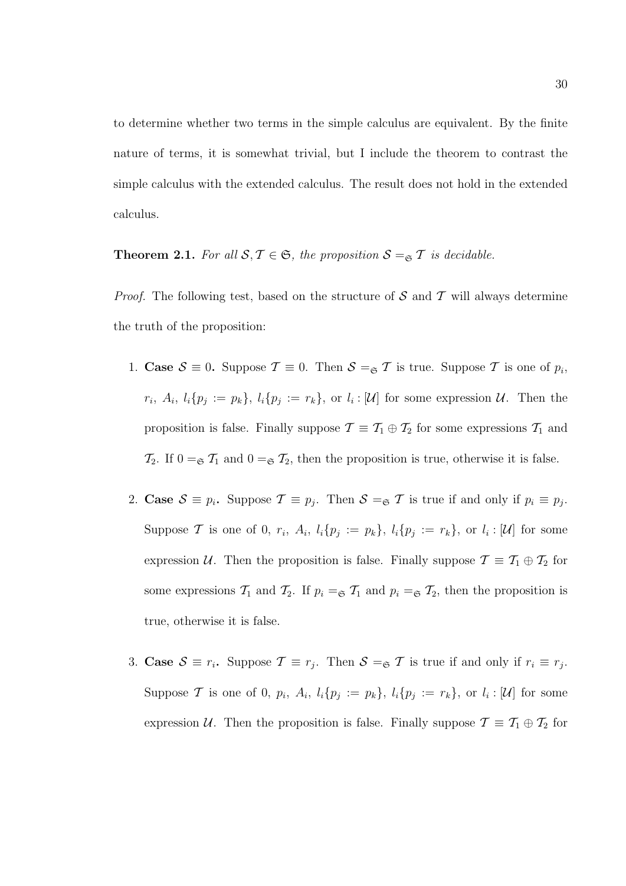to determine whether two terms in the simple calculus are equivalent. By the finite nature of terms, it is somewhat trivial, but I include the theorem to contrast the simple calculus with the extended calculus. The result does not hold in the extended calculus.

**Theorem 2.1.** *For all $\mathcal{S}, \mathcal{T} \in \mathfrak{S}$, the proposition $\mathcal{S} =_{\mathfrak{S}} \mathcal{T}$ is decidable.*

*Proof.* The following test, based on the structure of $\mathcal{S}$ and $\mathcal{T}$ will always determine the truth of the proposition:

1. **Case $\mathcal{S} \equiv 0$.** Suppose $\mathcal{T} \equiv 0$. Then $\mathcal{S} =_{\mathfrak{S}} \mathcal{T}$ is true. Suppose $\mathcal{T}$ is one of $p_i$, $r_i$, $A_i$, $l_i\{p_j := p_k\}$, $l_i\{p_j := r_k\}$, or $l_i : [\mathcal{U}]$ for some expression $\mathcal{U}$. Then the proposition is false. Finally suppose $\mathcal{T} \equiv \mathcal{T}_1 \oplus \mathcal{T}_2$ for some expressions $\mathcal{T}_1$ and $\mathcal{T}_2$. If $0 =_{\mathfrak{S}} \mathcal{T}_1$ and $0 =_{\mathfrak{S}} \mathcal{T}_2$, then the proposition is true, otherwise it is false.

2. **Case $\mathcal{S} \equiv p_i$.** Suppose $\mathcal{T} \equiv p_j$. Then $\mathcal{S} =_{\mathfrak{S}} \mathcal{T}$ is true if and only if $p_i \equiv p_j$. Suppose $\mathcal{T}$ is one of 0, $r_i$, $A_i$, $l_i\{p_j := p_k\}$, $l_i\{p_j := r_k\}$, or $l_i : [\mathcal{U}]$ for some expression $\mathcal{U}$. Then the proposition is false. Finally suppose $\mathcal{T} \equiv \mathcal{T}_1 \oplus \mathcal{T}_2$ for some expressions $\mathcal{T}_1$ and $\mathcal{T}_2$. If $p_i =_{\mathfrak{S}} \mathcal{T}_1$ and $p_i =_{\mathfrak{S}} \mathcal{T}_2$, then the proposition is true, otherwise it is false.

3. **Case $\mathcal{S} \equiv r_i$.** Suppose $\mathcal{T} \equiv r_j$. Then $\mathcal{S} =_{\mathfrak{S}} \mathcal{T}$ is true if and only if $r_i \equiv r_j$. Suppose $\mathcal{T}$ is one of 0, $p_i$, $A_i$, $l_i\{p_j := p_k\}$, $l_i\{p_j := r_k\}$, or $l_i : [\mathcal{U}]$ for some expression $\mathcal{U}$. Then the proposition is false. Finally suppose $\mathcal{T} \equiv \mathcal{T}_1 \oplus \mathcal{T}_2$ for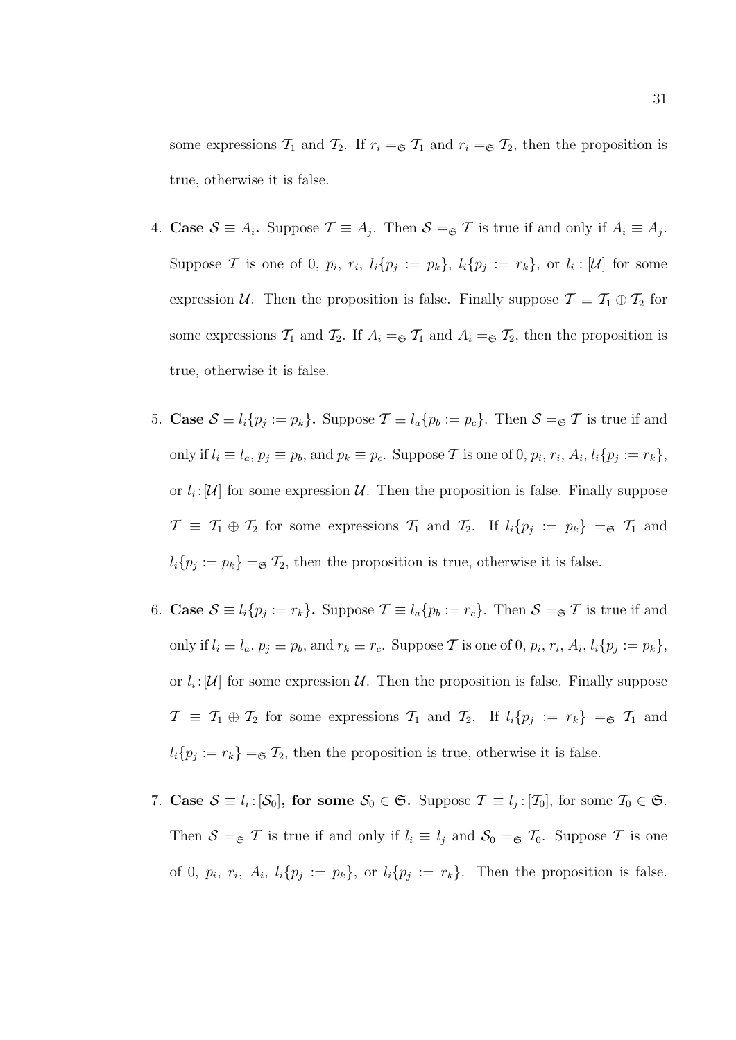some expressions $\mathcal{T}_1$ and $\mathcal{T}_2$. If $r_i =_{\mathfrak{S}} \mathcal{T}_1$ and $r_i =_{\mathfrak{S}} \mathcal{T}_2$, then the proposition is true, otherwise it is false.

4. **Case $\mathcal{S} \equiv A_i$.** Suppose $\mathcal{T} \equiv A_j$. Then $\mathcal{S} =_{\mathfrak{S}} \mathcal{T}$ is true if and only if $A_i \equiv A_j$. Suppose $\mathcal{T}$ is one of 0, $p_i$, $r_i$, $l_i\{p_j := p_k\}$, $l_i\{p_j := r_k\}$, or $l_i : [\mathcal{U}]$ for some expression $\mathcal{U}$. Then the proposition is false. Finally suppose $\mathcal{T} \equiv \mathcal{T}_1 \oplus \mathcal{T}_2$ for some expressions $\mathcal{T}_1$ and $\mathcal{T}_2$. If $A_i =_{\mathfrak{S}} \mathcal{T}_1$ and $A_i =_{\mathfrak{S}} \mathcal{T}_2$, then the proposition is true, otherwise it is false.

5. **Case $\mathcal{S} \equiv l_i\{p_j := p_k\}$.** Suppose $\mathcal{T} \equiv l_a\{p_b := p_c\}$. Then $\mathcal{S} =_{\mathfrak{S}} \mathcal{T}$ is true if and only if $l_i \equiv l_a$, $p_j \equiv p_b$, and $p_k \equiv p_c$. Suppose $\mathcal{T}$ is one of 0, $p_i$, $r_i$, $A_i$, $l_i\{p_j := r_k\}$, or $l_i : [\mathcal{U}]$ for some expression $\mathcal{U}$. Then the proposition is false. Finally suppose $\mathcal{T} \equiv \mathcal{T}_1 \oplus \mathcal{T}_2$ for some expressions $\mathcal{T}_1$ and $\mathcal{T}_2$. If $l_i\{p_j := p_k\} =_{\mathfrak{S}} \mathcal{T}_1$ and $l_i\{p_j := p_k\} =_{\mathfrak{S}} \mathcal{T}_2$, then the proposition is true, otherwise it is false.

6. **Case $\mathcal{S} \equiv l_i\{p_j := r_k\}$.** Suppose $\mathcal{T} \equiv l_a\{p_b := r_c\}$. Then $\mathcal{S} =_{\mathfrak{S}} \mathcal{T}$ is true if and only if $l_i \equiv l_a$, $p_j \equiv p_b$, and $r_k \equiv r_c$. Suppose $\mathcal{T}$ is one of 0, $p_i$, $r_i$, $A_i$, $l_i\{p_j := p_k\}$, or $l_i : [\mathcal{U}]$ for some expression $\mathcal{U}$. Then the proposition is false. Finally suppose $\mathcal{T} \equiv \mathcal{T}_1 \oplus \mathcal{T}_2$ for some expressions $\mathcal{T}_1$ and $\mathcal{T}_2$. If $l_i\{p_j := r_k\} =_{\mathfrak{S}} \mathcal{T}_1$ and $l_i\{p_j := r_k\} =_{\mathfrak{S}} \mathcal{T}_2$, then the proposition is true, otherwise it is false.

7. **Case $\mathcal{S} \equiv l_i : [\mathcal{S}_0]$, for some $\mathcal{S}_0 \in \mathfrak{S}$.** Suppose $\mathcal{T} \equiv l_j : [\mathcal{T}_0]$, for some $\mathcal{T}_0 \in \mathfrak{S}$. Then $\mathcal{S} =_{\mathfrak{S}} \mathcal{T}$ is true if and only if $l_i \equiv l_j$ and $\mathcal{S}_0 =_{\mathfrak{S}} \mathcal{T}_0$. Suppose $\mathcal{T}$ is one of 0, $p_i$, $r_i$, $A_i$, $l_i\{p_j := p_k\}$, or $l_i\{p_j := r_k\}$. Then the proposition is false.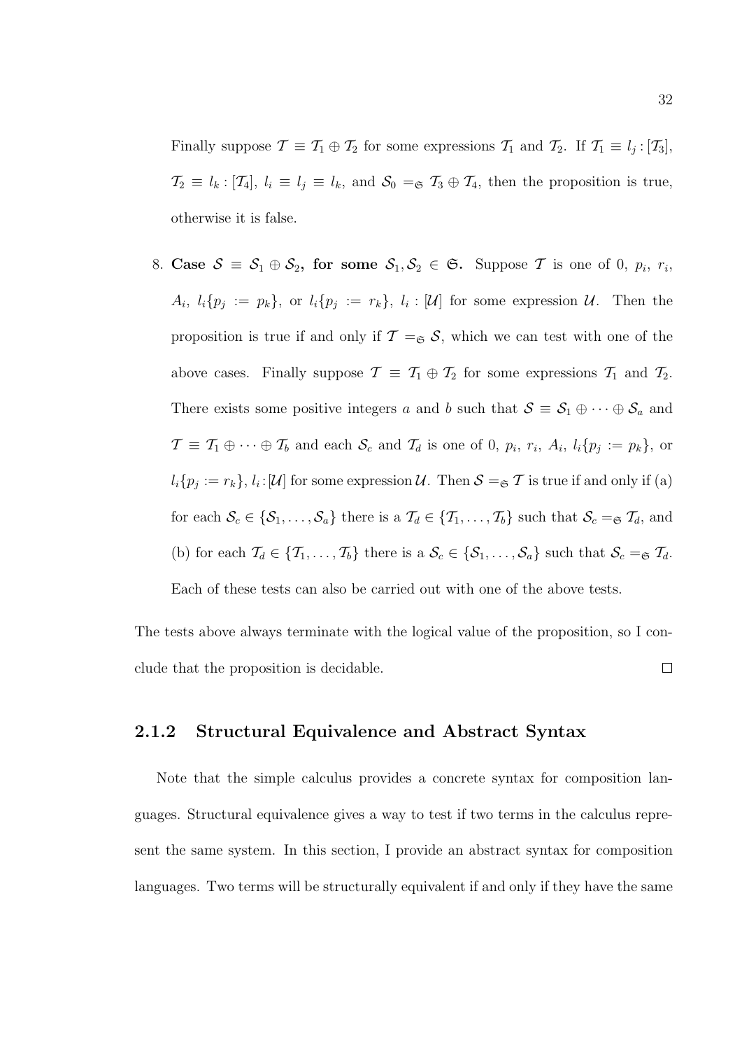Finally suppose $\mathcal{T} \equiv \mathcal{T}_1 \oplus \mathcal{T}_2$ for some expressions $\mathcal{T}_1$ and $\mathcal{T}_2$. If $\mathcal{T}_1 \equiv l_j : [\mathcal{T}_3]$, $\mathcal{T}_2 \equiv l_k : [\mathcal{T}_4]$, $l_i \equiv l_j \equiv l_k$, and $\mathcal{S}_0 =_{\mathfrak{S}} \mathcal{T}_3 \oplus \mathcal{T}_4$, then the proposition is true, otherwise it is false.

8. **Case $\mathcal{S} \equiv \mathcal{S}_1 \oplus \mathcal{S}_2$, for some $\mathcal{S}_1, \mathcal{S}_2 \in \mathfrak{S}$.** Suppose $\mathcal{T}$ is one of 0, $p_i$, $r_i$, $A_i$, $l_i\{p_j := p_k\}$, or $l_i\{p_j := r_k\}$, $l_i : [\mathcal{U}]$ for some expression $\mathcal{U}$. Then the proposition is true if and only if $\mathcal{T} =_{\mathfrak{S}} \mathcal{S}$, which we can test with one of the above cases. Finally suppose $\mathcal{T} \equiv \mathcal{T}_1 \oplus \mathcal{T}_2$ for some expressions $\mathcal{T}_1$ and $\mathcal{T}_2$. There exists some positive integers $a$ and $b$ such that $\mathcal{S} \equiv \mathcal{S}_1 \oplus \cdots \oplus \mathcal{S}_a$ and $\mathcal{T} \equiv \mathcal{T}_1 \oplus \cdots \oplus \mathcal{T}_b$ and each $\mathcal{S}_c$ and $\mathcal{T}_d$ is one of 0, $p_i$, $r_i$, $A_i$, $l_i\{p_j := p_k\}$, or $l_i\{p_j := r_k\}$, $l_i : [\mathcal{U}]$ for some expression $\mathcal{U}$. Then $\mathcal{S} =_{\mathfrak{S}} \mathcal{T}$ is true if and only if (a) for each $\mathcal{S}_c \in \{\mathcal{S}_1, \ldots, \mathcal{S}_a\}$ there is a $\mathcal{T}_d \in \{\mathcal{T}_1, \ldots, \mathcal{T}_b\}$ such that $\mathcal{S}_c =_{\mathfrak{S}} \mathcal{T}_d$, and (b) for each $\mathcal{T}_d \in \{\mathcal{T}_1, \ldots, \mathcal{T}_b\}$ there is a $\mathcal{S}_c \in \{\mathcal{S}_1, \ldots, \mathcal{S}_a\}$ such that $\mathcal{S}_c =_{\mathfrak{S}} \mathcal{T}_d$. Each of these tests can also be carried out with one of the above tests.

The tests above always terminate with the logical value of the proposition, so I conclude that the proposition is decidable. □

### 2.1.2 Structural Equivalence and Abstract Syntax

Note that the simple calculus provides a concrete syntax for composition languages. Structural equivalence gives a way to test if two terms in the calculus represent the same system. In this section, I provide an abstract syntax for composition languages. Two terms will be structurally equivalent if and only if they have the same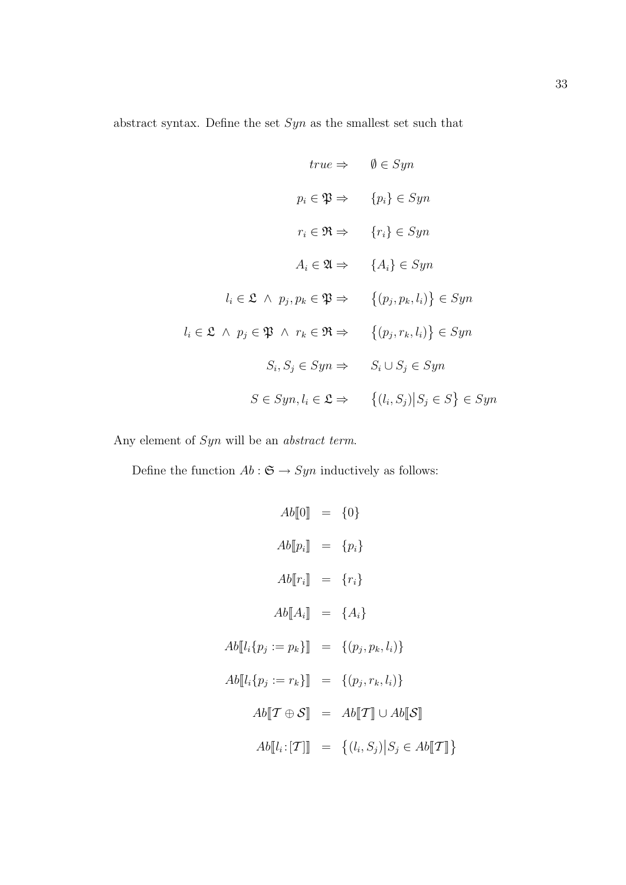abstract syntax. Define the set $Syn$ as the smallest set such that

$$
\begin{aligned}
true \Rightarrow &\quad \emptyset \in Syn \\
p_i \in \mathfrak{P} \Rightarrow &\quad \{p_i\} \in Syn \\
r_i \in \mathfrak{R} \Rightarrow &\quad \{r_i\} \in Syn \\
A_i \in \mathfrak{A} \Rightarrow &\quad \{A_i\} \in Syn \\
l_i \in \mathfrak{L} \ \wedge \ p_j, p_k \in \mathfrak{P} \Rightarrow &\quad \big\{(p_j, p_k, l_i)\big\} \in Syn \\
l_i \in \mathfrak{L} \ \wedge \ p_j \in \mathfrak{P} \ \wedge \ r_k \in \mathfrak{R} \Rightarrow &\quad \big\{(p_j, r_k, l_i)\big\} \in Syn \\
S_i, S_j \in Syn \Rightarrow &\quad S_i \cup S_j \in Syn \\
S \in Syn, l_i \in \mathfrak{L} \Rightarrow &\quad \big\{(l_i, S_j) \big| S_j \in S\big\} \in Syn
\end{aligned}
$$

Any element of $Syn$ will be an *abstract term*.

Define the function $Ab : \mathfrak{S} \rightarrow Syn$ inductively as follows:

$$
\begin{aligned}
Ab[\![0]\!] &= \{0\} \\
Ab[\![p_i]\!] &= \{p_i\} \\
Ab[\![r_i]\!] &= \{r_i\} \\
Ab[\![A_i]\!] &= \{A_i\} \\
Ab[\![l_i\{p_j := p_k\}]\!] &= \{(p_j, p_k, l_i)\} \\
Ab[\![l_i\{p_j := r_k\}]\!] &= \{(p_j, r_k, l_i)\} \\
Ab[\![\mathcal{T} \oplus \mathcal{S}]\!] &= Ab[\![\mathcal{T}]\!] \cup Ab[\![\mathcal{S}]\!] \\
Ab[\![l_i\!:\![\mathcal{T}]]\!] &= \big\{(l_i, S_j) \big| S_j \in Ab[\![\mathcal{T}]\!]\big\}
\end{aligned}
$$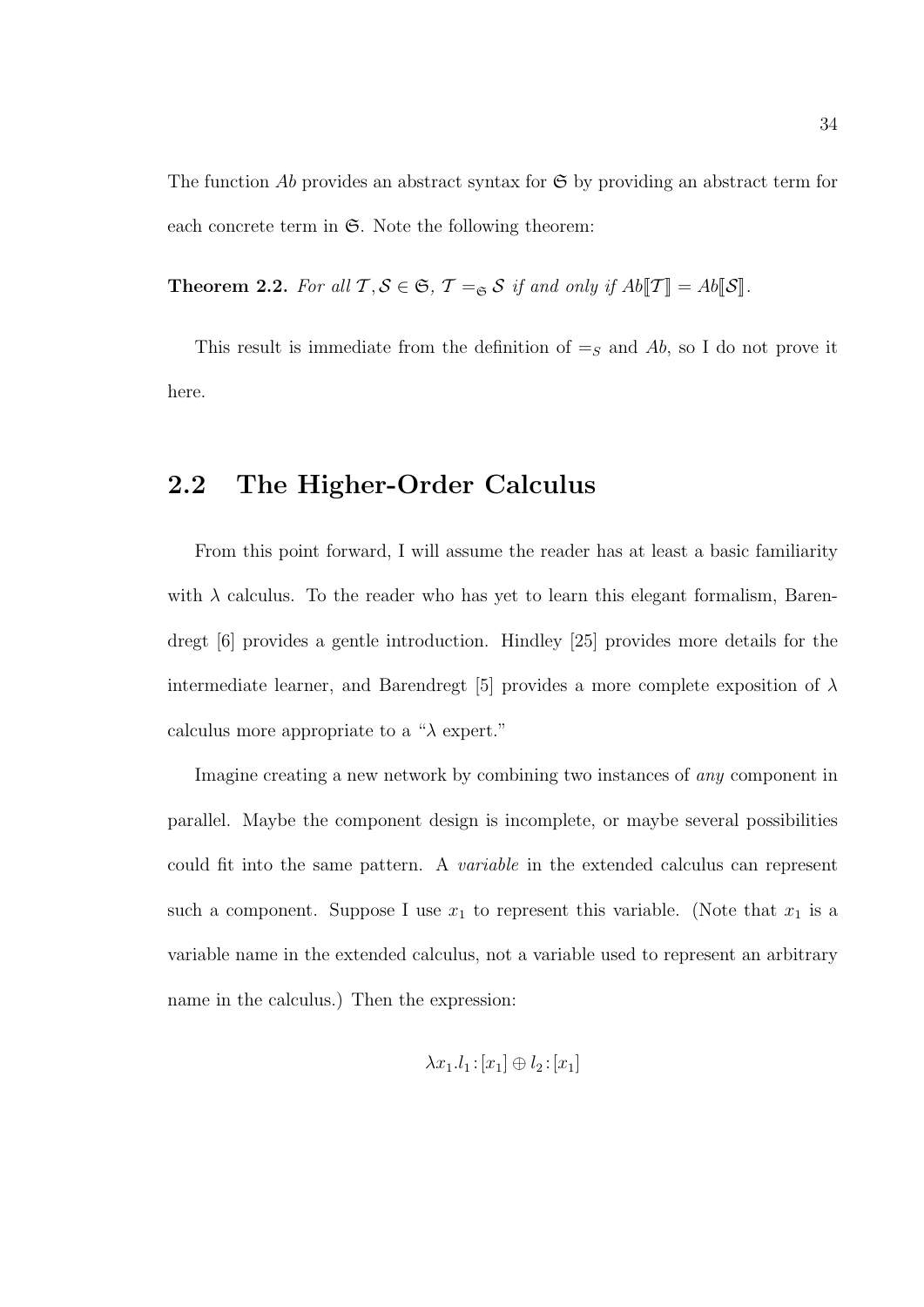The function *Ab* provides an abstract syntax for $\mathfrak{S}$ by providing an abstract term for each concrete term in $\mathfrak{S}$. Note the following theorem:

**Theorem 2.2.** *For all* $\mathcal{T}, \mathcal{S} \in \mathfrak{S}$, $\mathcal{T} =_{\mathfrak{S}} \mathcal{S}$ *if and only if* $Ab[\![\mathcal{T}]\!] = Ab[\![\mathcal{S}]\!]$.

This result is immediate from the definition of $=_S$ and *Ab*, so I do not prove it here.

## 2.2 The Higher-Order Calculus

From this point forward, I will assume the reader has at least a basic familiarity with $\lambda$ calculus. To the reader who has yet to learn this elegant formalism, Barendregt [6] provides a gentle introduction. Hindley [25] provides more details for the intermediate learner, and Barendregt [5] provides a more complete exposition of $\lambda$ calculus more appropriate to a "$\lambda$ expert."

Imagine creating a new network by combining two instances of *any* component in parallel. Maybe the component design is incomplete, or maybe several possibilities could fit into the same pattern. A *variable* in the extended calculus can represent such a component. Suppose I use $x_1$ to represent this variable. (Note that $x_1$ is a variable name in the extended calculus, not a variable used to represent an arbitrary name in the calculus.) Then the expression:

$$\lambda x_1.l_1 : [x_1] \oplus l_2 : [x_1]$$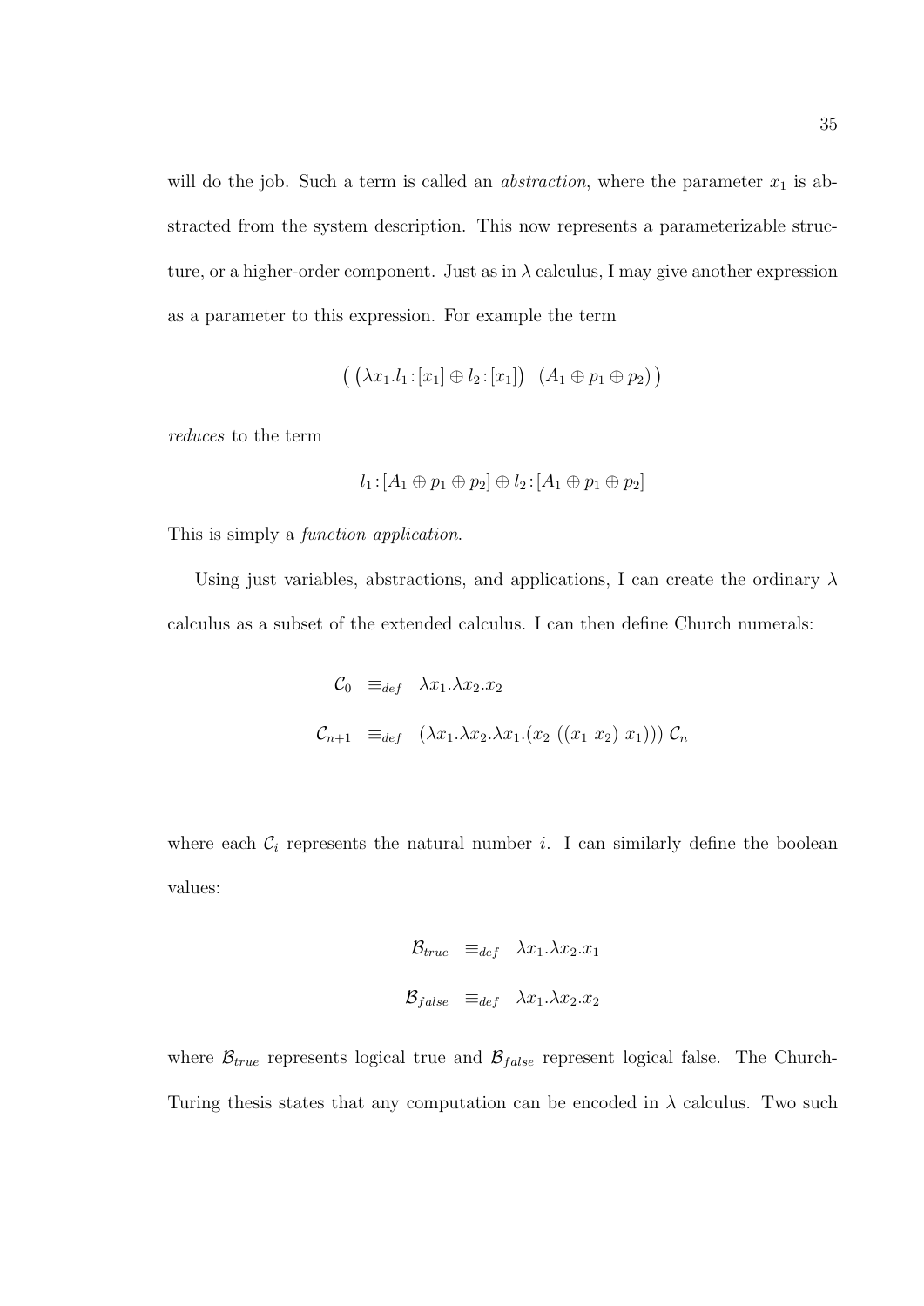will do the job. Such a term is called an *abstraction*, where the parameter $x_1$ is abstracted from the system description. This now represents a parameterizable structure, or a higher-order component. Just as in $\lambda$ calculus, I may give another expression as a parameter to this expression. For example the term

$$\big( \big(\lambda x_1.l_1\!:\![x_1] \oplus l_2\!:\![x_1]\big) \;\; (A_1 \oplus p_1 \oplus p_2) \big)$$

*reduces* to the term

$$l_1\!:\![A_1 \oplus p_1 \oplus p_2] \oplus l_2\!:\![A_1 \oplus p_1 \oplus p_2]$$

This is simply a *function application*.

Using just variables, abstractions, and applications, I can create the ordinary $\lambda$ calculus as a subset of the extended calculus. I can then define Church numerals:

$$\begin{aligned} \mathcal{C}_0 &\equiv_{def} \lambda x_1.\lambda x_2.x_2 \\ \mathcal{C}_{n+1} &\equiv_{def} (\lambda x_1.\lambda x_2.\lambda x_1.(x_2\ ((x_1\ x_2)\ x_1)))\ \mathcal{C}_n \end{aligned}$$

where each $\mathcal{C}_i$ represents the natural number $i$. I can similarly define the boolean values:

$$\begin{aligned} \mathcal{B}_{true} &\equiv_{def} \lambda x_1.\lambda x_2.x_1 \\ \mathcal{B}_{false} &\equiv_{def} \lambda x_1.\lambda x_2.x_2 \end{aligned}$$

where $\mathcal{B}_{true}$ represents logical true and $\mathcal{B}_{false}$ represent logical false. The Church-Turing thesis states that any computation can be encoded in $\lambda$ calculus. Two such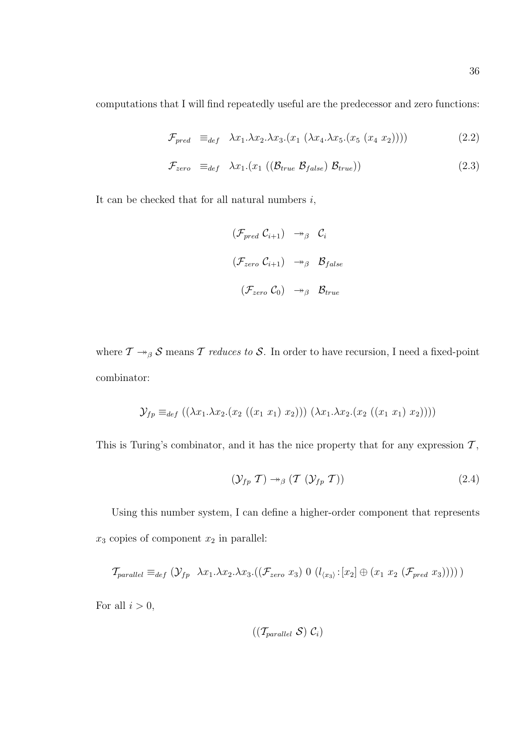computations that I will find repeatedly useful are the predecessor and zero functions:

$$\mathcal{F}_{pred} \equiv_{def} \lambda x_1.\lambda x_2.\lambda x_3.(x_1\ (\lambda x_4.\lambda x_5.(x_5\ (x_4\ x_2)))) \tag{2.2}$$

$$\mathcal{F}_{zero} \equiv_{def} \lambda x_1.(x_1\ ((\mathcal{B}_{true}\ \mathcal{B}_{false})\ \mathcal{B}_{true})) \tag{2.3}$$

It can be checked that for all natural numbers $i$,

$$\begin{aligned}
(\mathcal{F}_{pred}\ \mathcal{C}_{i+1}) &\twoheadrightarrow_\beta \mathcal{C}_i \\
(\mathcal{F}_{zero}\ \mathcal{C}_{i+1}) &\twoheadrightarrow_\beta \mathcal{B}_{false} \\
(\mathcal{F}_{zero}\ \mathcal{C}_0) &\twoheadrightarrow_\beta \mathcal{B}_{true}
\end{aligned}$$

where $\mathcal{T} \twoheadrightarrow_\beta \mathcal{S}$ means $\mathcal{T}$ *reduces to* $\mathcal{S}$. In order to have recursion, I need a fixed-point combinator:

$$\mathcal{Y}_{fp} \equiv_{def} ((\lambda x_1.\lambda x_2.(x_2\ ((x_1\ x_1)\ x_2)))\ (\lambda x_1.\lambda x_2.(x_2\ ((x_1\ x_1)\ x_2))))$$

This is Turing's combinator, and it has the nice property that for any expression $\mathcal{T}$,

$$(\mathcal{Y}_{fp}\ \mathcal{T}) \twoheadrightarrow_\beta (\mathcal{T}\ (\mathcal{Y}_{fp}\ \mathcal{T})) \tag{2.4}$$

Using this number system, I can define a higher-order component that represents $x_3$ copies of component $x_2$ in parallel:

$$\mathcal{T}_{parallel} \equiv_{def} (\mathcal{Y}_{fp}\ \ \lambda x_1.\lambda x_2.\lambda x_3.((\mathcal{F}_{zero}\ x_3)\ 0\ (l_{\langle x_3 \rangle}\!:\![x_2] \oplus (x_1\ x_2\ (\mathcal{F}_{pred}\ x_3)))))$$

For all $i > 0$,

$$((\mathcal{T}_{parallel}\ \mathcal{S})\ \mathcal{C}_i)$$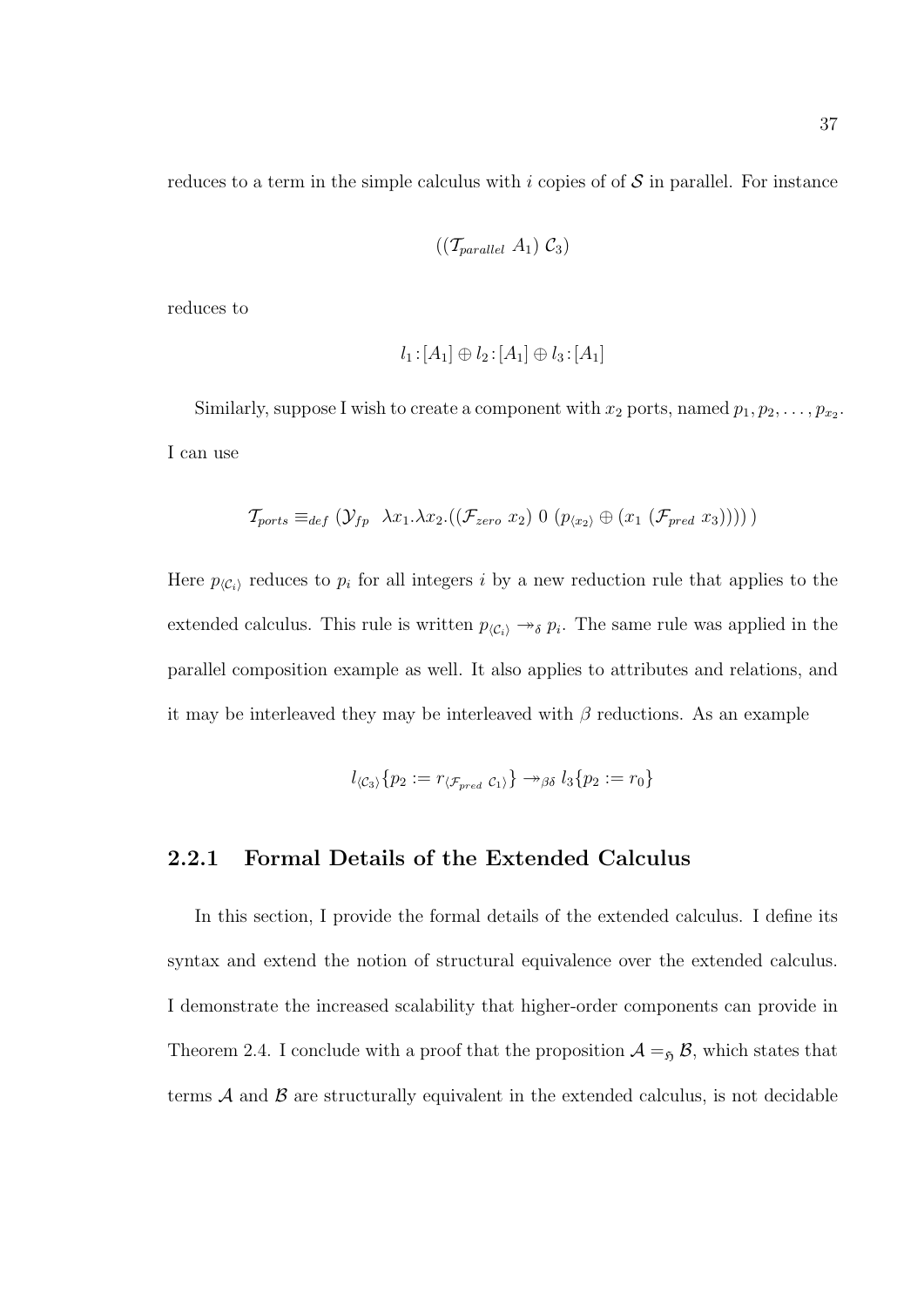reduces to a term in the simple calculus with $i$ copies of of $\mathcal{S}$ in parallel. For instance

$$((\mathcal{T}_{parallel}\ A_1)\ \mathcal{C}_3)$$

reduces to

$$l_1\!:\![A_1] \oplus l_2\!:\![A_1] \oplus l_3\!:\![A_1]$$

Similarly, suppose I wish to create a component with $x_2$ ports, named $p_1, p_2, \ldots, p_{x_2}$. I can use

$$\mathcal{T}_{ports} \equiv_{def} (\mathcal{Y}_{fp}\ \ \lambda x_1.\lambda x_2.((\mathcal{F}_{zero}\ x_2)\ 0\ (p_{\langle x_2 \rangle} \oplus (x_1\ (\mathcal{F}_{pred}\ x_3)))))$$

Here $p_{\langle \mathcal{C}_i \rangle}$ reduces to $p_i$ for all integers $i$ by a new reduction rule that applies to the extended calculus. This rule is written $p_{\langle \mathcal{C}_i \rangle} \twoheadrightarrow_{\delta} p_i$. The same rule was applied in the parallel composition example as well. It also applies to attributes and relations, and it may be interleaved they may be interleaved with $\beta$ reductions. As an example

$$l_{\langle \mathcal{C}_3 \rangle}\{p_2 := r_{\langle \mathcal{F}_{pred}\ \mathcal{C}_1 \rangle}\} \twoheadrightarrow_{\beta\delta} l_3\{p_2 := r_0\}$$

### 2.2.1 Formal Details of the Extended Calculus

In this section, I provide the formal details of the extended calculus. I define its syntax and extend the notion of structural equivalence over the extended calculus. I demonstrate the increased scalability that higher-order components can provide in Theorem 2.4. I conclude with a proof that the proposition $\mathcal{A} =_{\mathfrak{H}} \mathcal{B}$, which states that terms $\mathcal{A}$ and $\mathcal{B}$ are structurally equivalent in the extended calculus, is not decidable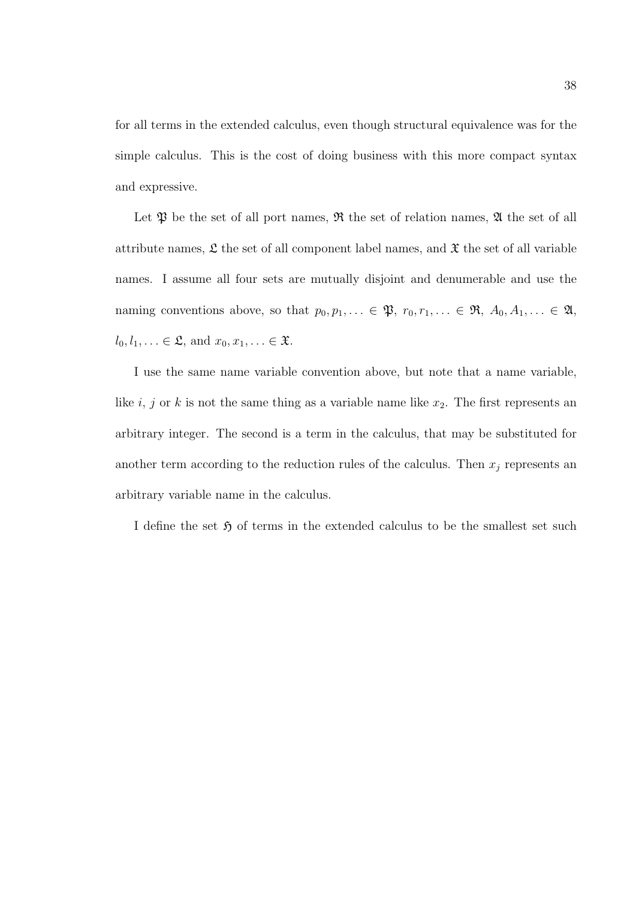for all terms in the extended calculus, even though structural equivalence was for the simple calculus. This is the cost of doing business with this more compact syntax and expressive.

Let $\mathfrak{P}$ be the set of all port names, $\mathfrak{R}$ the set of relation names, $\mathfrak{A}$ the set of all attribute names, $\mathfrak{L}$ the set of all component label names, and $\mathfrak{X}$ the set of all variable names. I assume all four sets are mutually disjoint and denumerable and use the naming conventions above, so that $p_0, p_1, \ldots \in \mathfrak{P}$, $r_0, r_1, \ldots \in \mathfrak{R}$, $A_0, A_1, \ldots \in \mathfrak{A}$, $l_0, l_1, \ldots \in \mathfrak{L}$, and $x_0, x_1, \ldots \in \mathfrak{X}$.

I use the same name variable convention above, but note that a name variable, like $i$, $j$ or $k$ is not the same thing as a variable name like $x_2$. The first represents an arbitrary integer. The second is a term in the calculus, that may be substituted for another term according to the reduction rules of the calculus. Then $x_j$ represents an arbitrary variable name in the calculus.

I define the set $\mathfrak{H}$ of terms in the extended calculus to be the smallest set such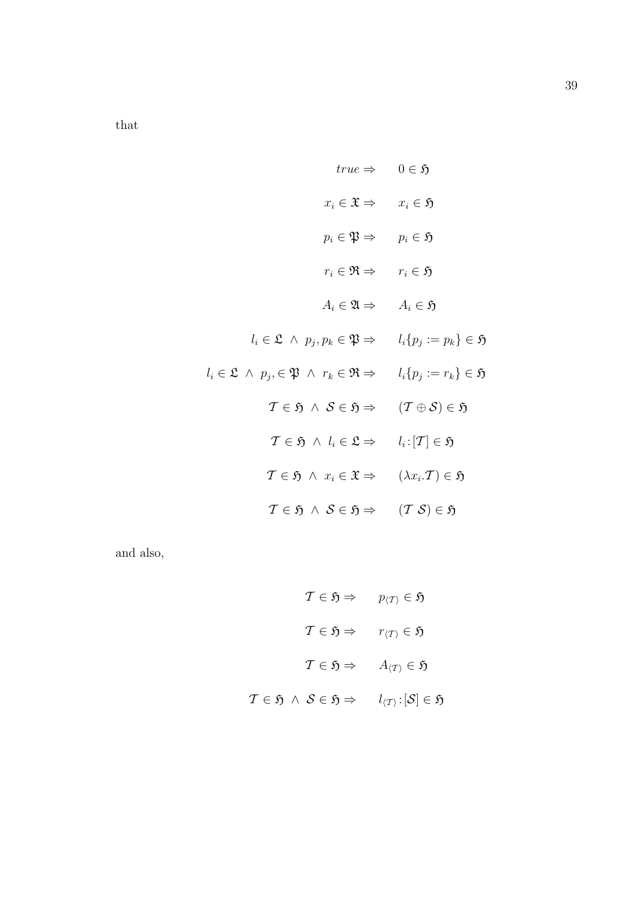that

$$
\begin{aligned}
true \Rightarrow \quad & 0 \in \mathfrak{H} \\
x_i \in \mathfrak{X} \Rightarrow \quad & x_i \in \mathfrak{H} \\
p_i \in \mathfrak{P} \Rightarrow \quad & p_i \in \mathfrak{H} \\
r_i \in \mathfrak{R} \Rightarrow \quad & r_i \in \mathfrak{H} \\
A_i \in \mathfrak{A} \Rightarrow \quad & A_i \in \mathfrak{H} \\
l_i \in \mathfrak{L} \ \wedge \ p_j, p_k \in \mathfrak{P} \Rightarrow \quad & l_i\{p_j := p_k\} \in \mathfrak{H} \\
l_i \in \mathfrak{L} \ \wedge \ p_j, \in \mathfrak{P} \ \wedge \ r_k \in \mathfrak{R} \Rightarrow \quad & l_i\{p_j := r_k\} \in \mathfrak{H} \\
\mathcal{T} \in \mathfrak{H} \ \wedge \ \mathcal{S} \in \mathfrak{H} \Rightarrow \quad & (\mathcal{T} \oplus \mathcal{S}) \in \mathfrak{H} \\
\mathcal{T} \in \mathfrak{H} \ \wedge \ l_i \in \mathfrak{L} \Rightarrow \quad & l_i\!:\![\mathcal{T}] \in \mathfrak{H} \\
\mathcal{T} \in \mathfrak{H} \ \wedge \ x_i \in \mathfrak{X} \Rightarrow \quad & (\lambda x_i.\mathcal{T}) \in \mathfrak{H} \\
\mathcal{T} \in \mathfrak{H} \ \wedge \ \mathcal{S} \in \mathfrak{H} \Rightarrow \quad & (\mathcal{T} \ \mathcal{S}) \in \mathfrak{H}
\end{aligned}
$$

and also,

$$
\begin{aligned}
\mathcal{T} \in \mathfrak{H} \Rightarrow \quad & p_{\langle \mathcal{T} \rangle} \in \mathfrak{H} \\
\mathcal{T} \in \mathfrak{H} \Rightarrow \quad & r_{\langle \mathcal{T} \rangle} \in \mathfrak{H} \\
\mathcal{T} \in \mathfrak{H} \Rightarrow \quad & A_{\langle \mathcal{T} \rangle} \in \mathfrak{H} \\
\mathcal{T} \in \mathfrak{H} \ \wedge \ \mathcal{S} \in \mathfrak{H} \Rightarrow \quad & l_{\langle \mathcal{T} \rangle}\!:\![\mathcal{S}] \in \mathfrak{H}
\end{aligned}
$$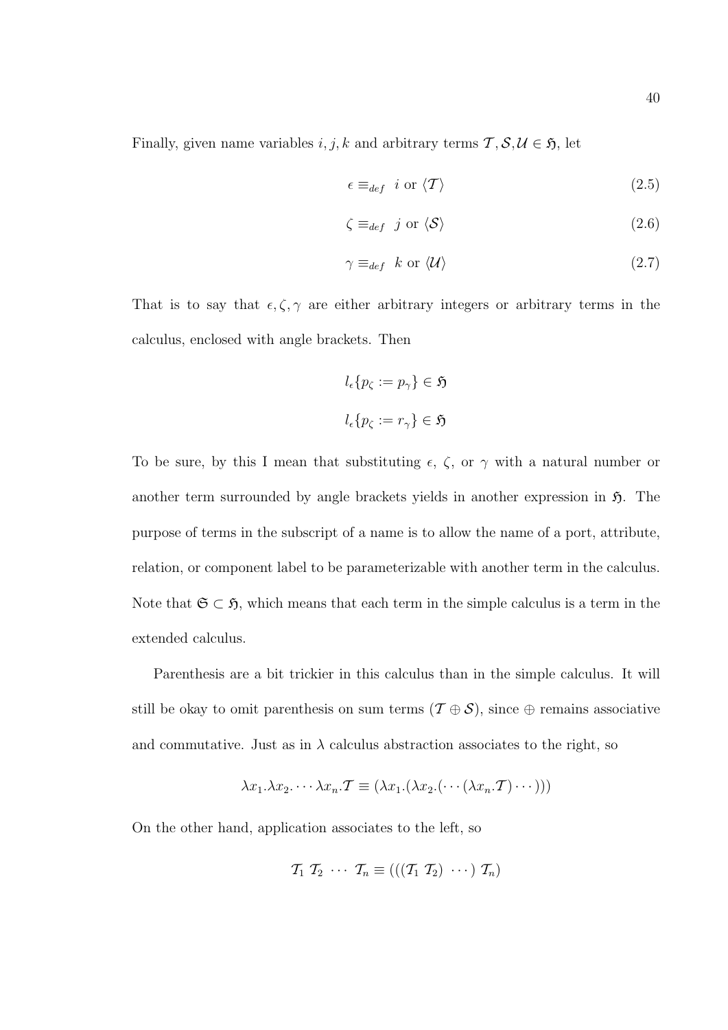Finally, given name variables $i, j, k$ and arbitrary terms $\mathcal{T}, \mathcal{S}, \mathcal{U} \in \mathfrak{H}$, let

$$\epsilon \equiv_{def} \; i \text{ or } \langle \mathcal{T} \rangle \tag{2.5}$$

$$\zeta \equiv_{def} \; j \text{ or } \langle \mathcal{S} \rangle \tag{2.6}$$

$$\gamma \equiv_{def} \; k \text{ or } \langle \mathcal{U} \rangle \tag{2.7}$$

That is to say that $\epsilon, \zeta, \gamma$ are either arbitrary integers or arbitrary terms in the calculus, enclosed with angle brackets. Then

$$l_\epsilon\{p_\zeta := p_\gamma\} \in \mathfrak{H}$$

$$l_\epsilon\{p_\zeta := r_\gamma\} \in \mathfrak{H}$$

To be sure, by this I mean that substituting $\epsilon$, $\zeta$, or $\gamma$ with a natural number or another term surrounded by angle brackets yields in another expression in $\mathfrak{H}$. The purpose of terms in the subscript of a name is to allow the name of a port, attribute, relation, or component label to be parameterizable with another term in the calculus. Note that $\mathfrak{S} \subset \mathfrak{H}$, which means that each term in the simple calculus is a term in the extended calculus.

Parenthesis are a bit trickier in this calculus than in the simple calculus. It will still be okay to omit parenthesis on sum terms ($\mathcal{T} \oplus \mathcal{S}$), since $\oplus$ remains associative and commutative. Just as in $\lambda$ calculus abstraction associates to the right, so

$$\lambda x_1.\lambda x_2.\cdots\lambda x_n.\mathcal{T} \equiv (\lambda x_1.(\lambda x_2.(\cdots(\lambda x_n.\mathcal{T})\cdots)))$$

On the other hand, application associates to the left, so

$$\mathcal{T}_1 \; \mathcal{T}_2 \; \cdots \; \mathcal{T}_n \equiv (((\mathcal{T}_1 \; \mathcal{T}_2) \; \cdots) \; \mathcal{T}_n)$$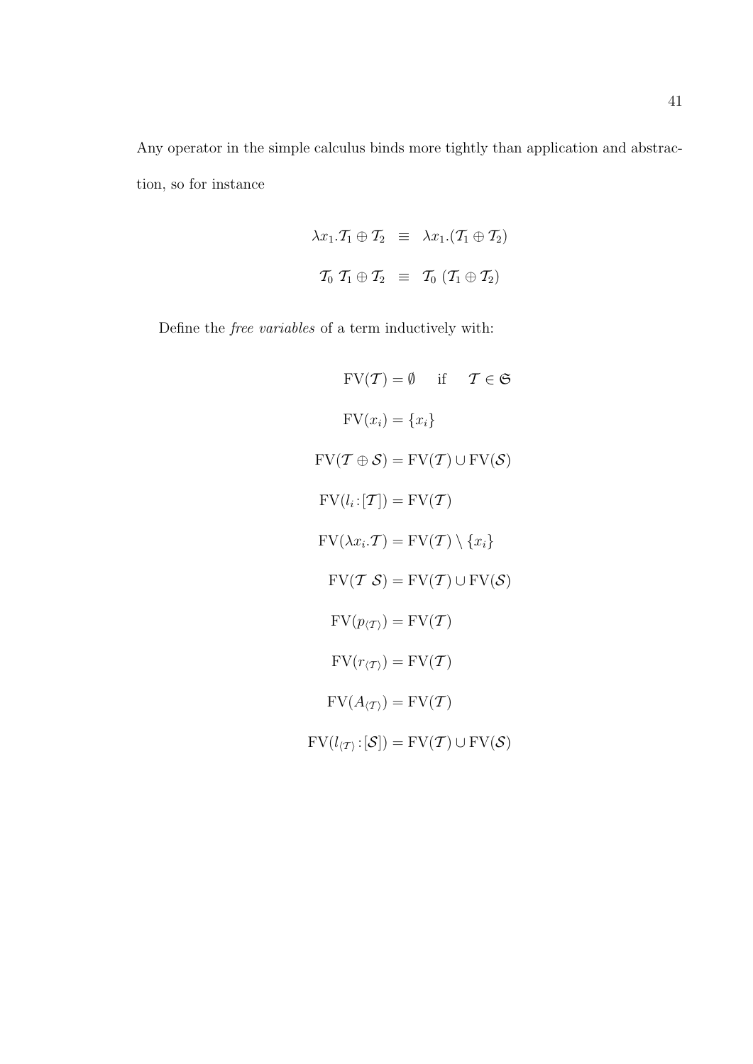Any operator in the simple calculus binds more tightly than application and abstraction, so for instance

$$\lambda x_1.\mathcal{T}_1 \oplus \mathcal{T}_2 \;\; \equiv \;\; \lambda x_1.(\mathcal{T}_1 \oplus \mathcal{T}_2)$$

$$\mathcal{T}_0 \; \mathcal{T}_1 \oplus \mathcal{T}_2 \;\; \equiv \;\; \mathcal{T}_0 \; (\mathcal{T}_1 \oplus \mathcal{T}_2)$$

Define the *free variables* of a term inductively with:

$$
\begin{aligned}
\mathrm{FV}(\mathcal{T}) &= \emptyset \quad \text{ if } \quad \mathcal{T} \in \mathfrak{S} \\
\mathrm{FV}(x_i) &= \{x_i\} \\
\mathrm{FV}(\mathcal{T} \oplus \mathcal{S}) &= \mathrm{FV}(\mathcal{T}) \cup \mathrm{FV}(\mathcal{S}) \\
\mathrm{FV}(l_i\!:\![\mathcal{T}]) &= \mathrm{FV}(\mathcal{T}) \\
\mathrm{FV}(\lambda x_i.\mathcal{T}) &= \mathrm{FV}(\mathcal{T}) \setminus \{x_i\} \\
\mathrm{FV}(\mathcal{T} \; \mathcal{S}) &= \mathrm{FV}(\mathcal{T}) \cup \mathrm{FV}(\mathcal{S}) \\
\mathrm{FV}(p_{\langle \mathcal{T} \rangle}) &= \mathrm{FV}(\mathcal{T}) \\
\mathrm{FV}(r_{\langle \mathcal{T} \rangle}) &= \mathrm{FV}(\mathcal{T}) \\
\mathrm{FV}(A_{\langle \mathcal{T} \rangle}) &= \mathrm{FV}(\mathcal{T}) \\
\mathrm{FV}(l_{\langle \mathcal{T} \rangle}\!:\![\mathcal{S}]) &= \mathrm{FV}(\mathcal{T}) \cup \mathrm{FV}(\mathcal{S})
\end{aligned}
$$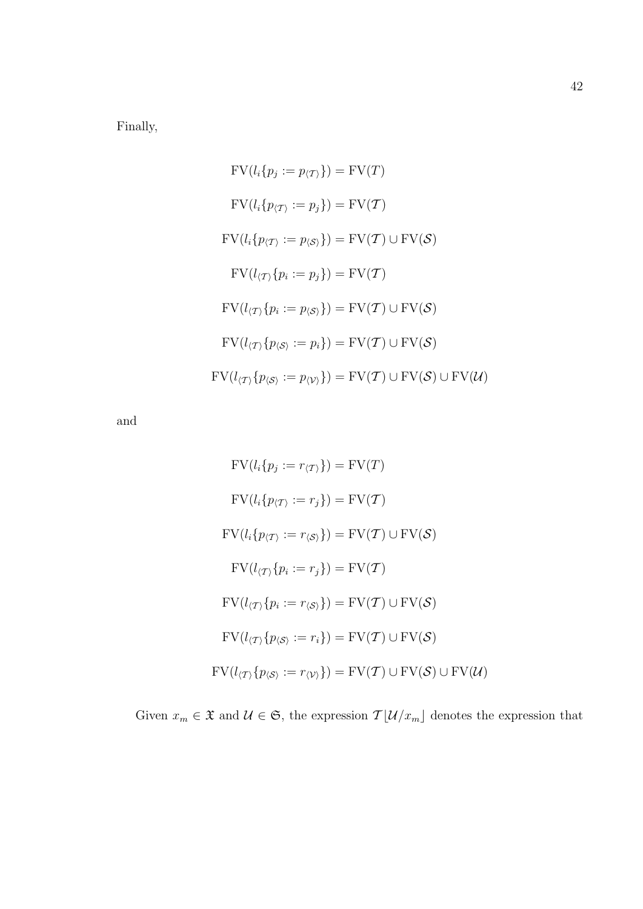Finally,

$$\mathrm{FV}(l_i\{p_j := p_{\langle \mathcal{T} \rangle}\}) = \mathrm{FV}(T)$$

$$\mathrm{FV}(l_i\{p_{\langle \mathcal{T} \rangle} := p_j\}) = \mathrm{FV}(\mathcal{T})$$

$$\mathrm{FV}(l_i\{p_{\langle \mathcal{T} \rangle} := p_{\langle \mathcal{S} \rangle}\}) = \mathrm{FV}(\mathcal{T}) \cup \mathrm{FV}(\mathcal{S})$$

$$\mathrm{FV}(l_{\langle \mathcal{T} \rangle}\{p_i := p_j\}) = \mathrm{FV}(\mathcal{T})$$

$$\mathrm{FV}(l_{\langle \mathcal{T} \rangle}\{p_i := p_{\langle \mathcal{S} \rangle}\}) = \mathrm{FV}(\mathcal{T}) \cup \mathrm{FV}(\mathcal{S})$$

$$\mathrm{FV}(l_{\langle \mathcal{T} \rangle}\{p_{\langle \mathcal{S} \rangle} := p_i\}) = \mathrm{FV}(\mathcal{T}) \cup \mathrm{FV}(\mathcal{S})$$

$$\mathrm{FV}(l_{\langle \mathcal{T} \rangle}\{p_{\langle \mathcal{S} \rangle} := p_{\langle \mathcal{V} \rangle}\}) = \mathrm{FV}(\mathcal{T}) \cup \mathrm{FV}(\mathcal{S}) \cup \mathrm{FV}(\mathcal{U})$$

and

$$\mathrm{FV}(l_i\{p_j := r_{\langle \mathcal{T} \rangle}\}) = \mathrm{FV}(T)$$

$$\mathrm{FV}(l_i\{p_{\langle \mathcal{T} \rangle} := r_j\}) = \mathrm{FV}(\mathcal{T})$$

$$\mathrm{FV}(l_i\{p_{\langle \mathcal{T} \rangle} := r_{\langle \mathcal{S} \rangle}\}) = \mathrm{FV}(\mathcal{T}) \cup \mathrm{FV}(\mathcal{S})$$

$$\mathrm{FV}(l_{\langle \mathcal{T} \rangle}\{p_i := r_j\}) = \mathrm{FV}(\mathcal{T})$$

$$\mathrm{FV}(l_{\langle \mathcal{T} \rangle}\{p_i := r_{\langle \mathcal{S} \rangle}\}) = \mathrm{FV}(\mathcal{T}) \cup \mathrm{FV}(\mathcal{S})$$

$$\mathrm{FV}(l_{\langle \mathcal{T} \rangle}\{p_{\langle \mathcal{S} \rangle} := r_i\}) = \mathrm{FV}(\mathcal{T}) \cup \mathrm{FV}(\mathcal{S})$$

$$\mathrm{FV}(l_{\langle \mathcal{T} \rangle}\{p_{\langle \mathcal{S} \rangle} := r_{\langle \mathcal{V} \rangle}\}) = \mathrm{FV}(\mathcal{T}) \cup \mathrm{FV}(\mathcal{S}) \cup \mathrm{FV}(\mathcal{U})$$

Given $x_m \in \mathfrak{X}$ and $\mathcal{U} \in \mathfrak{S}$, the expression $\mathcal{T}\lfloor \mathcal{U}/x_m \rfloor$ denotes the expression that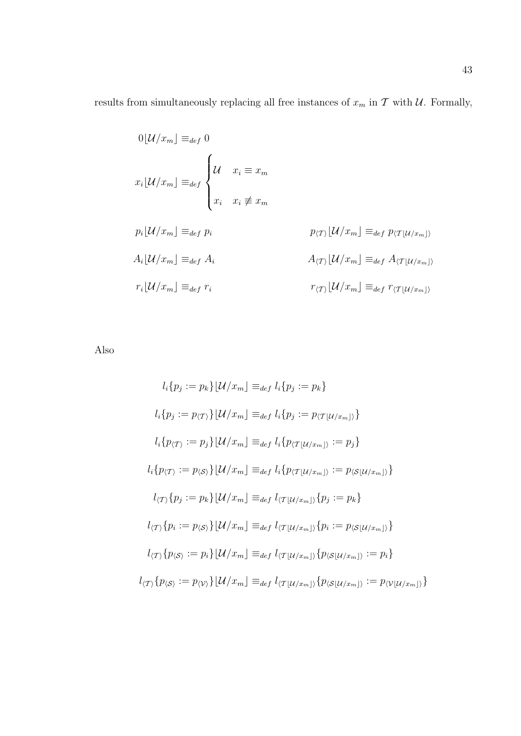results from simultaneously replacing all free instances of $x_m$ in $\mathcal{T}$ with $\mathcal{U}$. Formally,

$$0\lfloor \mathcal{U}/x_m \rfloor \equiv_{def} 0$$

$$x_i\lfloor \mathcal{U}/x_m \rfloor \equiv_{def} \begin{cases} \mathcal{U} & x_i \equiv x_m \\ x_i & x_i \not\equiv x_m \end{cases}$$

$$p_i\lfloor \mathcal{U}/x_m \rfloor \equiv_{def} p_i \qquad\qquad p_{\langle \mathcal{T} \rangle}\lfloor \mathcal{U}/x_m \rfloor \equiv_{def} p_{\langle \mathcal{T}\lfloor \mathcal{U}/x_m \rfloor \rangle}$$

$$A_i\lfloor \mathcal{U}/x_m \rfloor \equiv_{def} A_i \qquad\qquad A_{\langle \mathcal{T} \rangle}\lfloor \mathcal{U}/x_m \rfloor \equiv_{def} A_{\langle \mathcal{T}\lfloor \mathcal{U}/x_m \rfloor \rangle}$$

$$r_i\lfloor \mathcal{U}/x_m \rfloor \equiv_{def} r_i \qquad\qquad r_{\langle \mathcal{T} \rangle}\lfloor \mathcal{U}/x_m \rfloor \equiv_{def} r_{\langle \mathcal{T}\lfloor \mathcal{U}/x_m \rfloor \rangle}$$

Also

$$l_i\{p_j := p_k\}\lfloor \mathcal{U}/x_m \rfloor \equiv_{def} l_i\{p_j := p_k\}$$

$$l_i\{p_j := p_{\langle \mathcal{T} \rangle}\}\lfloor \mathcal{U}/x_m \rfloor \equiv_{def} l_i\{p_j := p_{\langle \mathcal{T}\lfloor \mathcal{U}/x_m \rfloor \rangle}\}$$

$$l_i\{p_{\langle \mathcal{T} \rangle} := p_j\}\lfloor \mathcal{U}/x_m \rfloor \equiv_{def} l_i\{p_{\langle \mathcal{T}\lfloor \mathcal{U}/x_m \rfloor \rangle} := p_j\}$$

$$l_i\{p_{\langle \mathcal{T} \rangle} := p_{\langle \mathcal{S} \rangle}\}\lfloor \mathcal{U}/x_m \rfloor \equiv_{def} l_i\{p_{\langle \mathcal{T}\lfloor \mathcal{U}/x_m \rfloor \rangle} := p_{\langle \mathcal{S}\lfloor \mathcal{U}/x_m \rfloor \rangle}\}$$

$$l_{\langle \mathcal{T} \rangle}\{p_j := p_k\}\lfloor \mathcal{U}/x_m \rfloor \equiv_{def} l_{\langle \mathcal{T}\lfloor \mathcal{U}/x_m \rfloor \rangle}\{p_j := p_k\}$$

$$l_{\langle \mathcal{T} \rangle}\{p_i := p_{\langle \mathcal{S} \rangle}\}\lfloor \mathcal{U}/x_m \rfloor \equiv_{def} l_{\langle \mathcal{T}\lfloor \mathcal{U}/x_m \rfloor \rangle}\{p_i := p_{\langle \mathcal{S}\lfloor \mathcal{U}/x_m \rfloor \rangle}\}$$

$$l_{\langle \mathcal{T} \rangle}\{p_{\langle \mathcal{S} \rangle} := p_i\}\lfloor \mathcal{U}/x_m \rfloor \equiv_{def} l_{\langle \mathcal{T}\lfloor \mathcal{U}/x_m \rfloor \rangle}\{p_{\langle \mathcal{S}\lfloor \mathcal{U}/x_m \rfloor \rangle} := p_i\}$$

$$l_{\langle \mathcal{T} \rangle}\{p_{\langle \mathcal{S} \rangle} := p_{\langle \mathcal{V} \rangle}\}\lfloor \mathcal{U}/x_m \rfloor \equiv_{def} l_{\langle \mathcal{T}\lfloor \mathcal{U}/x_m \rfloor \rangle}\{p_{\langle \mathcal{S}\lfloor \mathcal{U}/x_m \rfloor \rangle} := p_{\langle \mathcal{V}\lfloor \mathcal{U}/x_m \rfloor \rangle}\}$$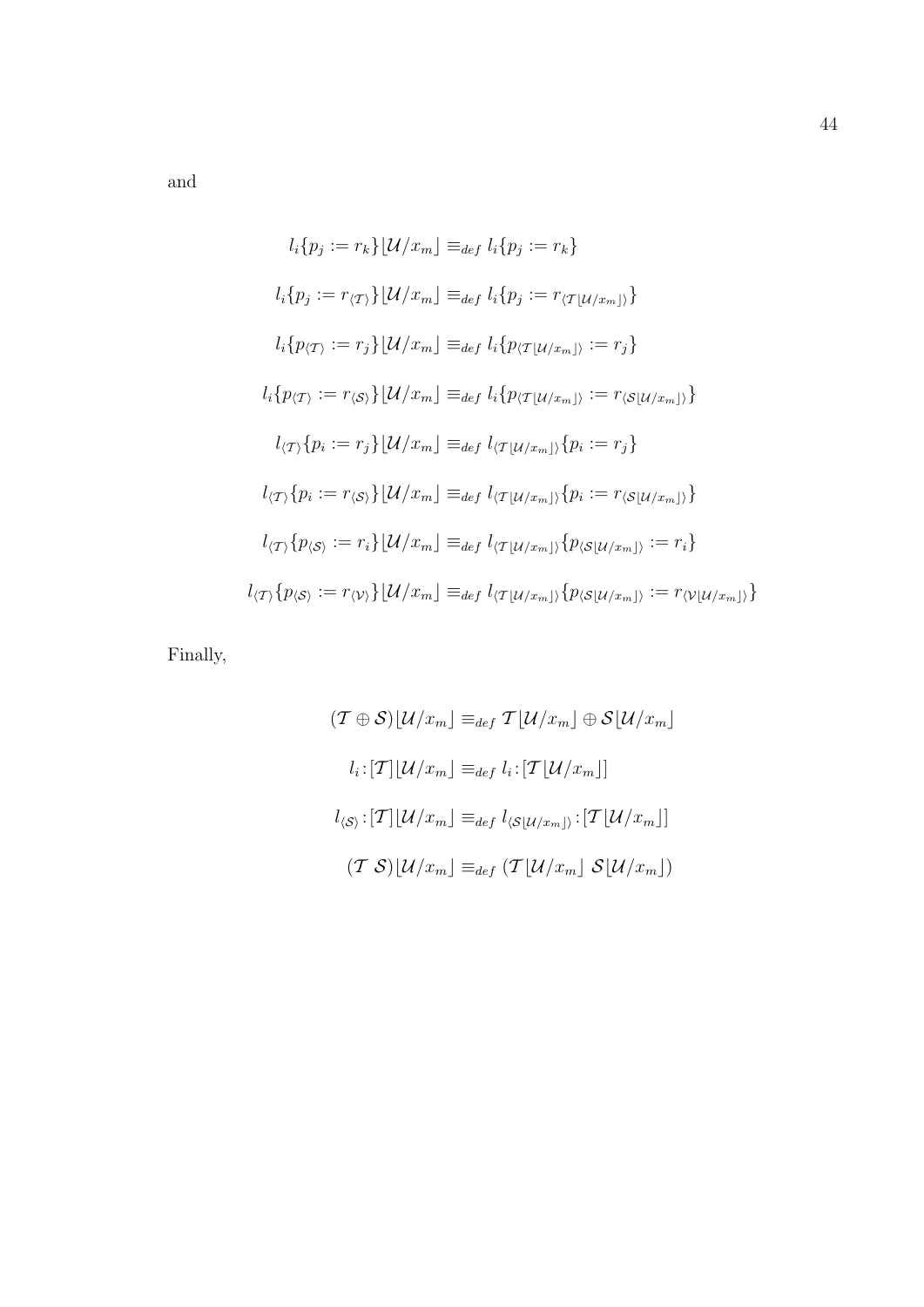and

$$l_i\{p_j := r_k\}\lfloor \mathcal{U}/x_m \rfloor \equiv_{def} l_i\{p_j := r_k\}$$

$$l_i\{p_j := r_{\langle \mathcal{T} \rangle}\}\lfloor \mathcal{U}/x_m \rfloor \equiv_{def} l_i\{p_j := r_{\langle \mathcal{T}\lfloor \mathcal{U}/x_m \rfloor \rangle}\}$$

$$l_i\{p_{\langle \mathcal{T} \rangle} := r_j\}\lfloor \mathcal{U}/x_m \rfloor \equiv_{def} l_i\{p_{\langle \mathcal{T}\lfloor \mathcal{U}/x_m \rfloor \rangle} := r_j\}$$

$$l_i\{p_{\langle \mathcal{T} \rangle} := r_{\langle \mathcal{S} \rangle}\}\lfloor \mathcal{U}/x_m \rfloor \equiv_{def} l_i\{p_{\langle \mathcal{T}\lfloor \mathcal{U}/x_m \rfloor \rangle} := r_{\langle \mathcal{S}\lfloor \mathcal{U}/x_m \rfloor \rangle}\}$$

$$l_{\langle \mathcal{T} \rangle}\{p_i := r_j\}\lfloor \mathcal{U}/x_m \rfloor \equiv_{def} l_{\langle \mathcal{T}\lfloor \mathcal{U}/x_m \rfloor \rangle}\{p_i := r_j\}$$

$$l_{\langle \mathcal{T} \rangle}\{p_i := r_{\langle \mathcal{S} \rangle}\}\lfloor \mathcal{U}/x_m \rfloor \equiv_{def} l_{\langle \mathcal{T}\lfloor \mathcal{U}/x_m \rfloor \rangle}\{p_i := r_{\langle \mathcal{S}\lfloor \mathcal{U}/x_m \rfloor \rangle}\}$$

$$l_{\langle \mathcal{T} \rangle}\{p_{\langle \mathcal{S} \rangle} := r_i\}\lfloor \mathcal{U}/x_m \rfloor \equiv_{def} l_{\langle \mathcal{T}\lfloor \mathcal{U}/x_m \rfloor \rangle}\{p_{\langle \mathcal{S}\lfloor \mathcal{U}/x_m \rfloor \rangle} := r_i\}$$

$$l_{\langle \mathcal{T} \rangle}\{p_{\langle \mathcal{S} \rangle} := r_{\langle \mathcal{V} \rangle}\}\lfloor \mathcal{U}/x_m \rfloor \equiv_{def} l_{\langle \mathcal{T}\lfloor \mathcal{U}/x_m \rfloor \rangle}\{p_{\langle \mathcal{S}\lfloor \mathcal{U}/x_m \rfloor \rangle} := r_{\langle \mathcal{V}\lfloor \mathcal{U}/x_m \rfloor \rangle}\}$$

Finally,

$$(\mathcal{T} \oplus \mathcal{S})\lfloor \mathcal{U}/x_m \rfloor \equiv_{def} \mathcal{T}\lfloor \mathcal{U}/x_m \rfloor \oplus \mathcal{S}\lfloor \mathcal{U}/x_m \rfloor$$

$$l_i\!:\![\mathcal{T}]\lfloor \mathcal{U}/x_m \rfloor \equiv_{def} l_i\!:\![\mathcal{T}\lfloor \mathcal{U}/x_m \rfloor]$$

$$l_{\langle \mathcal{S} \rangle}\!:\![\mathcal{T}]\lfloor \mathcal{U}/x_m \rfloor \equiv_{def} l_{\langle \mathcal{S}\lfloor \mathcal{U}/x_m \rfloor \rangle}\!:\![\mathcal{T}\lfloor \mathcal{U}/x_m \rfloor]$$

$$(\mathcal{T}\ \mathcal{S})\lfloor \mathcal{U}/x_m \rfloor \equiv_{def} (\mathcal{T}\lfloor \mathcal{U}/x_m \rfloor\ \mathcal{S}\lfloor \mathcal{U}/x_m \rfloor)$$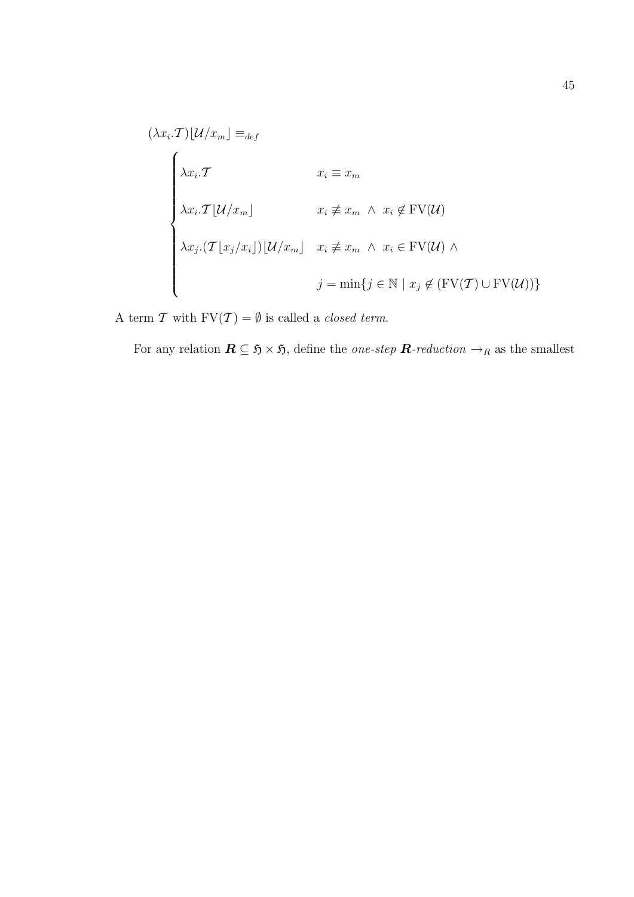$$(\lambda x_i.\mathcal{T})\lfloor \mathcal{U}/x_m \rfloor \equiv_{def}$$

$$\begin{cases} \lambda x_i.\mathcal{T} & x_i \equiv x_m \\ \lambda x_i.\mathcal{T}\lfloor \mathcal{U}/x_m \rfloor & x_i \not\equiv x_m \ \wedge \ x_i \notin \mathrm{FV}(\mathcal{U}) \\ \lambda x_j.(\mathcal{T}\lfloor x_j/x_i \rfloor)\lfloor \mathcal{U}/x_m \rfloor & x_i \not\equiv x_m \ \wedge \ x_i \in \mathrm{FV}(\mathcal{U}) \ \wedge \\ & j = \min\{j \in \mathbb{N} \mid x_j \notin (\mathrm{FV}(\mathcal{T}) \cup \mathrm{FV}(\mathcal{U}))\} \end{cases}$$

A term $\mathcal{T}$ with $\mathrm{FV}(\mathcal{T}) = \emptyset$ is called a *closed term.*

For any relation $\boldsymbol{R} \subseteq \mathfrak{H} \times \mathfrak{H}$, define the *one-step* $\boldsymbol{R}$*-reduction* $\rightarrow_R$ as the smallest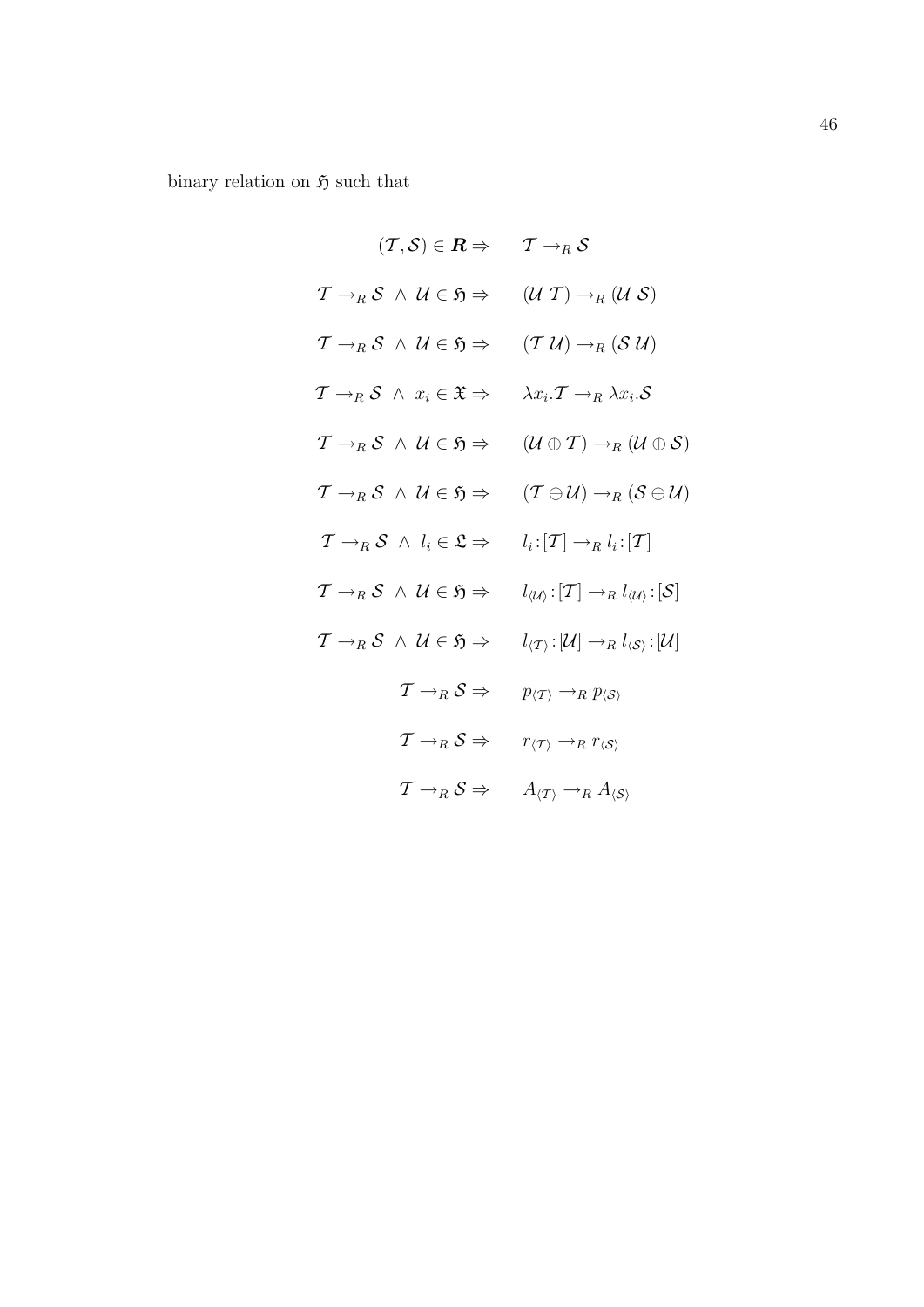binary relation on $\mathfrak{H}$ such that

$$
\begin{aligned}
(\mathcal{T}, \mathcal{S}) \in \boldsymbol{R} \Rightarrow & \quad \mathcal{T} \rightarrow_R \mathcal{S} \\
\mathcal{T} \rightarrow_R \mathcal{S} \ \wedge \ \mathcal{U} \in \mathfrak{H} \Rightarrow & \quad (\mathcal{U}\ \mathcal{T}) \rightarrow_R (\mathcal{U}\ \mathcal{S}) \\
\mathcal{T} \rightarrow_R \mathcal{S} \ \wedge \ \mathcal{U} \in \mathfrak{H} \Rightarrow & \quad (\mathcal{T}\ \mathcal{U}) \rightarrow_R (\mathcal{S}\ \mathcal{U}) \\
\mathcal{T} \rightarrow_R \mathcal{S} \ \wedge \ x_i \in \mathfrak{X} \Rightarrow & \quad \lambda x_i.\mathcal{T} \rightarrow_R \lambda x_i.\mathcal{S} \\
\mathcal{T} \rightarrow_R \mathcal{S} \ \wedge \ \mathcal{U} \in \mathfrak{H} \Rightarrow & \quad (\mathcal{U} \oplus \mathcal{T}) \rightarrow_R (\mathcal{U} \oplus \mathcal{S}) \\
\mathcal{T} \rightarrow_R \mathcal{S} \ \wedge \ \mathcal{U} \in \mathfrak{H} \Rightarrow & \quad (\mathcal{T} \oplus \mathcal{U}) \rightarrow_R (\mathcal{S} \oplus \mathcal{U}) \\
\mathcal{T} \rightarrow_R \mathcal{S} \ \wedge \ l_i \in \mathfrak{L} \Rightarrow & \quad l_i : [\mathcal{T}] \rightarrow_R l_i : [\mathcal{T}] \\
\mathcal{T} \rightarrow_R \mathcal{S} \ \wedge \ \mathcal{U} \in \mathfrak{H} \Rightarrow & \quad l_{\langle \mathcal{U} \rangle} : [\mathcal{T}] \rightarrow_R l_{\langle \mathcal{U} \rangle} : [\mathcal{S}] \\
\mathcal{T} \rightarrow_R \mathcal{S} \ \wedge \ \mathcal{U} \in \mathfrak{H} \Rightarrow & \quad l_{\langle \mathcal{T} \rangle} : [\mathcal{U}] \rightarrow_R l_{\langle \mathcal{S} \rangle} : [\mathcal{U}] \\
\mathcal{T} \rightarrow_R \mathcal{S} \Rightarrow & \quad p_{\langle \mathcal{T} \rangle} \rightarrow_R p_{\langle \mathcal{S} \rangle} \\
\mathcal{T} \rightarrow_R \mathcal{S} \Rightarrow & \quad r_{\langle \mathcal{T} \rangle} \rightarrow_R r_{\langle \mathcal{S} \rangle} \\
\mathcal{T} \rightarrow_R \mathcal{S} \Rightarrow & \quad A_{\langle \mathcal{T} \rangle} \rightarrow_R A_{\langle \mathcal{S} \rangle}
\end{aligned}
$$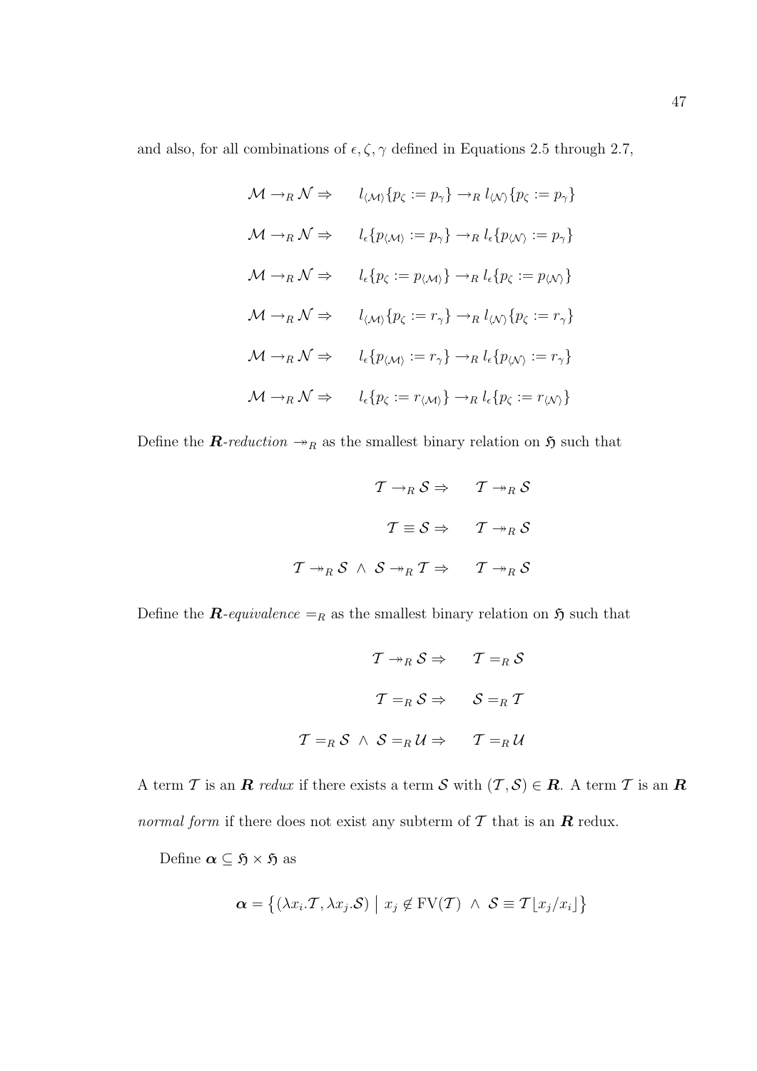and also, for all combinations of $\epsilon, \zeta, \gamma$ defined in Equations 2.5 through 2.7,

$$\mathcal{M} \rightarrow_R \mathcal{N} \Rightarrow \qquad l_{\langle\mathcal{M}\rangle}\{p_\zeta := p_\gamma\} \rightarrow_R l_{\langle\mathcal{N}\rangle}\{p_\zeta := p_\gamma\}$$

$$\mathcal{M} \rightarrow_R \mathcal{N} \Rightarrow \qquad l_\epsilon\{p_{\langle\mathcal{M}\rangle} := p_\gamma\} \rightarrow_R l_\epsilon\{p_{\langle\mathcal{N}\rangle} := p_\gamma\}$$

$$\mathcal{M} \rightarrow_R \mathcal{N} \Rightarrow \qquad l_\epsilon\{p_\zeta := p_{\langle\mathcal{M}\rangle}\} \rightarrow_R l_\epsilon\{p_\zeta := p_{\langle\mathcal{N}\rangle}\}$$

$$\mathcal{M} \rightarrow_R \mathcal{N} \Rightarrow \qquad l_{\langle\mathcal{M}\rangle}\{p_\zeta := r_\gamma\} \rightarrow_R l_{\langle\mathcal{N}\rangle}\{p_\zeta := r_\gamma\}$$

$$\mathcal{M} \rightarrow_R \mathcal{N} \Rightarrow \qquad l_\epsilon\{p_{\langle\mathcal{M}\rangle} := r_\gamma\} \rightarrow_R l_\epsilon\{p_{\langle\mathcal{N}\rangle} := r_\gamma\}$$

$$\mathcal{M} \rightarrow_R \mathcal{N} \Rightarrow \qquad l_\epsilon\{p_\zeta := r_{\langle\mathcal{M}\rangle}\} \rightarrow_R l_\epsilon\{p_\zeta := r_{\langle\mathcal{N}\rangle}\}$$

Define the ***R**-reduction* $\twoheadrightarrow_R$ as the smallest binary relation on $\mathfrak{H}$ such that

$$\mathcal{T} \rightarrow_R \mathcal{S} \Rightarrow \qquad \mathcal{T} \twoheadrightarrow_R \mathcal{S}$$

$$\mathcal{T} \equiv \mathcal{S} \Rightarrow \qquad \mathcal{T} \twoheadrightarrow_R \mathcal{S}$$

$$\mathcal{T} \twoheadrightarrow_R \mathcal{S} \ \wedge \ \mathcal{S} \twoheadrightarrow_R \mathcal{T} \Rightarrow \qquad \mathcal{T} \twoheadrightarrow_R \mathcal{S}$$

Define the ***R**-equivalence* $=_R$ as the smallest binary relation on $\mathfrak{H}$ such that

$$\mathcal{T} \twoheadrightarrow_R \mathcal{S} \Rightarrow \qquad \mathcal{T} =_R \mathcal{S}$$

$$\mathcal{T} =_R \mathcal{S} \Rightarrow \qquad \mathcal{S} =_R \mathcal{T}$$

$$\mathcal{T} =_R \mathcal{S} \ \wedge \ \mathcal{S} =_R \mathcal{U} \Rightarrow \qquad \mathcal{T} =_R \mathcal{U}$$

A term $\mathcal{T}$ is an $\boldsymbol{R}$ *redux* if there exists a term $\mathcal{S}$ with $(\mathcal{T}, \mathcal{S}) \in \boldsymbol{R}$. A term $\mathcal{T}$ is an $\boldsymbol{R}$ *normal form* if there does not exist any subterm of $\mathcal{T}$ that is an $\boldsymbol{R}$ redux.

Define $\boldsymbol{\alpha} \subseteq \mathfrak{H} \times \mathfrak{H}$ as

$$\boldsymbol{\alpha} = \left\{ (\lambda x_i.\mathcal{T}, \lambda x_j.\mathcal{S}) \ \middle|\ x_j \notin \mathrm{FV}(\mathcal{T}) \ \wedge \ \mathcal{S} \equiv \mathcal{T}\lfloor x_j/x_i \rfloor \right\}$$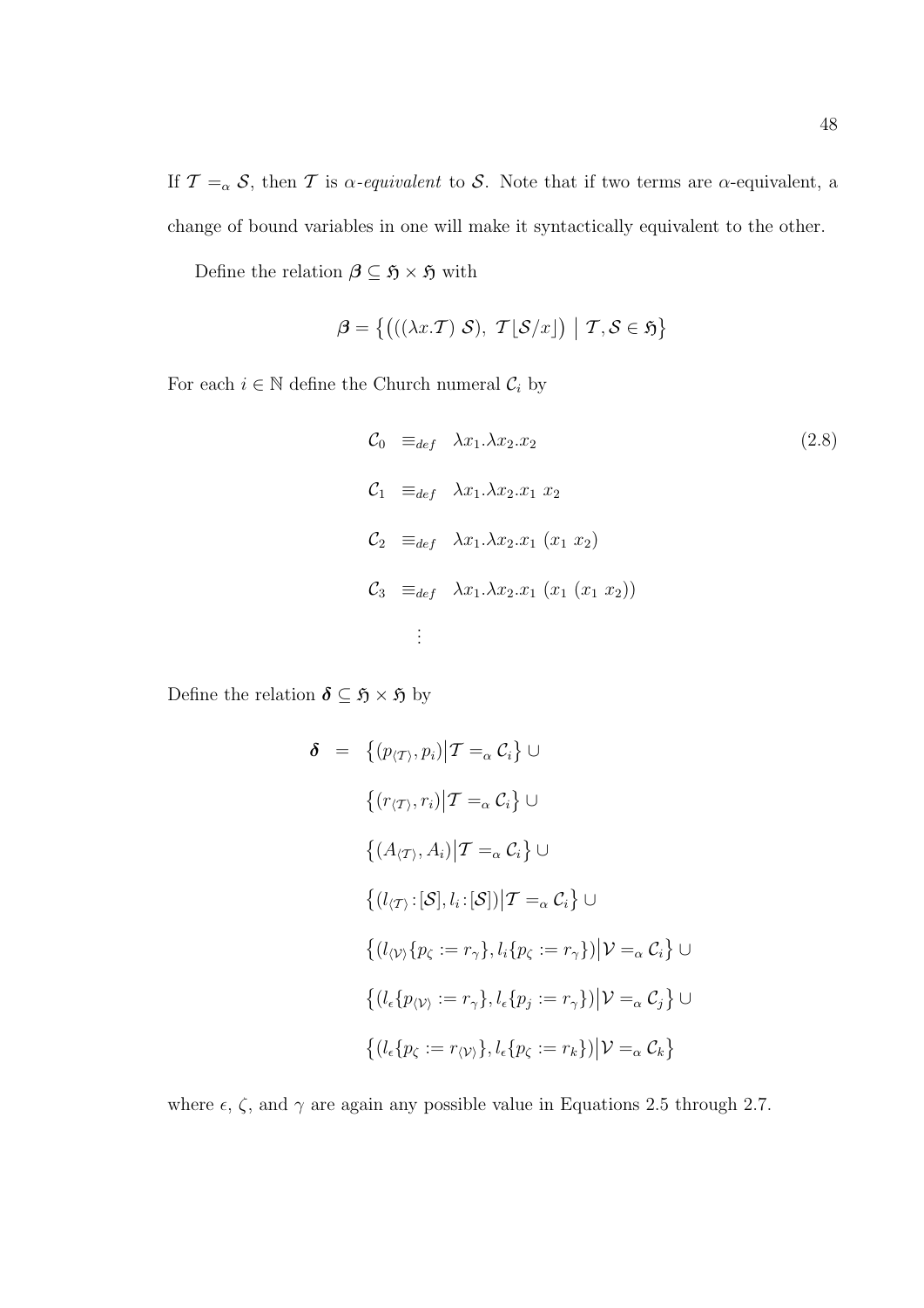If $\mathcal{T} =_\alpha \mathcal{S}$, then $\mathcal{T}$ is *$\alpha$-equivalent* to $\mathcal{S}$. Note that if two terms are $\alpha$-equivalent, a change of bound variables in one will make it syntactically equivalent to the other.

Define the relation $\boldsymbol{\beta} \subseteq \mathfrak{H} \times \mathfrak{H}$ with

$$\boldsymbol{\beta} = \left\{ \left( ((\lambda x.\mathcal{T})\ \mathcal{S}),\ \mathcal{T}\lfloor \mathcal{S}/x \rfloor \right) \ \middle|\ \mathcal{T}, \mathcal{S} \in \mathfrak{H} \right\}$$

For each $i \in \mathbb{N}$ define the Church numeral $\mathcal{C}_i$ by

$$\begin{aligned}
\mathcal{C}_0 \ &\equiv_{def}\ \lambda x_1.\lambda x_2.x_2 \\
\mathcal{C}_1 \ &\equiv_{def}\ \lambda x_1.\lambda x_2.x_1\ x_2 \\
\mathcal{C}_2 \ &\equiv_{def}\ \lambda x_1.\lambda x_2.x_1\ (x_1\ x_2) \\
\mathcal{C}_3 \ &\equiv_{def}\ \lambda x_1.\lambda x_2.x_1\ (x_1\ (x_1\ x_2)) \\
&\ \vdots
\end{aligned} \tag{2.8}$$

Define the relation $\boldsymbol{\delta} \subseteq \mathfrak{H} \times \mathfrak{H}$ by

$$\begin{aligned}
\boldsymbol{\delta} \ = \ & \left\{ (p_{\langle \mathcal{T} \rangle}, p_i) \middle| \mathcal{T} =_\alpha \mathcal{C}_i \right\} \cup \\
& \left\{ (r_{\langle \mathcal{T} \rangle}, r_i) \middle| \mathcal{T} =_\alpha \mathcal{C}_i \right\} \cup \\
& \left\{ (A_{\langle \mathcal{T} \rangle}, A_i) \middle| \mathcal{T} =_\alpha \mathcal{C}_i \right\} \cup \\
& \left\{ (l_{\langle \mathcal{T} \rangle} \!:\! [\mathcal{S}], l_i \!:\! [\mathcal{S}]) \middle| \mathcal{T} =_\alpha \mathcal{C}_i \right\} \cup \\
& \left\{ (l_{\langle \mathcal{V} \rangle}\{p_\zeta := r_\gamma\}, l_i\{p_\zeta := r_\gamma\}) \middle| \mathcal{V} =_\alpha \mathcal{C}_i \right\} \cup \\
& \left\{ (l_\epsilon\{p_{\langle \mathcal{V} \rangle} := r_\gamma\}, l_\epsilon\{p_j := r_\gamma\}) \middle| \mathcal{V} =_\alpha \mathcal{C}_j \right\} \cup \\
& \left\{ (l_\epsilon\{p_\zeta := r_{\langle \mathcal{V} \rangle}\}, l_\epsilon\{p_\zeta := r_k\}) \middle| \mathcal{V} =_\alpha \mathcal{C}_k \right\}
\end{aligned}$$

where $\epsilon$, $\zeta$, and $\gamma$ are again any possible value in Equations 2.5 through 2.7.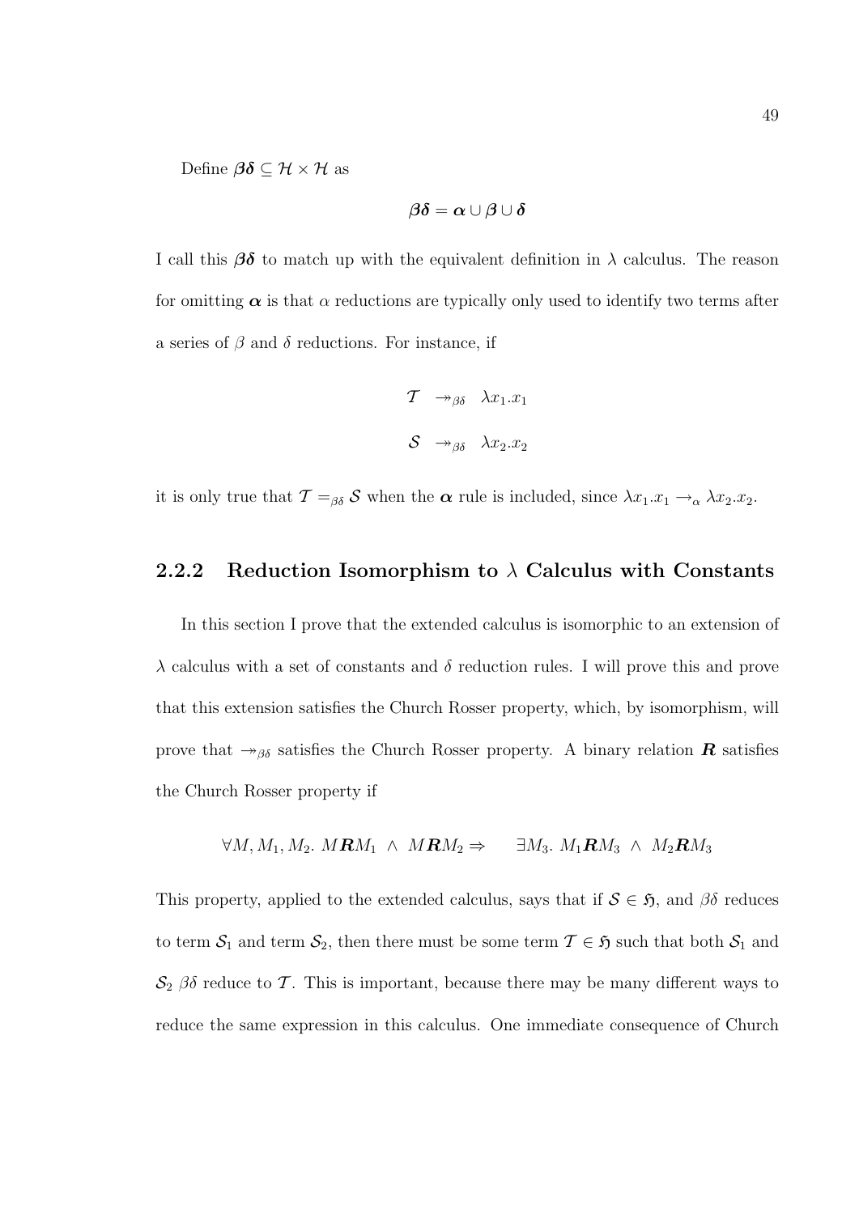Define $\boldsymbol{\beta\delta} \subseteq \mathcal{H} \times \mathcal{H}$ as

$$\boldsymbol{\beta\delta} = \boldsymbol{\alpha} \cup \boldsymbol{\beta} \cup \boldsymbol{\delta}$$

I call this $\boldsymbol{\beta\delta}$ to match up with the equivalent definition in $\lambda$ calculus. The reason for omitting $\boldsymbol{\alpha}$ is that $\alpha$ reductions are typically only used to identify two terms after a series of $\beta$ and $\delta$ reductions. For instance, if

$$\begin{aligned} \mathcal{T} &\twoheadrightarrow_{\beta\delta} \lambda x_1.x_1 \\ \mathcal{S} &\twoheadrightarrow_{\beta\delta} \lambda x_2.x_2 \end{aligned}$$

it is only true that $\mathcal{T} =_{\beta\delta} \mathcal{S}$ when the $\boldsymbol{\alpha}$ rule is included, since $\lambda x_1.x_1 \rightarrow_{\alpha} \lambda x_2.x_2$.

### 2.2.2 Reduction Isomorphism to $\lambda$ Calculus with Constants

In this section I prove that the extended calculus is isomorphic to an extension of $\lambda$ calculus with a set of constants and $\delta$ reduction rules. I will prove this and prove that this extension satisfies the Church Rosser property, which, by isomorphism, will prove that $\twoheadrightarrow_{\beta\delta}$ satisfies the Church Rosser property. A binary relation $\boldsymbol{R}$ satisfies the Church Rosser property if

$$\forall M, M_1, M_2.\ M\boldsymbol{R}M_1 \ \wedge\ M\boldsymbol{R}M_2 \Rightarrow \quad \exists M_3.\ M_1\boldsymbol{R}M_3 \ \wedge\ M_2\boldsymbol{R}M_3$$

This property, applied to the extended calculus, says that if $\mathcal{S} \in \mathfrak{H}$, and $\beta\delta$ reduces to term $\mathcal{S}_1$ and term $\mathcal{S}_2$, then there must be some term $\mathcal{T} \in \mathfrak{H}$ such that both $\mathcal{S}_1$ and $\mathcal{S}_2$ $\beta\delta$ reduce to $\mathcal{T}$. This is important, because there may be many different ways to reduce the same expression in this calculus. One immediate consequence of Church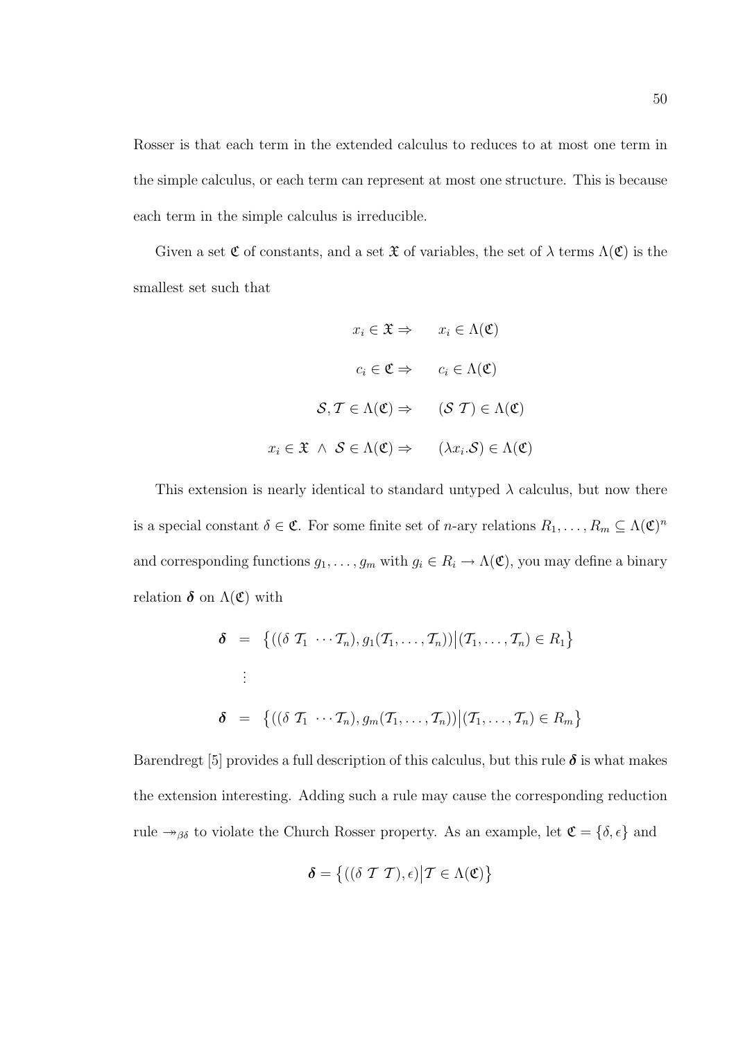Rosser is that each term in the extended calculus to reduces to at most one term in the simple calculus, or each term can represent at most one structure. This is because each term in the simple calculus is irreducible.

Given a set $\mathfrak{C}$ of constants, and a set $\mathfrak{X}$ of variables, the set of $\lambda$ terms $\Lambda(\mathfrak{C})$ is the smallest set such that

$$
\begin{aligned}
x_i \in \mathfrak{X} \Rightarrow &\quad x_i \in \Lambda(\mathfrak{C}) \\
c_i \in \mathfrak{C} \Rightarrow &\quad c_i \in \Lambda(\mathfrak{C}) \\
\mathcal{S}, \mathcal{T} \in \Lambda(\mathfrak{C}) \Rightarrow &\quad (\mathcal{S}\ \mathcal{T}) \in \Lambda(\mathfrak{C}) \\
x_i \in \mathfrak{X}\ \wedge\ \mathcal{S} \in \Lambda(\mathfrak{C}) \Rightarrow &\quad (\lambda x_i.\mathcal{S}) \in \Lambda(\mathfrak{C})
\end{aligned}
$$

This extension is nearly identical to standard untyped $\lambda$ calculus, but now there is a special constant $\delta \in \mathfrak{C}$. For some finite set of $n$-ary relations $R_1, \ldots, R_m \subseteq \Lambda(\mathfrak{C})^n$ and corresponding functions $g_1, \ldots, g_m$ with $g_i \in R_i \rightarrow \Lambda(\mathfrak{C})$, you may define a binary relation $\boldsymbol{\delta}$ on $\Lambda(\mathfrak{C})$ with

$$
\begin{aligned}
\boldsymbol{\delta} &= \left\{ ((\delta\ \mathcal{T}_1\ \cdots \mathcal{T}_n), g_1(\mathcal{T}_1, \ldots, \mathcal{T}_n)) \middle| (\mathcal{T}_1, \ldots, \mathcal{T}_n) \in R_1 \right\} \\
&\vdots \\
\boldsymbol{\delta} &= \left\{ ((\delta\ \mathcal{T}_1\ \cdots \mathcal{T}_n), g_m(\mathcal{T}_1, \ldots, \mathcal{T}_n)) \middle| (\mathcal{T}_1, \ldots, \mathcal{T}_n) \in R_m \right\}
\end{aligned}
$$

Barendregt [5] provides a full description of this calculus, but this rule $\boldsymbol{\delta}$ is what makes the extension interesting. Adding such a rule may cause the corresponding reduction rule $\twoheadrightarrow_{\beta\delta}$ to violate the Church Rosser property. As an example, let $\mathfrak{C} = \{\delta, \epsilon\}$ and

$$
\boldsymbol{\delta} = \left\{ ((\delta\ \mathcal{T}\ \mathcal{T}), \epsilon) \middle| \mathcal{T} \in \Lambda(\mathfrak{C}) \right\}
$$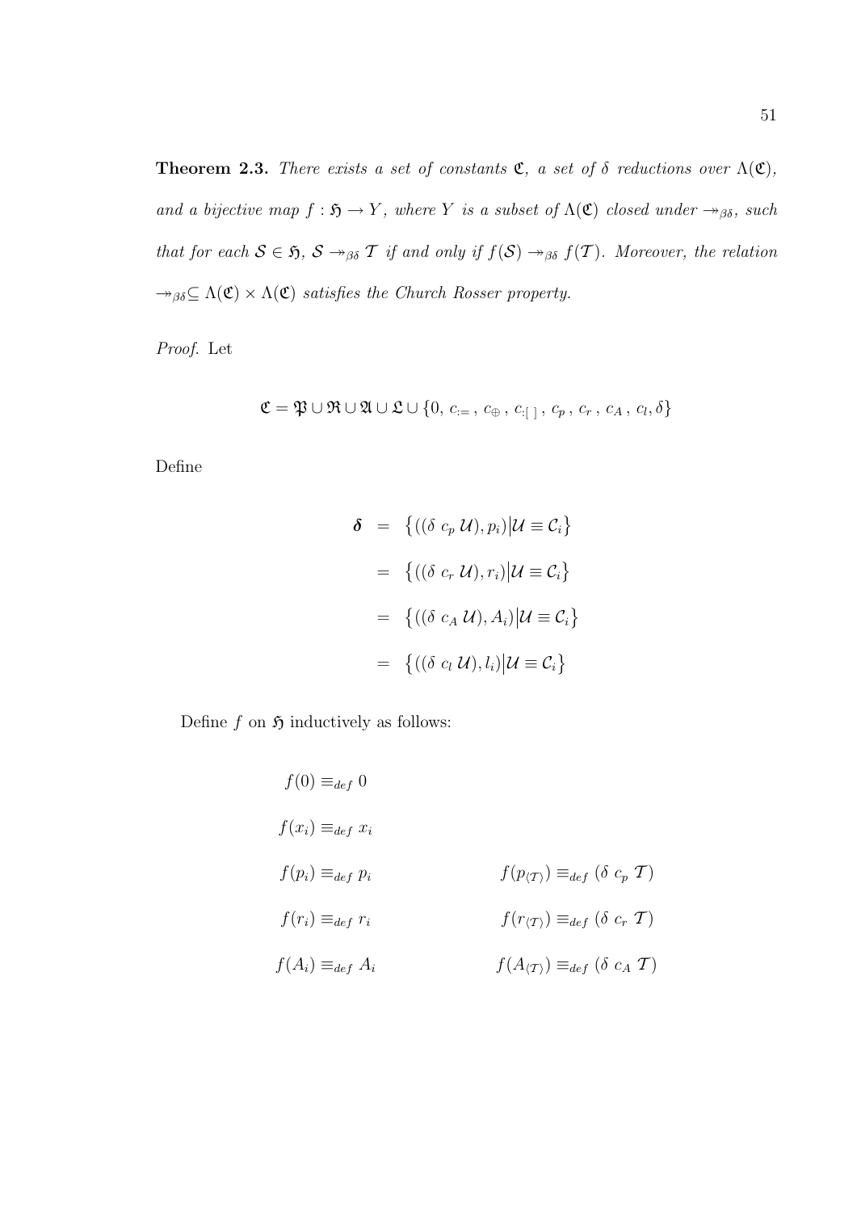**Theorem 2.3.** *There exists a set of constants $\mathfrak{C}$, a set of $\delta$ reductions over $\Lambda(\mathfrak{C})$, and a bijective map $f : \mathfrak{H} \rightarrow Y$, where $Y$ is a subset of $\Lambda(\mathfrak{C})$ closed under $\twoheadrightarrow_{\beta\delta}$, such that for each $\mathcal{S} \in \mathfrak{H}$, $\mathcal{S} \twoheadrightarrow_{\beta\delta} \mathcal{T}$ if and only if $f(\mathcal{S}) \twoheadrightarrow_{\beta\delta} f(\mathcal{T})$. Moreover, the relation $\twoheadrightarrow_{\beta\delta} \subseteq \Lambda(\mathfrak{C}) \times \Lambda(\mathfrak{C})$ satisfies the Church Rosser property.*

*Proof.* Let

$$\mathfrak{C} = \mathfrak{P} \cup \mathfrak{R} \cup \mathfrak{A} \cup \mathfrak{L} \cup \{0,\, c_{:=}\,,\, c_{\oplus}\,,\, c_{:[\ ]}\,,\, c_p\,,\, c_r\,,\, c_A\,,\, c_l, \delta\}$$

Define

$$\begin{aligned}
\boldsymbol{\delta} &= \left\{((\delta\ c_p\ \mathcal{U}), p_i) \middle| \mathcal{U} \equiv \mathcal{C}_i\right\} \\
&= \left\{((\delta\ c_r\ \mathcal{U}), r_i) \middle| \mathcal{U} \equiv \mathcal{C}_i\right\} \\
&= \left\{((\delta\ c_A\ \mathcal{U}), A_i) \middle| \mathcal{U} \equiv \mathcal{C}_i\right\} \\
&= \left\{((\delta\ c_l\ \mathcal{U}), l_i) \middle| \mathcal{U} \equiv \mathcal{C}_i\right\}
\end{aligned}$$

Define $f$ on $\mathfrak{H}$ inductively as follows:

$$\begin{array}{ll}
f(0) \equiv_{def} 0 & \\
f(x_i) \equiv_{def} x_i & \\
f(p_i) \equiv_{def} p_i & f(p_{\langle \mathcal{T} \rangle}) \equiv_{def} (\delta\ c_p\ \mathcal{T}) \\
f(r_i) \equiv_{def} r_i & f(r_{\langle \mathcal{T} \rangle}) \equiv_{def} (\delta\ c_r\ \mathcal{T}) \\
f(A_i) \equiv_{def} A_i & f(A_{\langle \mathcal{T} \rangle}) \equiv_{def} (\delta\ c_A\ \mathcal{T})
\end{array}$$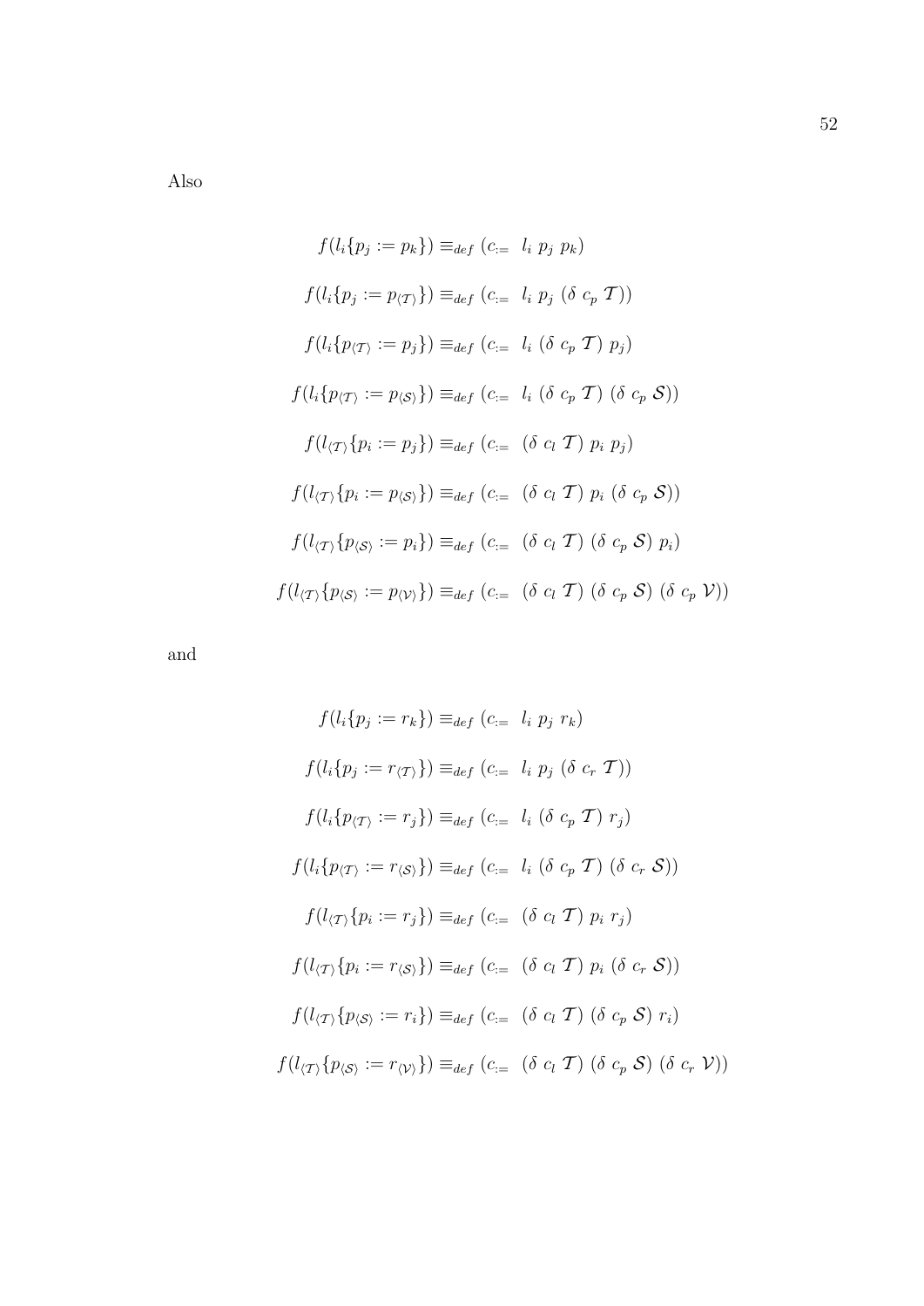Also

$$f(l_i\{p_j := p_k\}) \equiv_{def} (c_{:=} \;\; l_i \; p_j \; p_k)$$

$$f(l_i\{p_j := p_{\langle \mathcal{T} \rangle}\}) \equiv_{def} (c_{:=} \;\; l_i \; p_j \; (\delta \; c_p \; \mathcal{T}))$$

$$f(l_i\{p_{\langle \mathcal{T} \rangle} := p_j\}) \equiv_{def} (c_{:=} \;\; l_i \; (\delta \; c_p \; \mathcal{T}) \; p_j)$$

$$f(l_i\{p_{\langle \mathcal{T} \rangle} := p_{\langle \mathcal{S} \rangle}\}) \equiv_{def} (c_{:=} \;\; l_i \; (\delta \; c_p \; \mathcal{T}) \; (\delta \; c_p \; \mathcal{S}))$$

$$f(l_{\langle \mathcal{T} \rangle}\{p_i := p_j\}) \equiv_{def} (c_{:=} \;\; (\delta \; c_l \; \mathcal{T}) \; p_i \; p_j)$$

$$f(l_{\langle \mathcal{T} \rangle}\{p_i := p_{\langle \mathcal{S} \rangle}\}) \equiv_{def} (c_{:=} \;\; (\delta \; c_l \; \mathcal{T}) \; p_i \; (\delta \; c_p \; \mathcal{S}))$$

$$f(l_{\langle \mathcal{T} \rangle}\{p_{\langle \mathcal{S} \rangle} := p_i\}) \equiv_{def} (c_{:=} \;\; (\delta \; c_l \; \mathcal{T}) \; (\delta \; c_p \; \mathcal{S}) \; p_i)$$

$$f(l_{\langle \mathcal{T} \rangle}\{p_{\langle \mathcal{S} \rangle} := p_{\langle \mathcal{V} \rangle}\}) \equiv_{def} (c_{:=} \;\; (\delta \; c_l \; \mathcal{T}) \; (\delta \; c_p \; \mathcal{S}) \; (\delta \; c_p \; \mathcal{V}))$$

and

$$f(l_i\{p_j := r_k\}) \equiv_{def} (c_{:=} \;\; l_i \; p_j \; r_k)$$

$$f(l_i\{p_j := r_{\langle \mathcal{T} \rangle}\}) \equiv_{def} (c_{:=} \;\; l_i \; p_j \; (\delta \; c_r \; \mathcal{T}))$$

$$f(l_i\{p_{\langle \mathcal{T} \rangle} := r_j\}) \equiv_{def} (c_{:=} \;\; l_i \; (\delta \; c_p \; \mathcal{T}) \; r_j)$$

$$f(l_i\{p_{\langle \mathcal{T} \rangle} := r_{\langle \mathcal{S} \rangle}\}) \equiv_{def} (c_{:=} \;\; l_i \; (\delta \; c_p \; \mathcal{T}) \; (\delta \; c_r \; \mathcal{S}))$$

$$f(l_{\langle \mathcal{T} \rangle}\{p_i := r_j\}) \equiv_{def} (c_{:=} \;\; (\delta \; c_l \; \mathcal{T}) \; p_i \; r_j)$$

$$f(l_{\langle \mathcal{T} \rangle}\{p_i := r_{\langle \mathcal{S} \rangle}\}) \equiv_{def} (c_{:=} \;\; (\delta \; c_l \; \mathcal{T}) \; p_i \; (\delta \; c_r \; \mathcal{S}))$$

$$f(l_{\langle \mathcal{T} \rangle}\{p_{\langle \mathcal{S} \rangle} := r_i\}) \equiv_{def} (c_{:=} \;\; (\delta \; c_l \; \mathcal{T}) \; (\delta \; c_p \; \mathcal{S}) \; r_i)$$

$$f(l_{\langle \mathcal{T} \rangle}\{p_{\langle \mathcal{S} \rangle} := r_{\langle \mathcal{V} \rangle}\}) \equiv_{def} (c_{:=} \;\; (\delta \; c_l \; \mathcal{T}) \; (\delta \; c_p \; \mathcal{S}) \; (\delta \; c_r \; \mathcal{V}))$$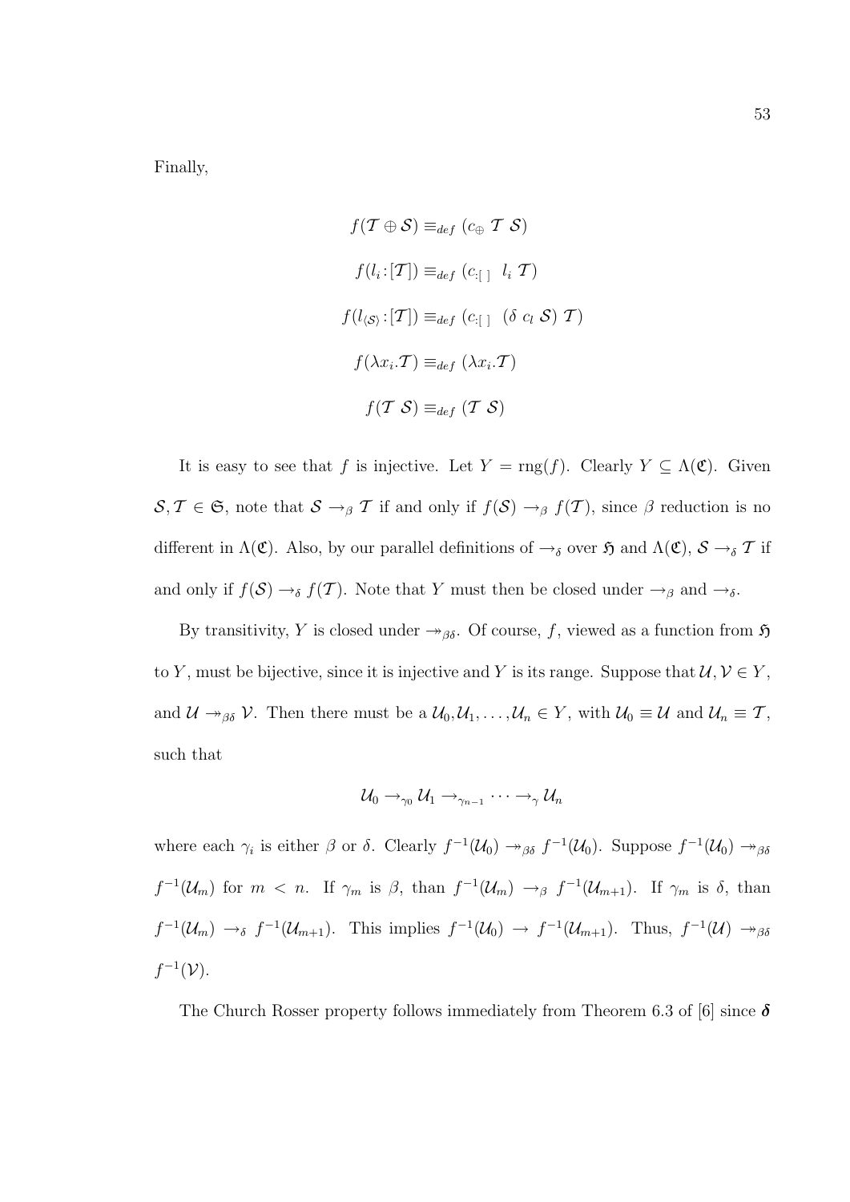Finally,

$$f(\mathcal{T} \oplus \mathcal{S}) \equiv_{def} (c_{\oplus}\ \mathcal{T}\ \mathcal{S})$$

$$f(l_i : [\mathcal{T}]) \equiv_{def} (c_{:[\ ]}\ \ l_i\ \mathcal{T})$$

$$f(l_{\langle \mathcal{S} \rangle} : [\mathcal{T}]) \equiv_{def} (c_{:[\ ]}\ \ (\delta\ c_l\ \mathcal{S})\ \mathcal{T})$$

$$f(\lambda x_i.\mathcal{T}) \equiv_{def} (\lambda x_i.\mathcal{T})$$

$$f(\mathcal{T}\ \mathcal{S}) \equiv_{def} (\mathcal{T}\ \mathcal{S})$$

It is easy to see that $f$ is injective. Let $Y = \text{rng}(f)$. Clearly $Y \subseteq \Lambda(\mathfrak{C})$. Given $\mathcal{S}, \mathcal{T} \in \mathfrak{S}$, note that $\mathcal{S} \rightarrow_{\beta} \mathcal{T}$ if and only if $f(\mathcal{S}) \rightarrow_{\beta} f(\mathcal{T})$, since $\beta$ reduction is no different in $\Lambda(\mathfrak{C})$. Also, by our parallel definitions of $\rightarrow_{\delta}$ over $\mathfrak{H}$ and $\Lambda(\mathfrak{C})$, $\mathcal{S} \rightarrow_{\delta} \mathcal{T}$ if and only if $f(\mathcal{S}) \rightarrow_{\delta} f(\mathcal{T})$. Note that $Y$ must then be closed under $\rightarrow_{\beta}$ and $\rightarrow_{\delta}$.

By transitivity, $Y$ is closed under $\twoheadrightarrow_{\beta\delta}$. Of course, $f$, viewed as a function from $\mathfrak{H}$ to $Y$, must be bijective, since it is injective and $Y$ is its range. Suppose that $\mathcal{U}, \mathcal{V} \in Y$, and $\mathcal{U} \twoheadrightarrow_{\beta\delta} \mathcal{V}$. Then there must be a $\mathcal{U}_0, \mathcal{U}_1, \ldots, \mathcal{U}_n \in Y$, with $\mathcal{U}_0 \equiv \mathcal{U}$ and $\mathcal{U}_n \equiv \mathcal{T}$, such that

$$\mathcal{U}_0 \rightarrow_{\gamma_0} \mathcal{U}_1 \rightarrow_{\gamma_{n-1}} \cdots \rightarrow_{\gamma} \mathcal{U}_n$$

where each $\gamma_i$ is either $\beta$ or $\delta$. Clearly $f^{-1}(\mathcal{U}_0) \twoheadrightarrow_{\beta\delta} f^{-1}(\mathcal{U}_0)$. Suppose $f^{-1}(\mathcal{U}_0) \twoheadrightarrow_{\beta\delta} f^{-1}(\mathcal{U}_m)$ for $m < n$. If $\gamma_m$ is $\beta$, than $f^{-1}(\mathcal{U}_m) \rightarrow_{\beta} f^{-1}(\mathcal{U}_{m+1})$. If $\gamma_m$ is $\delta$, than $f^{-1}(\mathcal{U}_m) \rightarrow_{\delta} f^{-1}(\mathcal{U}_{m+1})$. This implies $f^{-1}(\mathcal{U}_0) \rightarrow f^{-1}(\mathcal{U}_{m+1})$. Thus, $f^{-1}(\mathcal{U}) \twoheadrightarrow_{\beta\delta} f^{-1}(\mathcal{V})$.

The Church Rosser property follows immediately from Theorem 6.3 of [6] since $\boldsymbol{\delta}$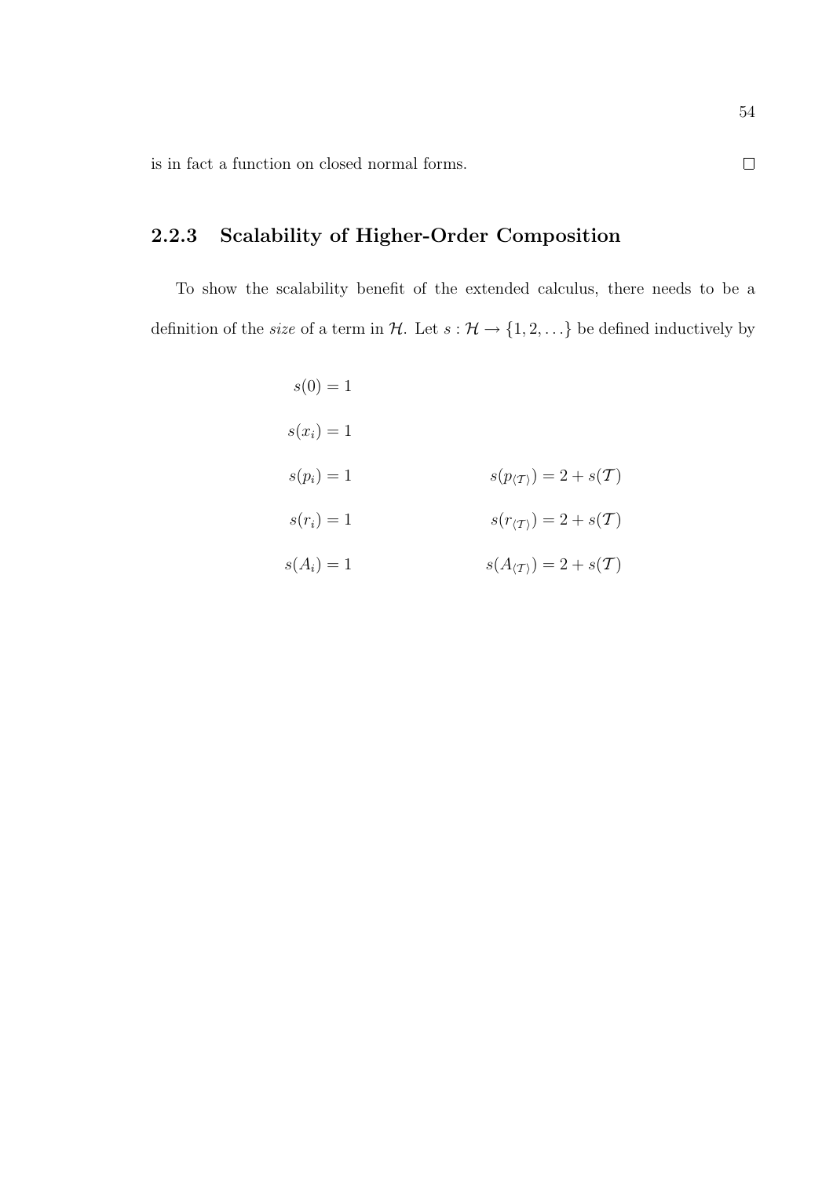is in fact a function on closed normal forms. $\square$

### 2.2.3 Scalability of Higher-Order Composition

To show the scalability benefit of the extended calculus, there needs to be a definition of the *size* of a term in $\mathcal{H}$. Let $s : \mathcal{H} \to \{1, 2, \ldots\}$ be defined inductively by

$$
\begin{aligned}
s(0) &= 1 & & \\
s(x_i) &= 1 & & \\
s(p_i) &= 1 & \qquad s(p_{\langle \mathcal{T} \rangle}) &= 2 + s(\mathcal{T}) \\
s(r_i) &= 1 & \qquad s(r_{\langle \mathcal{T} \rangle}) &= 2 + s(\mathcal{T}) \\
s(A_i) &= 1 & \qquad s(A_{\langle \mathcal{T} \rangle}) &= 2 + s(\mathcal{T})
\end{aligned}
$$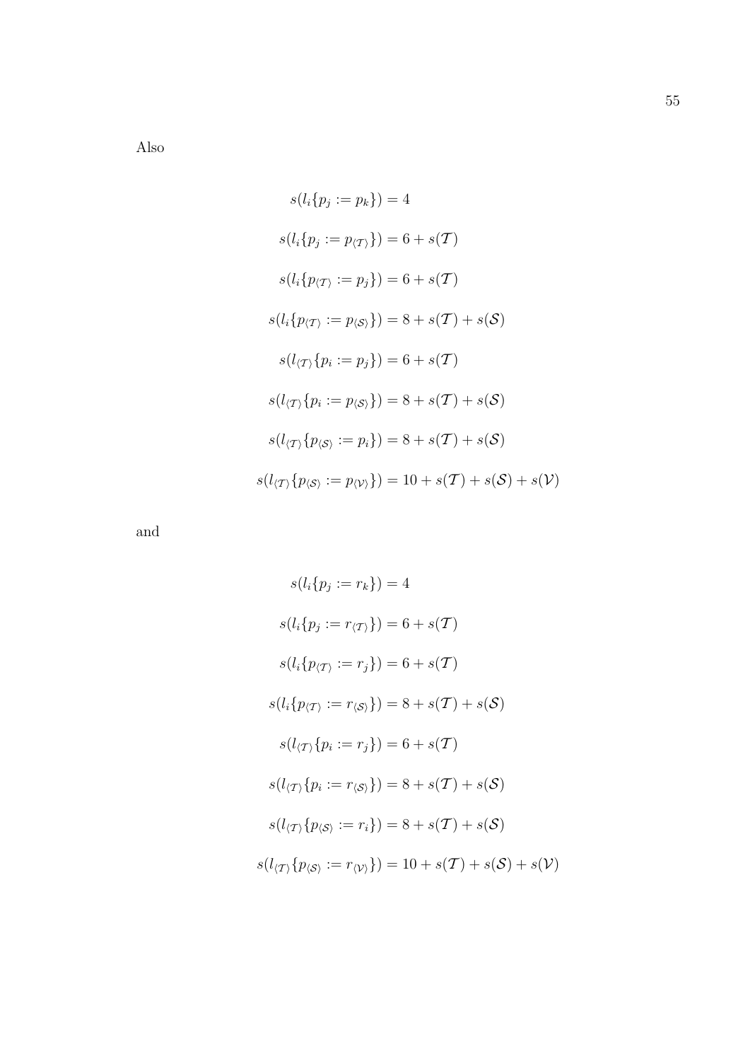Also

$$s(l_i\{p_j := p_k\}) = 4$$

$$s(l_i\{p_j := p_{\langle \mathcal{T} \rangle}\}) = 6 + s(\mathcal{T})$$

$$s(l_i\{p_{\langle \mathcal{T} \rangle} := p_j\}) = 6 + s(\mathcal{T})$$

$$s(l_i\{p_{\langle \mathcal{T} \rangle} := p_{\langle \mathcal{S} \rangle}\}) = 8 + s(\mathcal{T}) + s(\mathcal{S})$$

$$s(l_{\langle \mathcal{T} \rangle}\{p_i := p_j\}) = 6 + s(\mathcal{T})$$

$$s(l_{\langle \mathcal{T} \rangle}\{p_i := p_{\langle \mathcal{S} \rangle}\}) = 8 + s(\mathcal{T}) + s(\mathcal{S})$$

$$s(l_{\langle \mathcal{T} \rangle}\{p_{\langle \mathcal{S} \rangle} := p_i\}) = 8 + s(\mathcal{T}) + s(\mathcal{S})$$

$$s(l_{\langle \mathcal{T} \rangle}\{p_{\langle \mathcal{S} \rangle} := p_{\langle \mathcal{V} \rangle}\}) = 10 + s(\mathcal{T}) + s(\mathcal{S}) + s(\mathcal{V})$$

and

$$s(l_i\{p_j := r_k\}) = 4$$

$$s(l_i\{p_j := r_{\langle \mathcal{T} \rangle}\}) = 6 + s(\mathcal{T})$$

$$s(l_i\{p_{\langle \mathcal{T} \rangle} := r_j\}) = 6 + s(\mathcal{T})$$

$$s(l_i\{p_{\langle \mathcal{T} \rangle} := r_{\langle \mathcal{S} \rangle}\}) = 8 + s(\mathcal{T}) + s(\mathcal{S})$$

$$s(l_{\langle \mathcal{T} \rangle}\{p_i := r_j\}) = 6 + s(\mathcal{T})$$

$$s(l_{\langle \mathcal{T} \rangle}\{p_i := r_{\langle \mathcal{S} \rangle}\}) = 8 + s(\mathcal{T}) + s(\mathcal{S})$$

$$s(l_{\langle \mathcal{T} \rangle}\{p_{\langle \mathcal{S} \rangle} := r_i\}) = 8 + s(\mathcal{T}) + s(\mathcal{S})$$

$$s(l_{\langle \mathcal{T} \rangle}\{p_{\langle \mathcal{S} \rangle} := r_{\langle \mathcal{V} \rangle}\}) = 10 + s(\mathcal{T}) + s(\mathcal{S}) + s(\mathcal{V})$$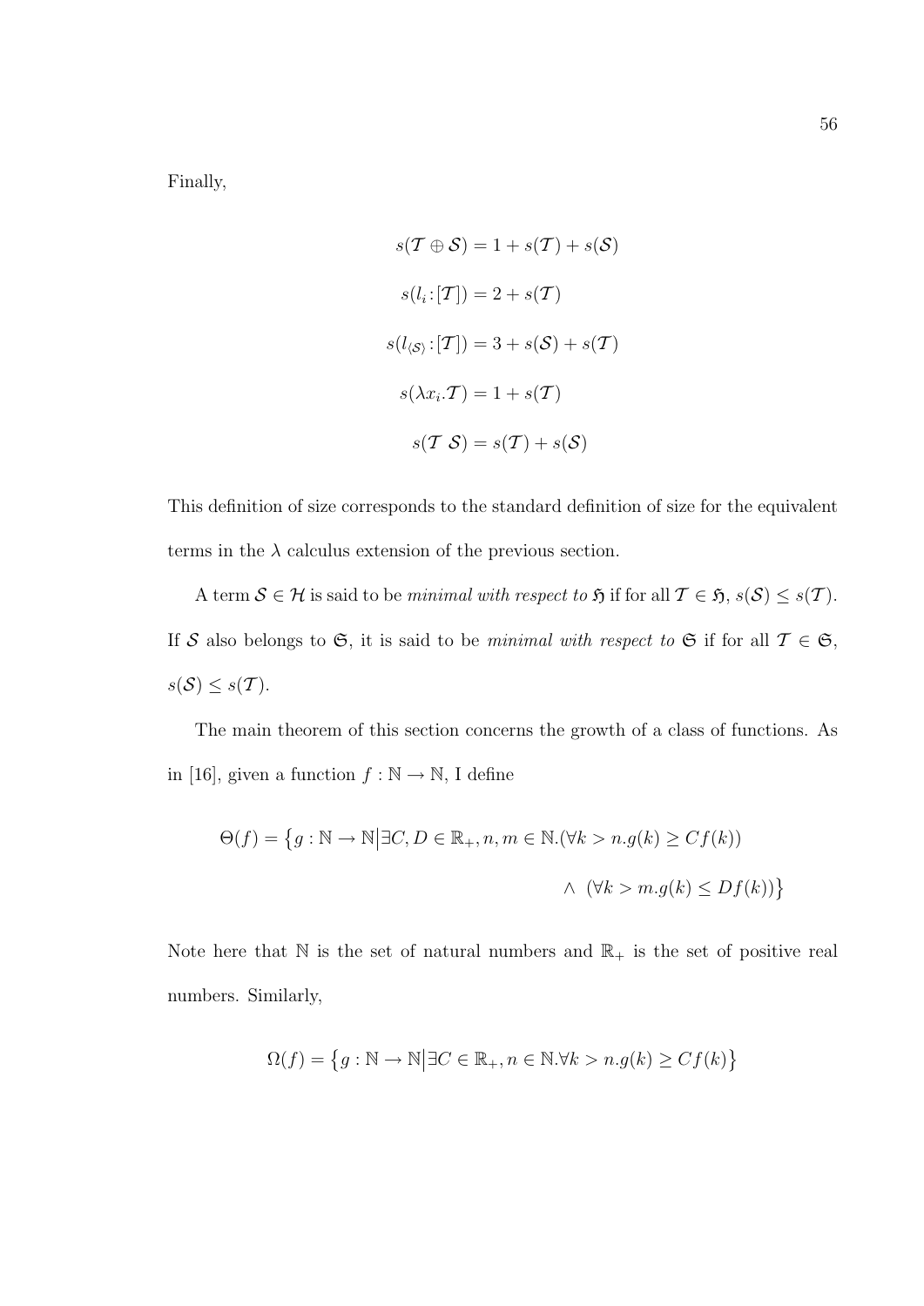Finally,

$$s(\mathcal{T} \oplus \mathcal{S}) = 1 + s(\mathcal{T}) + s(\mathcal{S})$$

$$s(l_i : [\mathcal{T}]) = 2 + s(\mathcal{T})$$

$$s(l_{\langle \mathcal{S} \rangle} : [\mathcal{T}]) = 3 + s(\mathcal{S}) + s(\mathcal{T})$$

$$s(\lambda x_i . \mathcal{T}) = 1 + s(\mathcal{T})$$

$$s(\mathcal{T}\ \mathcal{S}) = s(\mathcal{T}) + s(\mathcal{S})$$

This definition of size corresponds to the standard definition of size for the equivalent terms in the $\lambda$ calculus extension of the previous section.

A term $\mathcal{S} \in \mathcal{H}$ is said to be *minimal with respect to* $\mathfrak{H}$ if for all $\mathcal{T} \in \mathfrak{H}$, $s(\mathcal{S}) \leq s(\mathcal{T})$. If $\mathcal{S}$ also belongs to $\mathfrak{S}$, it is said to be *minimal with respect to* $\mathfrak{S}$ if for all $\mathcal{T} \in \mathfrak{S}$, $s(\mathcal{S}) \leq s(\mathcal{T})$.

The main theorem of this section concerns the growth of a class of functions. As in [16], given a function $f : \mathbb{N} \to \mathbb{N}$, I define

$$\Theta(f) = \big\{ g : \mathbb{N} \to \mathbb{N} \big| \exists C, D \in \mathbb{R}_+, n, m \in \mathbb{N}. (\forall k > n. g(k) \geq C f(k)) \\ \wedge\ (\forall k > m. g(k) \leq D f(k)) \big\}$$

Note here that $\mathbb{N}$ is the set of natural numbers and $\mathbb{R}_+$ is the set of positive real numbers. Similarly,

$$\Omega(f) = \big\{ g : \mathbb{N} \to \mathbb{N} \big| \exists C \in \mathbb{R}_+, n \in \mathbb{N}. \forall k > n. g(k) \geq C f(k) \big\}$$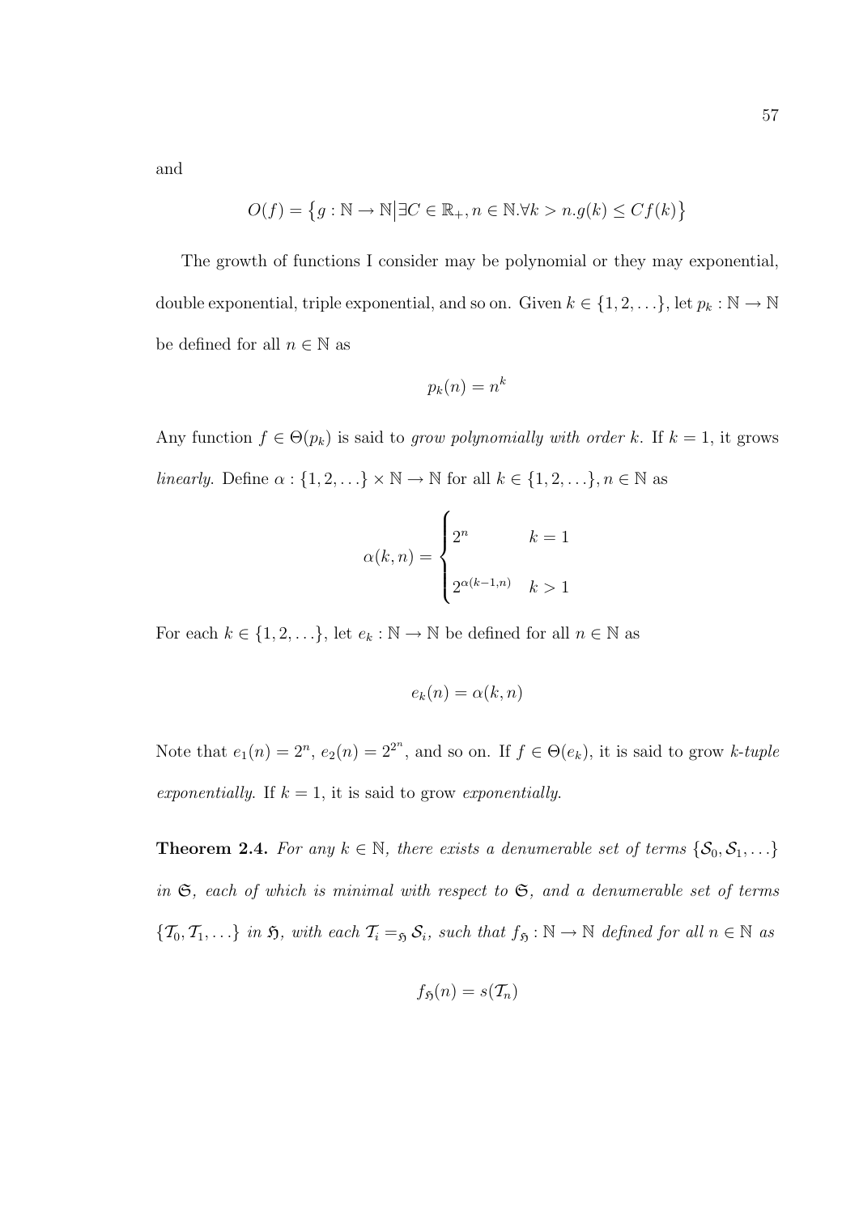and

$$O(f) = \{g : \mathbb{N} \to \mathbb{N} \big| \exists C \in \mathbb{R}_+, n \in \mathbb{N}.\forall k > n. g(k) \leq Cf(k)\}$$

The growth of functions I consider may be polynomial or they may exponential, double exponential, triple exponential, and so on. Given $k \in \{1, 2, \ldots\}$, let $p_k : \mathbb{N} \to \mathbb{N}$ be defined for all $n \in \mathbb{N}$ as

$$p_k(n) = n^k$$

Any function $f \in \Theta(p_k)$ is said to *grow polynomially with order k*. If $k = 1$, it grows *linearly*. Define $\alpha : \{1, 2, \ldots\} \times \mathbb{N} \to \mathbb{N}$ for all $k \in \{1, 2, \ldots\}, n \in \mathbb{N}$ as

$$\alpha(k, n) = \begin{cases} 2^n & k = 1 \\ 2^{\alpha(k-1,n)} & k > 1 \end{cases}$$

For each $k \in \{1, 2, \ldots\}$, let $e_k : \mathbb{N} \to \mathbb{N}$ be defined for all $n \in \mathbb{N}$ as

$$e_k(n) = \alpha(k, n)$$

Note that $e_1(n) = 2^n$, $e_2(n) = 2^{2^n}$, and so on. If $f \in \Theta(e_k)$, it is said to grow *k-tuple exponentially*. If $k = 1$, it is said to grow *exponentially*.

**Theorem 2.4.** *For any $k \in \mathbb{N}$, there exists a denumerable set of terms $\{\mathcal{S}_0, \mathcal{S}_1, \ldots\}$ in $\mathfrak{S}$, each of which is minimal with respect to $\mathfrak{S}$, and a denumerable set of terms $\{\mathcal{T}_0, \mathcal{T}_1, \ldots\}$ in $\mathfrak{H}$, with each $\mathcal{T}_i =_{\mathfrak{H}} \mathcal{S}_i$, such that $f_{\mathfrak{H}} : \mathbb{N} \to \mathbb{N}$ defined for all $n \in \mathbb{N}$ as*

$$f_{\mathfrak{H}}(n) = s(\mathcal{T}_n)$$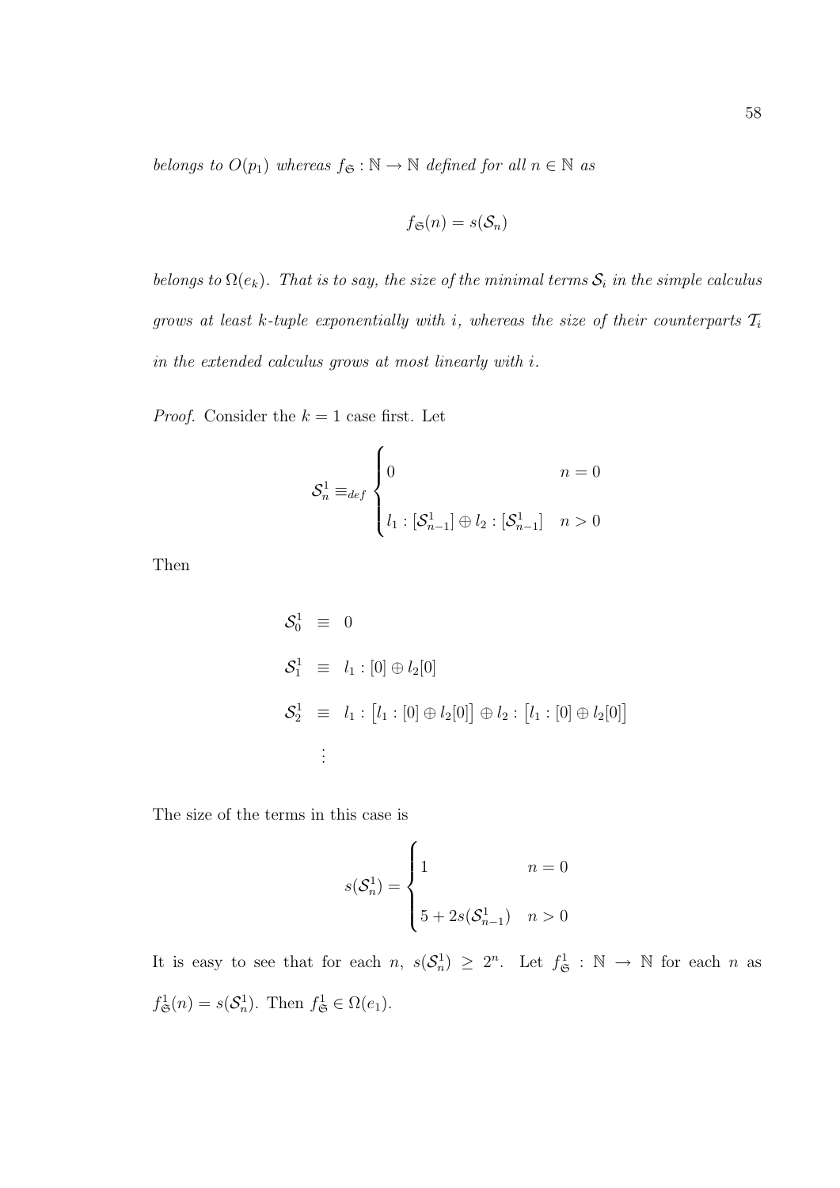*belongs to $O(p_1)$ whereas $f_{\mathfrak{S}} : \mathbb{N} \to \mathbb{N}$ defined for all $n \in \mathbb{N}$ as*

$$f_{\mathfrak{S}}(n) = s(\mathcal{S}_n)$$

*belongs to $\Omega(e_k)$. That is to say, the size of the minimal terms $\mathcal{S}_i$ in the simple calculus grows at least k-tuple exponentially with i, whereas the size of their counterparts $\mathcal{T}_i$ in the extended calculus grows at most linearly with i.*

*Proof.* Consider the $k = 1$ case first. Let

$$\mathcal{S}_n^1 \equiv_{def} \begin{cases} 0 & n = 0 \\ l_1 : [\mathcal{S}_{n-1}^1] \oplus l_2 : [\mathcal{S}_{n-1}^1] & n > 0 \end{cases}$$

Then

$$\begin{aligned}
\mathcal{S}_0^1 &\equiv 0 \\
\mathcal{S}_1^1 &\equiv l_1 : [0] \oplus l_2[0] \\
\mathcal{S}_2^1 &\equiv l_1 : \big[l_1 : [0] \oplus l_2[0]\big] \oplus l_2 : \big[l_1 : [0] \oplus l_2[0]\big] \\
&\vdots
\end{aligned}$$

The size of the terms in this case is

$$s(\mathcal{S}_n^1) = \begin{cases} 1 & n = 0 \\ 5 + 2s(\mathcal{S}_{n-1}^1) & n > 0 \end{cases}$$

It is easy to see that for each $n$, $s(\mathcal{S}_n^1) \geq 2^n$. Let $f_{\mathfrak{S}}^1 : \mathbb{N} \to \mathbb{N}$ for each $n$ as $f_{\mathfrak{S}}^1(n) = s(\mathcal{S}_n^1)$. Then $f_{\mathfrak{S}}^1 \in \Omega(e_1)$.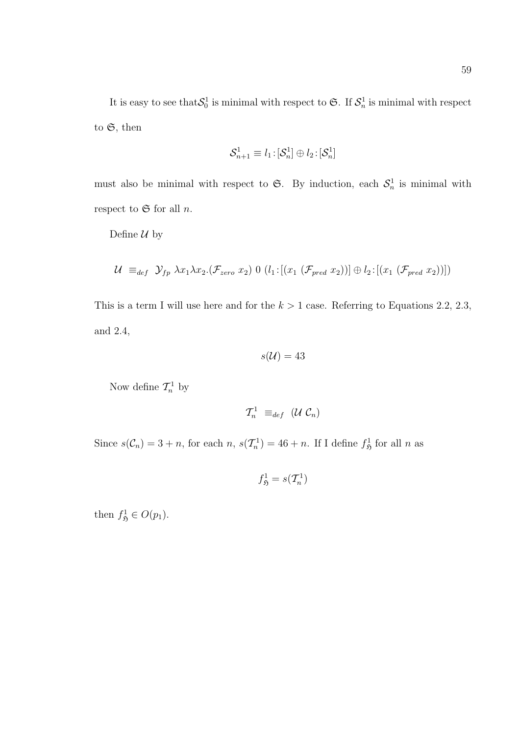It is easy to see that$\mathcal{S}_0^1$ is minimal with respect to $\mathfrak{S}$. If $\mathcal{S}_n^1$ is minimal with respect to $\mathfrak{S}$, then

$$\mathcal{S}_{n+1}^1 \equiv l_1 : [\mathcal{S}_n^1] \oplus l_2 : [\mathcal{S}_n^1]$$

must also be minimal with respect to $\mathfrak{S}$. By induction, each $\mathcal{S}_n^1$ is minimal with respect to $\mathfrak{S}$ for all $n$.

Define $\mathcal{U}$ by

$$\mathcal{U} \ \equiv_{def} \ \mathcal{Y}_{fp} \ \lambda x_1 \lambda x_2.(\mathcal{F}_{zero} \ x_2) \ 0 \ (l_1 : [(x_1 \ (\mathcal{F}_{pred} \ x_2))] \oplus l_2 : [(x_1 \ (\mathcal{F}_{pred} \ x_2))])$$

This is a term I will use here and for the $k > 1$ case. Referring to Equations 2.2, 2.3, and 2.4,

$$s(\mathcal{U}) = 43$$

Now define $\mathcal{T}_n^1$ by

$$\mathcal{T}_n^1 \ \equiv_{def} \ (\mathcal{U} \ \mathcal{C}_n)$$

Since $s(\mathcal{C}_n) = 3 + n$, for each $n$, $s(\mathcal{T}_n^1) = 46 + n$. If I define $f_{\mathfrak{H}}^1$ for all $n$ as

$$f_{\mathfrak{H}}^1 = s(\mathcal{T}_n^1)$$

then $f_{\mathfrak{H}}^1 \in O(p_1)$.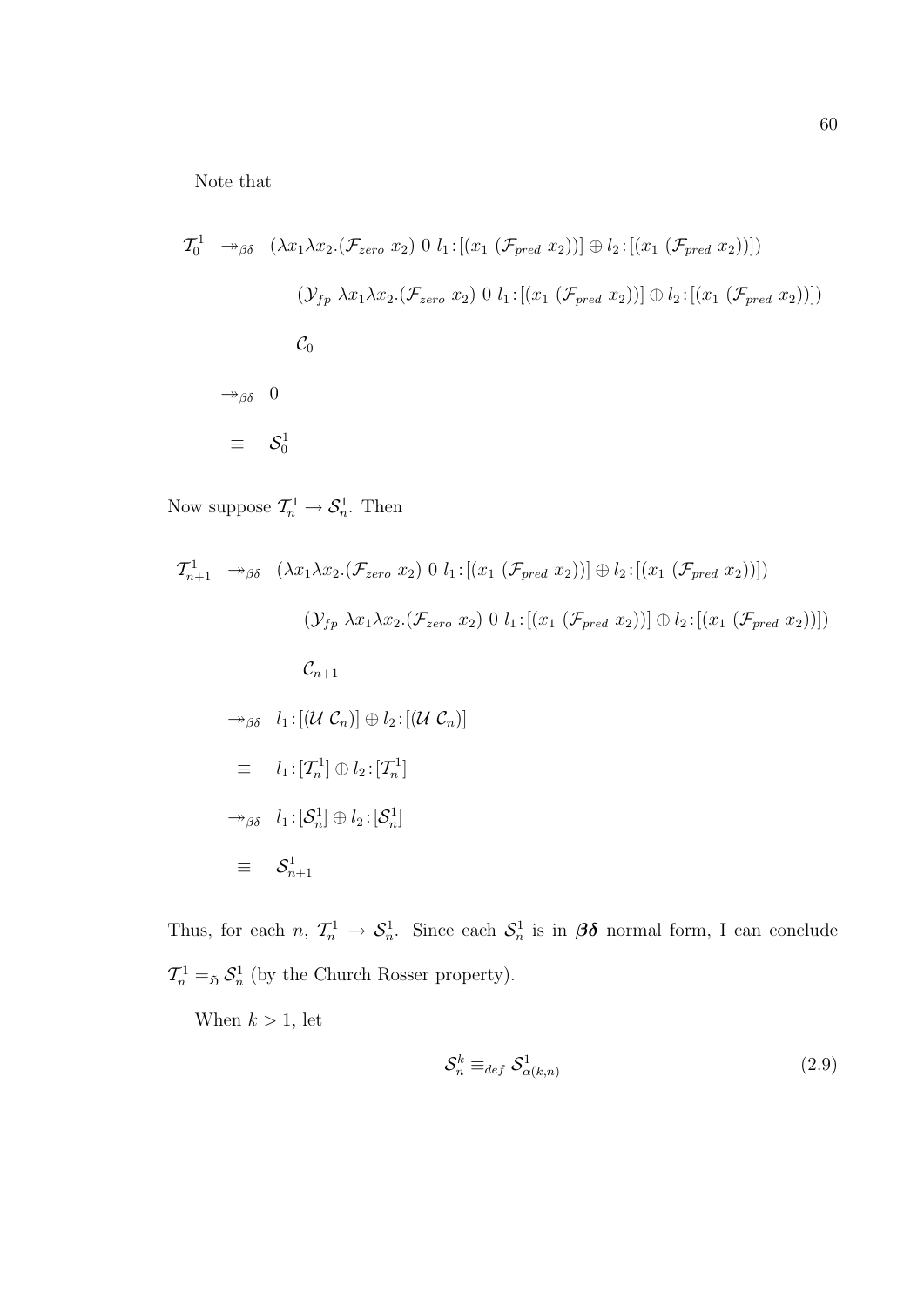Note that

$$
\begin{aligned}
\mathcal{T}_0^1 \quad \twoheadrightarrow_{\beta\delta} \quad & (\lambda x_1 \lambda x_2.(\mathcal{F}_{zero}\ x_2)\ 0\ l_1 : [(x_1\ (\mathcal{F}_{pred}\ x_2))] \oplus l_2 : [(x_1\ (\mathcal{F}_{pred}\ x_2))]) \\
& \quad (\mathcal{Y}_{fp}\ \lambda x_1 \lambda x_2.(\mathcal{F}_{zero}\ x_2)\ 0\ l_1 : [(x_1\ (\mathcal{F}_{pred}\ x_2))] \oplus l_2 : [(x_1\ (\mathcal{F}_{pred}\ x_2))]) \\
& \quad \mathcal{C}_0 \\
\twoheadrightarrow_{\beta\delta} \quad & 0 \\
\equiv \quad & \mathcal{S}_0^1
\end{aligned}
$$

Now suppose $\mathcal{T}_n^1 \to \mathcal{S}_n^1$. Then

$$
\begin{aligned}
\mathcal{T}_{n+1}^1 \quad \twoheadrightarrow_{\beta\delta} \quad & (\lambda x_1 \lambda x_2.(\mathcal{F}_{zero}\ x_2)\ 0\ l_1 : [(x_1\ (\mathcal{F}_{pred}\ x_2))] \oplus l_2 : [(x_1\ (\mathcal{F}_{pred}\ x_2))]) \\
& \quad (\mathcal{Y}_{fp}\ \lambda x_1 \lambda x_2.(\mathcal{F}_{zero}\ x_2)\ 0\ l_1 : [(x_1\ (\mathcal{F}_{pred}\ x_2))] \oplus l_2 : [(x_1\ (\mathcal{F}_{pred}\ x_2))]) \\
& \quad \mathcal{C}_{n+1} \\
\twoheadrightarrow_{\beta\delta} \quad & l_1 : [(\mathcal{U}\ \mathcal{C}_n)] \oplus l_2 : [(\mathcal{U}\ \mathcal{C}_n)] \\
\equiv \quad & l_1 : [\mathcal{T}_n^1] \oplus l_2 : [\mathcal{T}_n^1] \\
\twoheadrightarrow_{\beta\delta} \quad & l_1 : [\mathcal{S}_n^1] \oplus l_2 : [\mathcal{S}_n^1] \\
\equiv \quad & \mathcal{S}_{n+1}^1
\end{aligned}
$$

Thus, for each $n$, $\mathcal{T}_n^1 \to \mathcal{S}_n^1$. Since each $\mathcal{S}_n^1$ is in $\boldsymbol{\beta\delta}$ normal form, I can conclude $\mathcal{T}_n^1 =_{\mathfrak{H}} \mathcal{S}_n^1$ (by the Church Rosser property).

When $k > 1$, let

$$\mathcal{S}_n^k \equiv_{def} \mathcal{S}_{\alpha(k,n)}^1 \tag{2.9}$$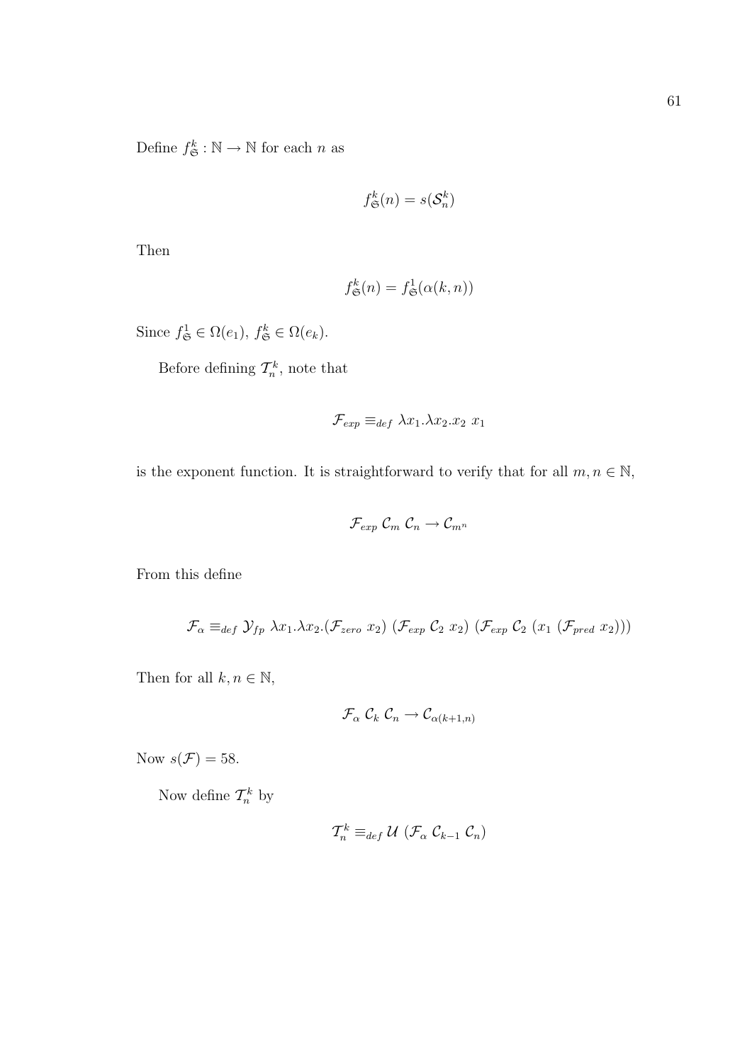Define $f^k_{\mathfrak{S}} : \mathbb{N} \to \mathbb{N}$ for each $n$ as

$$f^k_{\mathfrak{S}}(n) = s(\mathcal{S}^k_n)$$

Then

$$f^k_{\mathfrak{S}}(n) = f^1_{\mathfrak{S}}(\alpha(k, n))$$

Since $f^1_{\mathfrak{S}} \in \Omega(e_1)$, $f^k_{\mathfrak{S}} \in \Omega(e_k)$.

Before defining $\mathcal{T}^k_n$, note that

$$\mathcal{F}_{exp} \equiv_{def} \lambda x_1.\lambda x_2.x_2 \; x_1$$

is the exponent function. It is straightforward to verify that for all $m, n \in \mathbb{N}$,

$$\mathcal{F}_{exp} \; \mathcal{C}_m \; \mathcal{C}_n \twoheadrightarrow \mathcal{C}_{m^n}$$

From this define

$$\mathcal{F}_\alpha \equiv_{def} \mathcal{Y}_{fp} \; \lambda x_1.\lambda x_2.(\mathcal{F}_{zero} \; x_2) \; (\mathcal{F}_{exp} \; \mathcal{C}_2 \; x_2) \; (\mathcal{F}_{exp} \; \mathcal{C}_2 \; (x_1 \; (\mathcal{F}_{pred} \; x_2)))$$

Then for all $k, n \in \mathbb{N}$,

$$\mathcal{F}_\alpha \; \mathcal{C}_k \; \mathcal{C}_n \twoheadrightarrow \mathcal{C}_{\alpha(k+1,n)}$$

Now $s(\mathcal{F}) = 58$.

Now define $\mathcal{T}^k_n$ by

$$\mathcal{T}^k_n \equiv_{def} \mathcal{U} \; (\mathcal{F}_\alpha \; \mathcal{C}_{k-1} \; \mathcal{C}_n)$$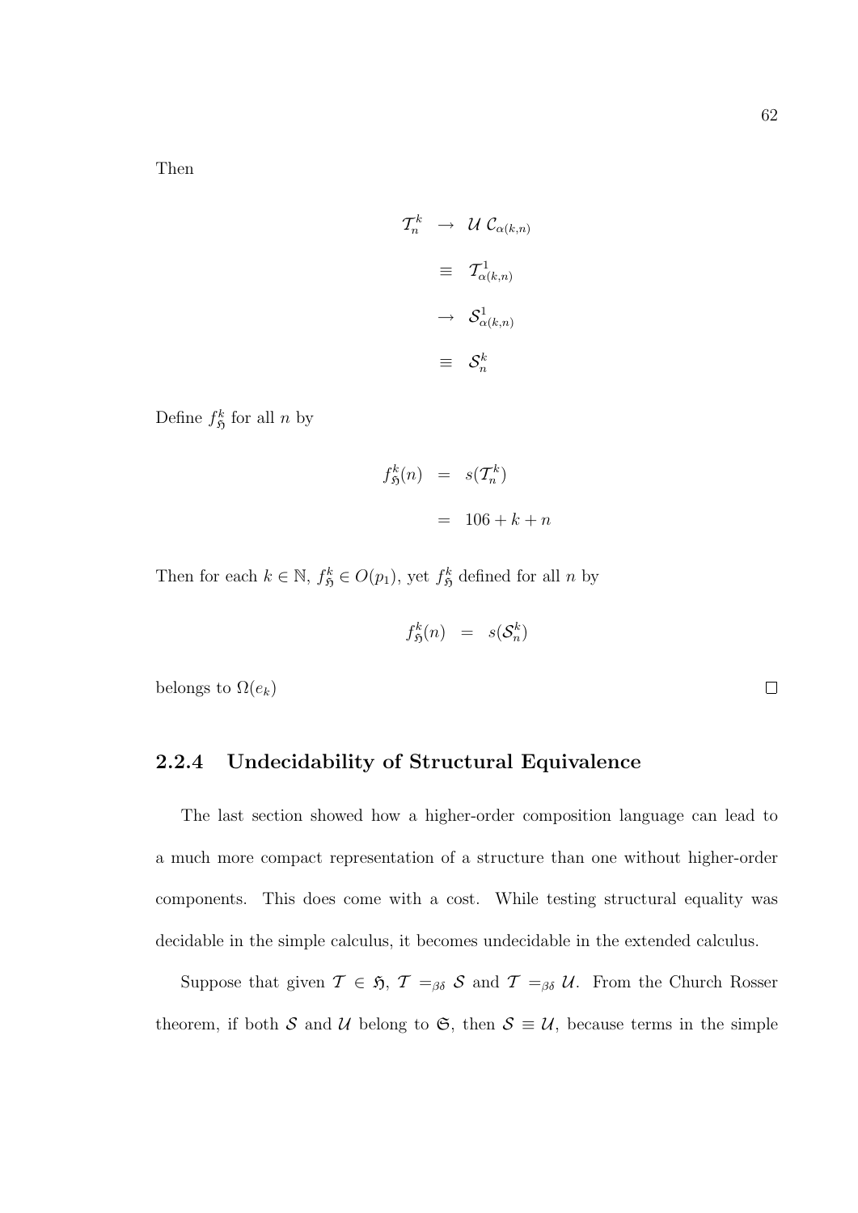Then

$$
\begin{aligned}
\mathcal{T}_n^k &\rightarrow \mathcal{U}\ \mathcal{C}_{\alpha(k,n)} \\
&\equiv \mathcal{T}_{\alpha(k,n)}^1 \\
&\rightarrow \mathcal{S}_{\alpha(k,n)}^1 \\
&\equiv \mathcal{S}_n^k
\end{aligned}
$$

Define $f_{\mathfrak{H}}^k$ for all $n$ by

$$
\begin{aligned}
f_{\mathfrak{H}}^k(n) &= s(\mathcal{T}_n^k) \\
&= 106 + k + n
\end{aligned}
$$

Then for each $k \in \mathbb{N}$, $f_{\mathfrak{H}}^k \in O(p_1)$, yet $f_{\mathfrak{H}}^k$ defined for all $n$ by

$$
f_{\mathfrak{H}}^k(n) = s(\mathcal{S}_n^k)
$$

belongs to $\Omega(e_k)$ $\square$

### 2.2.4 Undecidability of Structural Equivalence

The last section showed how a higher-order composition language can lead to a much more compact representation of a structure than one without higher-order components. This does come with a cost. While testing structural equality was decidable in the simple calculus, it becomes undecidable in the extended calculus.

Suppose that given $\mathcal{T} \in \mathfrak{H}$, $\mathcal{T} =_{\beta\delta} \mathcal{S}$ and $\mathcal{T} =_{\beta\delta} \mathcal{U}$. From the Church Rosser theorem, if both $\mathcal{S}$ and $\mathcal{U}$ belong to $\mathfrak{S}$, then $\mathcal{S} \equiv \mathcal{U}$, because terms in the simple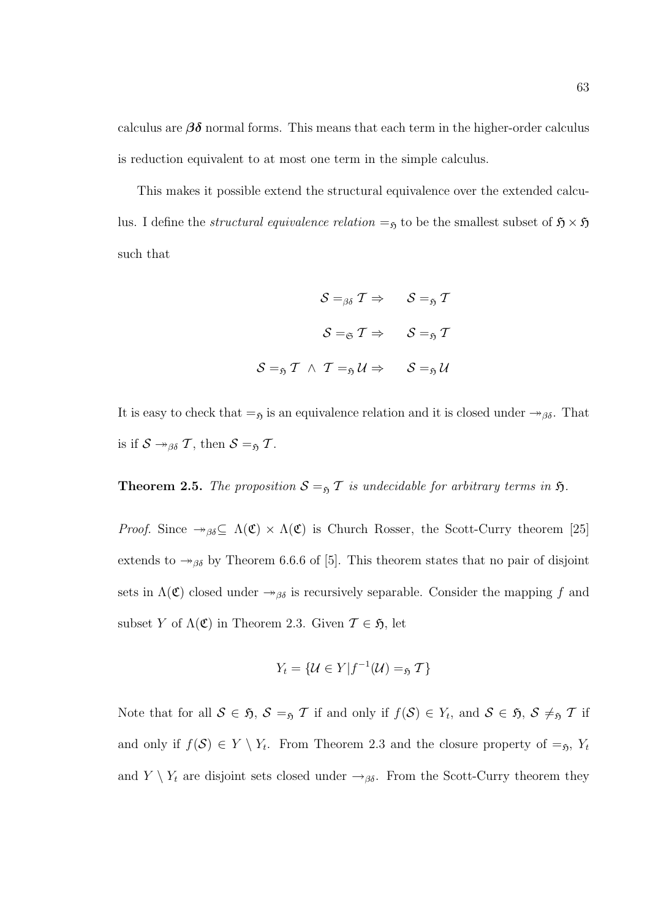calculus are $\boldsymbol{\beta\delta}$ normal forms. This means that each term in the higher-order calculus is reduction equivalent to at most one term in the simple calculus.

This makes it possible extend the structural equivalence over the extended calculus. I define the *structural equivalence relation* $=_{\mathfrak{H}}$ to be the smallest subset of $\mathfrak{H} \times \mathfrak{H}$ such that

$$
\begin{aligned}
\mathcal{S} =_{\beta\delta} \mathcal{T} \Rightarrow &\quad \mathcal{S} =_{\mathfrak{H}} \mathcal{T} \\
\mathcal{S} =_{\mathfrak{S}} \mathcal{T} \Rightarrow &\quad \mathcal{S} =_{\mathfrak{H}} \mathcal{T} \\
\mathcal{S} =_{\mathfrak{H}} \mathcal{T} \ \wedge \ \mathcal{T} =_{\mathfrak{H}} \mathcal{U} \Rightarrow &\quad \mathcal{S} =_{\mathfrak{H}} \mathcal{U}
\end{aligned}
$$

It is easy to check that $=_{\mathfrak{H}}$ is an equivalence relation and it is closed under $\twoheadrightarrow_{\beta\delta}$. That is if $\mathcal{S} \twoheadrightarrow_{\beta\delta} \mathcal{T}$, then $\mathcal{S} =_{\mathfrak{H}} \mathcal{T}$.

**Theorem 2.5.** *The proposition $\mathcal{S} =_{\mathfrak{H}} \mathcal{T}$ is undecidable for arbitrary terms in $\mathfrak{H}$.*

*Proof.* Since $\twoheadrightarrow_{\beta\delta} \subseteq \Lambda(\mathfrak{C}) \times \Lambda(\mathfrak{C})$ is Church Rosser, the Scott-Curry theorem [25] extends to $\twoheadrightarrow_{\beta\delta}$ by Theorem 6.6.6 of [5]. This theorem states that no pair of disjoint sets in $\Lambda(\mathfrak{C})$ closed under $\twoheadrightarrow_{\beta\delta}$ is recursively separable. Consider the mapping $f$ and subset $Y$ of $\Lambda(\mathfrak{C})$ in Theorem 2.3. Given $\mathcal{T} \in \mathfrak{H}$, let

$$
Y_t = \{\mathcal{U} \in Y | f^{-1}(\mathcal{U}) =_{\mathfrak{H}} \mathcal{T}\}
$$

Note that for all $\mathcal{S} \in \mathfrak{H}$, $\mathcal{S} =_{\mathfrak{H}} \mathcal{T}$ if and only if $f(\mathcal{S}) \in Y_t$, and $\mathcal{S} \in \mathfrak{H}$, $\mathcal{S} \neq_{\mathfrak{H}} \mathcal{T}$ if and only if $f(\mathcal{S}) \in Y \setminus Y_t$. From Theorem 2.3 and the closure property of $=_{\mathfrak{H}}$, $Y_t$ and $Y \setminus Y_t$ are disjoint sets closed under $\rightarrow_{\beta\delta}$. From the Scott-Curry theorem they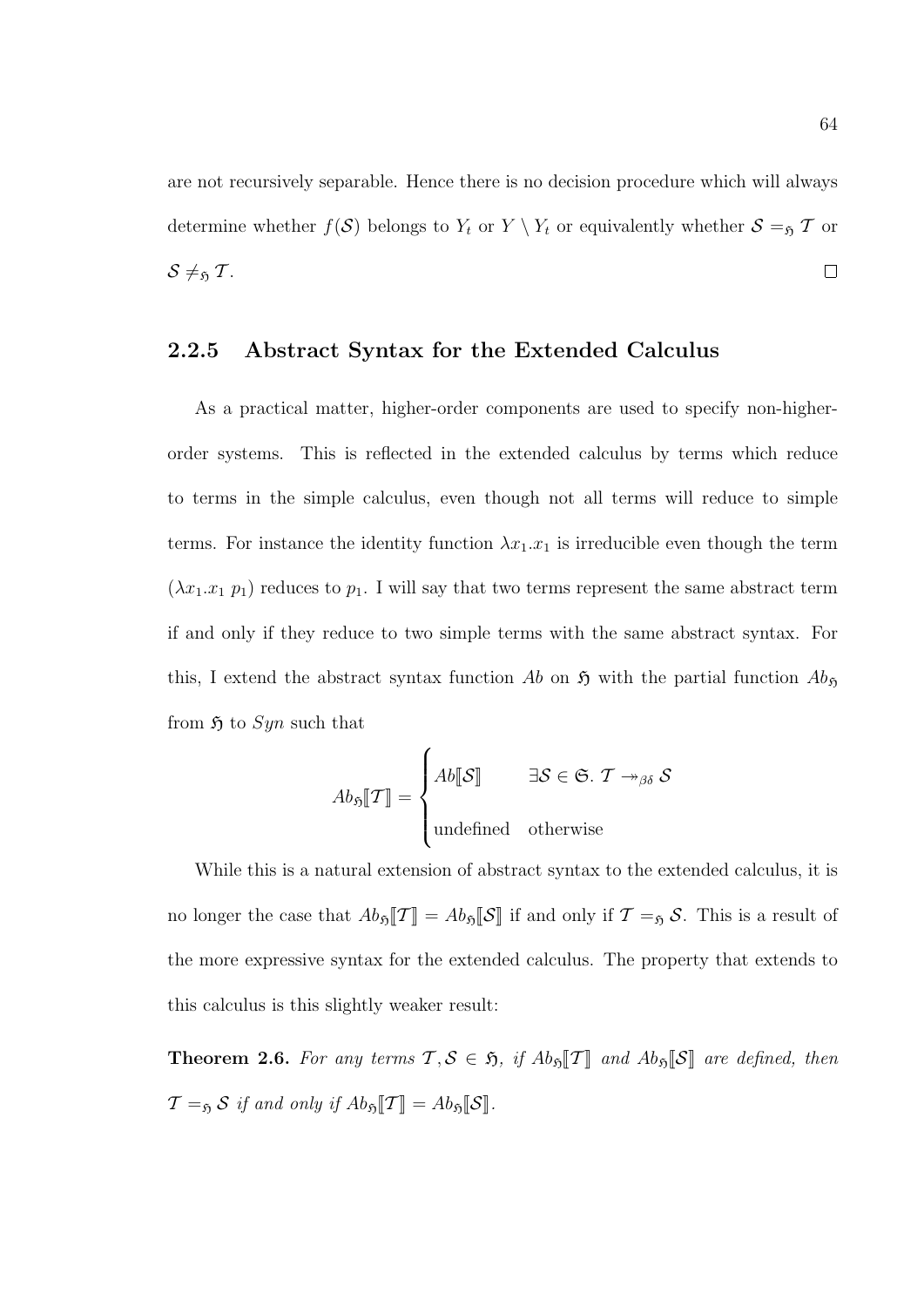are not recursively separable. Hence there is no decision procedure which will always determine whether $f(\mathcal{S})$ belongs to $Y_t$ or $Y \setminus Y_t$ or equivalently whether $\mathcal{S} =_{\mathfrak{H}} \mathcal{T}$ or $\mathcal{S} \neq_{\mathfrak{H}} \mathcal{T}$. $\square$

### 2.2.5 Abstract Syntax for the Extended Calculus

As a practical matter, higher-order components are used to specify non-higher-order systems. This is reflected in the extended calculus by terms which reduce to terms in the simple calculus, even though not all terms will reduce to simple terms. For instance the identity function $\lambda x_1.x_1$ is irreducible even though the term $(\lambda x_1.x_1\ p_1)$ reduces to $p_1$. I will say that two terms represent the same abstract term if and only if they reduce to two simple terms with the same abstract syntax. For this, I extend the abstract syntax function $Ab$ on $\mathfrak{H}$ with the partial function $Ab_{\mathfrak{H}}$ from $\mathfrak{H}$ to $Syn$ such that

$$Ab_{\mathfrak{H}}[\![\mathcal{T}]\!] = \begin{cases} Ab[\![\mathcal{S}]\!] & \exists \mathcal{S} \in \mathfrak{S}.\ \mathcal{T} \twoheadrightarrow_{\beta\delta} \mathcal{S} \\ \text{undefined} & \text{otherwise} \end{cases}$$

While this is a natural extension of abstract syntax to the extended calculus, it is no longer the case that $Ab_{\mathfrak{H}}[\![\mathcal{T}]\!] = Ab_{\mathfrak{H}}[\![\mathcal{S}]\!]$ if and only if $\mathcal{T} =_{\mathfrak{H}} \mathcal{S}$. This is a result of the more expressive syntax for the extended calculus. The property that extends to this calculus is this slightly weaker result:

**Theorem 2.6.** *For any terms $\mathcal{T}, \mathcal{S} \in \mathfrak{H}$, if $Ab_{\mathfrak{H}}[\![\mathcal{T}]\!]$ and $Ab_{\mathfrak{H}}[\![\mathcal{S}]\!]$ are defined, then $\mathcal{T} =_{\mathfrak{H}} \mathcal{S}$ if and only if $Ab_{\mathfrak{H}}[\![\mathcal{T}]\!] = Ab_{\mathfrak{H}}[\![\mathcal{S}]\!]$.*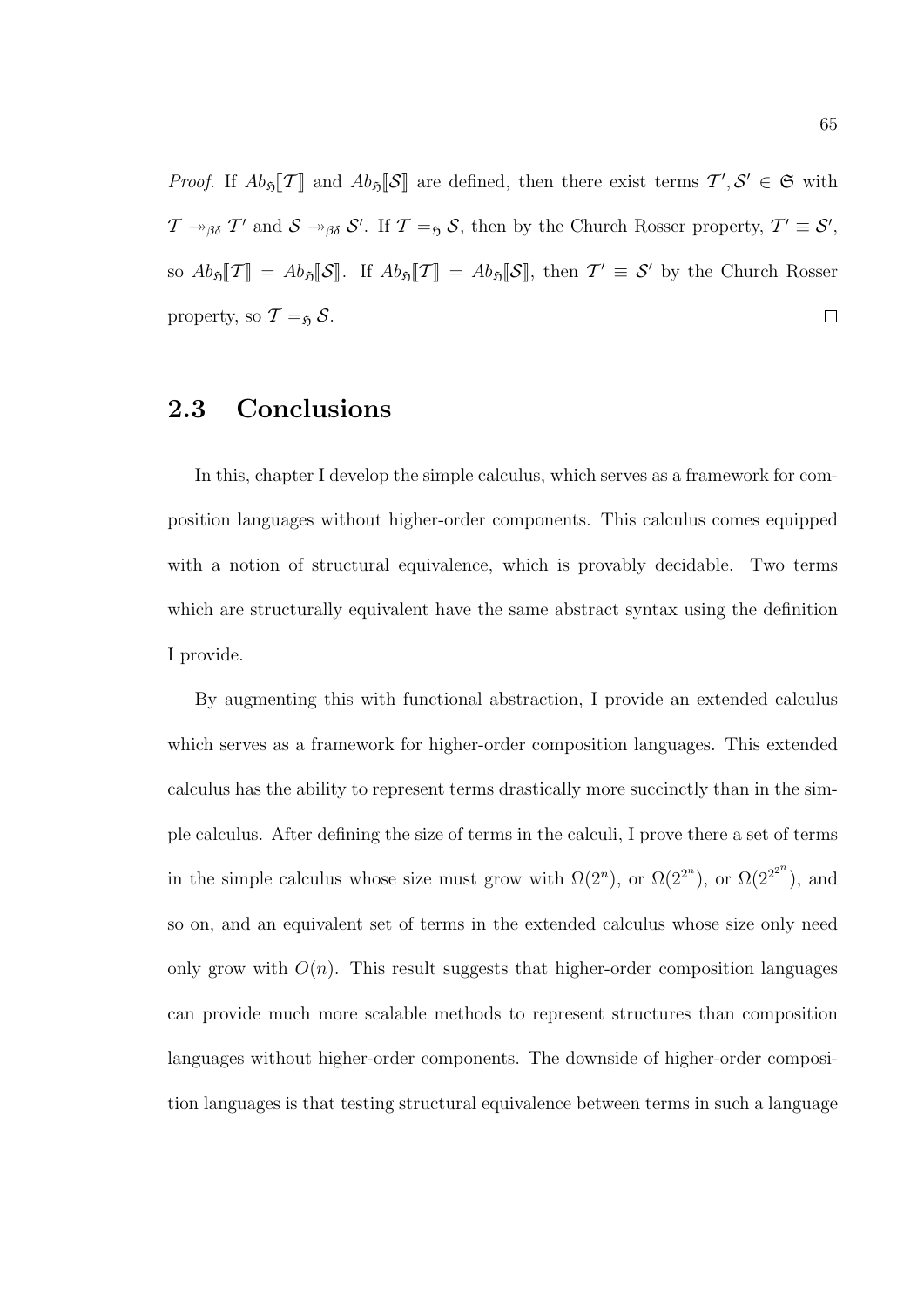*Proof.* If $Ab_{\mathfrak{H}}[\![\mathcal{T}]\!]$ and $Ab_{\mathfrak{H}}[\![\mathcal{S}]\!]$ are defined, then there exist terms $\mathcal{T}', \mathcal{S}' \in \mathfrak{S}$ with $\mathcal{T} \twoheadrightarrow_{\beta\delta} \mathcal{T}'$ and $\mathcal{S} \twoheadrightarrow_{\beta\delta} \mathcal{S}'$. If $\mathcal{T} =_{\mathfrak{H}} \mathcal{S}$, then by the Church Rosser property, $\mathcal{T}' \equiv \mathcal{S}'$, so $Ab_{\mathfrak{H}}[\![\mathcal{T}]\!] = Ab_{\mathfrak{H}}[\![\mathcal{S}]\!]$. If $Ab_{\mathfrak{H}}[\![\mathcal{T}]\!] = Ab_{\mathfrak{H}}[\![\mathcal{S}]\!]$, then $\mathcal{T}' \equiv \mathcal{S}'$ by the Church Rosser property, so $\mathcal{T} =_{\mathfrak{H}} \mathcal{S}$. □

## 2.3 Conclusions

In this, chapter I develop the simple calculus, which serves as a framework for composition languages without higher-order components. This calculus comes equipped with a notion of structural equivalence, which is provably decidable. Two terms which are structurally equivalent have the same abstract syntax using the definition I provide.

By augmenting this with functional abstraction, I provide an extended calculus which serves as a framework for higher-order composition languages. This extended calculus has the ability to represent terms drastically more succinctly than in the simple calculus. After defining the size of terms in the calculi, I prove there a set of terms in the simple calculus whose size must grow with $\Omega(2^n)$, or $\Omega(2^{2^n})$, or $\Omega(2^{2^{2^n}})$, and so on, and an equivalent set of terms in the extended calculus whose size only need only grow with $O(n)$. This result suggests that higher-order composition languages can provide much more scalable methods to represent structures than composition languages without higher-order components. The downside of higher-order composition languages is that testing structural equivalence between terms in such a language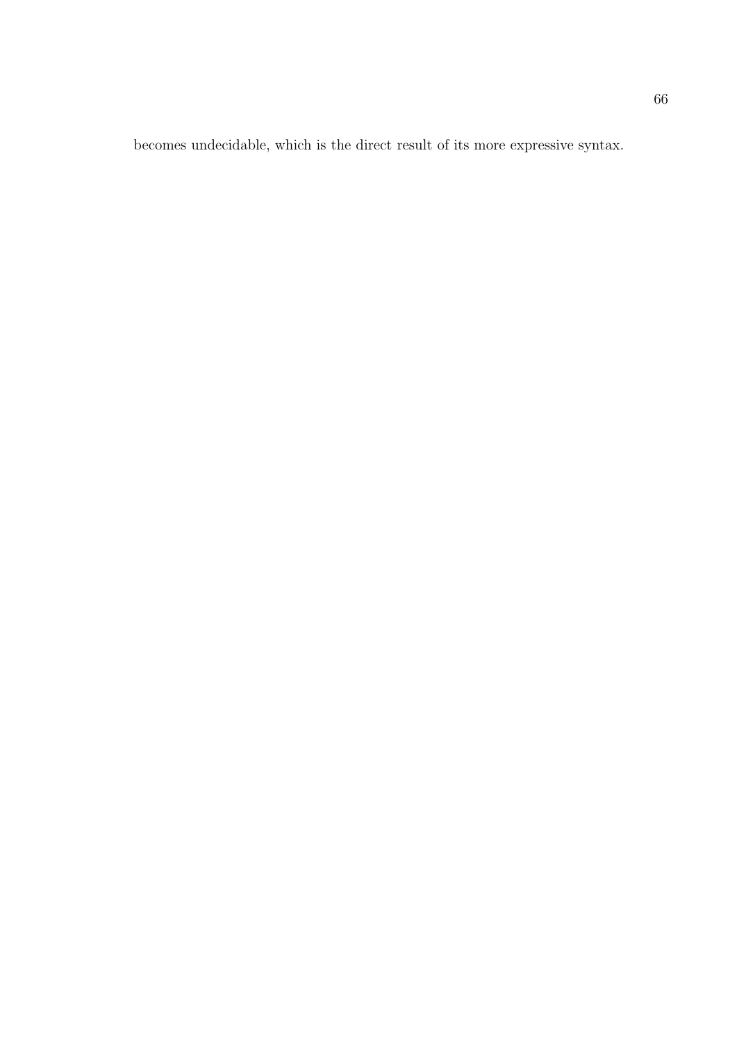becomes undecidable, which is the direct result of its more expressive syntax.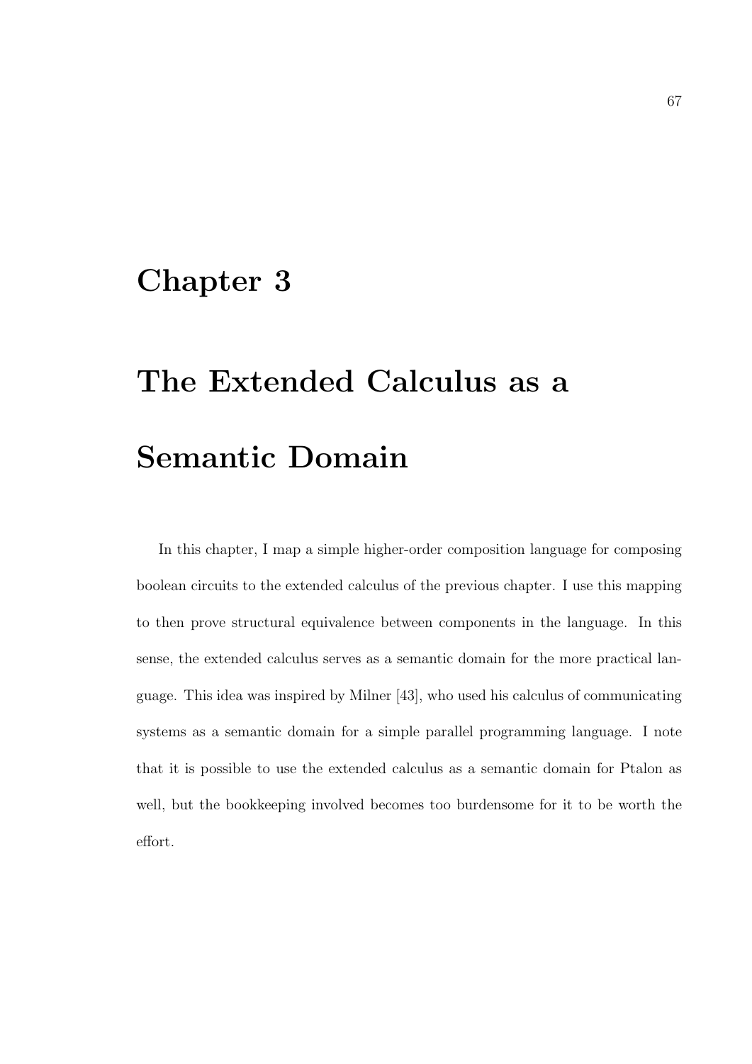# Chapter 3

# The Extended Calculus as a Semantic Domain

In this chapter, I map a simple higher-order composition language for composing boolean circuits to the extended calculus of the previous chapter. I use this mapping to then prove structural equivalence between components in the language. In this sense, the extended calculus serves as a semantic domain for the more practical language. This idea was inspired by Milner [43], who used his calculus of communicating systems as a semantic domain for a simple parallel programming language. I note that it is possible to use the extended calculus as a semantic domain for Ptalon as well, but the bookkeeping involved becomes too burdensome for it to be worth the effort.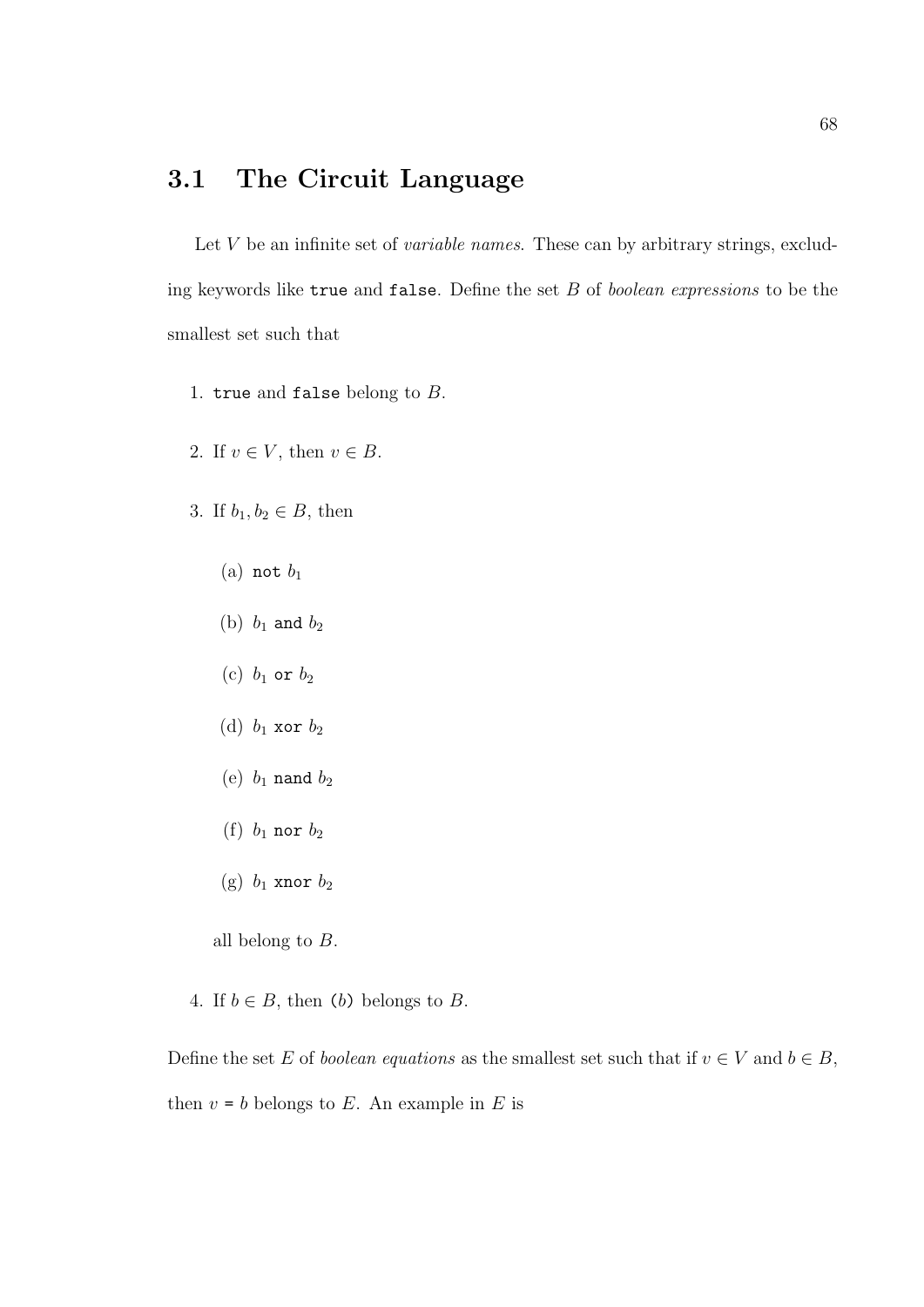## 3.1 The Circuit Language

Let $V$ be an infinite set of *variable names*. These can by arbitrary strings, excluding keywords like `true` and `false`. Define the set $B$ of *boolean expressions* to be the smallest set such that

1. `true` and `false` belong to $B$.
2. If $v \in V$, then $v \in B$.
3. If $b_1, b_2 \in B$, then
   (a) `not` $b_1$
   (b) $b_1$ `and` $b_2$
   (c) $b_1$ `or` $b_2$
   (d) $b_1$ `xor` $b_2$
   (e) $b_1$ `nand` $b_2$
   (f) $b_1$ `nor` $b_2$
   (g) $b_1$ `xnor` $b_2$

   all belong to $B$.
4. If $b \in B$, then `(`$b$`)` belongs to $B$.

Define the set $E$ of *boolean equations* as the smallest set such that if $v \in V$ and $b \in B$, then $v$ `=` $b$ belongs to $E$. An example in $E$ is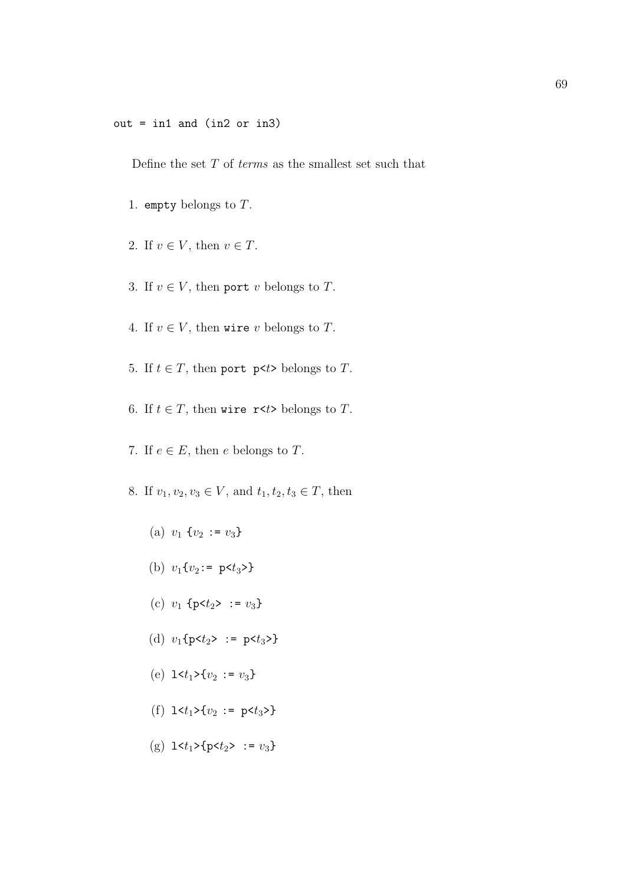```
out = in1 and (in2 or in3)
```

Define the set $T$ of *terms* as the smallest set such that

1. `empty` belongs to $T$.
2. If $v \in V$, then $v \in T$.
3. If $v \in V$, then `port` $v$ belongs to $T$.
4. If $v \in V$, then `wire` $v$ belongs to $T$.
5. If $t \in T$, then `port p<`$t$`>` belongs to $T$.
6. If $t \in T$, then `wire r<`$t$`>` belongs to $T$.
7. If $e \in E$, then $e$ belongs to $T$.
8. If $v_1, v_2, v_3 \in V$, and $t_1, t_2, t_3 \in T$, then
    (a) $v_1$ `{`$v_2$ `:=` $v_3$`}`
    (b) $v_1$`{`$v_2$`:= p<`$t_3$`>}`
    (c) $v_1$ `{p<`$t_2$`> :=` $v_3$`}`
    (d) $v_1$`{p<`$t_2$`> := p<`$t_3$`>}`
    (e) `l<`$t_1$`>{`$v_2$ `:=` $v_3$`}`
    (f) `l<`$t_1$`>{`$v_2$ `:= p<`$t_3$`>}`
    (g) `l<`$t_1$`>{p<`$t_2$`> :=` $v_3$`}`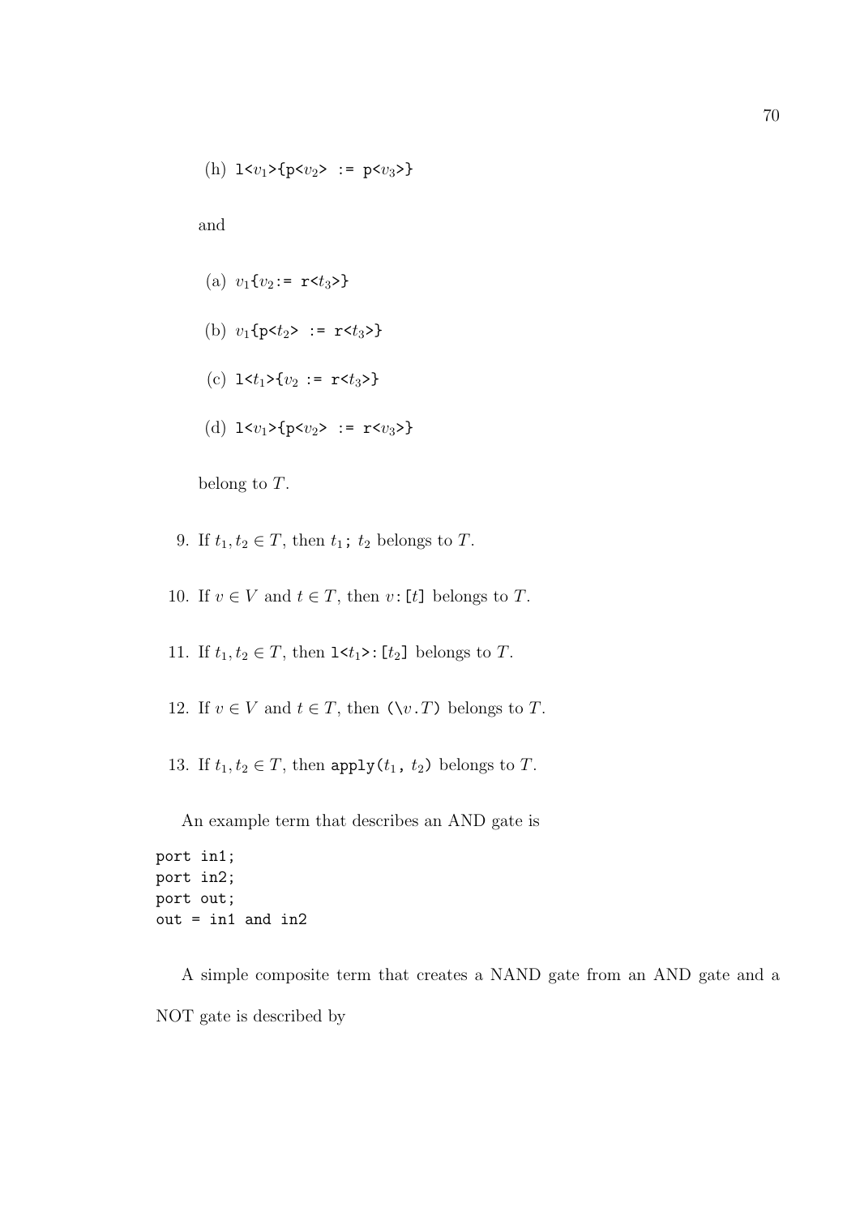(h) `l<`$v_1$`>{p<`$v_2$`> := p<`$v_3$`>}`

and

(a) $v_1$`{`$v_2$`:= r<`$t_3$`>}`

(b) $v_1$`{p<`$t_2$`> := r<`$t_3$`>}`

(c) `l<`$t_1$`>{`$v_2$` := r<`$t_3$`>}`

(d) `l<`$v_1$`>{p<`$v_2$`> := r<`$v_3$`>}`

belong to $T$.

9. If $t_1, t_2 \in T$, then $t_1$`;` $t_2$ belongs to $T$.

10. If $v \in V$ and $t \in T$, then $v$`:[`$t$`]` belongs to $T$.

11. If $t_1, t_2 \in T$, then `l<`$t_1$`>:[`$t_2$`]` belongs to $T$.

12. If $v \in V$ and $t \in T$, then `(\`$v$`.`$T$`)` belongs to $T$.

13. If $t_1, t_2 \in T$, then `apply(`$t_1$`,` $t_2$`)` belongs to $T$.

An example term that describes an AND gate is

```
port in1;
port in2;
port out;
out = in1 and in2
```

A simple composite term that creates a NAND gate from an AND gate and a NOT gate is described by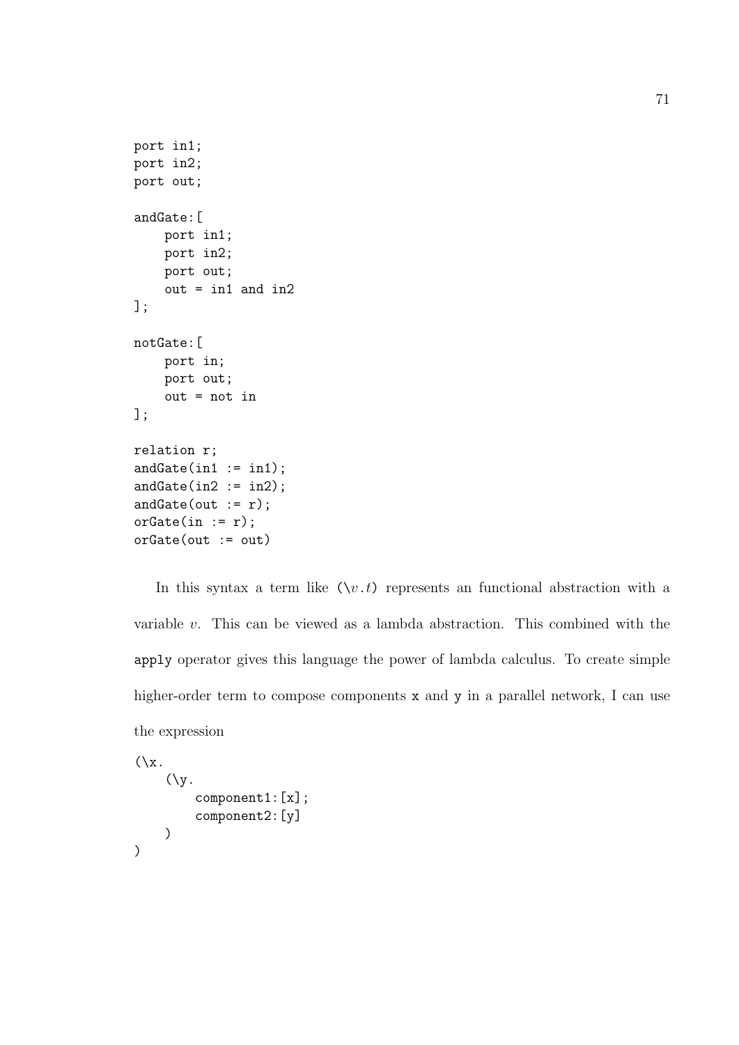```
port in1;
port in2;
port out;

andGate:[
    port in1;
    port in2;
    port out;
    out = in1 and in2
];

notGate:[
    port in;
    port out;
    out = not in
];

relation r;
andGate(in1 := in1);
andGate(in2 := in2);
andGate(out := r);
orGate(in := r);
orGate(out := out)
```

In this syntax a term like (\$v.t$) represents an functional abstraction with a variable $v$. This can be viewed as a lambda abstraction. This combined with the `apply` operator gives this language the power of lambda calculus. To create simple higher-order term to compose components `x` and `y` in a parallel network, I can use the expression

```
(\x.
    (\y.
        component1:[x];
        component2:[y]
    )
)
```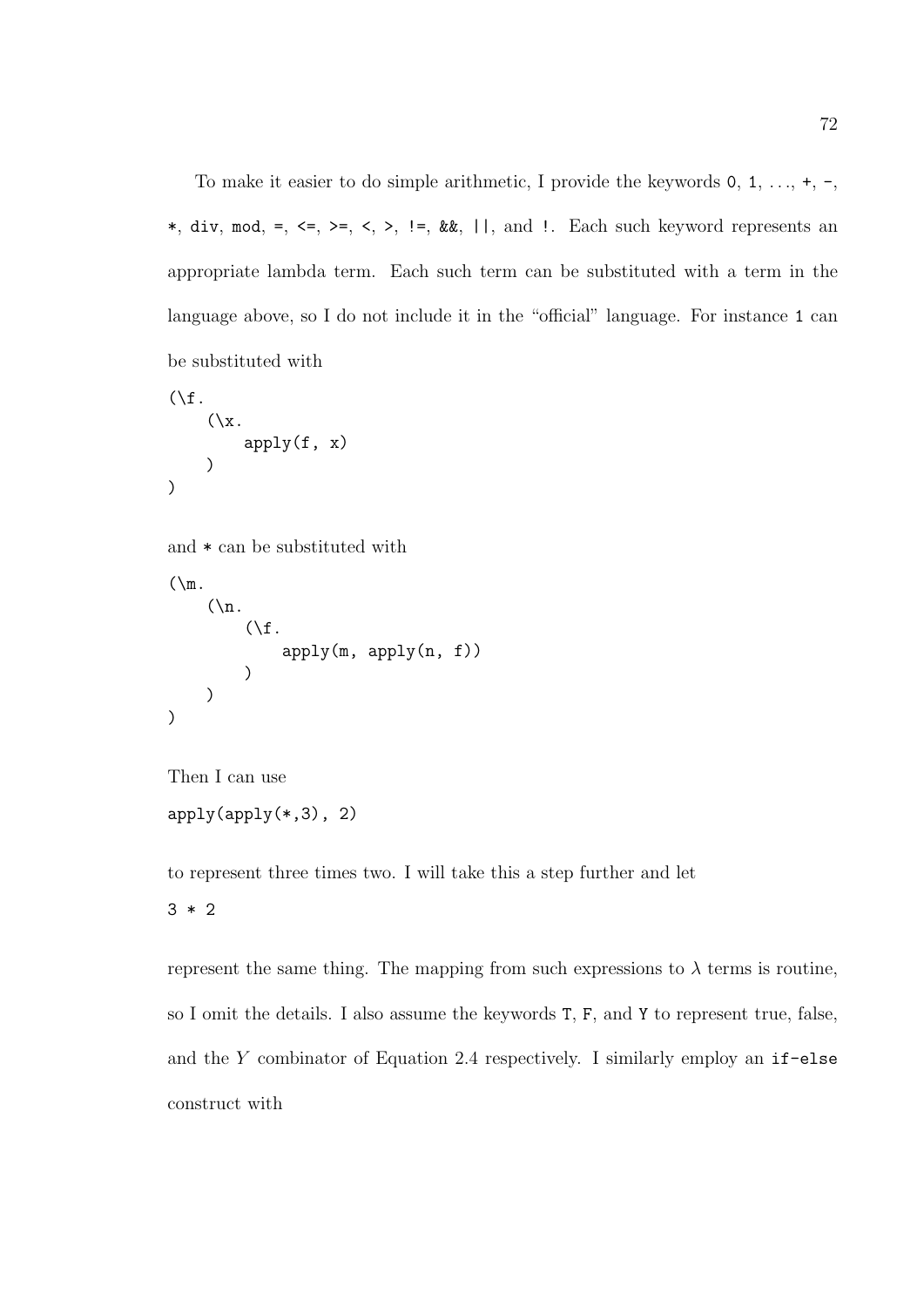To make it easier to do simple arithmetic, I provide the keywords `0`, `1`, ..., `+`, `-`, `*`, `div`, `mod`, `=`, `<=`, `>=`, `<`, `>`, `!=`, `&&`, `||`, and `!`. Each such keyword represents an appropriate lambda term. Each such term can be substituted with a term in the language above, so I do not include it in the "official" language. For instance `1` can be substituted with

```
(\f.
    (\x.
        apply(f, x)
    )
)
```

and `*` can be substituted with

```
(\m.
    (\n.
        (\f.
            apply(m, apply(n, f))
        )
    )
)
```

Then I can use

```
apply(apply(*,3), 2)
```

to represent three times two. I will take this a step further and let

```
3 * 2
```

represent the same thing. The mapping from such expressions to $\lambda$ terms is routine, so I omit the details. I also assume the keywords `T`, `F`, and `Y` to represent true, false, and the $Y$ combinator of Equation 2.4 respectively. I similarly employ an `if-else` construct with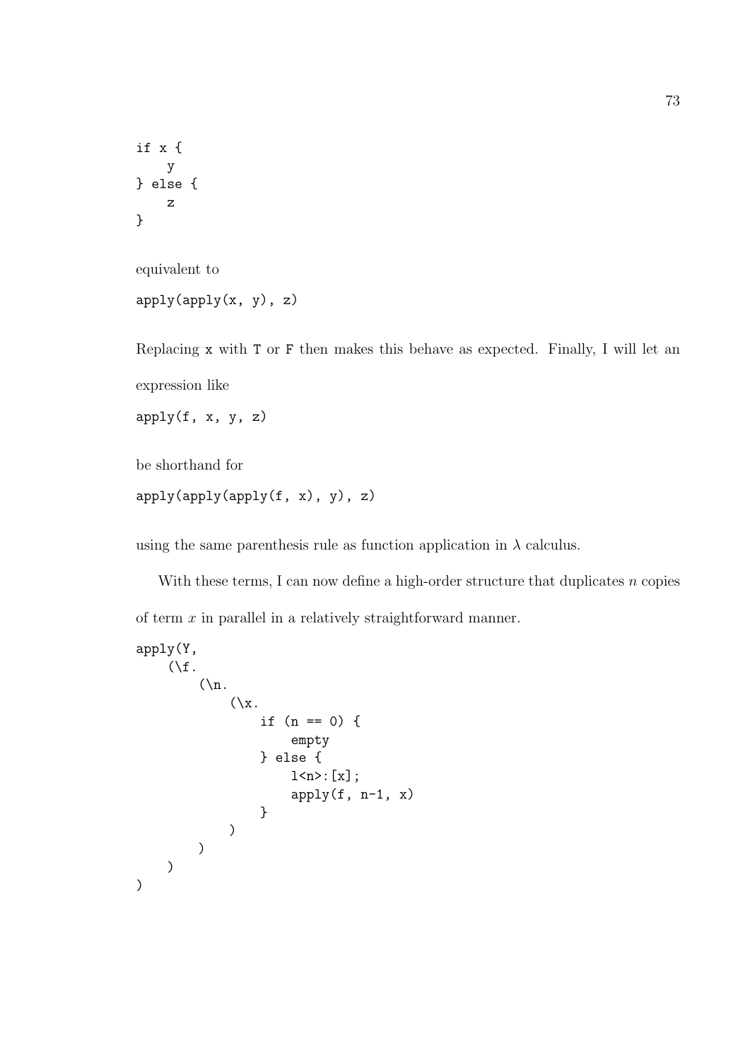```
if x {
    y
} else {
    z
}
```

equivalent to

```
apply(apply(x, y), z)
```

Replacing `x` with `T` or `F` then makes this behave as expected. Finally, I will let an expression like

```
apply(f, x, y, z)
```

be shorthand for

```
apply(apply(apply(f, x), y), z)
```

using the same parenthesis rule as function application in $\lambda$ calculus.

With these terms, I can now define a high-order structure that duplicates $n$ copies of term $x$ in parallel in a relatively straightforward manner.

```
apply(Y,
    (\f.
        (\n.
            (\x.
                if (n == 0) {
                    empty
                } else {
                    l<n>:[x];
                    apply(f, n-1, x)
                }
            )
        )
    )
)
```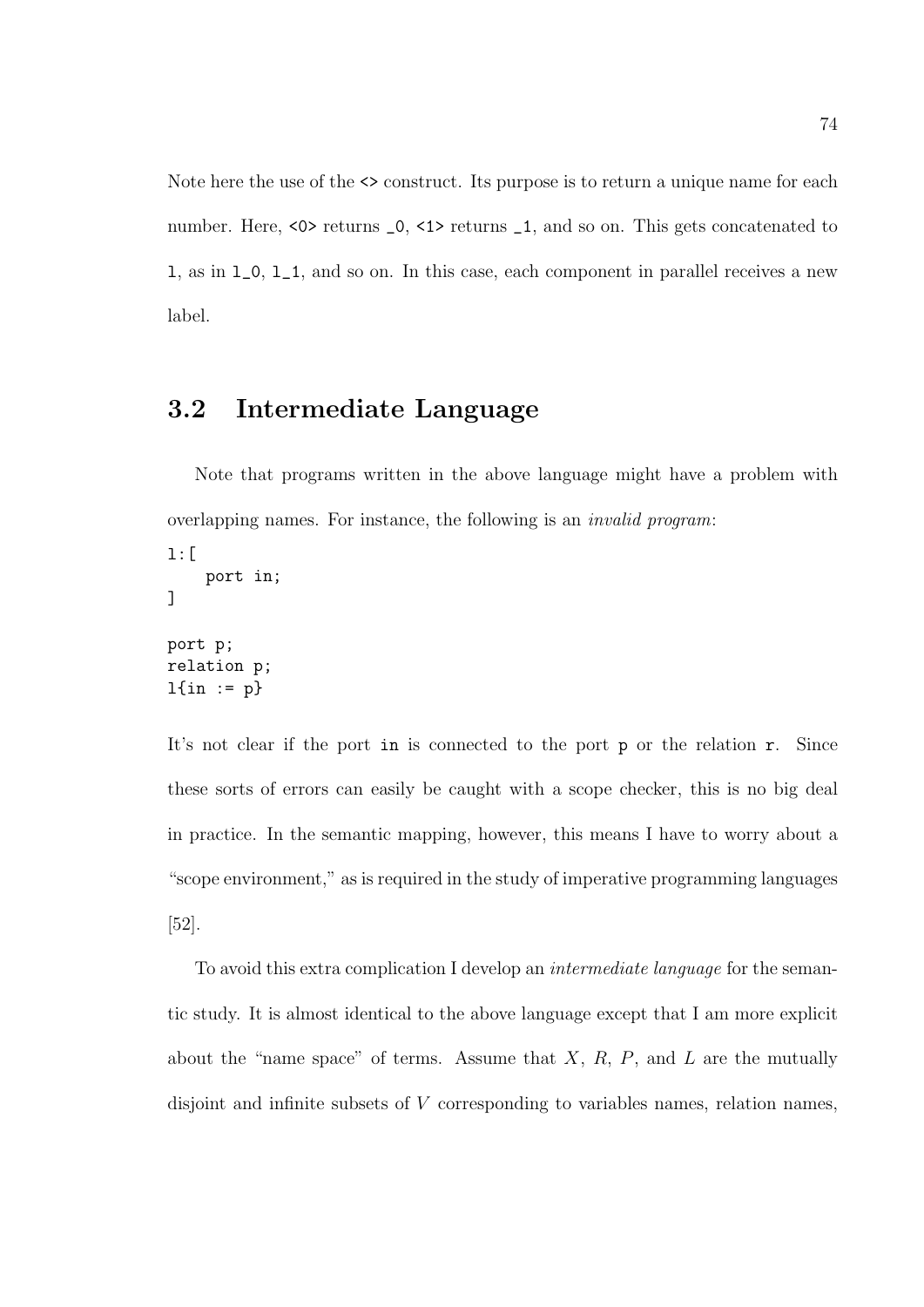Note here the use of the `<>` construct. Its purpose is to return a unique name for each number. Here, `<0>` returns `_0`, `<1>` returns `_1`, and so on. This gets concatenated to `l`, as in `l_0`, `l_1`, and so on. In this case, each component in parallel receives a new label.

## 3.2 Intermediate Language

Note that programs written in the above language might have a problem with overlapping names. For instance, the following is an *invalid program*:

```
l:[
    port in;
]

port p;
relation p;
l{in := p}
```

It's not clear if the port `in` is connected to the port `p` or the relation `r`. Since these sorts of errors can easily be caught with a scope checker, this is no big deal in practice. In the semantic mapping, however, this means I have to worry about a "scope environment," as is required in the study of imperative programming languages [52].

To avoid this extra complication I develop an *intermediate language* for the semantic study. It is almost identical to the above language except that I am more explicit about the "name space" of terms. Assume that $X$, $R$, $P$, and $L$ are the mutually disjoint and infinite subsets of $V$ corresponding to variables names, relation names,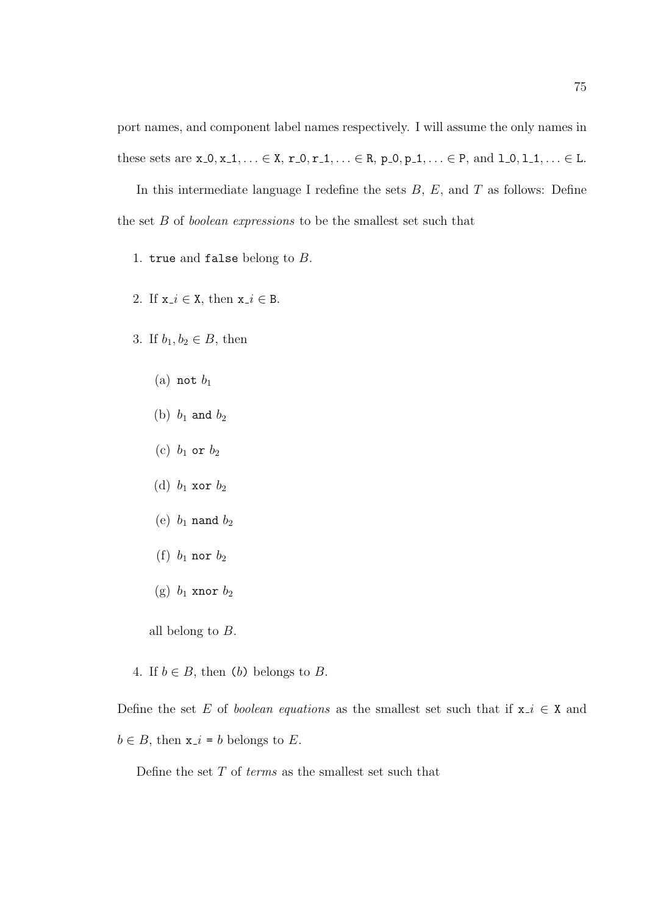port names, and component label names respectively. I will assume the only names in these sets are `x_0, x_1`, ... ∈ `X`, `r_0, r_1`, ... ∈ `R`, `p_0, p_1`, ... ∈ `P`, and `l_0, l_1`, ... ∈ `L`.

In this intermediate language I redefine the sets $B$, $E$, and $T$ as follows: Define the set $B$ of *boolean expressions* to be the smallest set such that

1. `true` and `false` belong to $B$.
2. If `x_`$i$ ∈ `X`, then `x_`$i$ ∈ `B`.
3. If $b_1, b_2 \in B$, then
   (a) `not` $b_1$
   (b) $b_1$ `and` $b_2$
   (c) $b_1$ `or` $b_2$
   (d) $b_1$ `xor` $b_2$
   (e) $b_1$ `nand` $b_2$
   (f) $b_1$ `nor` $b_2$
   (g) $b_1$ `xnor` $b_2$

   all belong to $B$.
4. If $b \in B$, then `(`$b$`)` belongs to $B$.

Define the set $E$ of *boolean equations* as the smallest set such that if `x_`$i$ ∈ `X` and $b \in B$, then `x_`$i$ `=` $b$ belongs to $E$.

Define the set $T$ of *terms* as the smallest set such that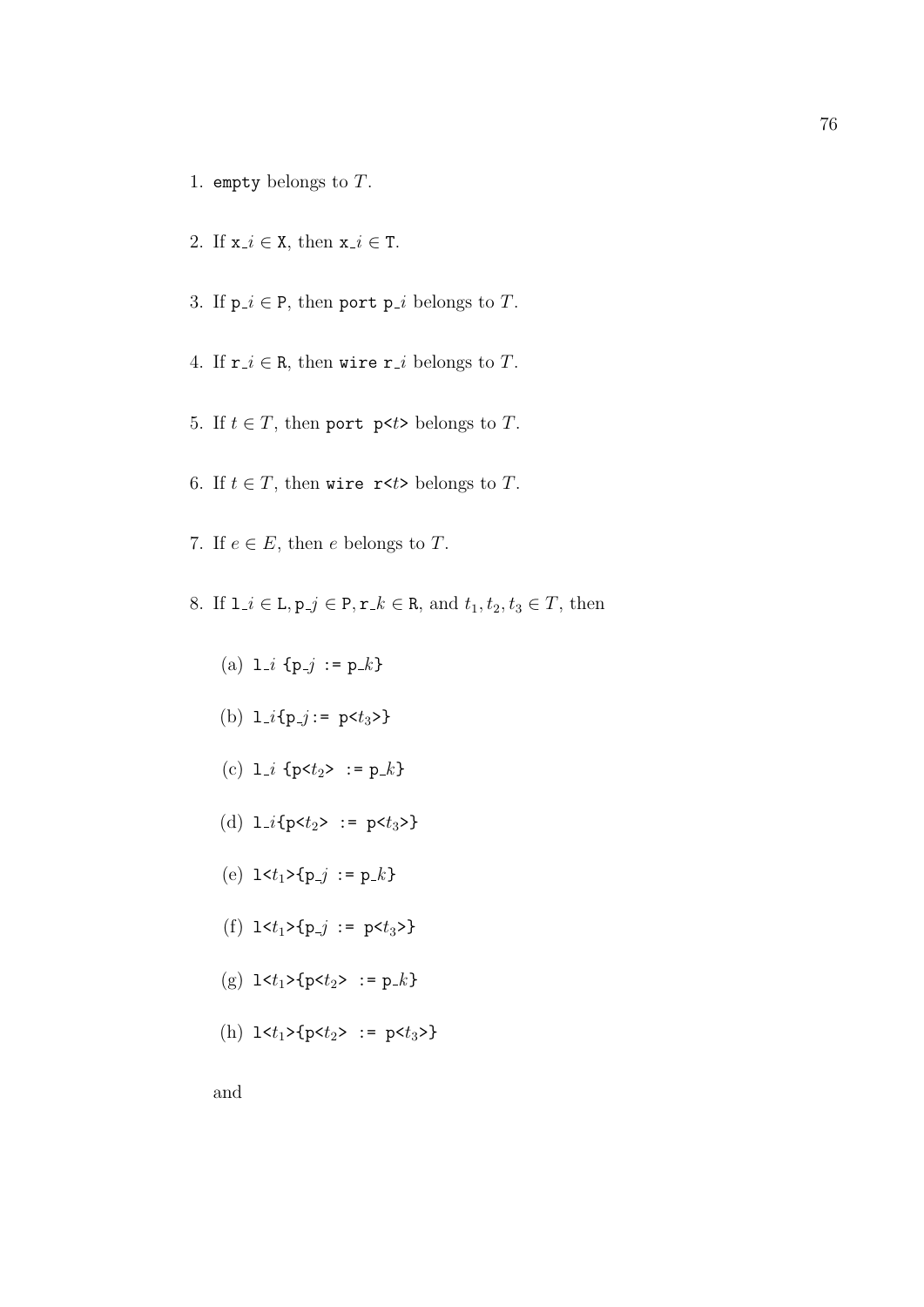1. `empty` belongs to $T$.

2. If `x_`$i$ $\in$ `X`, then `x_`$i$ $\in$ `T`.

3. If `p_`$i$ $\in$ `P`, then `port p_`$i$ belongs to $T$.

4. If `r_`$i$ $\in$ `R`, then `wire r_`$i$ belongs to $T$.

5. If $t \in T$, then `port p<`$t$`>` belongs to $T$.

6. If $t \in T$, then `wire r<`$t$`>` belongs to $T$.

7. If $e \in E$, then $e$ belongs to $T$.

8. If `l_`$i$ $\in$ `L`, `p_`$j$ $\in$ `P`, `r_`$k$ $\in$ `R`, and $t_1, t_2, t_3 \in T$, then

   (a) `l_`$i$ `{p_`$j$ `:= p_`$k$`}`

   (b) `l_`$i$`{p_`$j$`:= p<`$t_3$`>}`

   (c) `l_`$i$ `{p<`$t_2$`> := p_`$k$`}`

   (d) `l_`$i$`{p<`$t_2$`> := p<`$t_3$`>}`

   (e) `l<`$t_1$`>{p_`$j$ `:= p_`$k$`}`

   (f) `l<`$t_1$`>{p_`$j$ `:= p<`$t_3$`>}`

   (g) `l<`$t_1$`>{p<`$t_2$`> := p_`$k$`}`

   (h) `l<`$t_1$`>{p<`$t_2$`> := p<`$t_3$`>}`

   and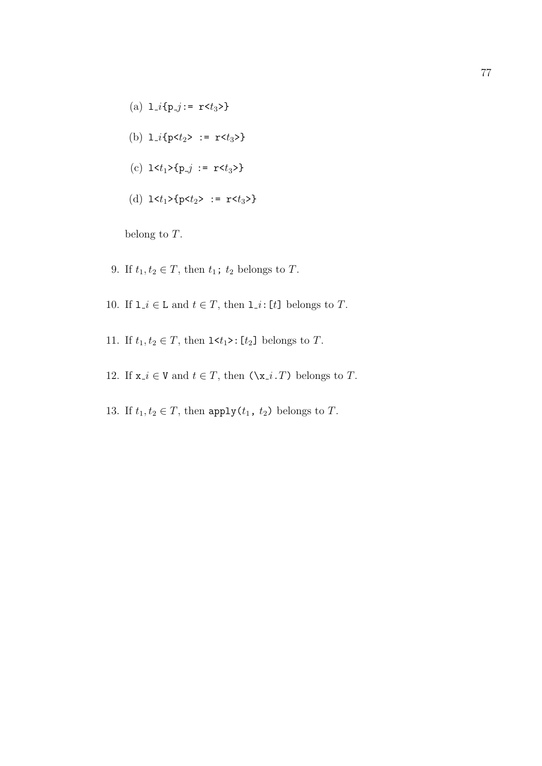(a) `l_`$i$`{p_`$j$`:= r<`$t_3$`>}`

(b) `l_`$i$`{p<`$t_2$`> := r<`$t_3$`>}`

(c) `l<`$t_1$`>{p_`$j$` := r<`$t_3$`>}`

(d) `l<`$t_1$`>{p<`$t_2$`> := r<`$t_3$`>}`

belong to $T$.

9. If $t_1, t_2 \in T$, then $t_1$`;` $t_2$ belongs to $T$.

10. If `l_`$i$ $\in$ `L` and $t \in T$, then `l_`$i$`:[`$t$`]` belongs to $T$.

11. If $t_1, t_2 \in T$, then `l<`$t_1$`>:[`$t_2$`]` belongs to $T$.

12. If `x_`$i$ $\in$ `V` and $t \in T$, then `(\x_`$i$`.`$T$`)` belongs to $T$.

13. If $t_1, t_2 \in T$, then `apply(`$t_1$`,` $t_2$`)` belongs to $T$.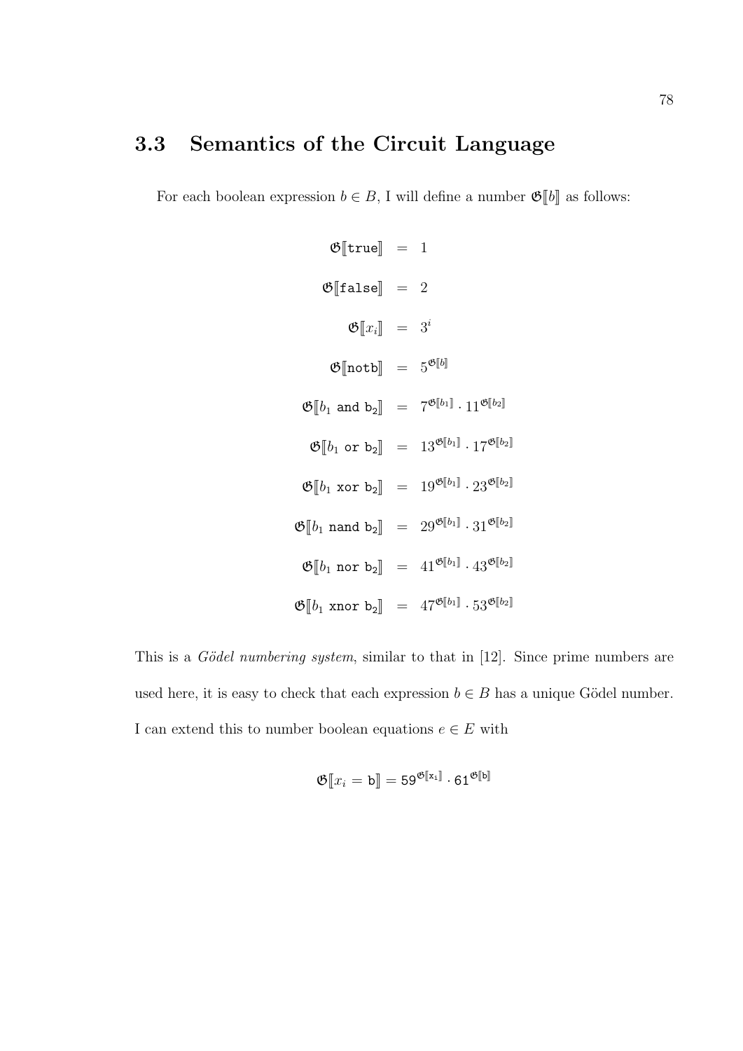## 3.3 Semantics of the Circuit Language

For each boolean expression $b \in B$, I will define a number $\mathfrak{G}[\![b]\!]$ as follows:

$$
\begin{aligned}
\mathfrak{G}[\![\texttt{true}]\!] &= 1 \\
\mathfrak{G}[\![\texttt{false}]\!] &= 2 \\
\mathfrak{G}[\![x_i]\!] &= 3^i \\
\mathfrak{G}[\![\texttt{notb}]\!] &= 5^{\mathfrak{G}[\![b]\!]} \\
\mathfrak{G}[\![b_1 \texttt{ and } \texttt{b}_2]\!] &= 7^{\mathfrak{G}[\![b_1]\!]} \cdot 11^{\mathfrak{G}[\![b_2]\!]} \\
\mathfrak{G}[\![b_1 \texttt{ or } \texttt{b}_2]\!] &= 13^{\mathfrak{G}[\![b_1]\!]} \cdot 17^{\mathfrak{G}[\![b_2]\!]} \\
\mathfrak{G}[\![b_1 \texttt{ xor } \texttt{b}_2]\!] &= 19^{\mathfrak{G}[\![b_1]\!]} \cdot 23^{\mathfrak{G}[\![b_2]\!]} \\
\mathfrak{G}[\![b_1 \texttt{ nand } \texttt{b}_2]\!] &= 29^{\mathfrak{G}[\![b_1]\!]} \cdot 31^{\mathfrak{G}[\![b_2]\!]} \\
\mathfrak{G}[\![b_1 \texttt{ nor } \texttt{b}_2]\!] &= 41^{\mathfrak{G}[\![b_1]\!]} \cdot 43^{\mathfrak{G}[\![b_2]\!]} \\
\mathfrak{G}[\![b_1 \texttt{ xnor } \texttt{b}_2]\!] &= 47^{\mathfrak{G}[\![b_1]\!]} \cdot 53^{\mathfrak{G}[\![b_2]\!]}
\end{aligned}
$$

This is a *Gödel numbering system*, similar to that in [12]. Since prime numbers are used here, it is easy to check that each expression $b \in B$ has a unique Gödel number. I can extend this to number boolean equations $e \in E$ with

$$\mathfrak{G}[\![x_i = \texttt{b}]\!] = 59^{\mathfrak{G}[\![\texttt{x}_\texttt{i}]\!]} \cdot 61^{\mathfrak{G}[\![\texttt{b}]\!]}$$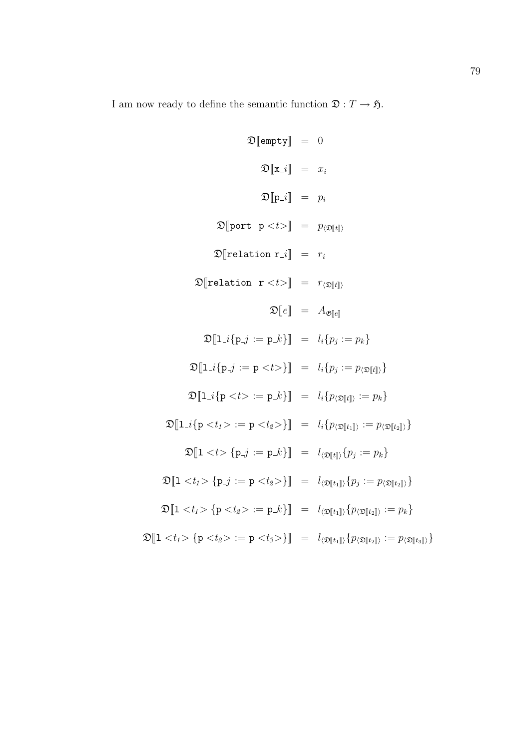I am now ready to define the semantic function $\mathfrak{D} : T \rightarrow \mathfrak{H}$.

$$
\begin{aligned}
\mathfrak{D}[\![\texttt{empty}]\!] &= 0 \\
\mathfrak{D}[\![\texttt{x\_}i]\!] &= x_i \\
\mathfrak{D}[\![\texttt{p\_}i]\!] &= p_i \\
\mathfrak{D}[\![\texttt{port p <}t\texttt{>}]\!] &= p_{\langle \mathfrak{D}[\![t]\!] \rangle} \\
\mathfrak{D}[\![\texttt{relation r\_}i]\!] &= r_i \\
\mathfrak{D}[\![\texttt{relation r <}t\texttt{>}]\!] &= r_{\langle \mathfrak{D}[\![t]\!] \rangle} \\
\mathfrak{D}[\![e]\!] &= A_{\mathfrak{G}[\![e]\!]} \\
\mathfrak{D}[\![\texttt{l\_}i\{\texttt{p\_}j := \texttt{p\_}k\}]\!] &= l_i\{p_j := p_k\} \\
\mathfrak{D}[\![\texttt{l\_}i\{\texttt{p\_}j := \texttt{p <}t\texttt{>}\}]\!] &= l_i\{p_j := p_{\langle \mathfrak{D}[\![t]\!] \rangle}\} \\
\mathfrak{D}[\![\texttt{l\_}i\{\texttt{p <}t\texttt{>} := \texttt{p\_}k\}]\!] &= l_i\{p_{\langle \mathfrak{D}[\![t]\!] \rangle} := p_k\} \\
\mathfrak{D}[\![\texttt{l\_}i\{\texttt{p <}t_1\texttt{>} := \texttt{p <}t_2\texttt{>}\}]\!] &= l_i\{p_{\langle \mathfrak{D}[\![t_1]\!] \rangle} := p_{\langle \mathfrak{D}[\![t_2]\!] \rangle}\} \\
\mathfrak{D}[\![\texttt{l <}t\texttt{>} \{\texttt{p\_}j := \texttt{p\_}k\}]\!] &= l_{\langle \mathfrak{D}[\![t]\!] \rangle}\{p_j := p_k\} \\
\mathfrak{D}[\![\texttt{l <}t_1\texttt{>} \{\texttt{p\_}j := \texttt{p <}t_2\texttt{>}\}]\!] &= l_{\langle \mathfrak{D}[\![t_1]\!] \rangle}\{p_j := p_{\langle \mathfrak{D}[\![t_2]\!] \rangle}\} \\
\mathfrak{D}[\![\texttt{l <}t_1\texttt{>} \{\texttt{p <}t_2\texttt{>} := \texttt{p\_}k\}]\!] &= l_{\langle \mathfrak{D}[\![t_1]\!] \rangle}\{p_{\langle \mathfrak{D}[\![t_2]\!] \rangle} := p_k\} \\
\mathfrak{D}[\![\texttt{l <}t_1\texttt{>} \{\texttt{p <}t_2\texttt{>} := \texttt{p <}t_3\texttt{>}\}]\!] &= l_{\langle \mathfrak{D}[\![t_1]\!] \rangle}\{p_{\langle \mathfrak{D}[\![t_2]\!] \rangle} := p_{\langle \mathfrak{D}[\![t_3]\!] \rangle}\}
\end{aligned}
$$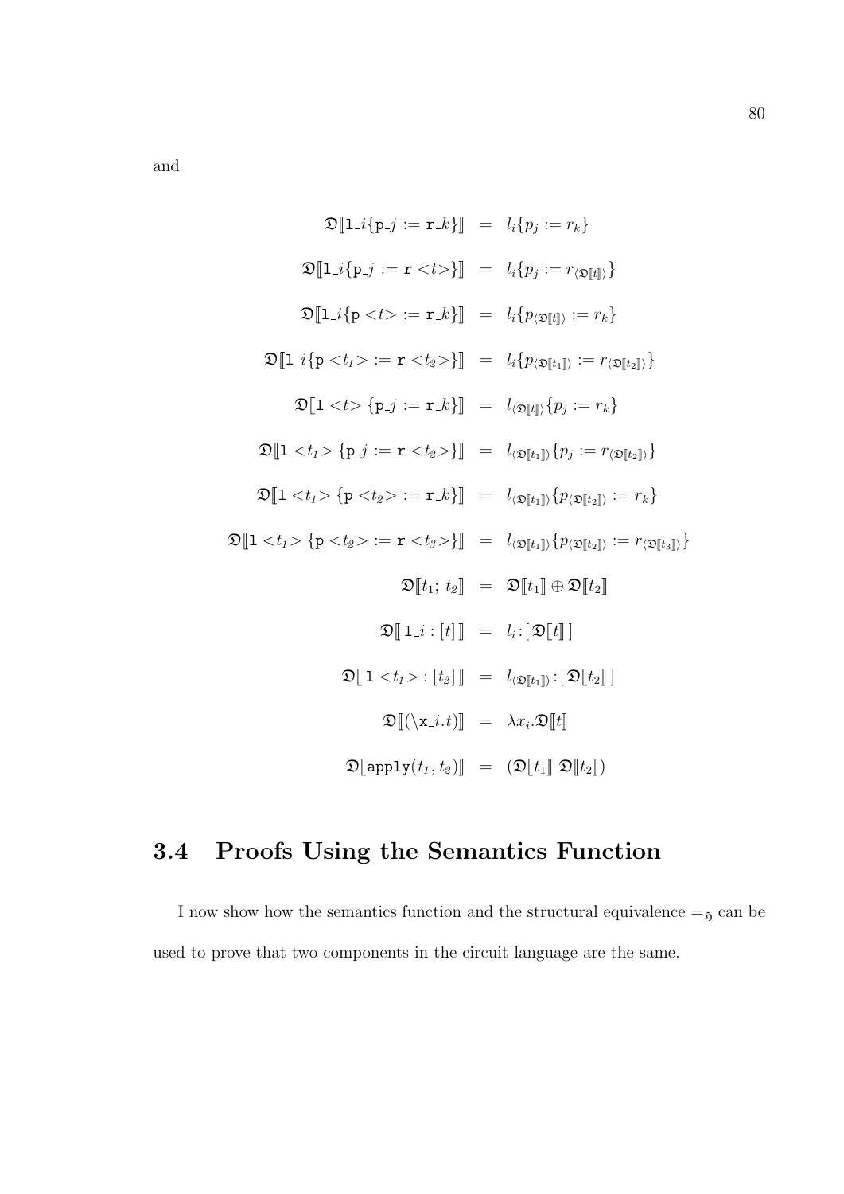and

$$
\begin{aligned}
\mathfrak{D}[\![\texttt{l\_}i\{\texttt{p\_}j := \texttt{r\_}k\}]\!] &= l_i\{p_j := r_k\} \\
\mathfrak{D}[\![\texttt{l\_}i\{\texttt{p\_}j := \texttt{r} <t>\}]\!] &= l_i\{p_j := r_{\langle \mathfrak{D}[\![t]\!] \rangle}\} \\
\mathfrak{D}[\![\texttt{l\_}i\{\texttt{p} <t> := \texttt{r\_}k\}]\!] &= l_i\{p_{\langle \mathfrak{D}[\![t]\!] \rangle} := r_k\} \\
\mathfrak{D}[\![\texttt{l\_}i\{\texttt{p} <t_1> := \texttt{r} <t_2>\}]\!] &= l_i\{p_{\langle \mathfrak{D}[\![t_1]\!] \rangle} := r_{\langle \mathfrak{D}[\![t_2]\!] \rangle}\} \\
\mathfrak{D}[\![\texttt{l} <t> \{\texttt{p\_}j := \texttt{r\_}k\}]\!] &= l_{\langle \mathfrak{D}[\![t]\!] \rangle}\{p_j := r_k\} \\
\mathfrak{D}[\![\texttt{l} <t_1> \{\texttt{p\_}j := \texttt{r} <t_2>\}]\!] &= l_{\langle \mathfrak{D}[\![t_1]\!] \rangle}\{p_j := r_{\langle \mathfrak{D}[\![t_2]\!] \rangle}\} \\
\mathfrak{D}[\![\texttt{l} <t_1> \{\texttt{p} <t_2> := \texttt{r\_}k\}]\!] &= l_{\langle \mathfrak{D}[\![t_1]\!] \rangle}\{p_{\langle \mathfrak{D}[\![t_2]\!] \rangle} := r_k\} \\
\mathfrak{D}[\![\texttt{l} <t_1> \{\texttt{p} <t_2> := \texttt{r} <t_3>\}]\!] &= l_{\langle \mathfrak{D}[\![t_1]\!] \rangle}\{p_{\langle \mathfrak{D}[\![t_2]\!] \rangle} := r_{\langle \mathfrak{D}[\![t_3]\!] \rangle}\} \\
\mathfrak{D}[\![t_1;\, t_2]\!] &= \mathfrak{D}[\![t_1]\!] \oplus \mathfrak{D}[\![t_2]\!] \\
\mathfrak{D}[\![\, \texttt{l\_}i : [t] \,]\!] &= l_i : [\, \mathfrak{D}[\![t]\!] \,] \\
\mathfrak{D}[\![\, \texttt{l} <t_1> : [t_2] \,]\!] &= l_{\langle \mathfrak{D}[\![t_1]\!] \rangle} : [\, \mathfrak{D}[\![t_2]\!] \,] \\
\mathfrak{D}[\![(\backslash \texttt{x\_}i.t)]\!] &= \lambda x_i . \mathfrak{D}[\![t]\!] \\
\mathfrak{D}[\![\texttt{apply}(t_1, t_2)]\!] &= (\mathfrak{D}[\![t_1]\!] \; \mathfrak{D}[\![t_2]\!])
\end{aligned}
$$

## 3.4 Proofs Using the Semantics Function

I now show how the semantics function and the structural equivalence $=_{\mathfrak{H}}$ can be used to prove that two components in the circuit language are the same.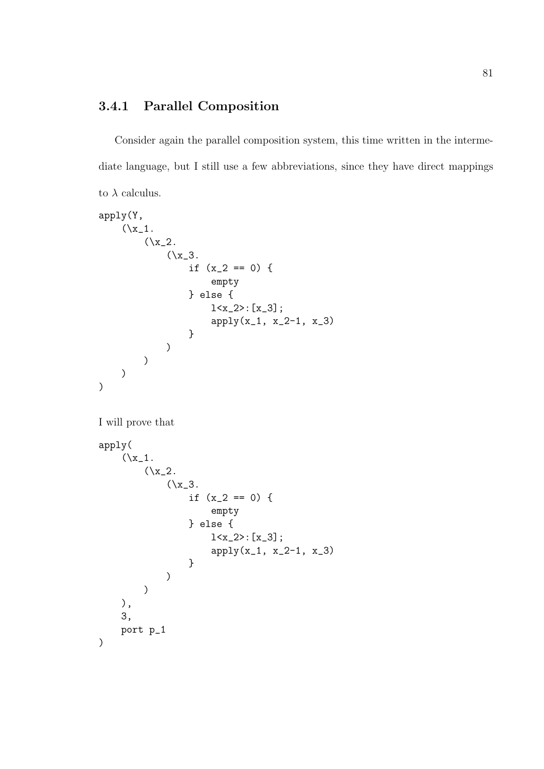### 3.4.1 Parallel Composition

Consider again the parallel composition system, this time written in the intermediate language, but I still use a few abbreviations, since they have direct mappings to $\lambda$ calculus.

```
apply(Y,
    (\x_1.
        (\x_2.
            (\x_3.
                if (x_2 == 0) {
                    empty
                } else {
                    l<x_2>:[x_3];
                    apply(x_1, x_2-1, x_3)
                }
            )
        )
    )
)
```

I will prove that

```
apply(
    (\x_1.
        (\x_2.
            (\x_3.
                if (x_2 == 0) {
                    empty
                } else {
                    l<x_2>:[x_3];
                    apply(x_1, x_2-1, x_3)
                }
            )
        )
    ),
    3,
    port p_1
)
```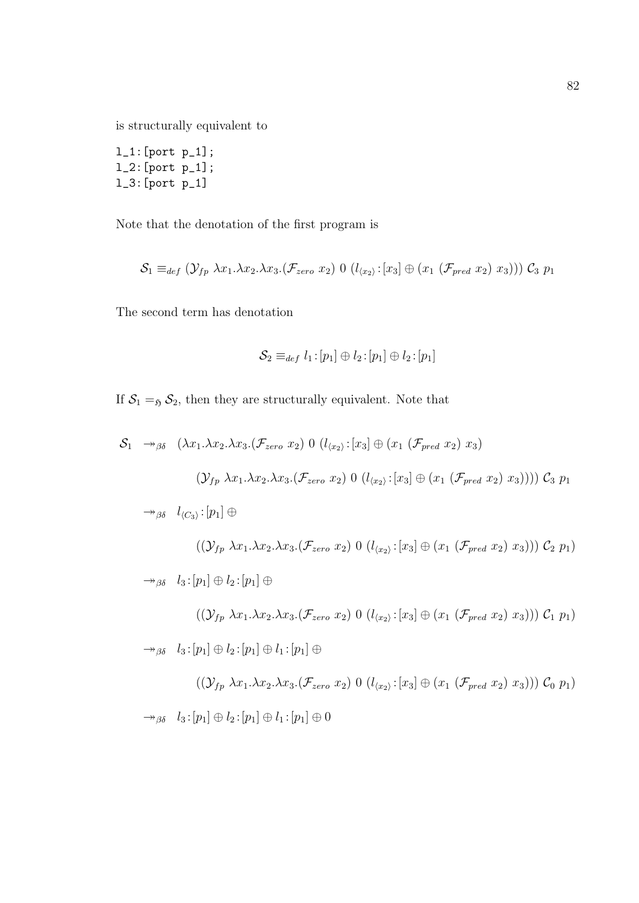is structurally equivalent to

```
l_1:[port p_1];
l_2:[port p_1];
l_3:[port p_1]
```

Note that the denotation of the first program is

$$\mathcal{S}_1 \equiv_{def} (\mathcal{Y}_{fp}\ \lambda x_1.\lambda x_2.\lambda x_3.(\mathcal{F}_{zero}\ x_2)\ 0\ (l_{\langle x_2 \rangle}\!:\![x_3] \oplus (x_1\ (\mathcal{F}_{pred}\ x_2)\ x_3)))\ \mathcal{C}_3\ p_1$$

The second term has denotation

$$\mathcal{S}_2 \equiv_{def} l_1\!:\![p_1] \oplus l_2\!:\![p_1] \oplus l_2\!:\![p_1]$$

If $\mathcal{S}_1 =_{\mathfrak{H}} \mathcal{S}_2$, then they are structurally equivalent. Note that

$$\begin{aligned}
\mathcal{S}_1 \quad \twoheadrightarrow_{\beta\delta} \quad & (\lambda x_1.\lambda x_2.\lambda x_3.(\mathcal{F}_{zero}\ x_2)\ 0\ (l_{\langle x_2 \rangle}\!:\![x_3] \oplus (x_1\ (\mathcal{F}_{pred}\ x_2)\ x_3) \\
& \qquad (\mathcal{Y}_{fp}\ \lambda x_1.\lambda x_2.\lambda x_3.(\mathcal{F}_{zero}\ x_2)\ 0\ (l_{\langle x_2 \rangle}\!:\![x_3] \oplus (x_1\ (\mathcal{F}_{pred}\ x_2)\ x_3))))\ \mathcal{C}_3\ p_1 \\
\twoheadrightarrow_{\beta\delta} \quad & l_{\langle C_3 \rangle}\!:\![p_1] \oplus \\
& \qquad ((\mathcal{Y}_{fp}\ \lambda x_1.\lambda x_2.\lambda x_3.(\mathcal{F}_{zero}\ x_2)\ 0\ (l_{\langle x_2 \rangle}\!:\![x_3] \oplus (x_1\ (\mathcal{F}_{pred}\ x_2)\ x_3)))\ \mathcal{C}_2\ p_1) \\
\twoheadrightarrow_{\beta\delta} \quad & l_3\!:\![p_1] \oplus l_2\!:\![p_1] \oplus \\
& \qquad ((\mathcal{Y}_{fp}\ \lambda x_1.\lambda x_2.\lambda x_3.(\mathcal{F}_{zero}\ x_2)\ 0\ (l_{\langle x_2 \rangle}\!:\![x_3] \oplus (x_1\ (\mathcal{F}_{pred}\ x_2)\ x_3)))\ \mathcal{C}_1\ p_1) \\
\twoheadrightarrow_{\beta\delta} \quad & l_3\!:\![p_1] \oplus l_2\!:\![p_1] \oplus l_1\!:\![p_1] \oplus \\
& \qquad ((\mathcal{Y}_{fp}\ \lambda x_1.\lambda x_2.\lambda x_3.(\mathcal{F}_{zero}\ x_2)\ 0\ (l_{\langle x_2 \rangle}\!:\![x_3] \oplus (x_1\ (\mathcal{F}_{pred}\ x_2)\ x_3)))\ \mathcal{C}_0\ p_1) \\
\twoheadrightarrow_{\beta\delta} \quad & l_3\!:\![p_1] \oplus l_2\!:\![p_1] \oplus l_1\!:\![p_1] \oplus 0
\end{aligned}$$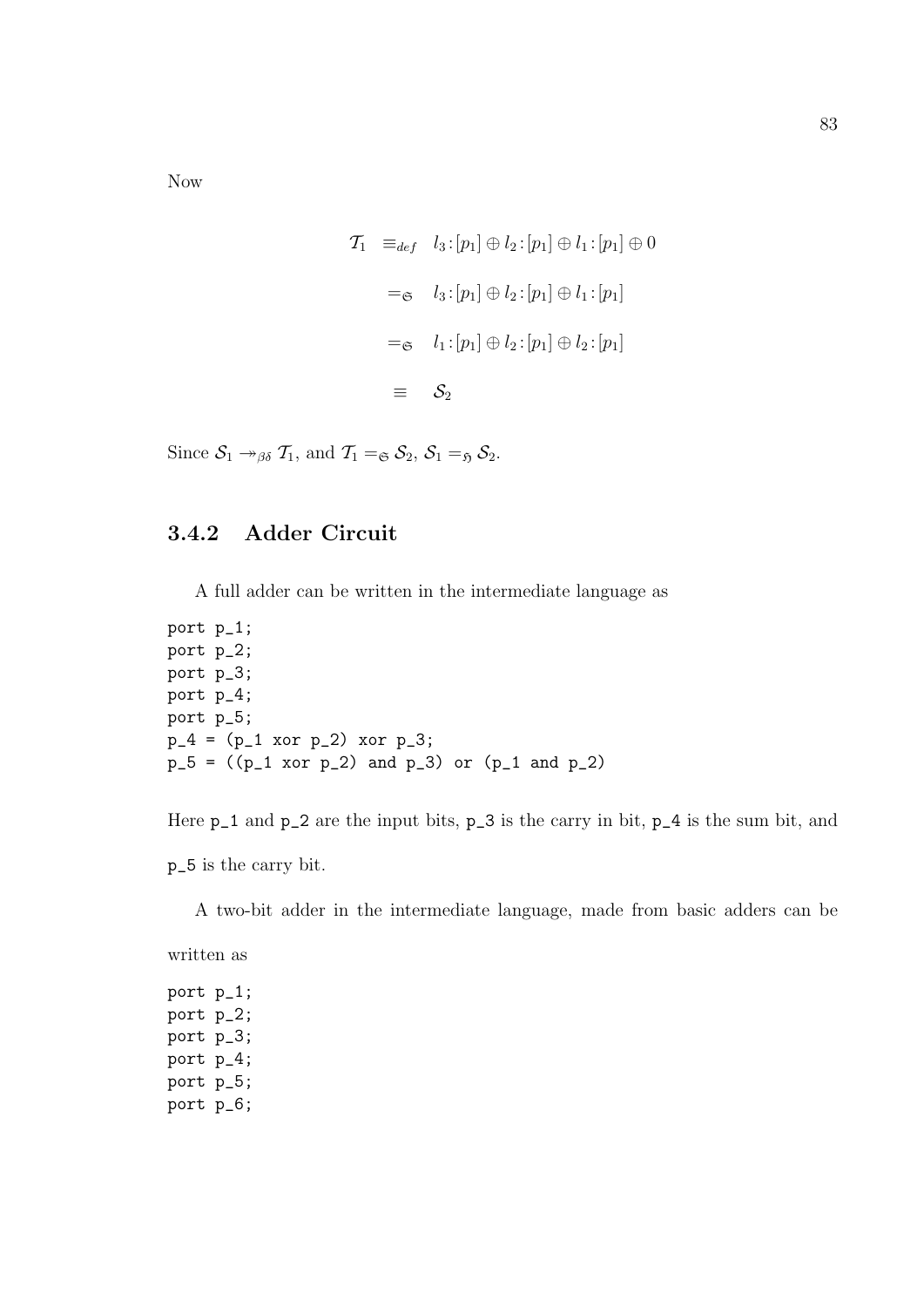Now

$$
\begin{aligned}
\mathcal{T}_1 \;&\equiv_{def}\; l_3 : [p_1] \oplus l_2 : [p_1] \oplus l_1 : [p_1] \oplus 0 \\
&=_{\mathfrak{S}}\; l_3 : [p_1] \oplus l_2 : [p_1] \oplus l_1 : [p_1] \\
&=_{\mathfrak{S}}\; l_1 : [p_1] \oplus l_2 : [p_1] \oplus l_2 : [p_1] \\
&\equiv\; \mathcal{S}_2
\end{aligned}
$$

Since $\mathcal{S}_1 \twoheadrightarrow_{\beta\delta} \mathcal{T}_1$, and $\mathcal{T}_1 =_{\mathfrak{S}} \mathcal{S}_2$, $\mathcal{S}_1 =_{\mathfrak{H}} \mathcal{S}_2$.

### 3.4.2 Adder Circuit

A full adder can be written in the intermediate language as

```
port p_1;
port p_2;
port p_3;
port p_4;
port p_5;
p_4 = (p_1 xor p_2) xor p_3;
p_5 = ((p_1 xor p_2) and p_3) or (p_1 and p_2)
```

Here `p_1` and `p_2` are the input bits, `p_3` is the carry in bit, `p_4` is the sum bit, and `p_5` is the carry bit.

A two-bit adder in the intermediate language, made from basic adders can be written as

```
port p_1;
port p_2;
port p_3;
port p_4;
port p_5;
port p_6;
```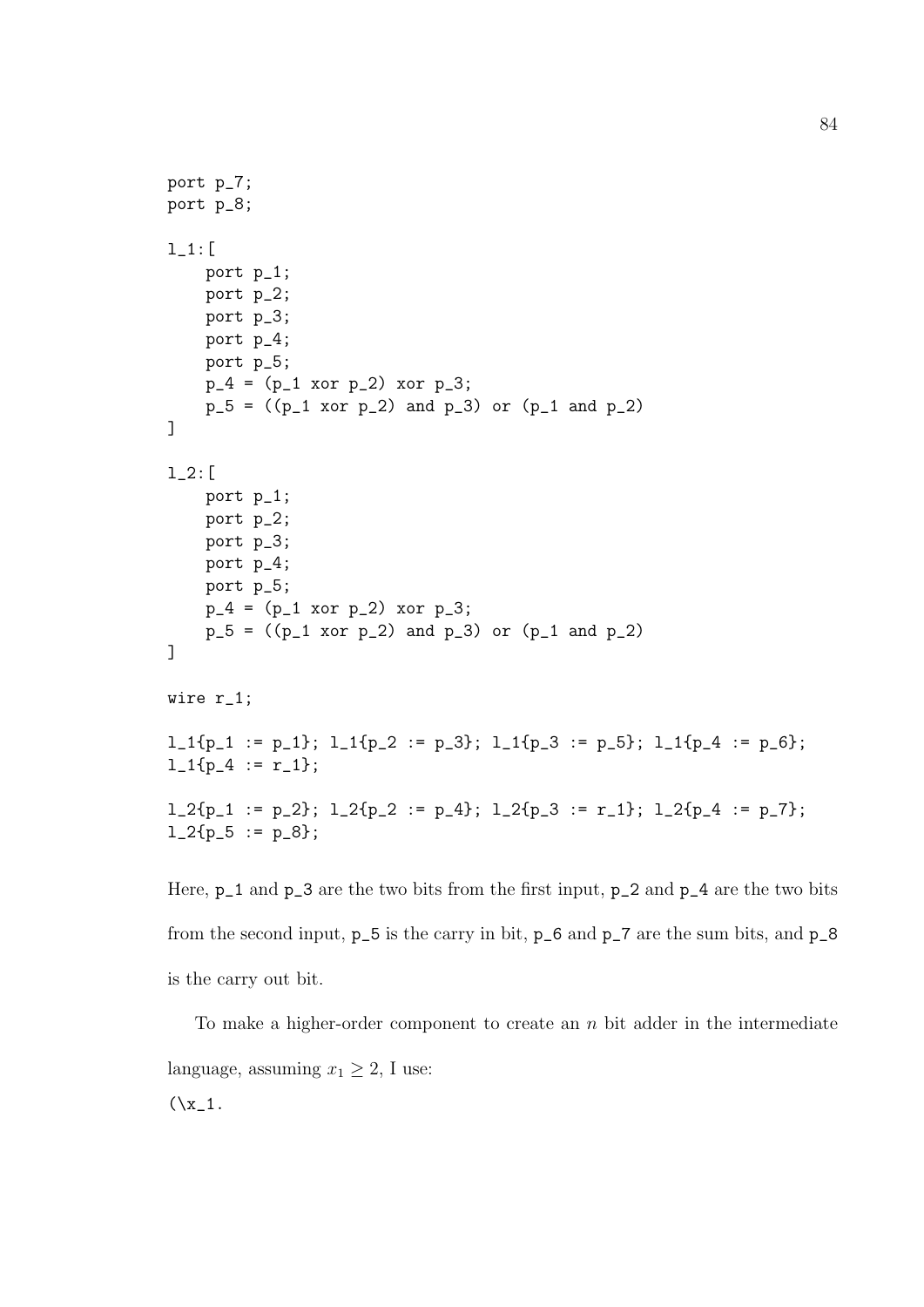```
port p_7;
port p_8;

l_1:[
    port p_1;
    port p_2;
    port p_3;
    port p_4;
    port p_5;
    p_4 = (p_1 xor p_2) xor p_3;
    p_5 = ((p_1 xor p_2) and p_3) or (p_1 and p_2)
]

l_2:[
    port p_1;
    port p_2;
    port p_3;
    port p_4;
    port p_5;
    p_4 = (p_1 xor p_2) xor p_3;
    p_5 = ((p_1 xor p_2) and p_3) or (p_1 and p_2)
]

wire r_1;

l_1{p_1 := p_1}; l_1{p_2 := p_3}; l_1{p_3 := p_5}; l_1{p_4 := p_6};
l_1{p_4 := r_1};

l_2{p_1 := p_2}; l_2{p_2 := p_4}; l_2{p_3 := r_1}; l_2{p_4 := p_7};
l_2{p_5 := p_8};
```

Here, `p_1` and `p_3` are the two bits from the first input, `p_2` and `p_4` are the two bits from the second input, `p_5` is the carry in bit, `p_6` and `p_7` are the sum bits, and `p_8` is the carry out bit.

To make a higher-order component to create an $n$ bit adder in the intermediate language, assuming $x_1 \geq 2$, I use:

```
(\x_1.
```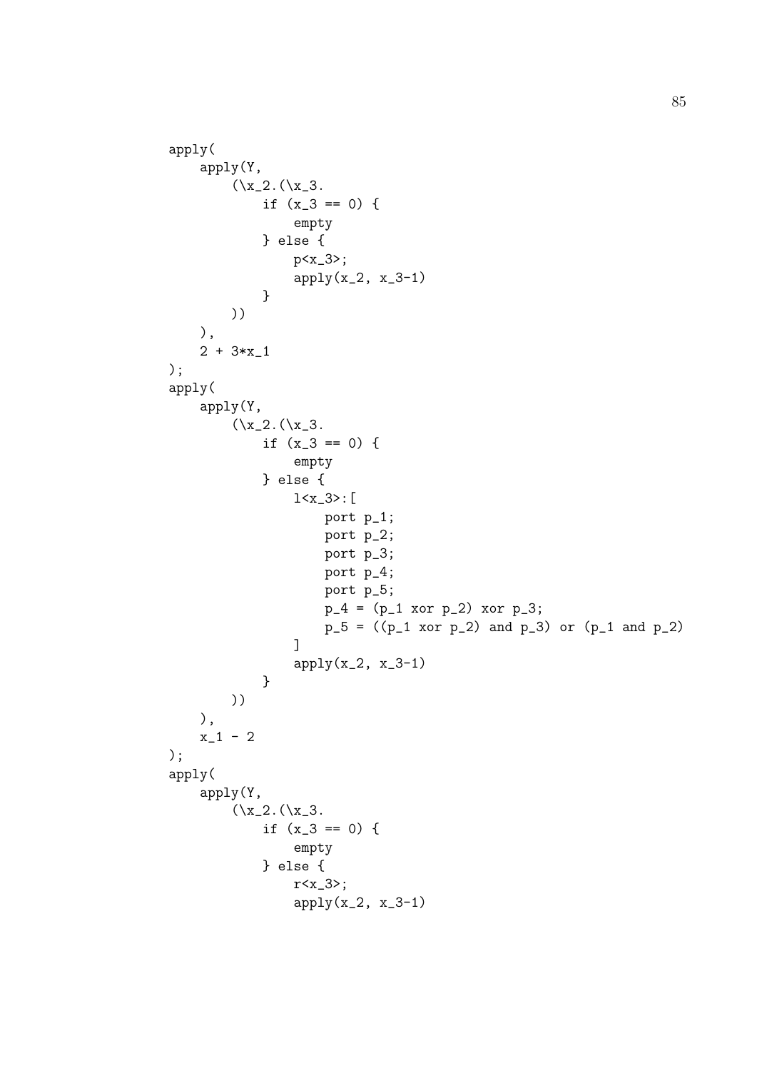```
apply(
    apply(Y,
        (\x_2.(\x_3.
            if (x_3 == 0) {
                empty
            } else {
                p<x_3>;
                apply(x_2, x_3-1)
            }
        ))
    ),
    2 + 3*x_1
);
apply(
    apply(Y,
        (\x_2.(\x_3.
            if (x_3 == 0) {
                empty
            } else {
                l<x_3>:[
                    port p_1;
                    port p_2;
                    port p_3;
                    port p_4;
                    port p_5;
                    p_4 = (p_1 xor p_2) xor p_3;
                    p_5 = ((p_1 xor p_2) and p_3) or (p_1 and p_2)
                ]
                apply(x_2, x_3-1)
            }
        ))
    ),
    x_1 - 2
);
apply(
    apply(Y,
        (\x_2.(\x_3.
            if (x_3 == 0) {
                empty
            } else {
                r<x_3>;
                apply(x_2, x_3-1)
```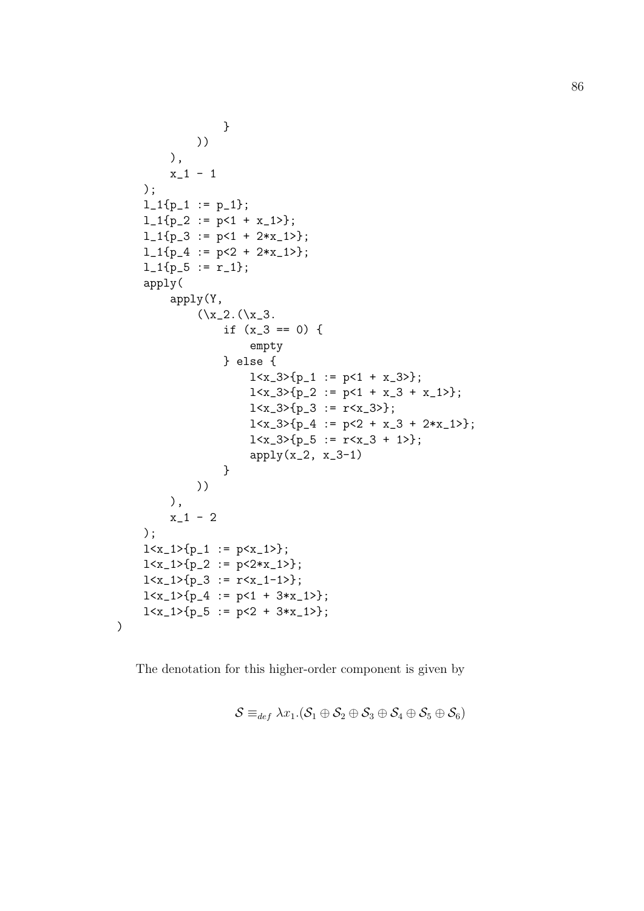```
                }
            ))
        ),
        x_1 - 1
    );
    l_1{p_1 := p_1};
    l_1{p_2 := p<1 + x_1>};
    l_1{p_3 := p<1 + 2*x_1>};
    l_1{p_4 := p<2 + 2*x_1>};
    l_1{p_5 := r_1};
    apply(
        apply(Y,
            (\x_2.(\x_3.
                if (x_3 == 0) {
                    empty
                } else {
                    l<x_3>{p_1 := p<1 + x_3>};
                    l<x_3>{p_2 := p<1 + x_3 + x_1>};
                    l<x_3>{p_3 := r<x_3>};
                    l<x_3>{p_4 := p<2 + x_3 + 2*x_1>};
                    l<x_3>{p_5 := r<x_3 + 1>};
                    apply(x_2, x_3-1)
                }
            ))
        ),
        x_1 - 2
    );
    l<x_1>{p_1 := p<x_1>};
    l<x_1>{p_2 := p<2*x_1>};
    l<x_1>{p_3 := r<x_1-1>};
    l<x_1>{p_4 := p<1 + 3*x_1>};
    l<x_1>{p_5 := p<2 + 3*x_1>};
)
```

The denotation for this higher-order component is given by

$$\mathcal{S} \equiv_{def} \lambda x_1.(\mathcal{S}_1 \oplus \mathcal{S}_2 \oplus \mathcal{S}_3 \oplus \mathcal{S}_4 \oplus \mathcal{S}_5 \oplus \mathcal{S}_6)$$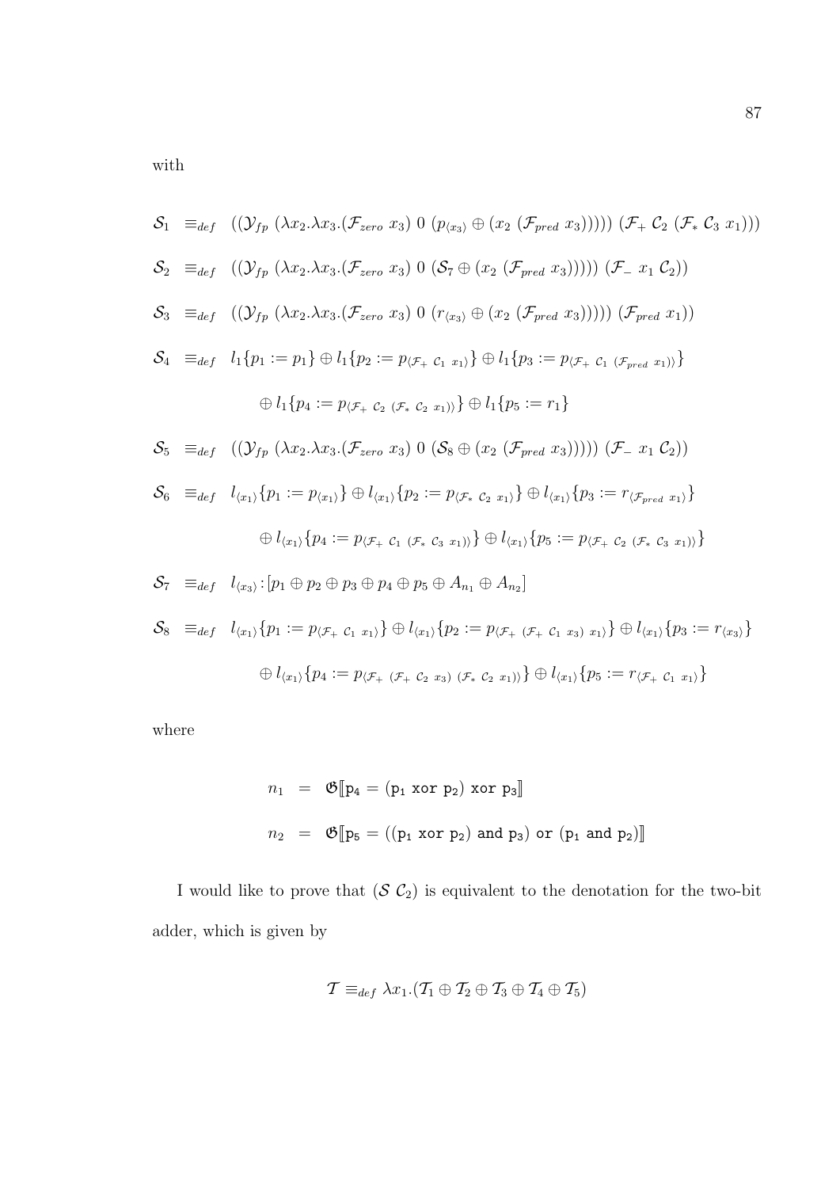with

$$\mathcal{S}_1 \equiv_{def} ((\mathcal{Y}_{fp}\ (\lambda x_2.\lambda x_3.(\mathcal{F}_{zero}\ x_3)\ 0\ (p_{\langle x_3\rangle} \oplus (x_2\ (\mathcal{F}_{pred}\ x_3)))))\ (\mathcal{F}_+\ \mathcal{C}_2\ (\mathcal{F}_*\ \mathcal{C}_3\ x_1)))$$

$$\mathcal{S}_2 \equiv_{def} ((\mathcal{Y}_{fp}\ (\lambda x_2.\lambda x_3.(\mathcal{F}_{zero}\ x_3)\ 0\ (\mathcal{S}_7 \oplus (x_2\ (\mathcal{F}_{pred}\ x_3)))))\ (\mathcal{F}_-\ x_1\ \mathcal{C}_2))$$

$$\mathcal{S}_3 \equiv_{def} ((\mathcal{Y}_{fp}\ (\lambda x_2.\lambda x_3.(\mathcal{F}_{zero}\ x_3)\ 0\ (r_{\langle x_3\rangle} \oplus (x_2\ (\mathcal{F}_{pred}\ x_3)))))\ (\mathcal{F}_{pred}\ x_1))$$

$$\mathcal{S}_4 \equiv_{def} l_1\{p_1 := p_1\} \oplus l_1\{p_2 := p_{\langle \mathcal{F}_+\ \mathcal{C}_1\ x_1\rangle}\} \oplus l_1\{p_3 := p_{\langle \mathcal{F}_+\ \mathcal{C}_1\ (\mathcal{F}_{pred}\ x_1)\rangle}\}$$
$$\oplus\, l_1\{p_4 := p_{\langle \mathcal{F}_+\ \mathcal{C}_2\ (\mathcal{F}_*\ \mathcal{C}_2\ x_1)\rangle}\} \oplus l_1\{p_5 := r_1\}$$

$$\mathcal{S}_5 \equiv_{def} ((\mathcal{Y}_{fp}\ (\lambda x_2.\lambda x_3.(\mathcal{F}_{zero}\ x_3)\ 0\ (\mathcal{S}_8 \oplus (x_2\ (\mathcal{F}_{pred}\ x_3)))))\ (\mathcal{F}_-\ x_1\ \mathcal{C}_2))$$

$$\mathcal{S}_6 \equiv_{def} l_{\langle x_1\rangle}\{p_1 := p_{\langle x_1\rangle}\} \oplus l_{\langle x_1\rangle}\{p_2 := p_{\langle \mathcal{F}_*\ \mathcal{C}_2\ x_1\rangle}\} \oplus l_{\langle x_1\rangle}\{p_3 := r_{\langle \mathcal{F}_{pred}\ x_1\rangle}\}$$
$$\oplus\, l_{\langle x_1\rangle}\{p_4 := p_{\langle \mathcal{F}_+\ \mathcal{C}_1\ (\mathcal{F}_*\ \mathcal{C}_3\ x_1)\rangle}\} \oplus l_{\langle x_1\rangle}\{p_5 := p_{\langle \mathcal{F}_+\ \mathcal{C}_2\ (\mathcal{F}_*\ \mathcal{C}_3\ x_1)\rangle}\}$$

$$\mathcal{S}_7 \equiv_{def} l_{\langle x_3\rangle}{:}[p_1 \oplus p_2 \oplus p_3 \oplus p_4 \oplus p_5 \oplus A_{n_1} \oplus A_{n_2}]$$

$$\mathcal{S}_8 \equiv_{def} l_{\langle x_1\rangle}\{p_1 := p_{\langle \mathcal{F}_+\ \mathcal{C}_1\ x_1\rangle}\} \oplus l_{\langle x_1\rangle}\{p_2 := p_{\langle \mathcal{F}_+\ (\mathcal{F}_+\ \mathcal{C}_1\ x_3)\ x_1\rangle}\} \oplus l_{\langle x_1\rangle}\{p_3 := r_{\langle x_3\rangle}\}$$
$$\oplus\, l_{\langle x_1\rangle}\{p_4 := p_{\langle \mathcal{F}_+\ (\mathcal{F}_+\ \mathcal{C}_2\ x_3)\ (\mathcal{F}_*\ \mathcal{C}_2\ x_1)\rangle}\} \oplus l_{\langle x_1\rangle}\{p_5 := r_{\langle \mathcal{F}_+\ \mathcal{C}_1\ x_1\rangle}\}$$

where

$$n_1 = \mathfrak{G}[\![\mathtt{p_4 = (p_1\ xor\ p_2)\ xor\ p_3}]\!]$$

$$n_2 = \mathfrak{G}[\![\mathtt{p_5 = ((p_1\ xor\ p_2)\ and\ p_3)\ or\ (p_1\ and\ p_2)}]\!]$$

I would like to prove that $(\mathcal{S}\ \mathcal{C}_2)$ is equivalent to the denotation for the two-bit adder, which is given by

$$\mathcal{T} \equiv_{def} \lambda x_1.(\mathcal{T}_1 \oplus \mathcal{T}_2 \oplus \mathcal{T}_3 \oplus \mathcal{T}_4 \oplus \mathcal{T}_5)$$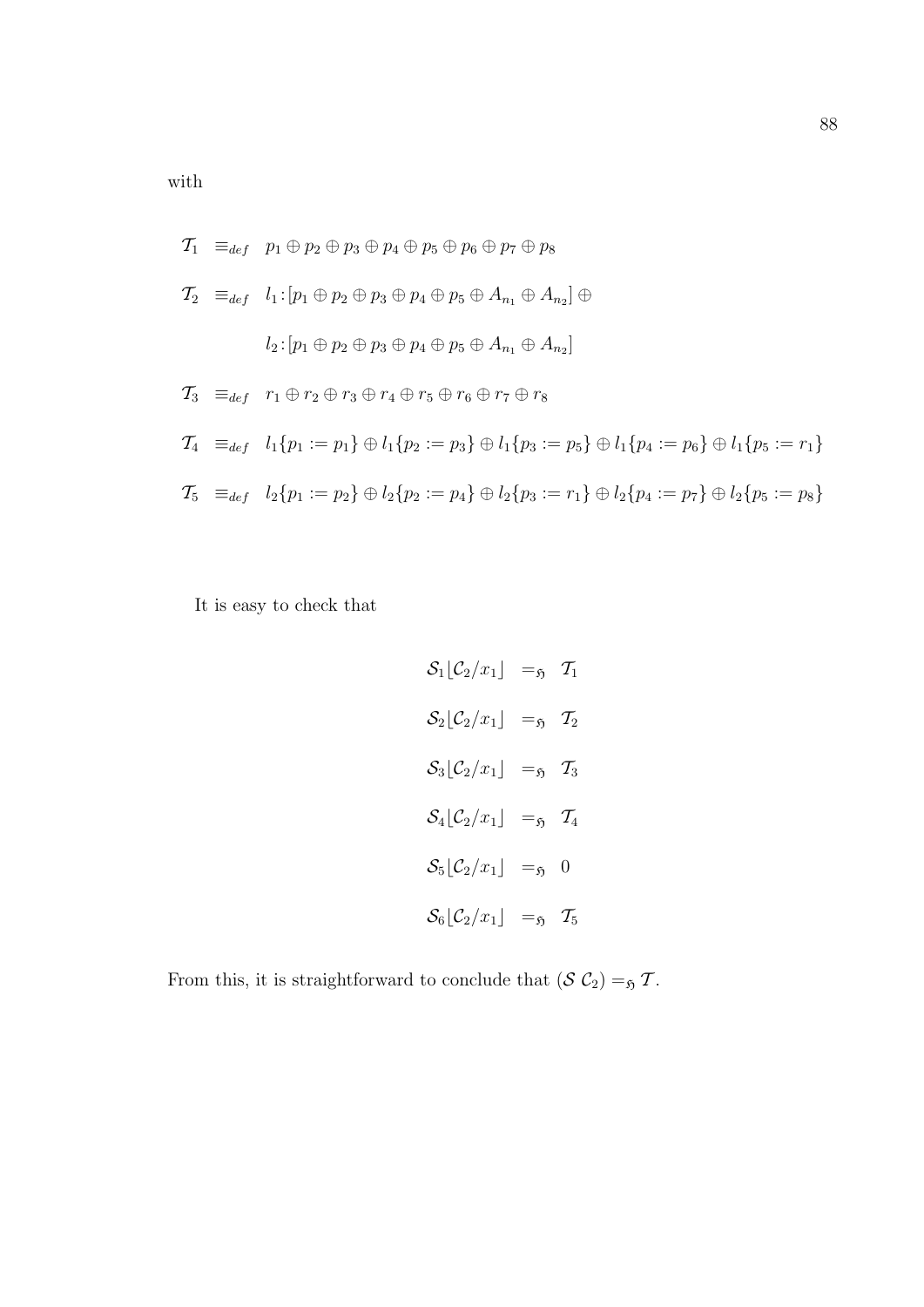with

$$
\begin{aligned}
\mathcal{T}_1 &\equiv_{def} p_1 \oplus p_2 \oplus p_3 \oplus p_4 \oplus p_5 \oplus p_6 \oplus p_7 \oplus p_8 \\
\mathcal{T}_2 &\equiv_{def} l_1 : [p_1 \oplus p_2 \oplus p_3 \oplus p_4 \oplus p_5 \oplus A_{n_1} \oplus A_{n_2}] \oplus \\
&\qquad l_2 : [p_1 \oplus p_2 \oplus p_3 \oplus p_4 \oplus p_5 \oplus A_{n_1} \oplus A_{n_2}] \\
\mathcal{T}_3 &\equiv_{def} r_1 \oplus r_2 \oplus r_3 \oplus r_4 \oplus r_5 \oplus r_6 \oplus r_7 \oplus r_8 \\
\mathcal{T}_4 &\equiv_{def} l_1\{p_1 := p_1\} \oplus l_1\{p_2 := p_3\} \oplus l_1\{p_3 := p_5\} \oplus l_1\{p_4 := p_6\} \oplus l_1\{p_5 := r_1\} \\
\mathcal{T}_5 &\equiv_{def} l_2\{p_1 := p_2\} \oplus l_2\{p_2 := p_4\} \oplus l_2\{p_3 := r_1\} \oplus l_2\{p_4 := p_7\} \oplus l_2\{p_5 := p_8\}
\end{aligned}
$$

It is easy to check that

$$
\begin{aligned}
\mathcal{S}_1 \lfloor \mathcal{C}_2 / x_1 \rfloor &=_{\mathfrak{H}} \mathcal{T}_1 \\
\mathcal{S}_2 \lfloor \mathcal{C}_2 / x_1 \rfloor &=_{\mathfrak{H}} \mathcal{T}_2 \\
\mathcal{S}_3 \lfloor \mathcal{C}_2 / x_1 \rfloor &=_{\mathfrak{H}} \mathcal{T}_3 \\
\mathcal{S}_4 \lfloor \mathcal{C}_2 / x_1 \rfloor &=_{\mathfrak{H}} \mathcal{T}_4 \\
\mathcal{S}_5 \lfloor \mathcal{C}_2 / x_1 \rfloor &=_{\mathfrak{H}} 0 \\
\mathcal{S}_6 \lfloor \mathcal{C}_2 / x_1 \rfloor &=_{\mathfrak{H}} \mathcal{T}_5
\end{aligned}
$$

From this, it is straightforward to conclude that $(\mathcal{S}\ \mathcal{C}_2) =_{\mathfrak{H}} \mathcal{T}$.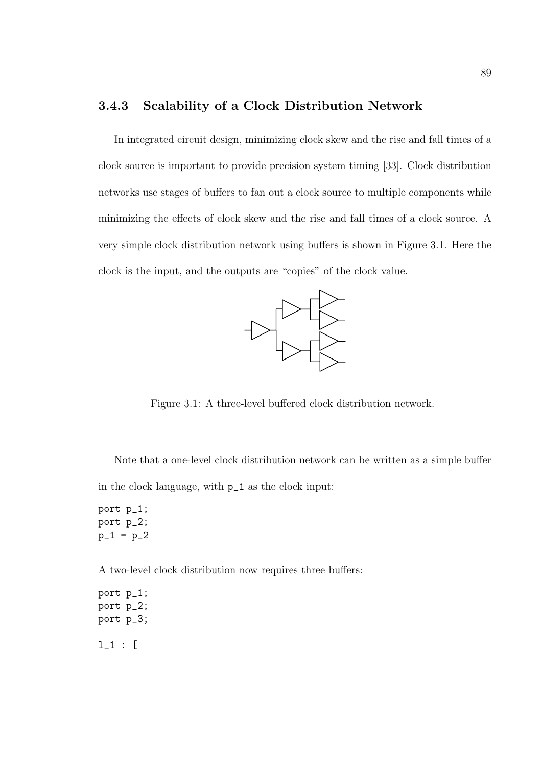### 3.4.3 Scalability of a Clock Distribution Network

In integrated circuit design, minimizing clock skew and the rise and fall times of a clock source is important to provide precision system timing [33]. Clock distribution networks use stages of buffers to fan out a clock source to multiple components while minimizing the effects of clock skew and the rise and fall times of a clock source. A very simple clock distribution network using buffers is shown in Figure 3.1. Here the clock is the input, and the outputs are "copies" of the clock value.

Figure 3.1: A three-level buffered clock distribution network.

Note that a one-level clock distribution network can be written as a simple buffer in the clock language, with p_1 as the clock input:

```
port p_1;
port p_2;
p_1 = p_2
```

A two-level clock distribution now requires three buffers:

```
port p_1;
port p_2;
port p_3;

l_1 : [
```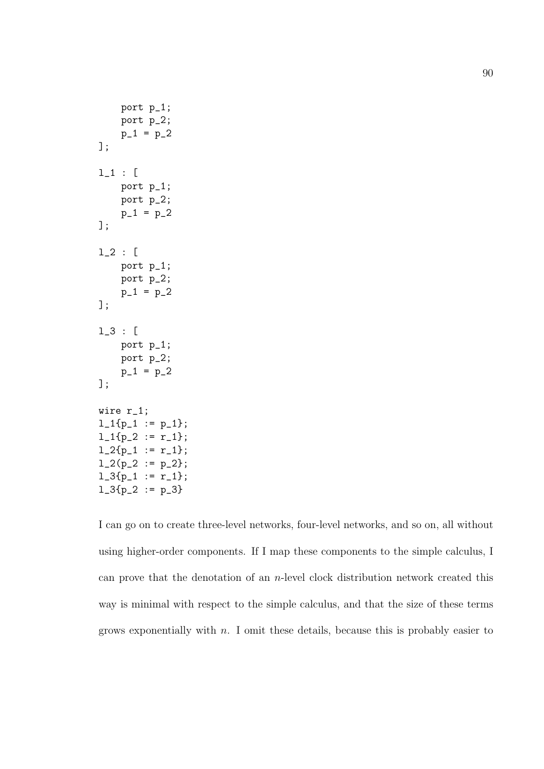```
    port p_1;
    port p_2;
    p_1 = p_2
];

l_1 : [
    port p_1;
    port p_2;
    p_1 = p_2
];

l_2 : [
    port p_1;
    port p_2;
    p_1 = p_2
];

l_3 : [
    port p_1;
    port p_2;
    p_1 = p_2
];

wire r_1;
l_1{p_1 := p_1};
l_1{p_2 := r_1};
l_2{p_1 := r_1};
l_2(p_2 := p_2};
l_3{p_1 := r_1};
l_3{p_2 := p_3}
```

I can go on to create three-level networks, four-level networks, and so on, all without using higher-order components. If I map these components to the simple calculus, I can prove that the denotation of an $n$-level clock distribution network created this way is minimal with respect to the simple calculus, and that the size of these terms grows exponentially with $n$. I omit these details, because this is probably easier to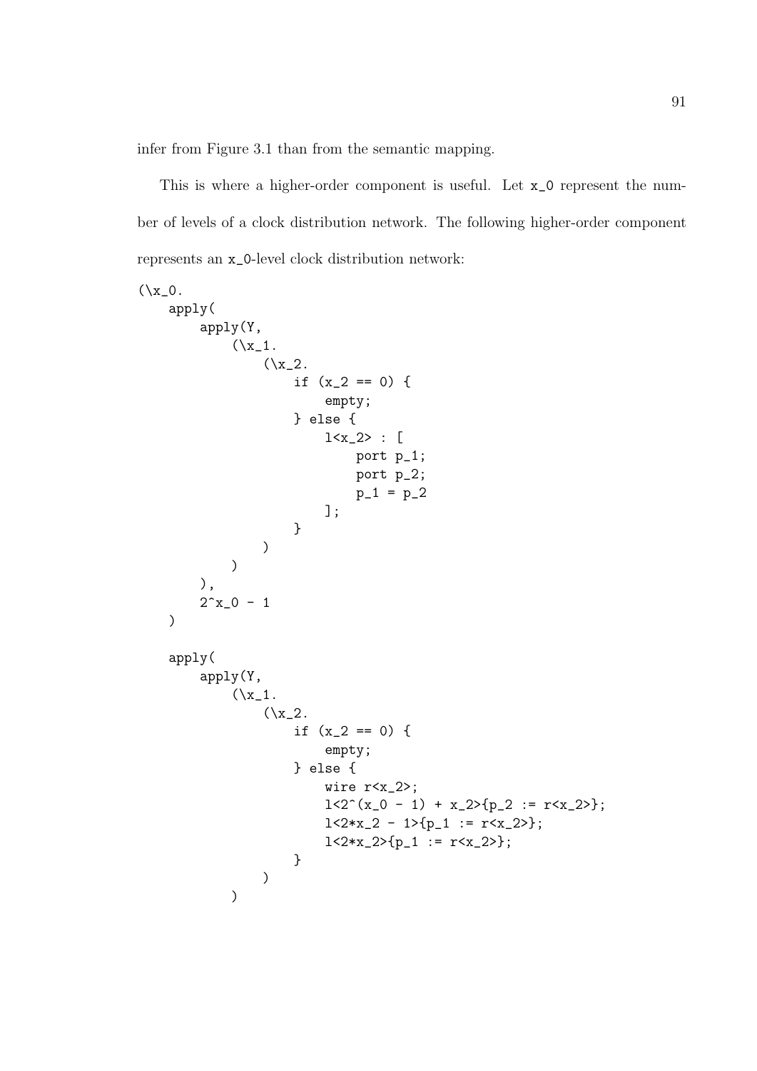infer from Figure 3.1 than from the semantic mapping.

This is where a higher-order component is useful. Let `x_0` represent the number of levels of a clock distribution network. The following higher-order component represents an `x_0`-level clock distribution network:

```
(\x_0.
    apply(
        apply(Y,
            (\x_1.
                (\x_2.
                    if (x_2 == 0) {
                        empty;
                    } else {
                        l<x_2> : [
                            port p_1;
                            port p_2;
                            p_1 = p_2
                        ];
                    }
                )
            )
        ),
        2^x_0 - 1
    )

    apply(
        apply(Y,
            (\x_1.
                (\x_2.
                    if (x_2 == 0) {
                        empty;
                    } else {
                        wire r<x_2>;
                        l<2^(x_0 - 1) + x_2>{p_2 := r<x_2>};
                        l<2*x_2 - 1>{p_1 := r<x_2>};
                        l<2*x_2>{p_1 := r<x_2>};
                    }
                )
            )
```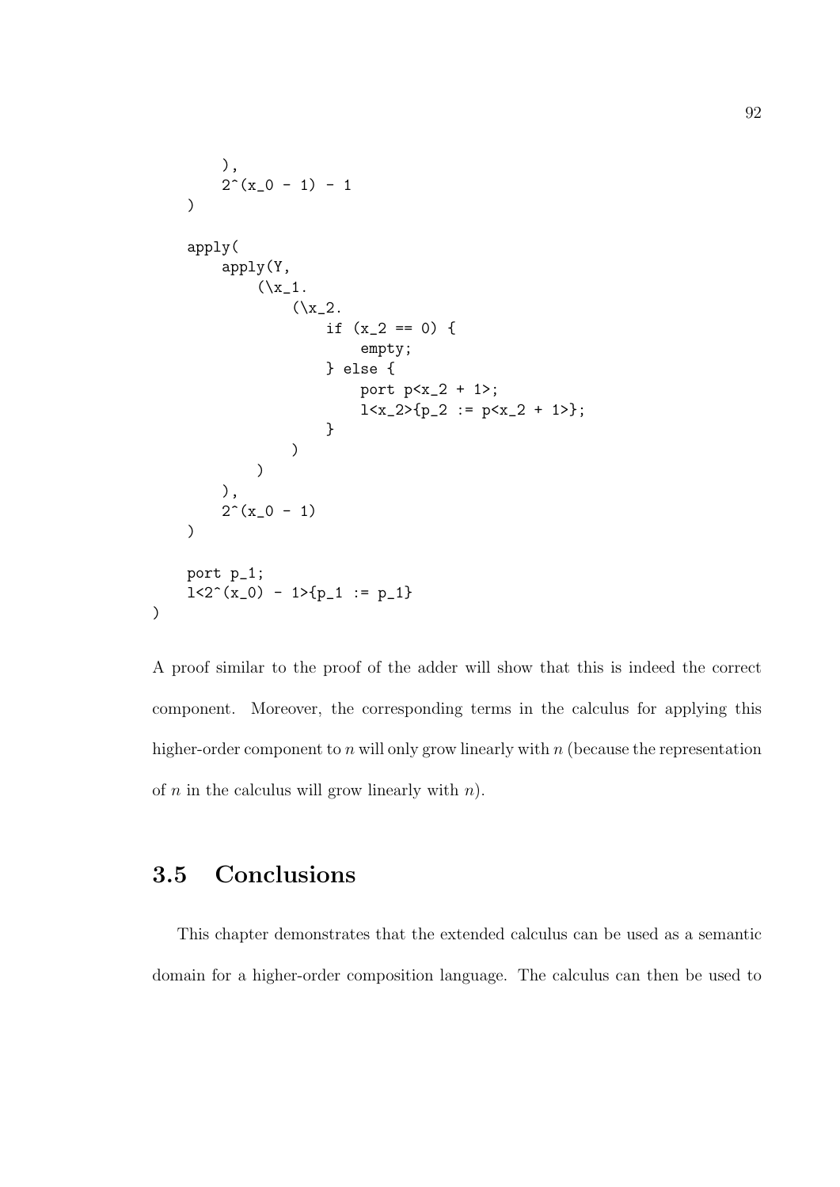```
        ),
        2^(x_0 - 1) - 1
    )

    apply(
        apply(Y,
            (\x_1.
                (\x_2.
                    if (x_2 == 0) {
                        empty;
                    } else {
                        port p<x_2 + 1>;
                        l<x_2>{p_2 := p<x_2 + 1>};
                    }
                )
            )
        ),
        2^(x_0 - 1)
    )

    port p_1;
    l<2^(x_0) - 1>{p_1 := p_1}
)
```

A proof similar to the proof of the adder will show that this is indeed the correct component. Moreover, the corresponding terms in the calculus for applying this higher-order component to $n$ will only grow linearly with $n$ (because the representation of $n$ in the calculus will grow linearly with $n$).

## 3.5 Conclusions

This chapter demonstrates that the extended calculus can be used as a semantic domain for a higher-order composition language. The calculus can then be used to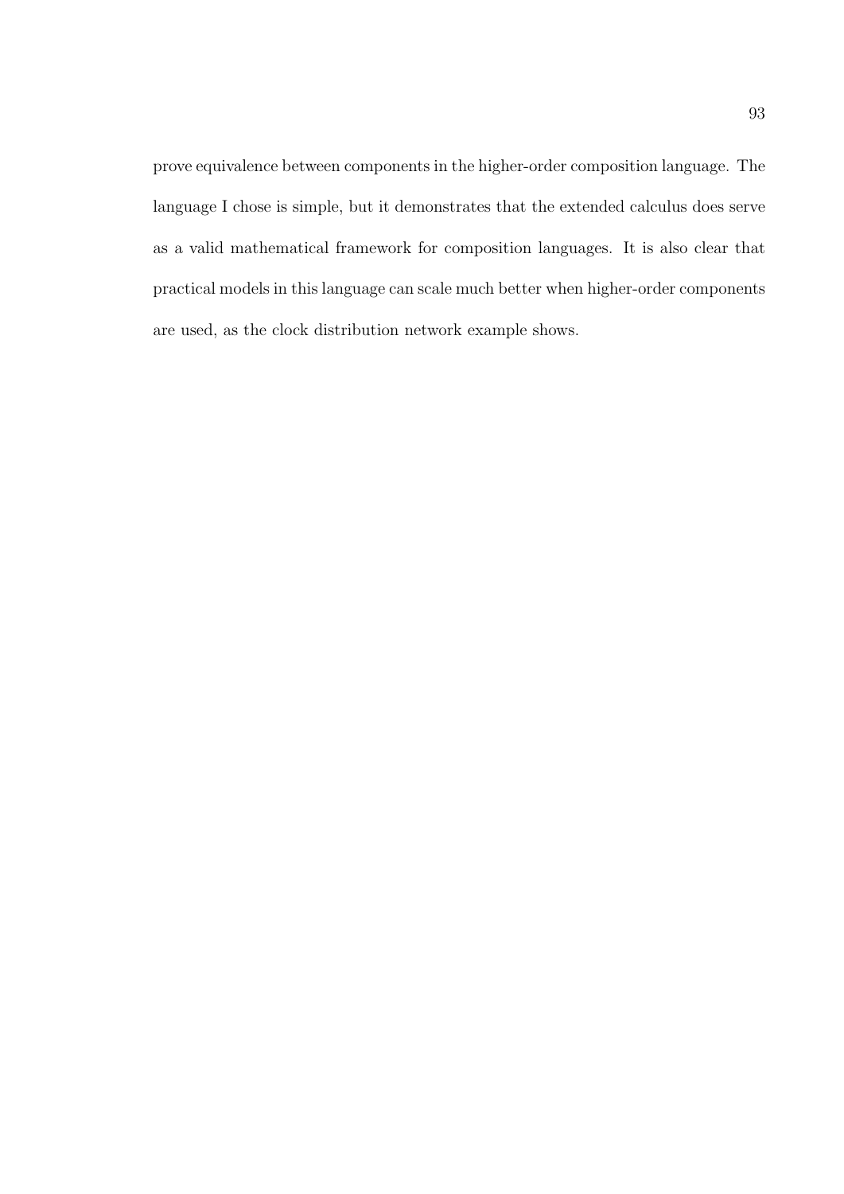prove equivalence between components in the higher-order composition language. The language I chose is simple, but it demonstrates that the extended calculus does serve as a valid mathematical framework for composition languages. It is also clear that practical models in this language can scale much better when higher-order components are used, as the clock distribution network example shows.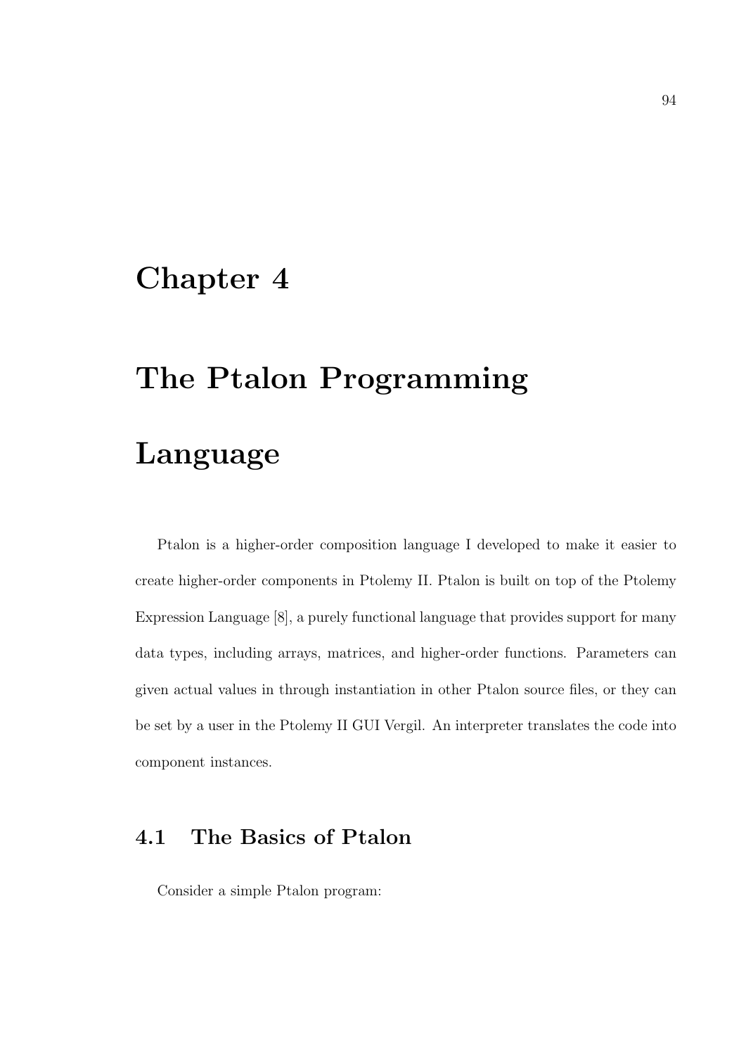# Chapter 4

# The Ptalon Programming Language

Ptalon is a higher-order composition language I developed to make it easier to create higher-order components in Ptolemy II. Ptalon is built on top of the Ptolemy Expression Language [8], a purely functional language that provides support for many data types, including arrays, matrices, and higher-order functions. Parameters can given actual values in through instantiation in other Ptalon source files, or they can be set by a user in the Ptolemy II GUI Vergil. An interpreter translates the code into component instances.

## 4.1 The Basics of Ptalon

Consider a simple Ptalon program: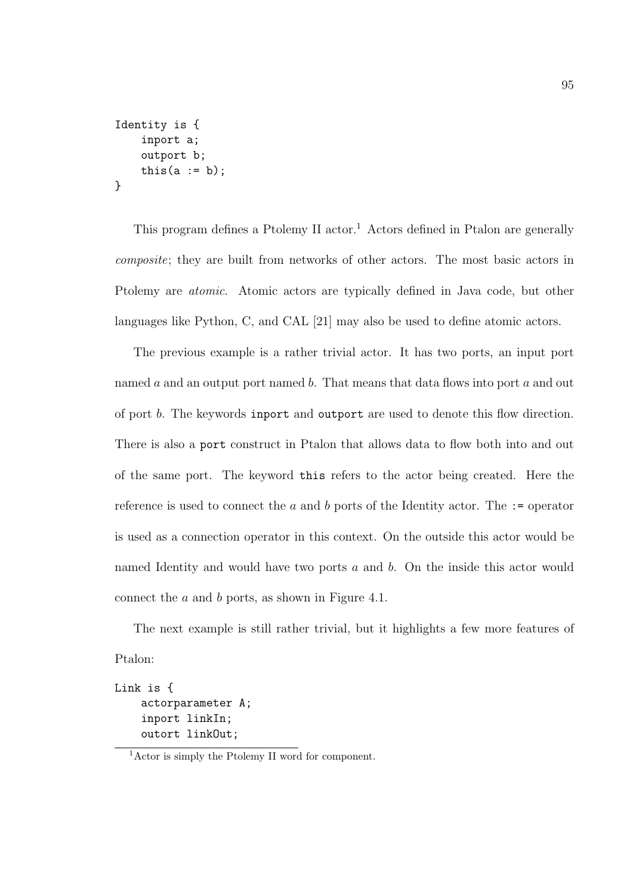```
Identity is {
    inport a;
    outport b;
    this(a := b);
}
```

This program defines a Ptolemy II actor.[1] Actors defined in Ptalon are generally *composite*; they are built from networks of other actors. The most basic actors in Ptolemy are *atomic*. Atomic actors are typically defined in Java code, but other languages like Python, C, and CAL [21] may also be used to define atomic actors.

The previous example is a rather trivial actor. It has two ports, an input port named $a$ and an output port named $b$. That means that data flows into port $a$ and out of port $b$. The keywords `inport` and `outport` are used to denote this flow direction. There is also a `port` construct in Ptalon that allows data to flow both into and out of the same port. The keyword `this` refers to the actor being created. Here the reference is used to connect the $a$ and $b$ ports of the Identity actor. The `:=` operator is used as a connection operator in this context. On the outside this actor would be named Identity and would have two ports $a$ and $b$. On the inside this actor would connect the $a$ and $b$ ports, as shown in Figure 4.1.

The next example is still rather trivial, but it highlights a few more features of Ptalon:

```
Link is {
    actorparameter A;
    inport linkIn;
    outort linkOut;
```

[1] Actor is simply the Ptolemy II word for component.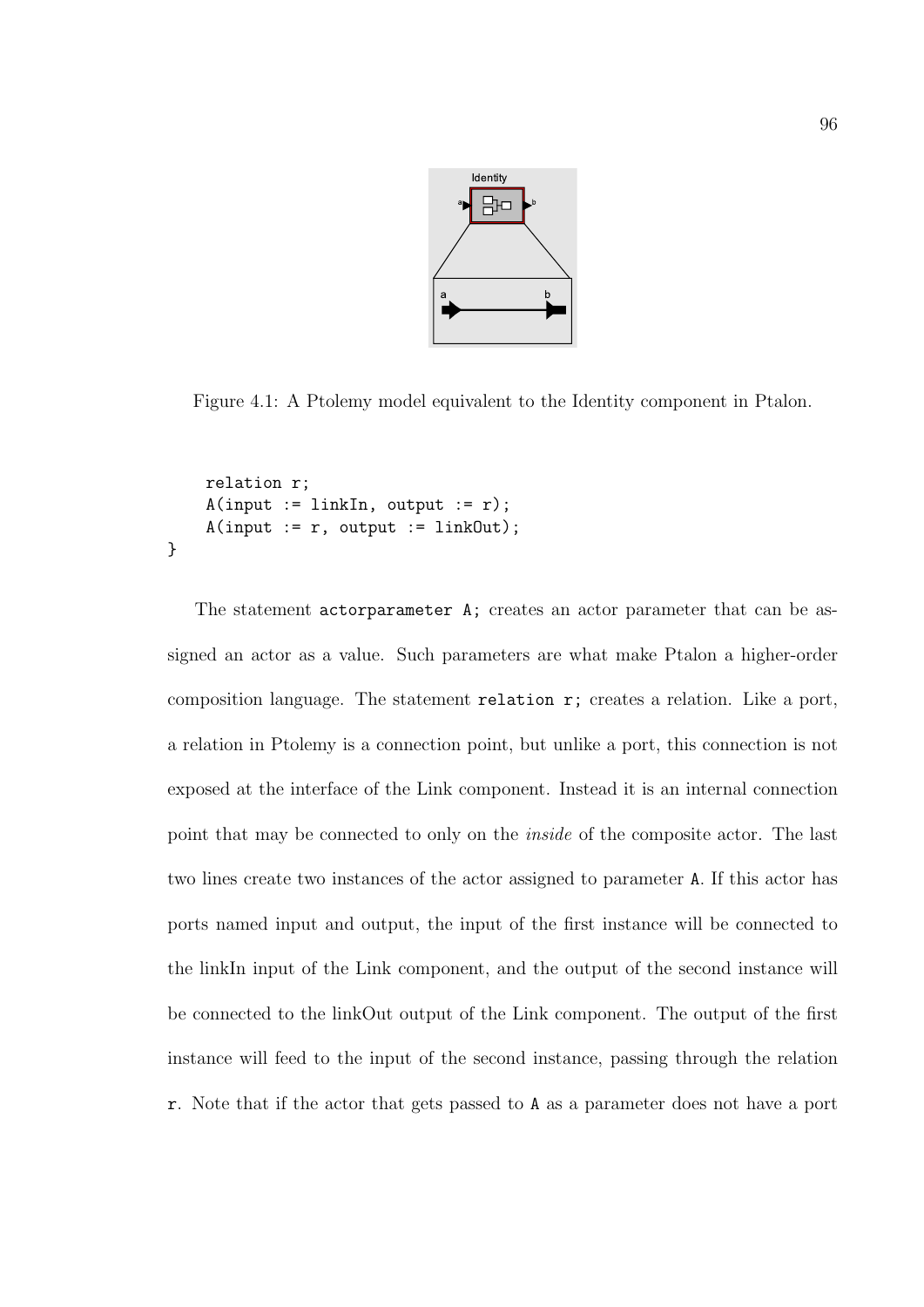Figure 4.1: A Ptolemy model equivalent to the Identity component in Ptalon.

```
    relation r;
    A(input := linkIn, output := r);
    A(input := r, output := linkOut);
}
```

The statement `actorparameter A;` creates an actor parameter that can be assigned an actor as a value. Such parameters are what make Ptalon a higher-order composition language. The statement `relation r;` creates a relation. Like a port, a relation in Ptolemy is a connection point, but unlike a port, this connection is not exposed at the interface of the Link component. Instead it is an internal connection point that may be connected to only on the *inside* of the composite actor. The last two lines create two instances of the actor assigned to parameter `A`. If this actor has ports named input and output, the input of the first instance will be connected to the linkIn input of the Link component, and the output of the second instance will be connected to the linkOut output of the Link component. The output of the first instance will feed to the input of the second instance, passing through the relation `r`. Note that if the actor that gets passed to `A` as a parameter does not have a port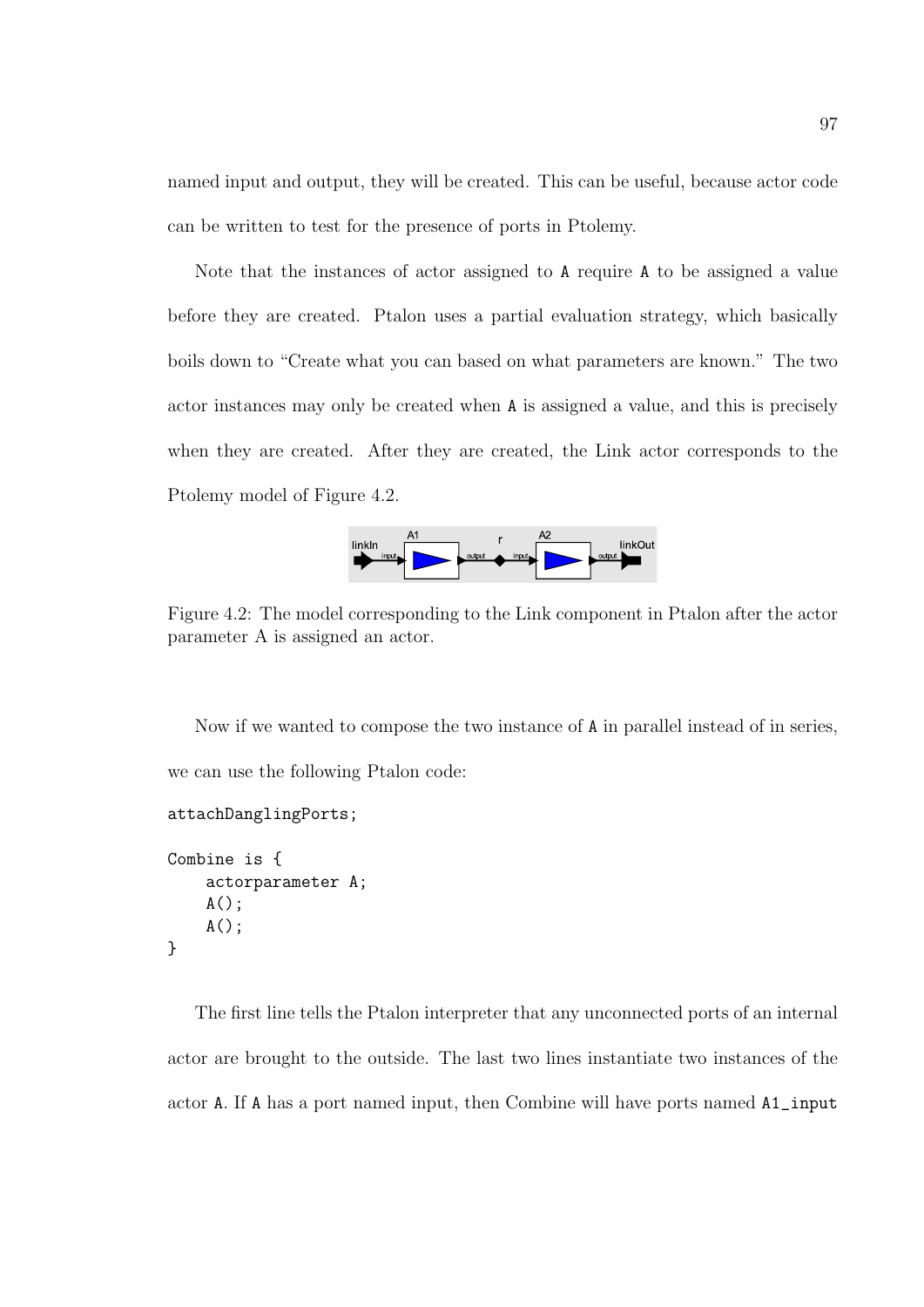named input and output, they will be created. This can be useful, because actor code can be written to test for the presence of ports in Ptolemy.

Note that the instances of actor assigned to `A` require `A` to be assigned a value before they are created. Ptalon uses a partial evaluation strategy, which basically boils down to "Create what you can based on what parameters are known." The two actor instances may only be created when `A` is assigned a value, and this is precisely when they are created. After they are created, the Link actor corresponds to the Ptolemy model of Figure 4.2.

Figure 4.2: The model corresponding to the Link component in Ptalon after the actor parameter A is assigned an actor.

Now if we wanted to compose the two instance of `A` in parallel instead of in series, we can use the following Ptalon code:

```
attachDanglingPorts;

Combine is {
    actorparameter A;
    A();
    A();
}
```

The first line tells the Ptalon interpreter that any unconnected ports of an internal actor are brought to the outside. The last two lines instantiate two instances of the actor `A`. If `A` has a port named input, then Combine will have ports named `A1_input`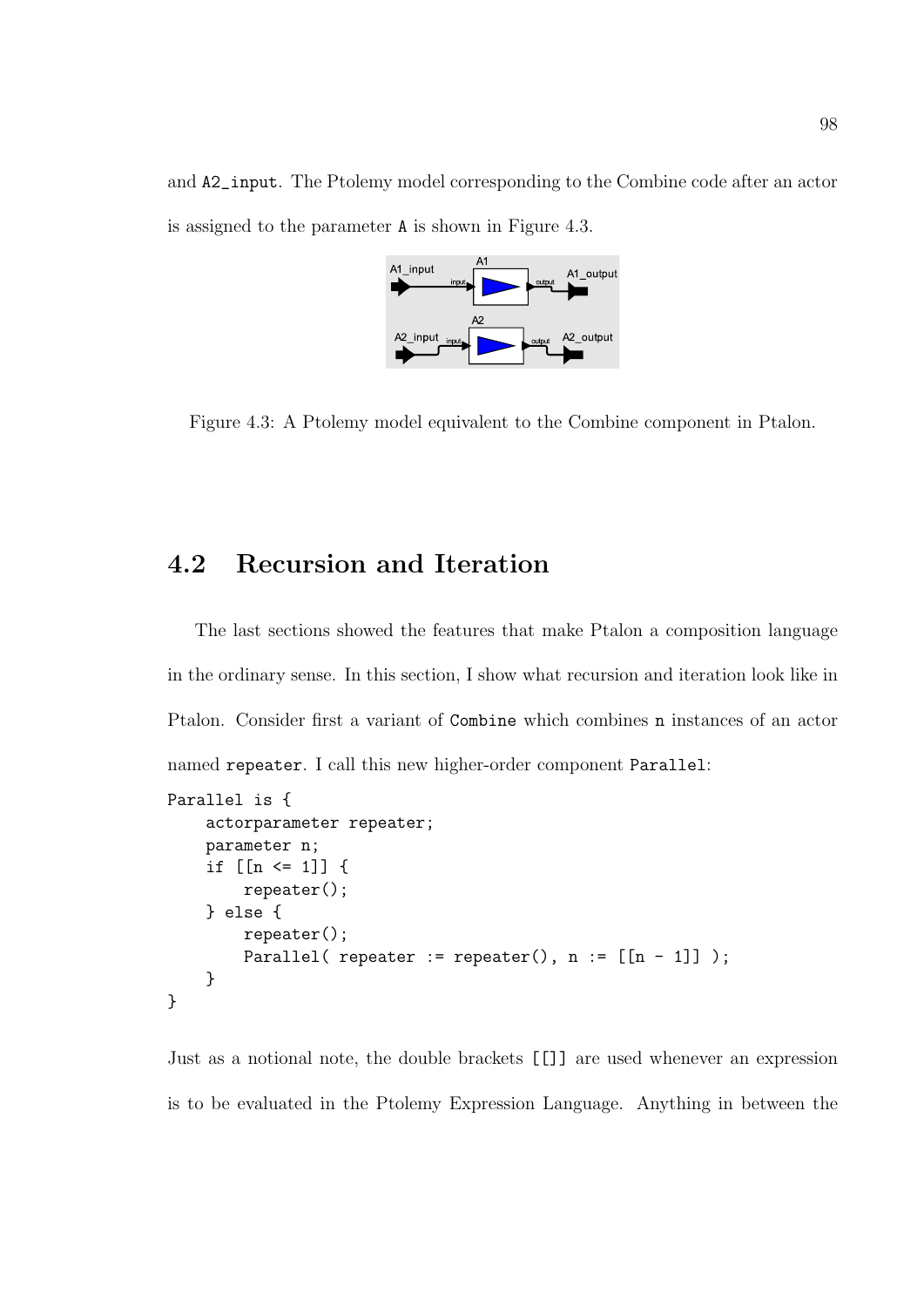and `A2_input`. The Ptolemy model corresponding to the Combine code after an actor is assigned to the parameter `A` is shown in Figure 4.3.

Figure 4.3: A Ptolemy model equivalent to the Combine component in Ptalon.

## 4.2 Recursion and Iteration

The last sections showed the features that make Ptalon a composition language in the ordinary sense. In this section, I show what recursion and iteration look like in Ptalon. Consider first a variant of `Combine` which combines `n` instances of an actor named `repeater`. I call this new higher-order component `Parallel`:

```
Parallel is {
    actorparameter repeater;
    parameter n;
    if [[n <= 1]] {
        repeater();
    } else {
        repeater();
        Parallel( repeater := repeater(), n := [[n - 1]] );
    }
}
```

Just as a notional note, the double brackets `[[]]` are used whenever an expression is to be evaluated in the Ptolemy Expression Language. Anything in between the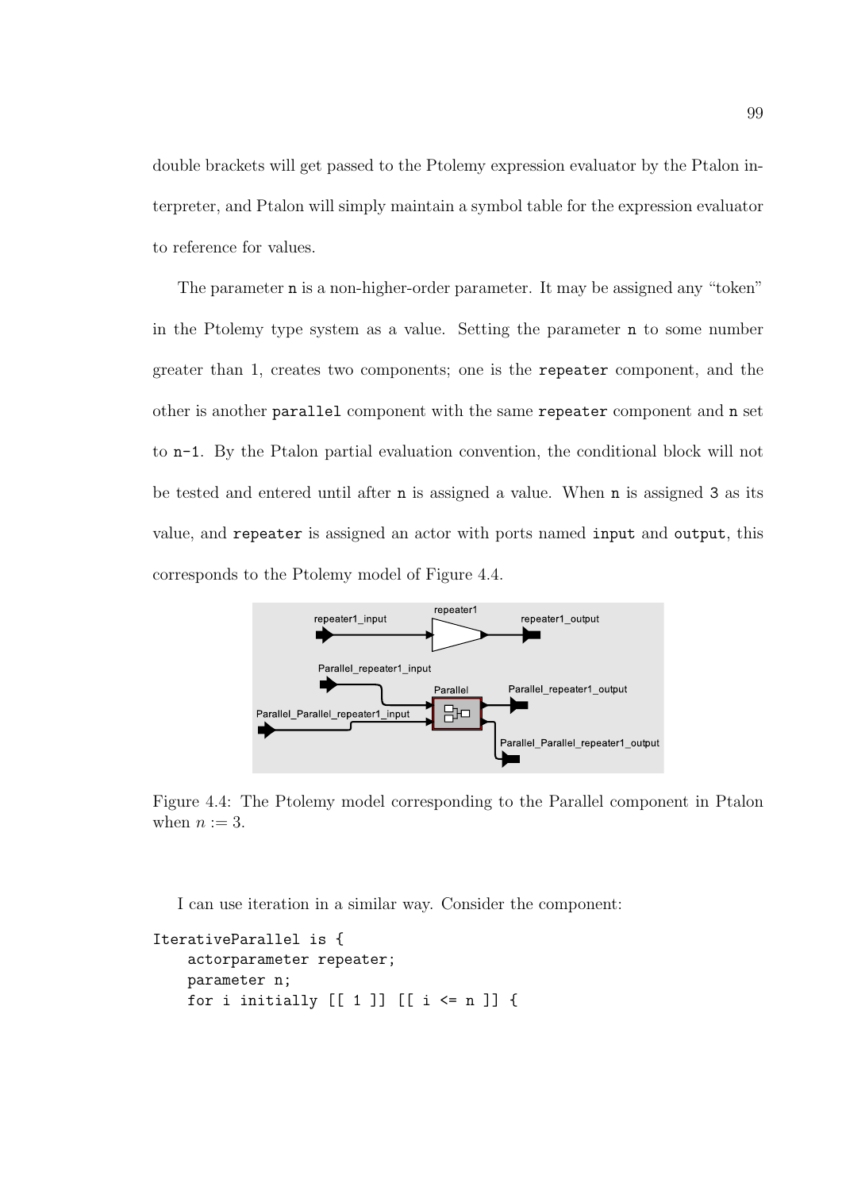double brackets will get passed to the Ptolemy expression evaluator by the Ptalon interpreter, and Ptalon will simply maintain a symbol table for the expression evaluator to reference for values.

The parameter `n` is a non-higher-order parameter. It may be assigned any "token" in the Ptolemy type system as a value. Setting the parameter `n` to some number greater than 1, creates two components; one is the `repeater` component, and the other is another `parallel` component with the same `repeater` component and `n` set to `n-1`. By the Ptalon partial evaluation convention, the conditional block will not be tested and entered until after `n` is assigned a value. When `n` is assigned `3` as its value, and `repeater` is assigned an actor with ports named `input` and `output`, this corresponds to the Ptolemy model of Figure 4.4.

Figure 4.4: The Ptolemy model corresponding to the Parallel component in Ptalon when $n := 3$.

I can use iteration in a similar way. Consider the component:

```
IterativeParallel is {
    actorparameter repeater;
    parameter n;
    for i initially [[ 1 ]] [[ i <= n ]] {
```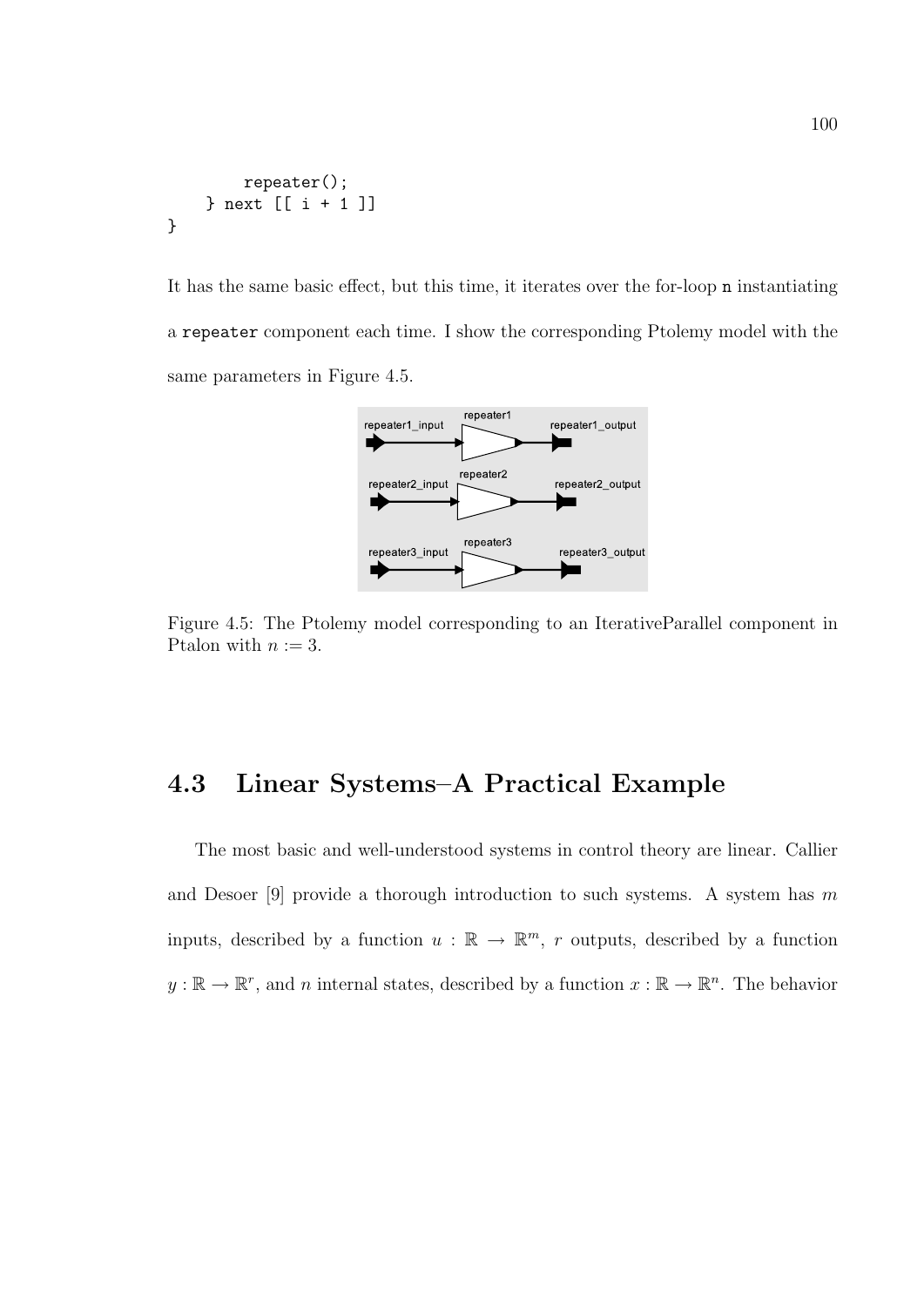```
        repeater();
    } next [[ i + 1 ]]
}
```

It has the same basic effect, but this time, it iterates over the for-loop `n` instantiating a `repeater` component each time. I show the corresponding Ptolemy model with the same parameters in Figure 4.5.

Figure 4.5: The Ptolemy model corresponding to an IterativeParallel component in Ptalon with $n := 3$.

## 4.3 Linear Systems–A Practical Example

The most basic and well-understood systems in control theory are linear. Callier and Desoer [9] provide a thorough introduction to such systems. A system has $m$ inputs, described by a function $u : \mathbb{R} \to \mathbb{R}^m$, $r$ outputs, described by a function $y : \mathbb{R} \to \mathbb{R}^r$, and $n$ internal states, described by a function $x : \mathbb{R} \to \mathbb{R}^n$. The behavior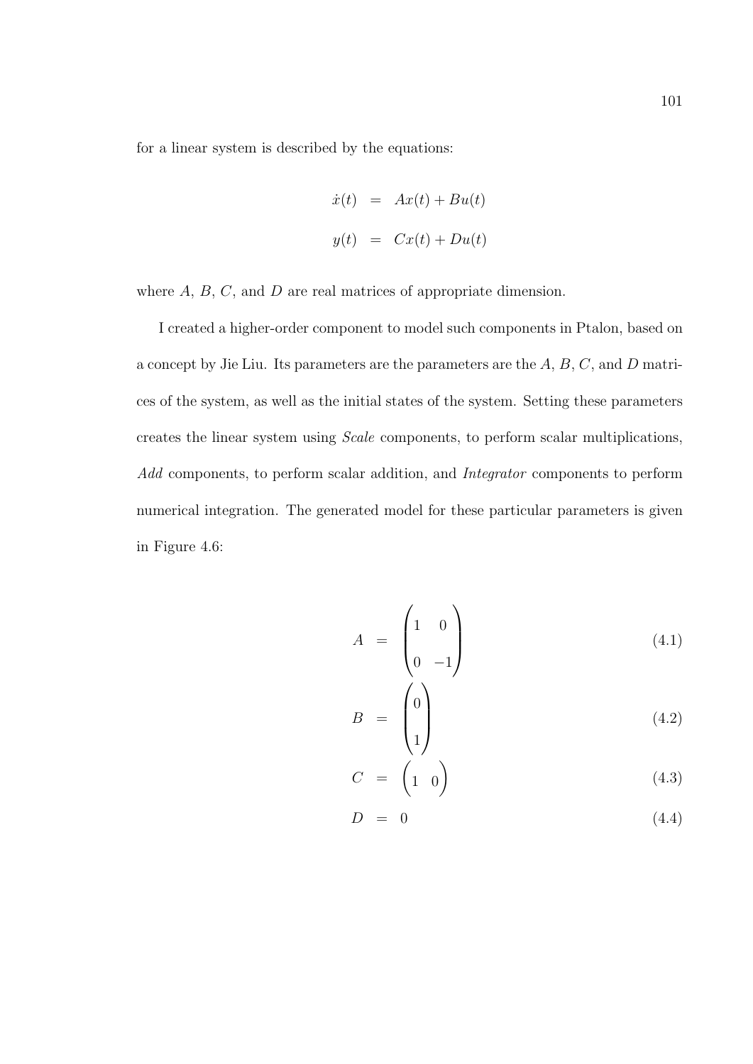for a linear system is described by the equations:

$$
\begin{aligned}
\dot{x}(t) &= Ax(t) + Bu(t) \\
y(t) &= Cx(t) + Du(t)
\end{aligned}
$$

where $A$, $B$, $C$, and $D$ are real matrices of appropriate dimension.

I created a higher-order component to model such components in Ptalon, based on a concept by Jie Liu. Its parameters are the parameters are the $A$, $B$, $C$, and $D$ matrices of the system, as well as the initial states of the system. Setting these parameters creates the linear system using *Scale* components, to perform scalar multiplications, *Add* components, to perform scalar addition, and *Integrator* components to perform numerical integration. The generated model for these particular parameters is given in Figure 4.6:

$$
A = \begin{pmatrix} 1 & 0 \\ 0 & -1 \end{pmatrix} \tag{4.1}
$$

$$
B = \begin{pmatrix} 0 \\ 1 \end{pmatrix} \tag{4.2}
$$

$$
C = \begin{pmatrix} 1 & 0 \end{pmatrix} \tag{4.3}
$$

$$
D = 0 \tag{4.4}
$$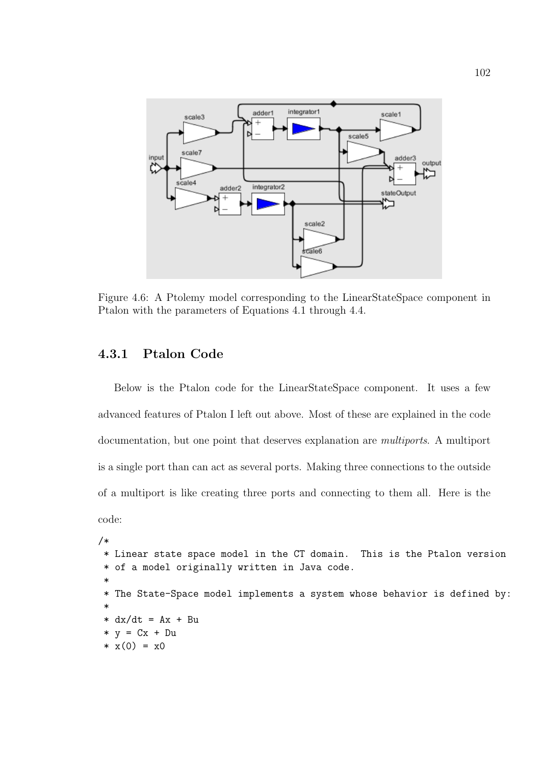Figure 4.6: A Ptolemy model corresponding to the LinearStateSpace component in Ptalon with the parameters of Equations 4.1 through 4.4.

### 4.3.1 Ptalon Code

Below is the Ptalon code for the LinearStateSpace component. It uses a few advanced features of Ptalon I left out above. Most of these are explained in the code documentation, but one point that deserves explanation are *multiports*. A multiport is a single port than can act as several ports. Making three connections to the outside of a multiport is like creating three ports and connecting to them all. Here is the code:

```
/*
 * Linear state space model in the CT domain.  This is the Ptalon version
 * of a model originally written in Java code.
 *
 * The State-Space model implements a system whose behavior is defined by:
 *
 * dx/dt = Ax + Bu
 * y = Cx + Du
 * x(0) = x0
```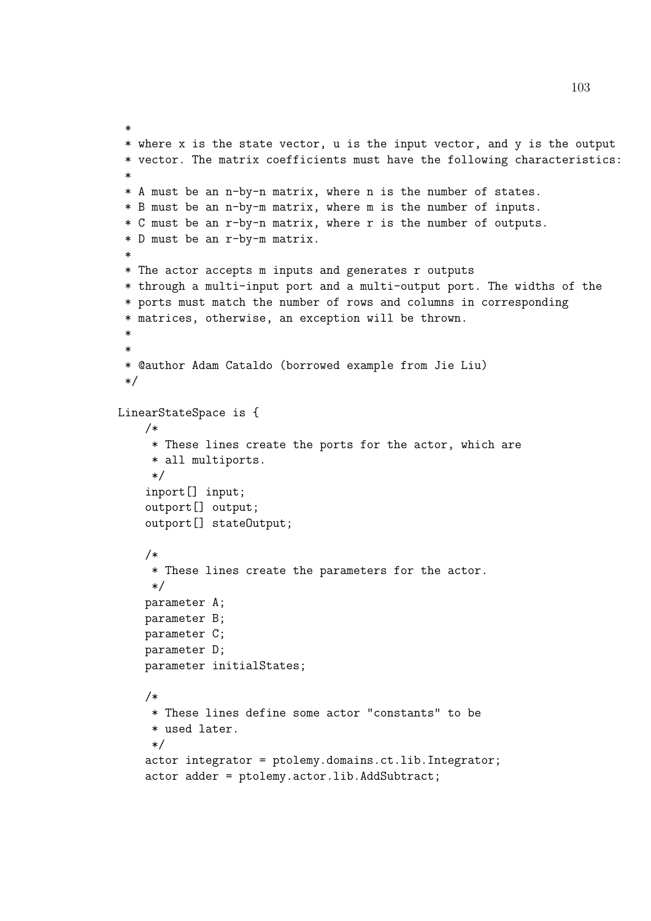```
 *
 * where x is the state vector, u is the input vector, and y is the output
 * vector. The matrix coefficients must have the following characteristics:
 *
 * A must be an n-by-n matrix, where n is the number of states.
 * B must be an n-by-m matrix, where m is the number of inputs.
 * C must be an r-by-n matrix, where r is the number of outputs.
 * D must be an r-by-m matrix.
 *
 * The actor accepts m inputs and generates r outputs
 * through a multi-input port and a multi-output port. The widths of the
 * ports must match the number of rows and columns in corresponding
 * matrices, otherwise, an exception will be thrown.
 *
 *
 * @author Adam Cataldo (borrowed example from Jie Liu)
 */

LinearStateSpace is {
    /*
     * These lines create the ports for the actor, which are
     * all multiports.
     */
    inport[] input;
    outport[] output;
    outport[] stateOutput;

    /*
     * These lines create the parameters for the actor.
     */
    parameter A;
    parameter B;
    parameter C;
    parameter D;
    parameter initialStates;

    /*
     * These lines define some actor "constants" to be
     * used later.
     */
    actor integrator = ptolemy.domains.ct.lib.Integrator;
    actor adder = ptolemy.actor.lib.AddSubtract;
```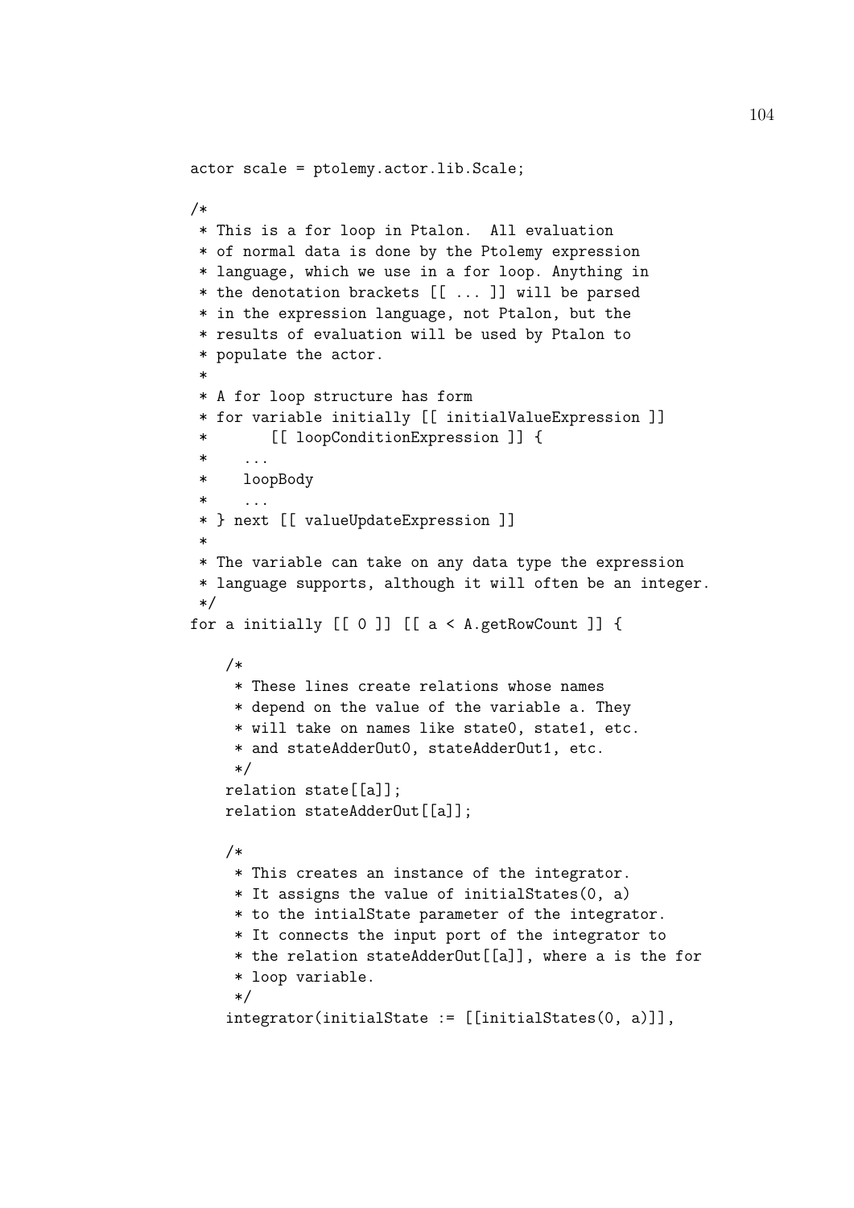```
actor scale = ptolemy.actor.lib.Scale;

/*
 * This is a for loop in Ptalon.  All evaluation
 * of normal data is done by the Ptolemy expression
 * language, which we use in a for loop. Anything in
 * the denotation brackets [[ ... ]] will be parsed
 * in the expression language, not Ptalon, but the
 * results of evaluation will be used by Ptalon to
 * populate the actor.
 *
 * A for loop structure has form
 * for variable initially [[ initialValueExpression ]]
 *       [[ loopConditionExpression ]] {
 *    ...
 *    loopBody
 *    ...
 * } next [[ valueUpdateExpression ]]
 *
 * The variable can take on any data type the expression
 * language supports, although it will often be an integer.
 */
for a initially [[ 0 ]] [[ a < A.getRowCount ]] {

    /*
     * These lines create relations whose names
     * depend on the value of the variable a. They
     * will take on names like state0, state1, etc.
     * and stateAdderOut0, stateAdderOut1, etc.
     */
    relation state[[a]];
    relation stateAdderOut[[a]];

    /*
     * This creates an instance of the integrator.
     * It assigns the value of initialStates(0, a)
     * to the intialState parameter of the integrator.
     * It connects the input port of the integrator to
     * the relation stateAdderOut[[a]], where a is the for
     * loop variable.
     */
    integrator(initialState := [[initialStates(0, a)]],
```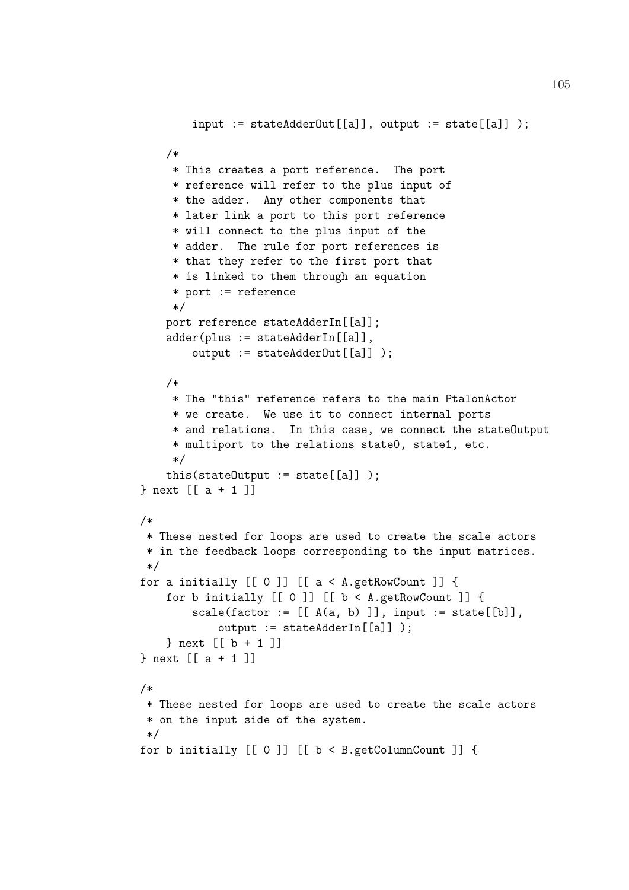```
        input := stateAdderOut[[a]], output := state[[a]] );

    /*
     * This creates a port reference.  The port
     * reference will refer to the plus input of
     * the adder.  Any other components that
     * later link a port to this port reference
     * will connect to the plus input of the
     * adder.  The rule for port references is
     * that they refer to the first port that
     * is linked to them through an equation
     * port := reference
     */
    port reference stateAdderIn[[a]];
    adder(plus := stateAdderIn[[a]],
        output := stateAdderOut[[a]] );

    /*
     * The "this" reference refers to the main PtalonActor
     * we create.  We use it to connect internal ports
     * and relations.  In this case, we connect the stateOutput
     * multiport to the relations state0, state1, etc.
     */
    this(stateOutput := state[[a]] );
} next [[ a + 1 ]]

/*
 * These nested for loops are used to create the scale actors
 * in the feedback loops corresponding to the input matrices.
 */
for a initially [[ 0 ]] [[ a < A.getRowCount ]] {
    for b initially [[ 0 ]] [[ b < A.getRowCount ]] {
        scale(factor := [[ A(a, b) ]], input := state[[b]],
            output := stateAdderIn[[a]] );
    } next [[ b + 1 ]]
} next [[ a + 1 ]]

/*
 * These nested for loops are used to create the scale actors
 * on the input side of the system.
 */
for b initially [[ 0 ]] [[ b < B.getColumnCount ]] {
```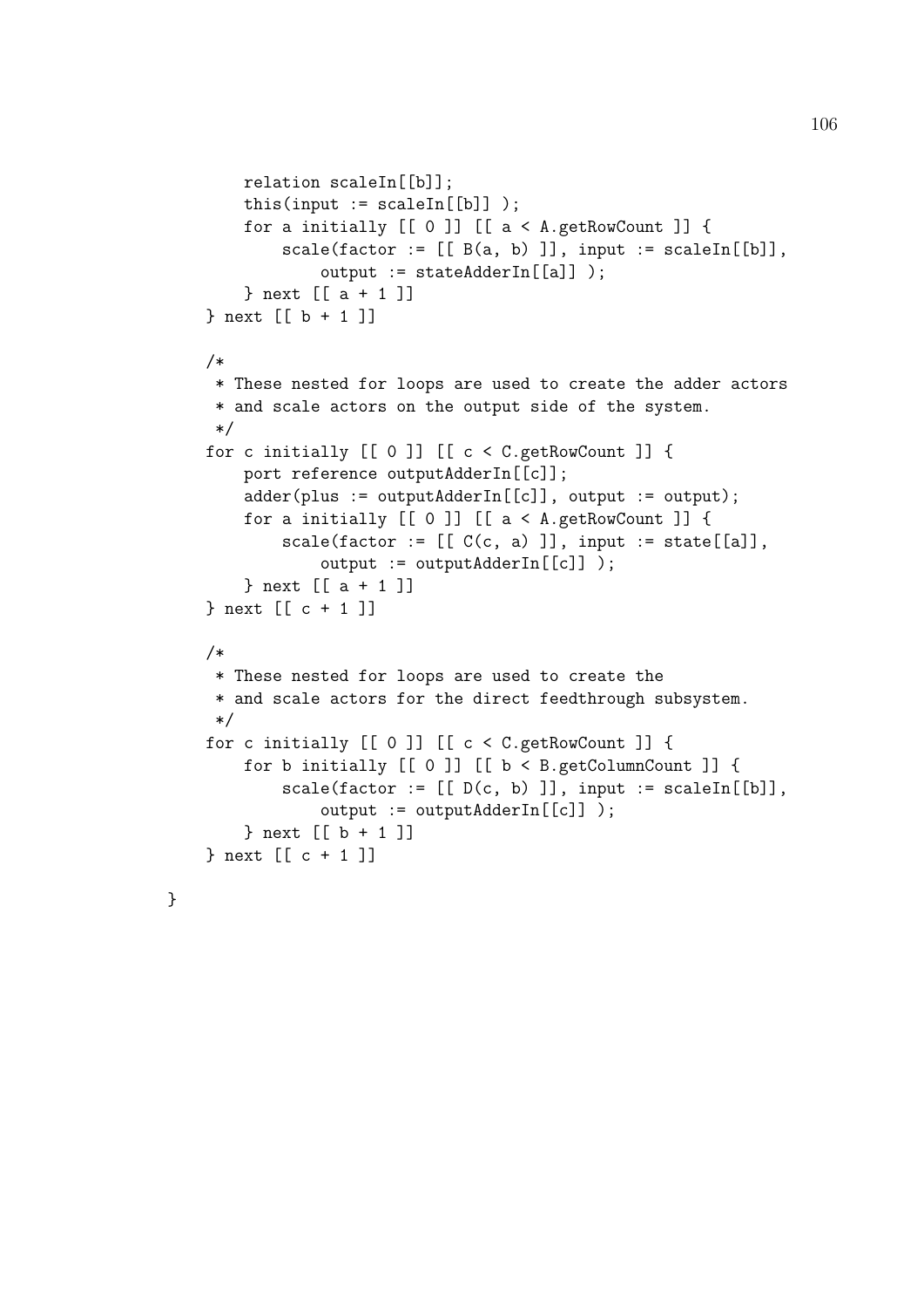```
        relation scaleIn[[b]];
        this(input := scaleIn[[b]] );
        for a initially [[ 0 ]] [[ a < A.getRowCount ]] {
            scale(factor := [[ B(a, b) ]], input := scaleIn[[b]],
                output := stateAdderIn[[a]] );
        } next [[ a + 1 ]]
    } next [[ b + 1 ]]

    /*
     * These nested for loops are used to create the adder actors
     * and scale actors on the output side of the system.
     */
    for c initially [[ 0 ]] [[ c < C.getRowCount ]] {
        port reference outputAdderIn[[c]];
        adder(plus := outputAdderIn[[c]], output := output);
        for a initially [[ 0 ]] [[ a < A.getRowCount ]] {
            scale(factor := [[ C(c, a) ]], input := state[[a]],
                output := outputAdderIn[[c]] );
        } next [[ a + 1 ]]
    } next [[ c + 1 ]]

    /*
     * These nested for loops are used to create the
     * and scale actors for the direct feedthrough subsystem.
     */
    for c initially [[ 0 ]] [[ c < C.getRowCount ]] {
        for b initially [[ 0 ]] [[ b < B.getColumnCount ]] {
            scale(factor := [[ D(c, b) ]], input := scaleIn[[b]],
                output := outputAdderIn[[c]] );
        } next [[ b + 1 ]]
    } next [[ c + 1 ]]

}
```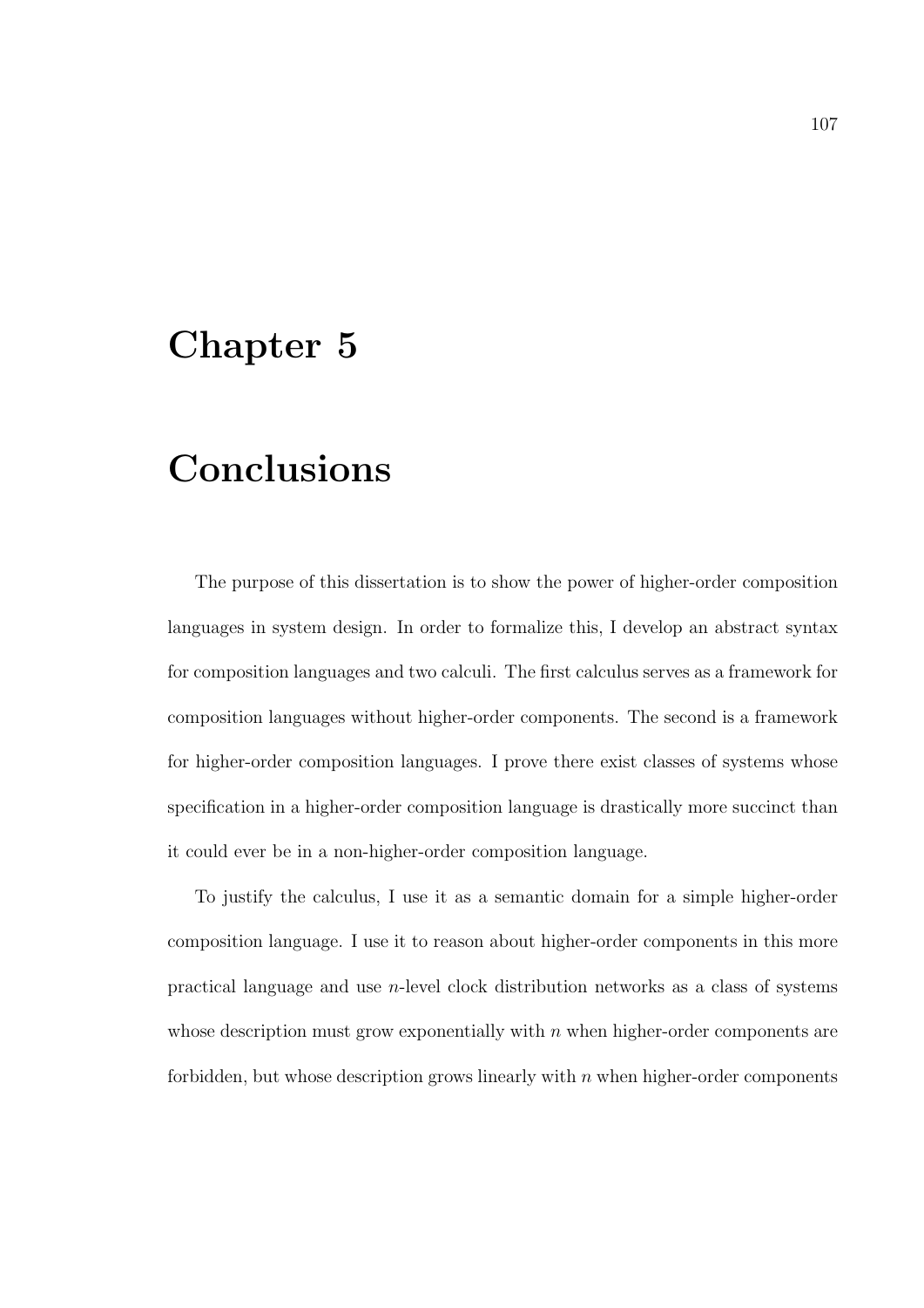# Chapter 5

# Conclusions

The purpose of this dissertation is to show the power of higher-order composition languages in system design. In order to formalize this, I develop an abstract syntax for composition languages and two calculi. The first calculus serves as a framework for composition languages without higher-order components. The second is a framework for higher-order composition languages. I prove there exist classes of systems whose specification in a higher-order composition language is drastically more succinct than it could ever be in a non-higher-order composition language.

To justify the calculus, I use it as a semantic domain for a simple higher-order composition language. I use it to reason about higher-order components in this more practical language and use $n$-level clock distribution networks as a class of systems whose description must grow exponentially with $n$ when higher-order components are forbidden, but whose description grows linearly with $n$ when higher-order components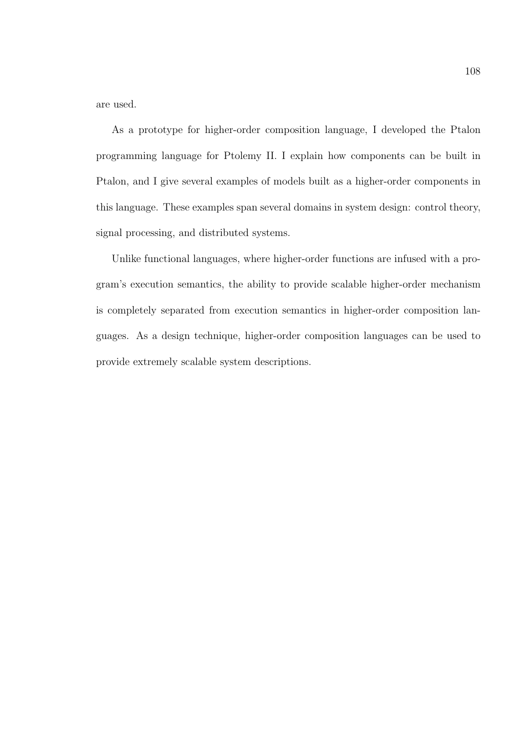are used.

As a prototype for higher-order composition language, I developed the Ptalon programming language for Ptolemy II. I explain how components can be built in Ptalon, and I give several examples of models built as a higher-order components in this language. These examples span several domains in system design: control theory, signal processing, and distributed systems.

Unlike functional languages, where higher-order functions are infused with a program's execution semantics, the ability to provide scalable higher-order mechanism is completely separated from execution semantics in higher-order composition languages. As a design technique, higher-order composition languages can be used to provide extremely scalable system descriptions.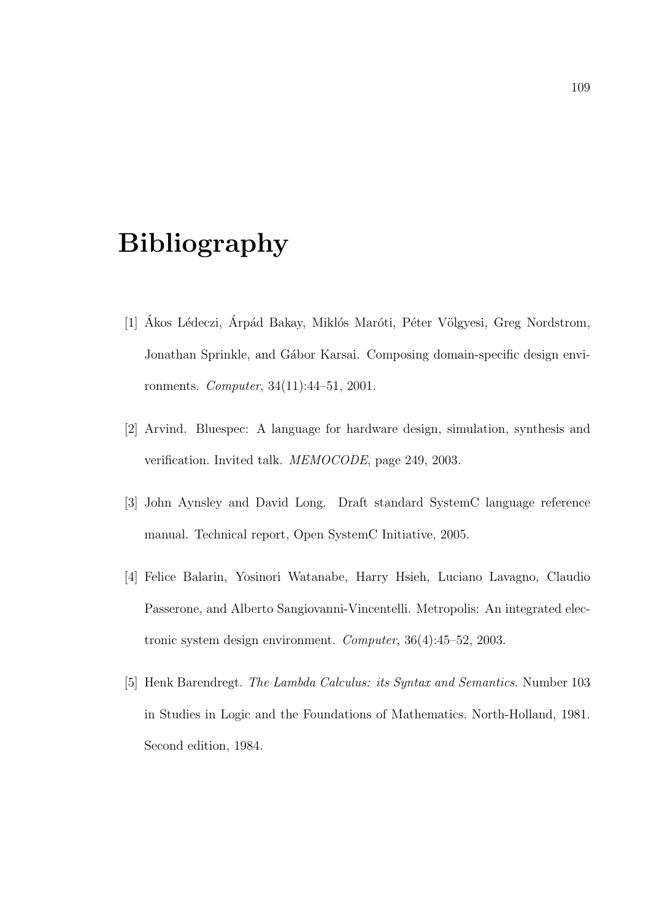# Bibliography

[1] Ákos Lédeczi, Árpád Bakay, Miklós Maróti, Péter Völgyesi, Greg Nordstrom, Jonathan Sprinkle, and Gábor Karsai. Composing domain-specific design environments. *Computer*, 34(11):44–51, 2001.

[2] Arvind. Bluespec: A language for hardware design, simulation, synthesis and verification. Invited talk. *MEMOCODE*, page 249, 2003.

[3] John Aynsley and David Long. Draft standard SystemC language reference manual. Technical report, Open SystemC Initiative, 2005.

[4] Felice Balarin, Yosinori Watanabe, Harry Hsieh, Luciano Lavagno, Claudio Passerone, and Alberto Sangiovanni-Vincentelli. Metropolis: An integrated electronic system design environment. *Computer*, 36(4):45–52, 2003.

[5] Henk Barendregt. *The Lambda Calculus: its Syntax and Semantics*. Number 103 in Studies in Logic and the Foundations of Mathematics. North-Holland, 1981. Second edition, 1984.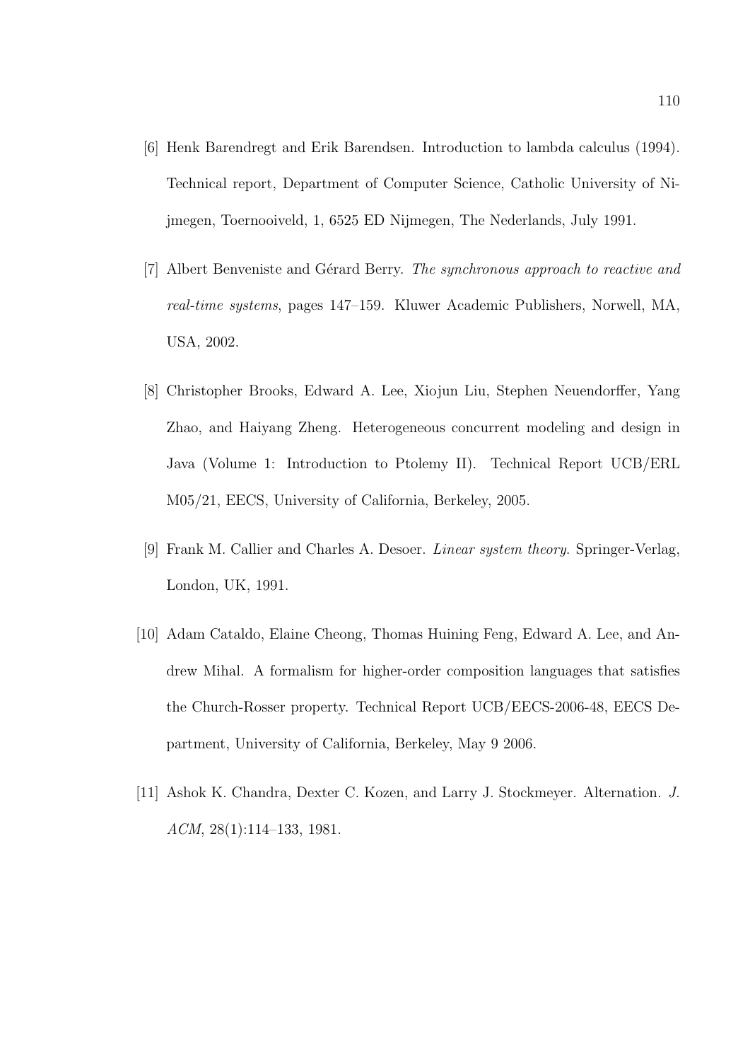[6] Henk Barendregt and Erik Barendsen. Introduction to lambda calculus (1994). Technical report, Department of Computer Science, Catholic University of Nijmegen, Toernooiveld, 1, 6525 ED Nijmegen, The Nederlands, July 1991.

[7] Albert Benveniste and Gérard Berry. *The synchronous approach to reactive and real-time systems*, pages 147–159. Kluwer Academic Publishers, Norwell, MA, USA, 2002.

[8] Christopher Brooks, Edward A. Lee, Xiojun Liu, Stephen Neuendorffer, Yang Zhao, and Haiyang Zheng. Heterogeneous concurrent modeling and design in Java (Volume 1: Introduction to Ptolemy II). Technical Report UCB/ERL M05/21, EECS, University of California, Berkeley, 2005.

[9] Frank M. Callier and Charles A. Desoer. *Linear system theory*. Springer-Verlag, London, UK, 1991.

[10] Adam Cataldo, Elaine Cheong, Thomas Huining Feng, Edward A. Lee, and Andrew Mihal. A formalism for higher-order composition languages that satisfies the Church-Rosser property. Technical Report UCB/EECS-2006-48, EECS Department, University of California, Berkeley, May 9 2006.

[11] Ashok K. Chandra, Dexter C. Kozen, and Larry J. Stockmeyer. Alternation. *J. ACM*, 28(1):114–133, 1981.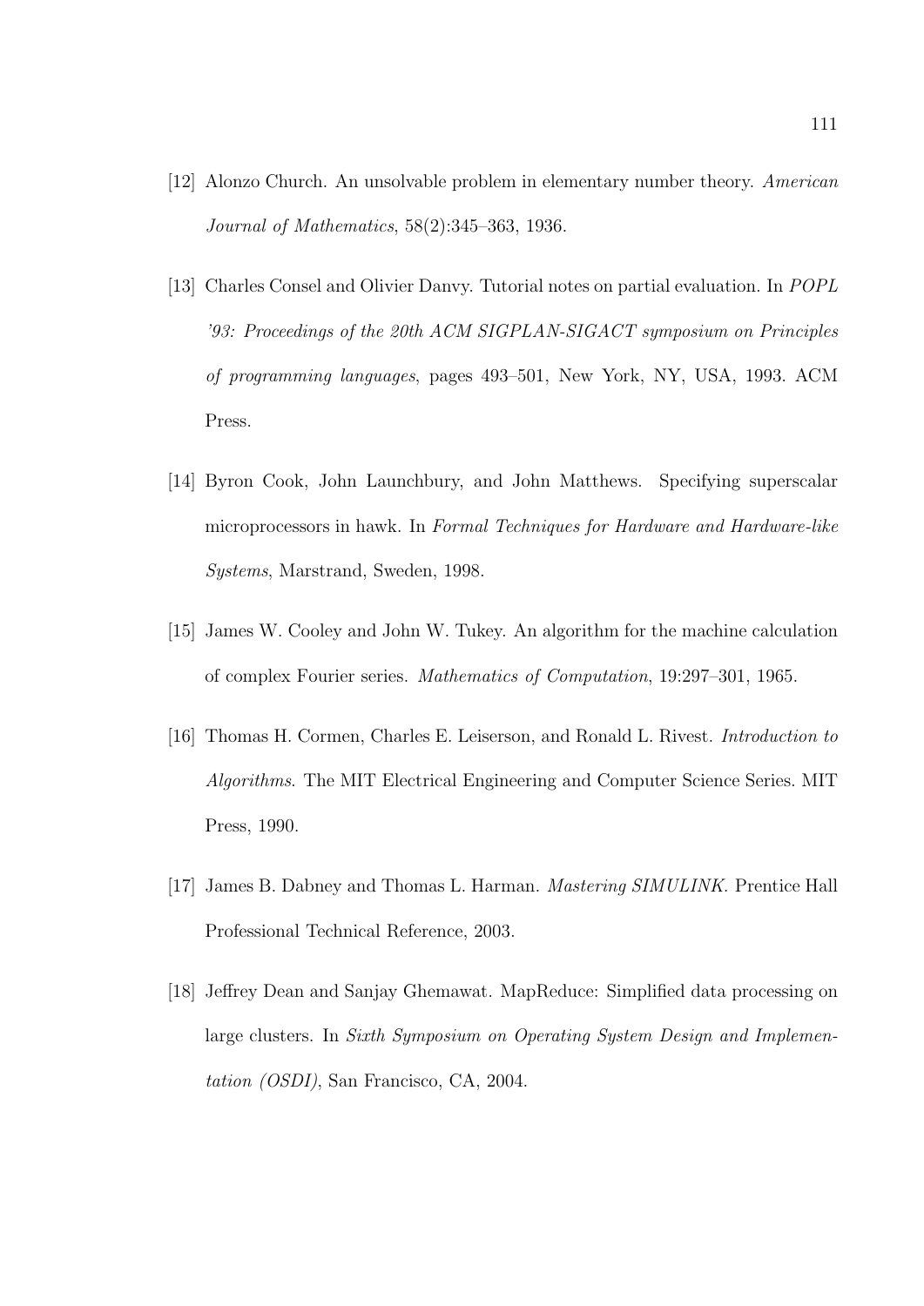[12] Alonzo Church. An unsolvable problem in elementary number theory. *American Journal of Mathematics*, 58(2):345–363, 1936.

[13] Charles Consel and Olivier Danvy. Tutorial notes on partial evaluation. In *POPL '93: Proceedings of the 20th ACM SIGPLAN-SIGACT symposium on Principles of programming languages*, pages 493–501, New York, NY, USA, 1993. ACM Press.

[14] Byron Cook, John Launchbury, and John Matthews. Specifying superscalar microprocessors in hawk. In *Formal Techniques for Hardware and Hardware-like Systems*, Marstrand, Sweden, 1998.

[15] James W. Cooley and John W. Tukey. An algorithm for the machine calculation of complex Fourier series. *Mathematics of Computation*, 19:297–301, 1965.

[16] Thomas H. Cormen, Charles E. Leiserson, and Ronald L. Rivest. *Introduction to Algorithms*. The MIT Electrical Engineering and Computer Science Series. MIT Press, 1990.

[17] James B. Dabney and Thomas L. Harman. *Mastering SIMULINK*. Prentice Hall Professional Technical Reference, 2003.

[18] Jeffrey Dean and Sanjay Ghemawat. MapReduce: Simplified data processing on large clusters. In *Sixth Symposium on Operating System Design and Implementation (OSDI)*, San Francisco, CA, 2004.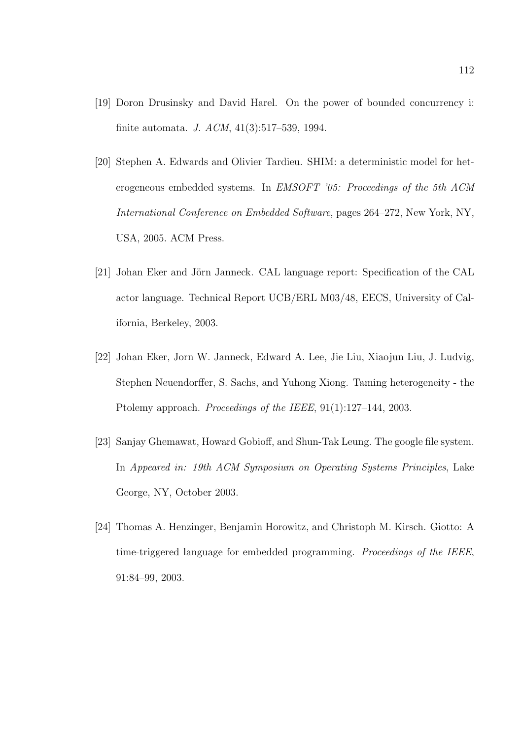[19] Doron Drusinsky and David Harel. On the power of bounded concurrency i: finite automata. *J. ACM*, 41(3):517–539, 1994.

[20] Stephen A. Edwards and Olivier Tardieu. SHIM: a deterministic model for heterogeneous embedded systems. In *EMSOFT '05: Proceedings of the 5th ACM International Conference on Embedded Software*, pages 264–272, New York, NY, USA, 2005. ACM Press.

[21] Johan Eker and Jörn Janneck. CAL language report: Specification of the CAL actor language. Technical Report UCB/ERL M03/48, EECS, University of California, Berkeley, 2003.

[22] Johan Eker, Jorn W. Janneck, Edward A. Lee, Jie Liu, Xiaojun Liu, J. Ludvig, Stephen Neuendorffer, S. Sachs, and Yuhong Xiong. Taming heterogeneity - the Ptolemy approach. *Proceedings of the IEEE*, 91(1):127–144, 2003.

[23] Sanjay Ghemawat, Howard Gobioff, and Shun-Tak Leung. The google file system. In *Appeared in: 19th ACM Symposium on Operating Systems Principles*, Lake George, NY, October 2003.

[24] Thomas A. Henzinger, Benjamin Horowitz, and Christoph M. Kirsch. Giotto: A time-triggered language for embedded programming. *Proceedings of the IEEE*, 91:84–99, 2003.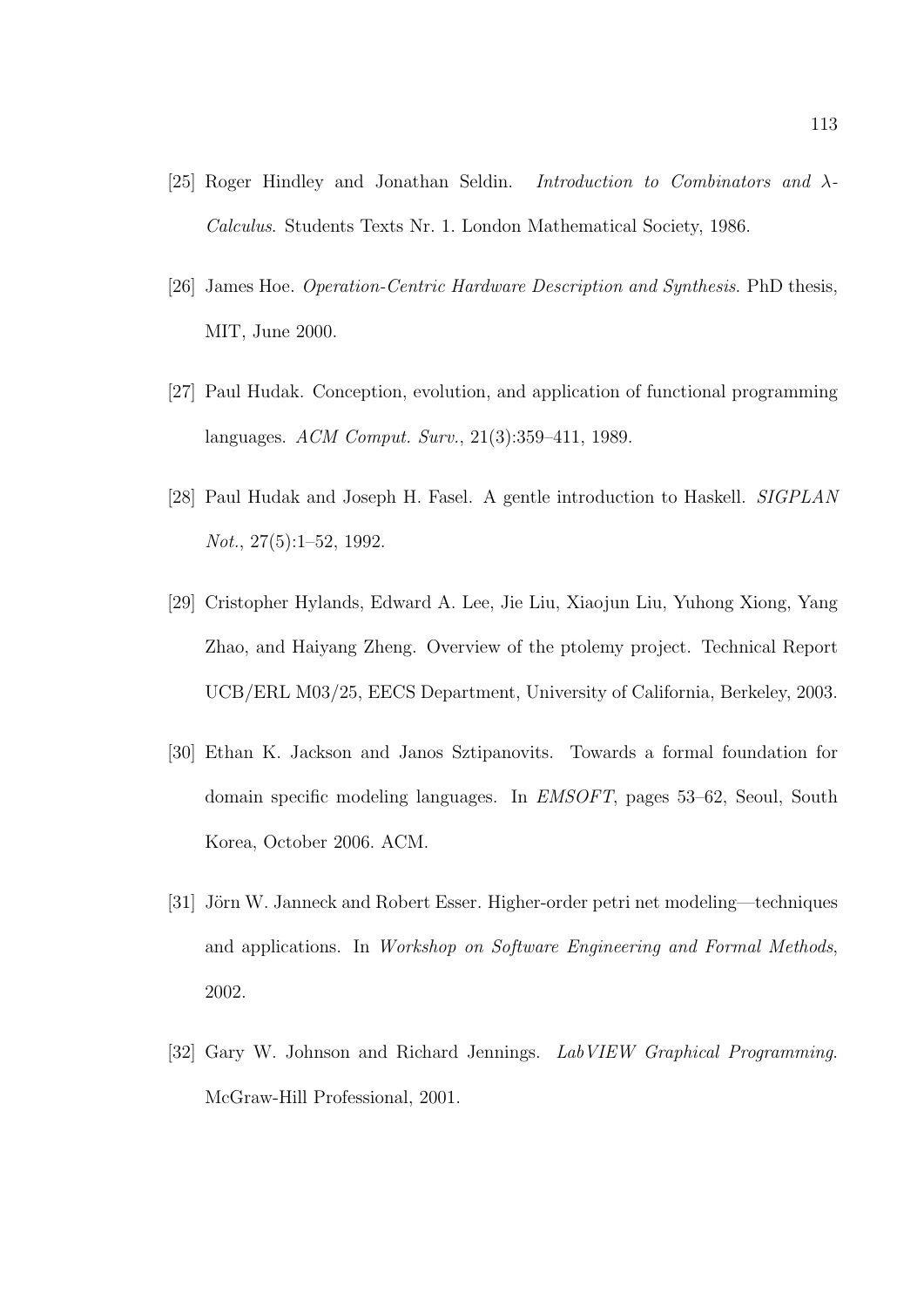[25] Roger Hindley and Jonathan Seldin. *Introduction to Combinators and λ-Calculus*. Students Texts Nr. 1. London Mathematical Society, 1986.

[26] James Hoe. *Operation-Centric Hardware Description and Synthesis*. PhD thesis, MIT, June 2000.

[27] Paul Hudak. Conception, evolution, and application of functional programming languages. *ACM Comput. Surv.*, 21(3):359–411, 1989.

[28] Paul Hudak and Joseph H. Fasel. A gentle introduction to Haskell. *SIGPLAN Not.*, 27(5):1–52, 1992.

[29] Cristopher Hylands, Edward A. Lee, Jie Liu, Xiaojun Liu, Yuhong Xiong, Yang Zhao, and Haiyang Zheng. Overview of the ptolemy project. Technical Report UCB/ERL M03/25, EECS Department, University of California, Berkeley, 2003.

[30] Ethan K. Jackson and Janos Sztipanovits. Towards a formal foundation for domain specific modeling languages. In *EMSOFT*, pages 53–62, Seoul, South Korea, October 2006. ACM.

[31] Jörn W. Janneck and Robert Esser. Higher-order petri net modeling—techniques and applications. In *Workshop on Software Engineering and Formal Methods*, 2002.

[32] Gary W. Johnson and Richard Jennings. *LabVIEW Graphical Programming*. McGraw-Hill Professional, 2001.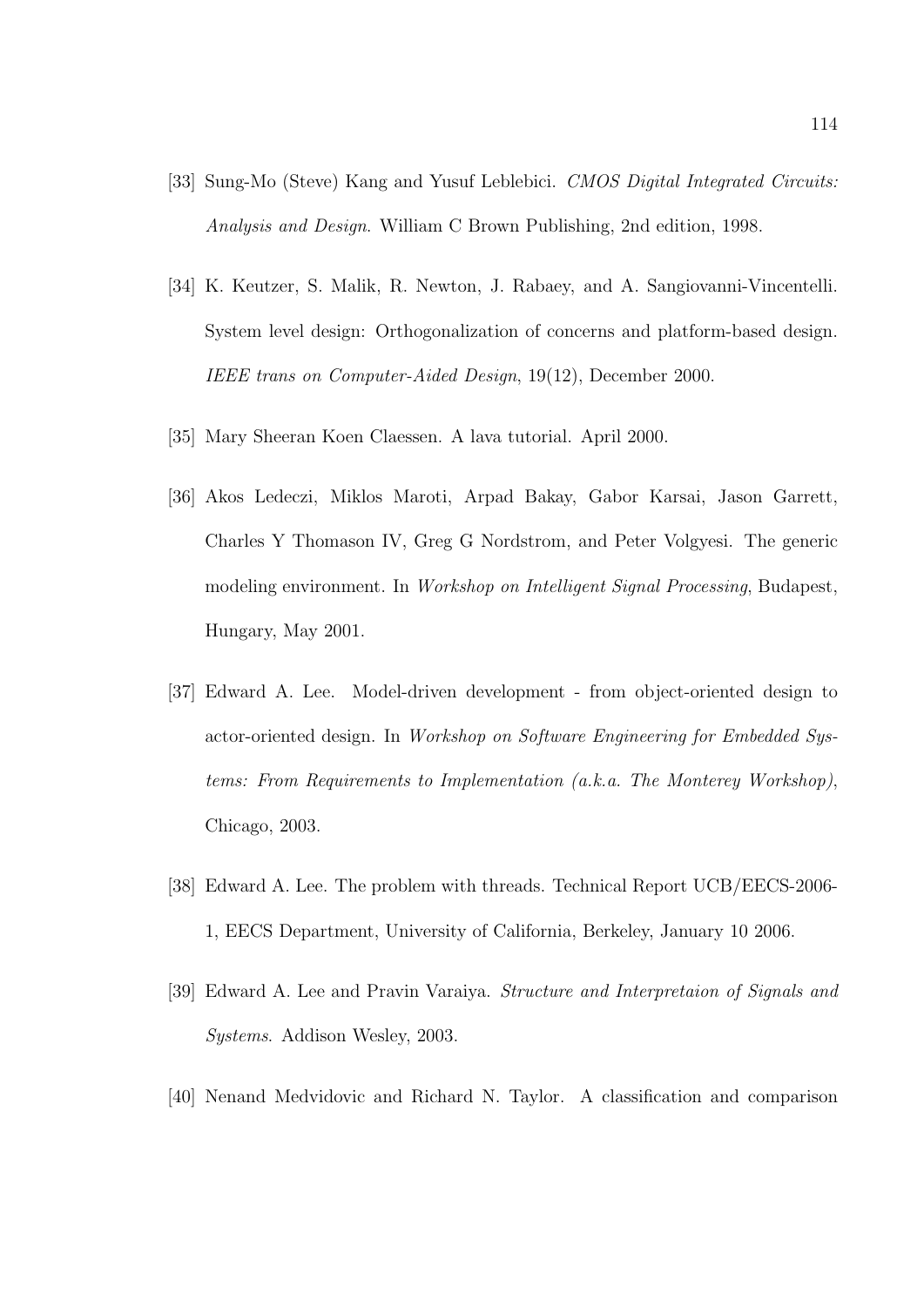[33] Sung-Mo (Steve) Kang and Yusuf Leblebici. *CMOS Digital Integrated Circuits: Analysis and Design*. William C Brown Publishing, 2nd edition, 1998.

[34] K. Keutzer, S. Malik, R. Newton, J. Rabaey, and A. Sangiovanni-Vincentelli. System level design: Orthogonalization of concerns and platform-based design. *IEEE trans on Computer-Aided Design*, 19(12), December 2000.

[35] Mary Sheeran Koen Claessen. A lava tutorial. April 2000.

[36] Akos Ledeczi, Miklos Maroti, Arpad Bakay, Gabor Karsai, Jason Garrett, Charles Y Thomason IV, Greg G Nordstrom, and Peter Volgyesi. The generic modeling environment. In *Workshop on Intelligent Signal Processing*, Budapest, Hungary, May 2001.

[37] Edward A. Lee. Model-driven development - from object-oriented design to actor-oriented design. In *Workshop on Software Engineering for Embedded Systems: From Requirements to Implementation (a.k.a. The Monterey Workshop)*, Chicago, 2003.

[38] Edward A. Lee. The problem with threads. Technical Report UCB/EECS-2006-1, EECS Department, University of California, Berkeley, January 10 2006.

[39] Edward A. Lee and Pravin Varaiya. *Structure and Interpretaion of Signals and Systems*. Addison Wesley, 2003.

[40] Nenand Medvidovic and Richard N. Taylor. A classification and comparison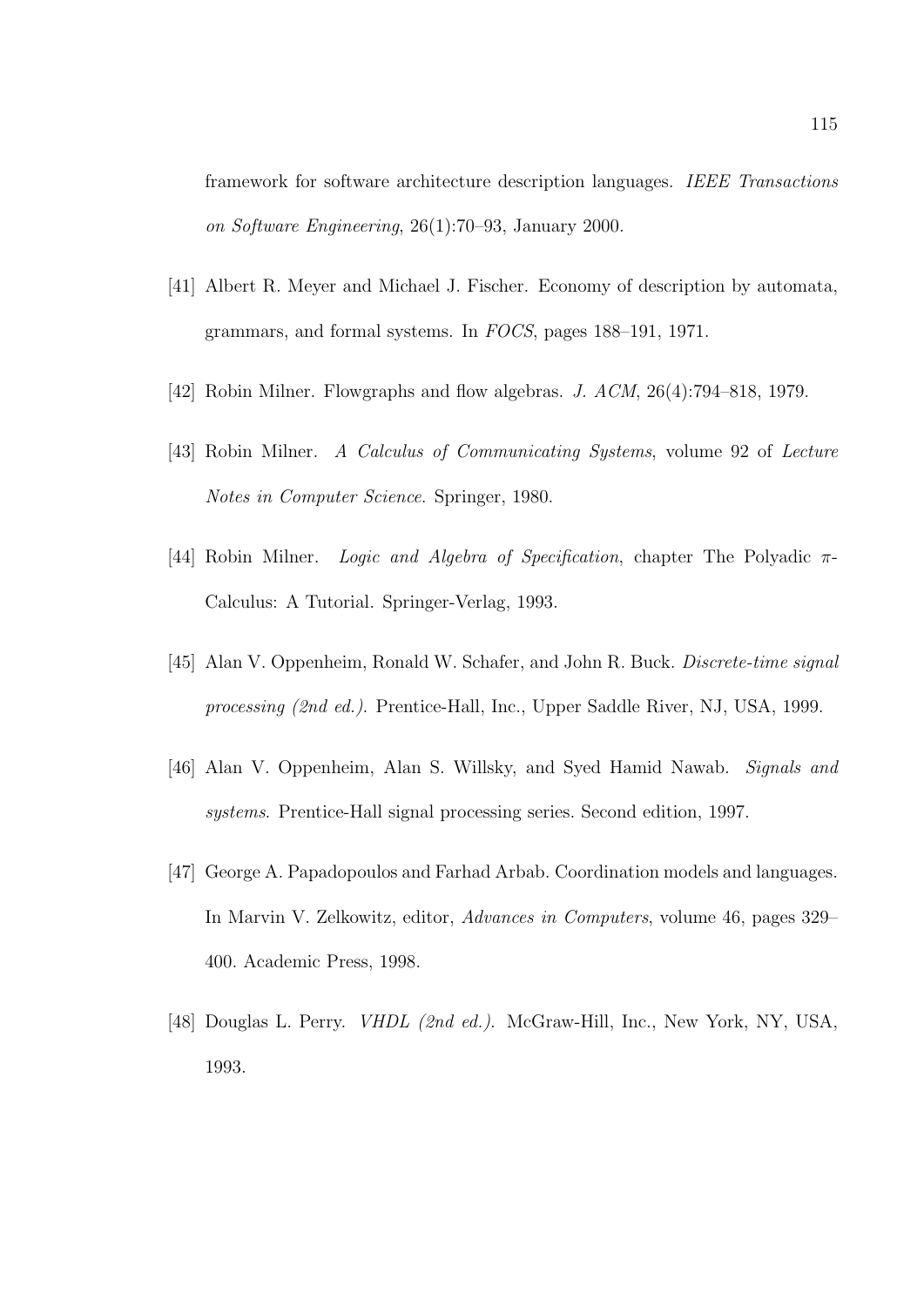framework for software architecture description languages. *IEEE Transactions on Software Engineering*, 26(1):70–93, January 2000.

[41] Albert R. Meyer and Michael J. Fischer. Economy of description by automata, grammars, and formal systems. In *FOCS*, pages 188–191, 1971.

[42] Robin Milner. Flowgraphs and flow algebras. *J. ACM*, 26(4):794–818, 1979.

[43] Robin Milner. *A Calculus of Communicating Systems*, volume 92 of *Lecture Notes in Computer Science*. Springer, 1980.

[44] Robin Milner. *Logic and Algebra of Specification*, chapter The Polyadic $\pi$-Calculus: A Tutorial. Springer-Verlag, 1993.

[45] Alan V. Oppenheim, Ronald W. Schafer, and John R. Buck. *Discrete-time signal processing (2nd ed.)*. Prentice-Hall, Inc., Upper Saddle River, NJ, USA, 1999.

[46] Alan V. Oppenheim, Alan S. Willsky, and Syed Hamid Nawab. *Signals and systems*. Prentice-Hall signal processing series. Second edition, 1997.

[47] George A. Papadopoulos and Farhad Arbab. Coordination models and languages. In Marvin V. Zelkowitz, editor, *Advances in Computers*, volume 46, pages 329–400. Academic Press, 1998.

[48] Douglas L. Perry. *VHDL (2nd ed.)*. McGraw-Hill, Inc., New York, NY, USA, 1993.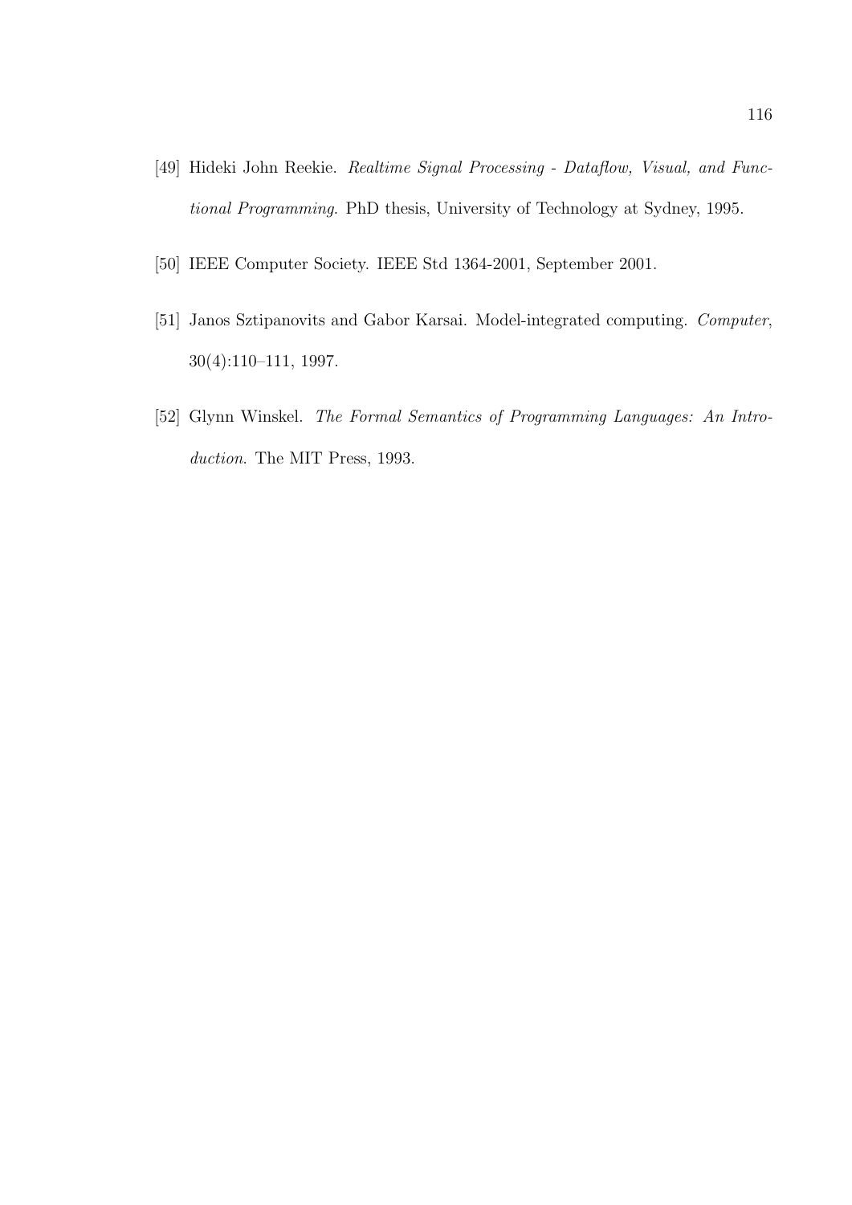[49] Hideki John Reekie. *Realtime Signal Processing - Dataflow, Visual, and Functional Programming*. PhD thesis, University of Technology at Sydney, 1995.

[50] IEEE Computer Society. IEEE Std 1364-2001, September 2001.

[51] Janos Sztipanovits and Gabor Karsai. Model-integrated computing. *Computer*, 30(4):110–111, 1997.

[52] Glynn Winskel. *The Formal Semantics of Programming Languages: An Introduction*. The MIT Press, 1993.